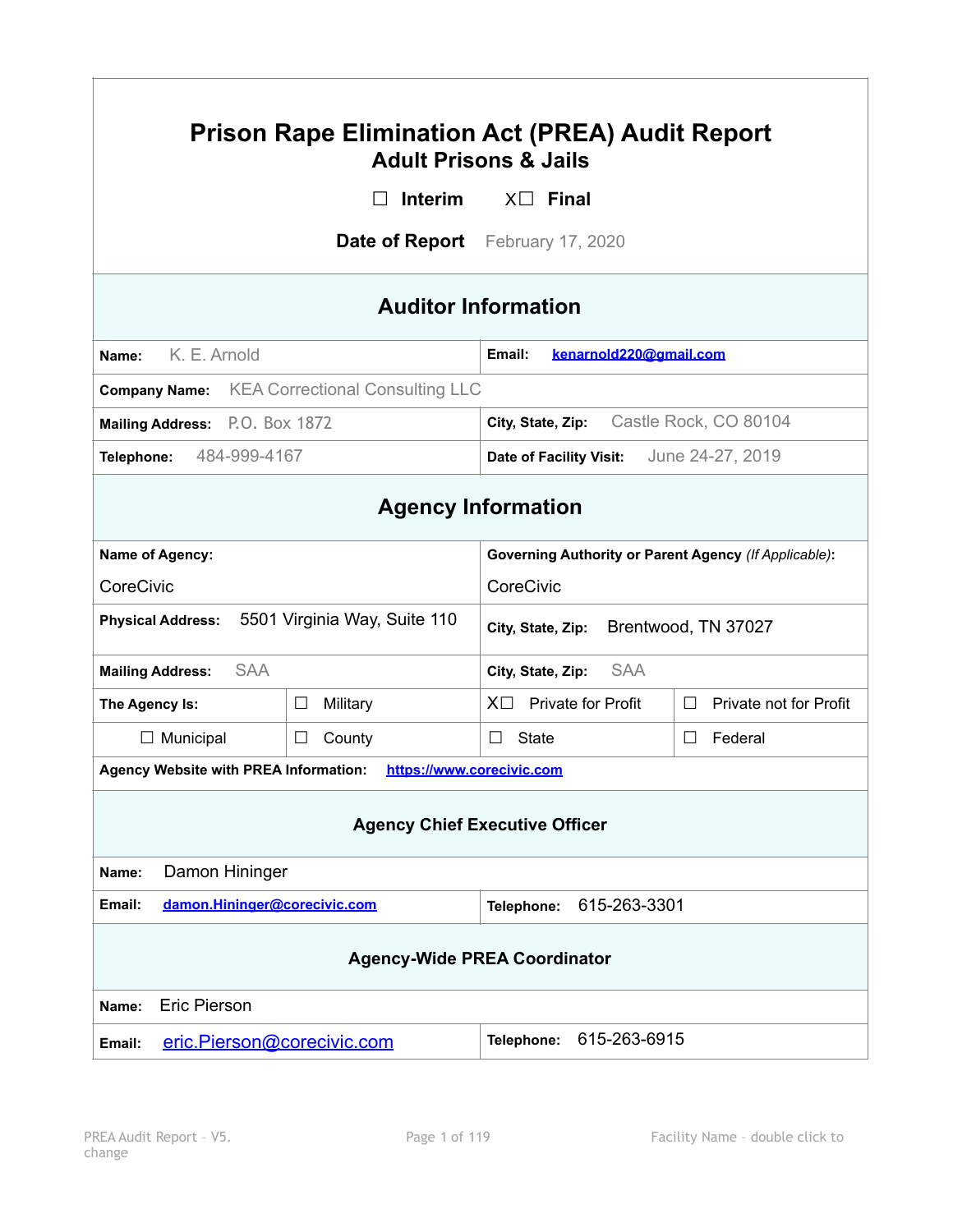# Prison Rape Elimination Act (PREA) Audit Report

## Adult Prisons & Jails

☐ Interim  X☐ Final

**Date of Report** February 17, 2020

## Auditor Information

| | |
|---|---|
| **Name:** K. E. Arnold | **Email:** kenarnold220@gmail.com |
| **Company Name:** KEA Correctional Consulting LLC | |
| **Mailing Address:** P.O. Box 1872 | **City, State, Zip:** Castle Rock, CO 80104 |
| **Telephone:** 484-999-4167 | **Date of Facility Visit:** June 24-27, 2019 |

## Agency Information

| | | | |
|---|---|---|---|
| **Name of Agency:** CoreCivic | | **Governing Authority or Parent Agency** *(If Applicable)*: CoreCivic | |
| **Physical Address:** 5501 Virginia Way, Suite 110 | | **City, State, Zip:** Brentwood, TN 37027 | |
| **Mailing Address:** SAA | | **City, State, Zip:** SAA | |
| **The Agency Is:** | ☐ Military | X☐ Private for Profit | ☐ Private not for Profit |
| ☐ Municipal | ☐ County | ☐ State | ☐ Federal |
| **Agency Website with PREA Information:** https://www.corecivic.com | | | |

### Agency Chief Executive Officer

| | |
|---|---|
| **Name:** Damon Hininger | |
| **Email:** damon.Hininger@corecivic.com | **Telephone:** 615-263-3301 |

### Agency-Wide PREA Coordinator

| | |
|---|---|
| **Name:** Eric Pierson | |
| **Email:** eric.Pierson@corecivic.com | **Telephone:** 615-263-6915 |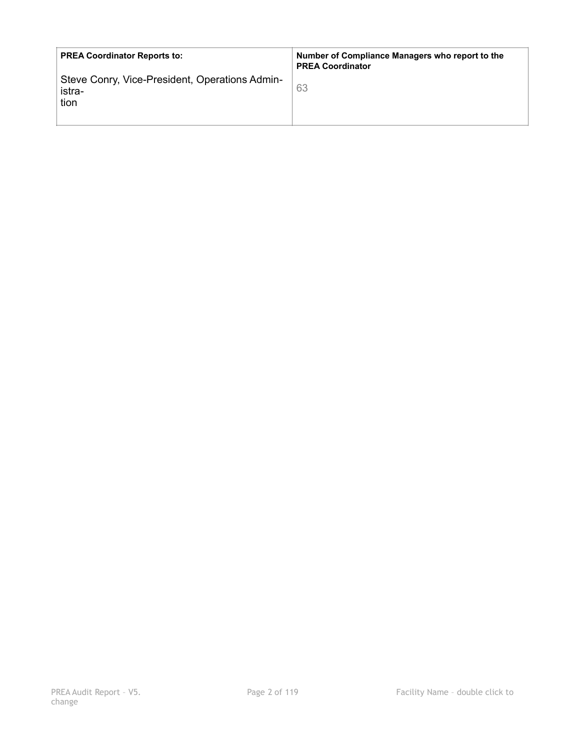| PREA Coordinator Reports to: | Number of Compliance Managers who report to the PREA Coordinator |
| --- | --- |
| Steve Conry, Vice-President, Operations Administration | 63 |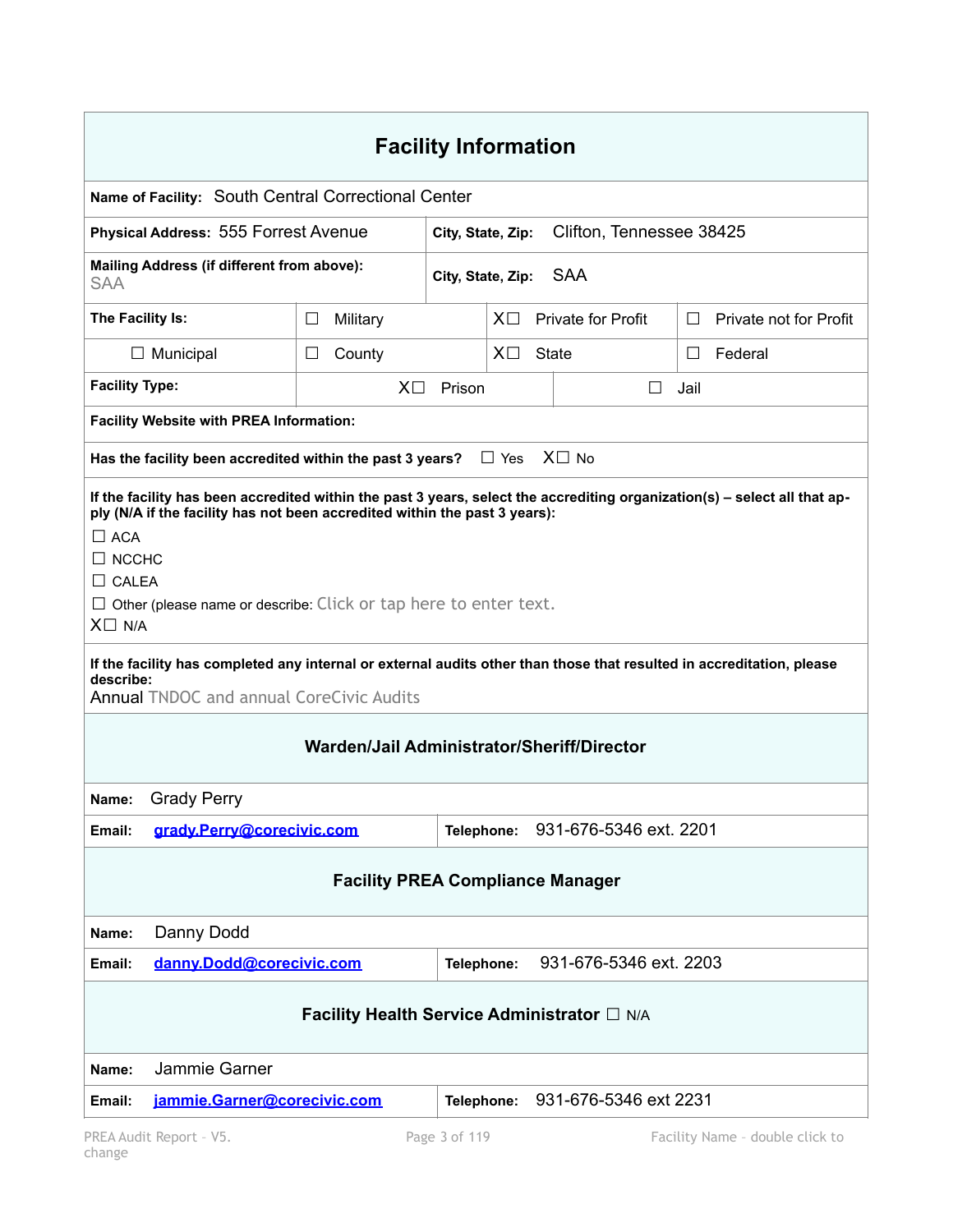## Facility Information

| | | | |
|---|---|---|---|
| **Name of Facility:** South Central Correctional Center | | | |
| **Physical Address:** 555 Forrest Avenue | | **City, State, Zip:** Clifton, Tennessee 38425 | |
| **Mailing Address (if different from above):** SAA | | **City, State, Zip:** SAA | |
| **The Facility Is:** | ☐ Military | X☐ Private for Profit | ☐ Private not for Profit |
| ☐ Municipal | ☐ County | X☐ State | ☐ Federal |
| **Facility Type:** | X☐ Prison | ☐ Jail | |

**Facility Website with PREA Information:**

**Has the facility been accredited within the past 3 years?** ☐ Yes X☐ No

**If the facility has been accredited within the past 3 years, select the accrediting organization(s) – select all that apply (N/A if the facility has not been accredited within the past 3 years):**

☐ ACA
☐ NCCHC
☐ CALEA
☐ Other (please name or describe: Click or tap here to enter text.
X☐ N/A

**If the facility has completed any internal or external audits other than those that resulted in accreditation, please describe:**
Annual TNDOC and annual CoreCivic Audits

### Warden/Jail Administrator/Sheriff/Director

| | |
|---|---|
| **Name:** Grady Perry | |
| **Email:** grady.Perry@corecivic.com | **Telephone:** 931-676-5346 ext. 2201 |

### Facility PREA Compliance Manager

| | |
|---|---|
| **Name:** Danny Dodd | |
| **Email:** danny.Dodd@corecivic.com | **Telephone:** 931-676-5346 ext. 2203 |

### Facility Health Service Administrator ☐ N/A

| | |
|---|---|
| **Name:** Jammie Garner | |
| **Email:** jammie.Garner@corecivic.com | **Telephone:** 931-676-5346 ext 2231 |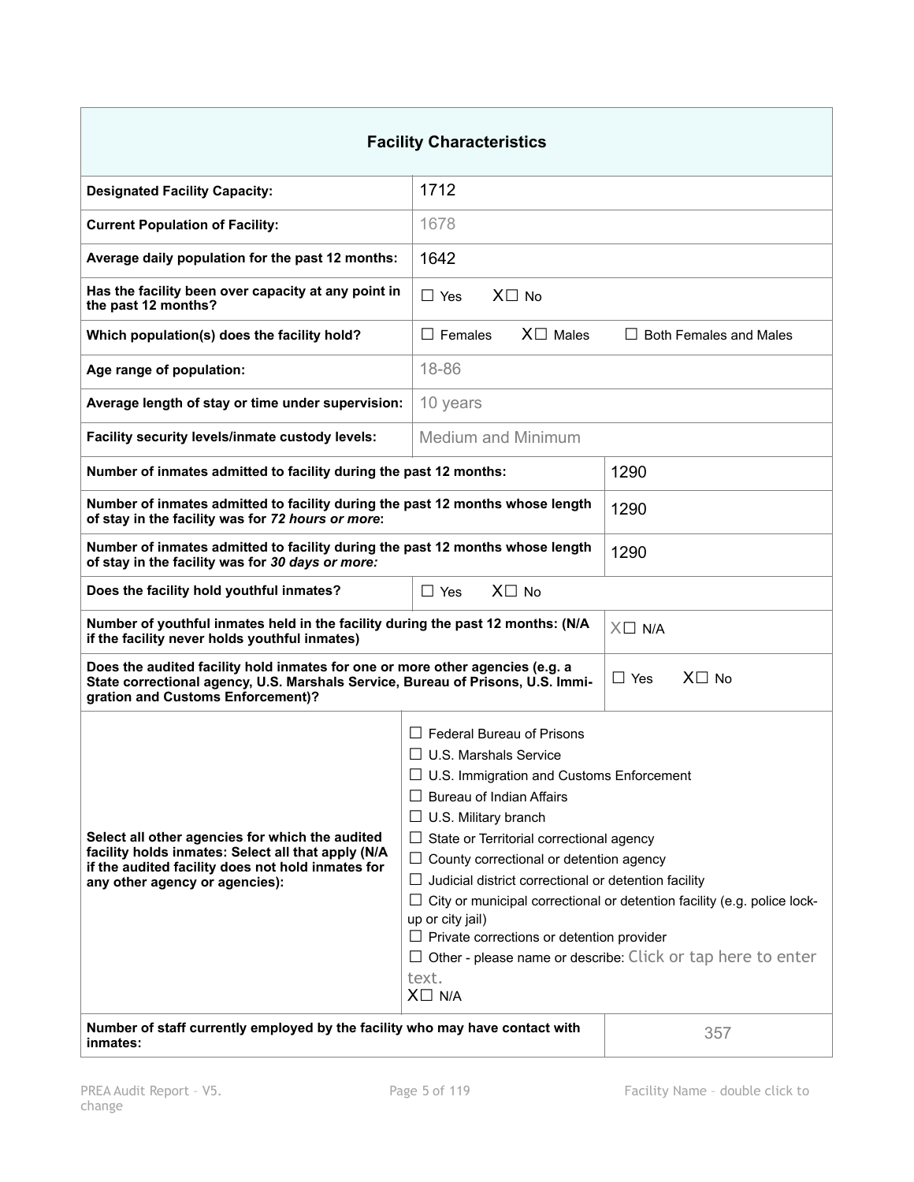| Facility Characteristics | |
|---|---|
| **Designated Facility Capacity:** | 1712 |
| **Current Population of Facility:** | 1678 |
| **Average daily population for the past 12 months:** | 1642 |
| **Has the facility been over capacity at any point in the past 12 months?** | ☐ Yes X☐ No |
| **Which population(s) does the facility hold?** | ☐ Females X☐ Males ☐ Both Females and Males |
| **Age range of population:** | 18-86 |
| **Average length of stay or time under supervision:** | 10 years |
| **Facility security levels/inmate custody levels:** | Medium and Minimum |
| **Number of inmates admitted to facility during the past 12 months:** | 1290 |
| **Number of inmates admitted to facility during the past 12 months whose length of stay in the facility was for *72 hours or more*:** | 1290 |
| **Number of inmates admitted to facility during the past 12 months whose length of stay in the facility was for *30 days or more:*** | 1290 |
| **Does the facility hold youthful inmates?** | ☐ Yes X☐ No |
| **Number of youthful inmates held in the facility during the past 12 months: (N/A if the facility never holds youthful inmates)** | X☐ N/A |
| **Does the audited facility hold inmates for one or more other agencies (e.g. a State correctional agency, U.S. Marshals Service, Bureau of Prisons, U.S. Immigration and Customs Enforcement)?** | ☐ Yes X☐ No |
| **Select all other agencies for which the audited facility holds inmates: Select all that apply (N/A if the audited facility does not hold inmates for any other agency or agencies):** | ☐ Federal Bureau of Prisons<br>☐ U.S. Marshals Service<br>☐ U.S. Immigration and Customs Enforcement<br>☐ Bureau of Indian Affairs<br>☐ U.S. Military branch<br>☐ State or Territorial correctional agency<br>☐ County correctional or detention agency<br>☐ Judicial district correctional or detention facility<br>☐ City or municipal correctional or detention facility (e.g. police lock-up or city jail)<br>☐ Private corrections or detention provider<br>☐ Other - please name or describe: Click or tap here to enter text.<br>X☐ N/A |
| **Number of staff currently employed by the facility who may have contact with inmates:** | 357 |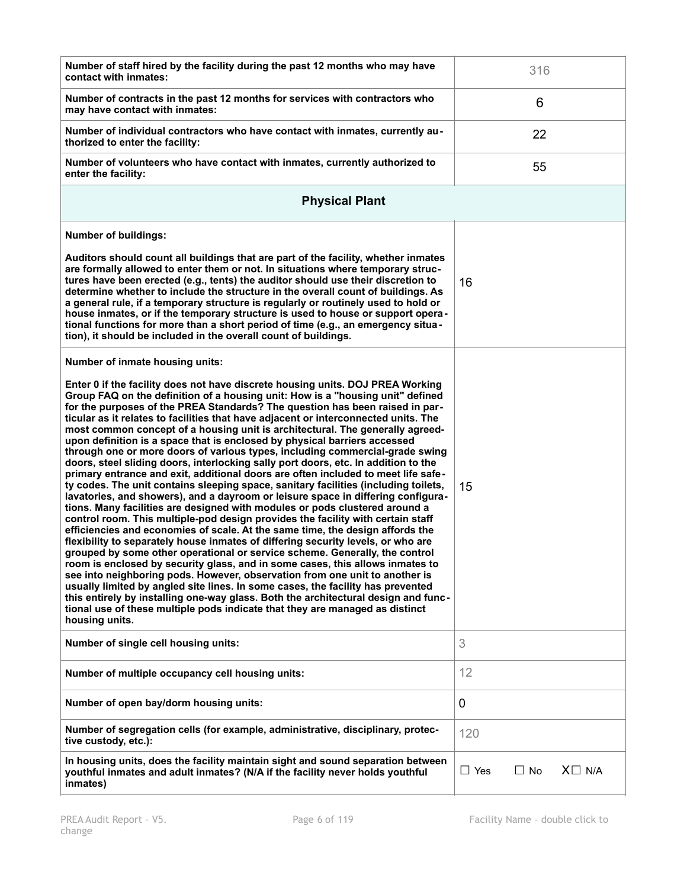| | |
|---|---|
| **Number of staff hired by the facility during the past 12 months who may have contact with inmates:** | 316 |
| **Number of contracts in the past 12 months for services with contractors who may have contact with inmates:** | 6 |
| **Number of individual contractors who have contact with inmates, currently authorized to enter the facility:** | 22 |
| **Number of volunteers who have contact with inmates, currently authorized to enter the facility:** | 55 |
| **Physical Plant** | |
| **Number of buildings:**<br><br>**Auditors should count all buildings that are part of the facility, whether inmates are formally allowed to enter them or not. In situations where temporary structures have been erected (e.g., tents) the auditor should use their discretion to determine whether to include the structure in the overall count of buildings. As a general rule, if a temporary structure is regularly or routinely used to hold or house inmates, or if the temporary structure is used to house or support operational functions for more than a short period of time (e.g., an emergency situation), it should be included in the overall count of buildings.** | 16 |
| **Number of inmate housing units:**<br><br>**Enter 0 if the facility does not have discrete housing units. DOJ PREA Working Group FAQ on the definition of a housing unit: How is a "housing unit" defined for the purposes of the PREA Standards? The question has been raised in particular as it relates to facilities that have adjacent or interconnected units. The most common concept of a housing unit is architectural. The generally agreed-upon definition is a space that is enclosed by physical barriers accessed through one or more doors of various types, including commercial-grade swing doors, steel sliding doors, interlocking sally port doors, etc. In addition to the primary entrance and exit, additional doors are often included to meet life safety codes. The unit contains sleeping space, sanitary facilities (including toilets, lavatories, and showers), and a dayroom or leisure space in differing configurations. Many facilities are designed with modules or pods clustered around a control room. This multiple-pod design provides the facility with certain staff efficiencies and economies of scale. At the same time, the design affords the flexibility to separately house inmates of differing security levels, or who are grouped by some other operational or service scheme. Generally, the control room is enclosed by security glass, and in some cases, this allows inmates to see into neighboring pods. However, observation from one unit to another is usually limited by angled site lines. In some cases, the facility has prevented this entirely by installing one-way glass. Both the architectural design and functional use of these multiple pods indicate that they are managed as distinct housing units.** | 15 |
| **Number of single cell housing units:** | 3 |
| **Number of multiple occupancy cell housing units:** | 12 |
| **Number of open bay/dorm housing units:** | 0 |
| **Number of segregation cells (for example, administrative, disciplinary, protective custody, etc.):** | 120 |
| **In housing units, does the facility maintain sight and sound separation between youthful inmates and adult inmates? (N/A if the facility never holds youthful inmates)** | ☐ Yes ☐ No X☐ N/A |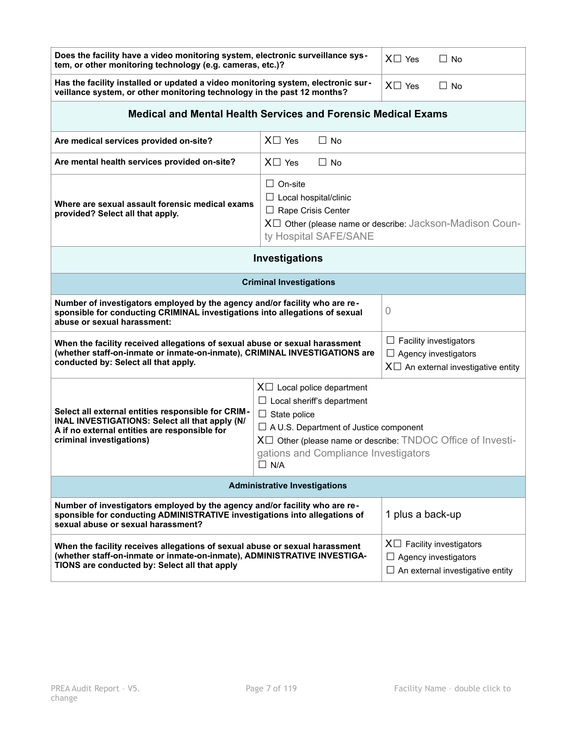| **Does the facility have a video monitoring system, electronic surveillance system, or other monitoring technology (e.g. cameras, etc.)?** | X☐ Yes ☐ No |
|---|---|
| **Has the facility installed or updated a video monitoring system, electronic surveillance system, or other monitoring technology in the past 12 months?** | X☐ Yes ☐ No |

## Medical and Mental Health Services and Forensic Medical Exams

| | |
|---|---|
| **Are medical services provided on-site?** | X☐ Yes ☐ No |
| **Are mental health services provided on-site?** | X☐ Yes ☐ No |
| **Where are sexual assault forensic medical exams provided? Select all that apply.** | ☐ On-site<br>☐ Local hospital/clinic<br>☐ Rape Crisis Center<br>X☐ Other (please name or describe: Jackson-Madison County Hospital SAFE/SANE |

## Investigations

### Criminal Investigations

| | |
|---|---|
| **Number of investigators employed by the agency and/or facility who are responsible for conducting CRIMINAL investigations into allegations of sexual abuse or sexual harassment:** | 0 |
| **When the facility received allegations of sexual abuse or sexual harassment (whether staff-on-inmate or inmate-on-inmate), CRIMINAL INVESTIGATIONS are conducted by: Select all that apply.** | ☐ Facility investigators<br>☐ Agency investigators<br>X☐ An external investigative entity |
| **Select all external entities responsible for CRIMINAL INVESTIGATIONS: Select all that apply (N/A if no external entities are responsible for criminal investigations)** | X☐ Local police department<br>☐ Local sheriff's department<br>☐ State police<br>☐ A U.S. Department of Justice component<br>X☐ Other (please name or describe: TNDOC Office of Investigations and Compliance Investigators<br>☐ N/A |

### Administrative Investigations

| | |
|---|---|
| **Number of investigators employed by the agency and/or facility who are responsible for conducting ADMINISTRATIVE investigations into allegations of sexual abuse or sexual harassment?** | 1 plus a back-up |
| **When the facility receives allegations of sexual abuse or sexual harassment (whether staff-on-inmate or inmate-on-inmate), ADMINISTRATIVE INVESTIGATIONS are conducted by: Select all that apply** | X☐ Facility investigators<br>☐ Agency investigators<br>☐ An external investigative entity |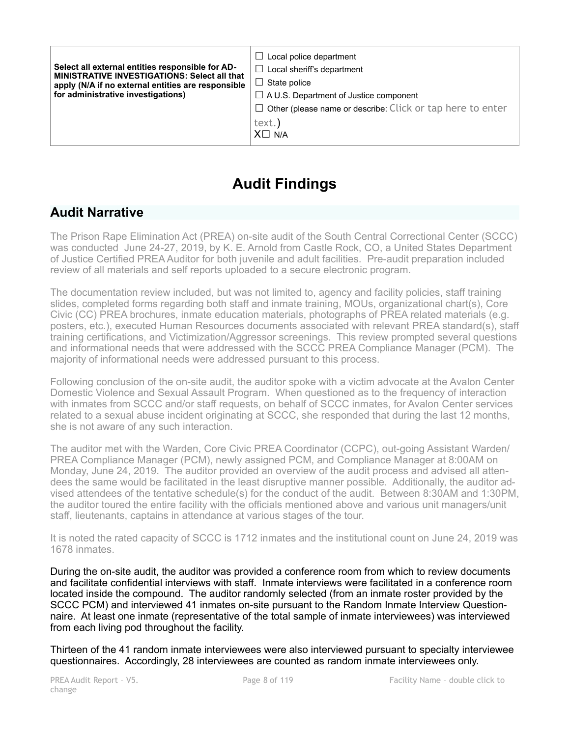| Select all external entities responsible for ADMINISTRATIVE INVESTIGATIONS: Select all that apply (N/A if no external entities are responsible for administrative investigations) | ☐ Local police department<br>☐ Local sheriff's department<br>☐ State police<br>☐ A U.S. Department of Justice component<br>☐ Other (please name or describe: Click or tap here to enter text.)<br>X☐ N/A |
|---|---|

# Audit Findings

## Audit Narrative

The Prison Rape Elimination Act (PREA) on-site audit of the South Central Correctional Center (SCCC) was conducted June 24-27, 2019, by K. E. Arnold from Castle Rock, CO, a United States Department of Justice Certified PREA Auditor for both juvenile and adult facilities. Pre-audit preparation included review of all materials and self reports uploaded to a secure electronic program.

The documentation review included, but was not limited to, agency and facility policies, staff training slides, completed forms regarding both staff and inmate training, MOUs, organizational chart(s), Core Civic (CC) PREA brochures, inmate education materials, photographs of PREA related materials (e.g. posters, etc.), executed Human Resources documents associated with relevant PREA standard(s), staff training certifications, and Victimization/Aggressor screenings. This review prompted several questions and informational needs that were addressed with the SCCC PREA Compliance Manager (PCM). The majority of informational needs were addressed pursuant to this process.

Following conclusion of the on-site audit, the auditor spoke with a victim advocate at the Avalon Center Domestic Violence and Sexual Assault Program. When questioned as to the frequency of interaction with inmates from SCCC and/or staff requests, on behalf of SCCC inmates, for Avalon Center services related to a sexual abuse incident originating at SCCC, she responded that during the last 12 months, she is not aware of any such interaction.

The auditor met with the Warden, Core Civic PREA Coordinator (CCPC), out-going Assistant Warden/ PREA Compliance Manager (PCM), newly assigned PCM, and Compliance Manager at 8:00AM on Monday, June 24, 2019. The auditor provided an overview of the audit process and advised all attendees the same would be facilitated in the least disruptive manner possible. Additionally, the auditor advised attendees of the tentative schedule(s) for the conduct of the audit. Between 8:30AM and 1:30PM, the auditor toured the entire facility with the officials mentioned above and various unit managers/unit staff, lieutenants, captains in attendance at various stages of the tour.

It is noted the rated capacity of SCCC is 1712 inmates and the institutional count on June 24, 2019 was 1678 inmates.

During the on-site audit, the auditor was provided a conference room from which to review documents and facilitate confidential interviews with staff. Inmate interviews were facilitated in a conference room located inside the compound. The auditor randomly selected (from an inmate roster provided by the SCCC PCM) and interviewed 41 inmates on-site pursuant to the Random Inmate Interview Questionnaire. At least one inmate (representative of the total sample of inmate interviewees) was interviewed from each living pod throughout the facility.

Thirteen of the 41 random inmate interviewees were also interviewed pursuant to specialty interviewee questionnaires. Accordingly, 28 interviewees are counted as random inmate interviewees only.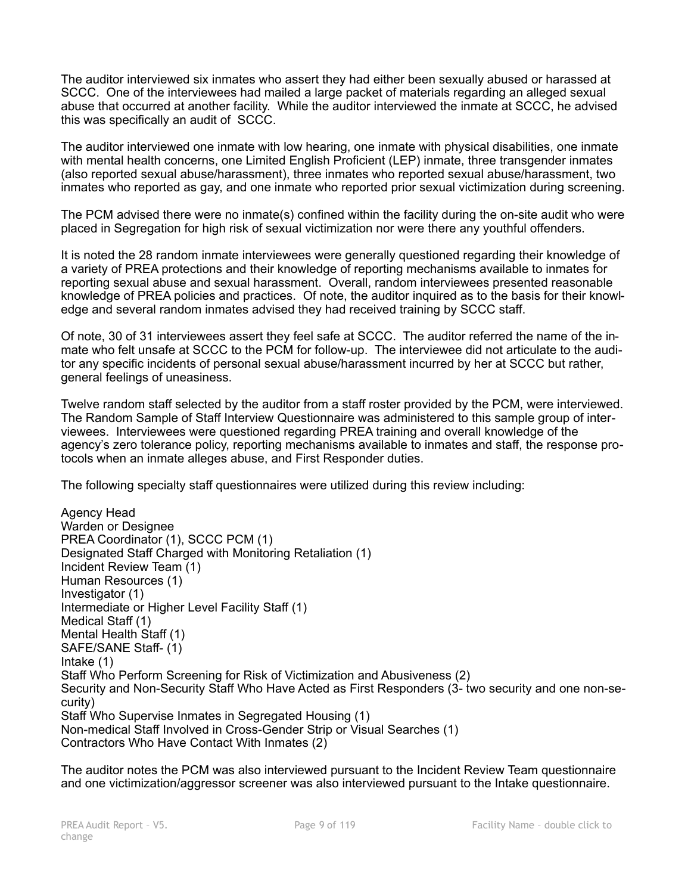The auditor interviewed six inmates who assert they had either been sexually abused or harassed at SCCC. One of the interviewees had mailed a large packet of materials regarding an alleged sexual abuse that occurred at another facility. While the auditor interviewed the inmate at SCCC, he advised this was specifically an audit of SCCC.

The auditor interviewed one inmate with low hearing, one inmate with physical disabilities, one inmate with mental health concerns, one Limited English Proficient (LEP) inmate, three transgender inmates (also reported sexual abuse/harassment), three inmates who reported sexual abuse/harassment, two inmates who reported as gay, and one inmate who reported prior sexual victimization during screening.

The PCM advised there were no inmate(s) confined within the facility during the on-site audit who were placed in Segregation for high risk of sexual victimization nor were there any youthful offenders.

It is noted the 28 random inmate interviewees were generally questioned regarding their knowledge of a variety of PREA protections and their knowledge of reporting mechanisms available to inmates for reporting sexual abuse and sexual harassment. Overall, random interviewees presented reasonable knowledge of PREA policies and practices. Of note, the auditor inquired as to the basis for their knowledge and several random inmates advised they had received training by SCCC staff.

Of note, 30 of 31 interviewees assert they feel safe at SCCC. The auditor referred the name of the inmate who felt unsafe at SCCC to the PCM for follow-up. The interviewee did not articulate to the auditor any specific incidents of personal sexual abuse/harassment incurred by her at SCCC but rather, general feelings of uneasiness.

Twelve random staff selected by the auditor from a staff roster provided by the PCM, were interviewed. The Random Sample of Staff Interview Questionnaire was administered to this sample group of interviewees. Interviewees were questioned regarding PREA training and overall knowledge of the agency's zero tolerance policy, reporting mechanisms available to inmates and staff, the response protocols when an inmate alleges abuse, and First Responder duties.

The following specialty staff questionnaires were utilized during this review including:

Agency Head
Warden or Designee
PREA Coordinator (1), SCCC PCM (1)
Designated Staff Charged with Monitoring Retaliation (1)
Incident Review Team (1)
Human Resources (1)
Investigator (1)
Intermediate or Higher Level Facility Staff (1)
Medical Staff (1)
Mental Health Staff (1)
SAFE/SANE Staff- (1)
Intake (1)
Staff Who Perform Screening for Risk of Victimization and Abusiveness (2)
Security and Non-Security Staff Who Have Acted as First Responders (3- two security and one non-security)
Staff Who Supervise Inmates in Segregated Housing (1)
Non-medical Staff Involved in Cross-Gender Strip or Visual Searches (1)
Contractors Who Have Contact With Inmates (2)

The auditor notes the PCM was also interviewed pursuant to the Incident Review Team questionnaire and one victimization/aggressor screener was also interviewed pursuant to the Intake questionnaire.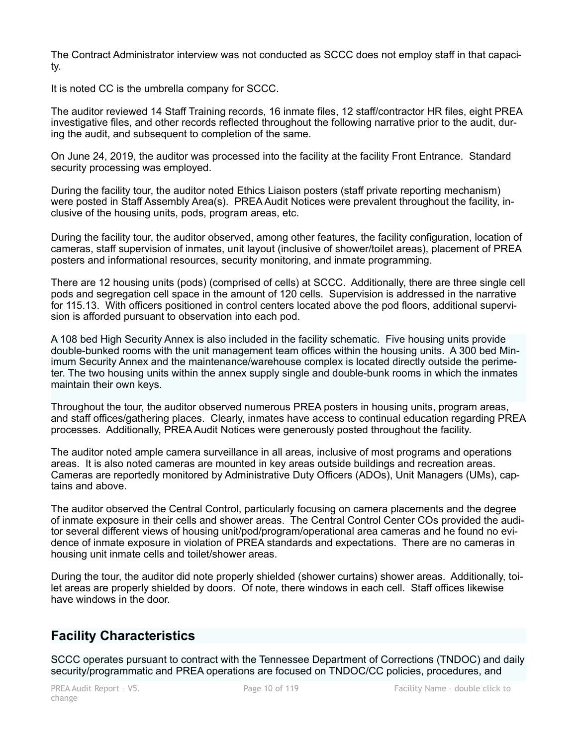The Contract Administrator interview was not conducted as SCCC does not employ staff in that capacity.

It is noted CC is the umbrella company for SCCC.

The auditor reviewed 14 Staff Training records, 16 inmate files, 12 staff/contractor HR files, eight PREA investigative files, and other records reflected throughout the following narrative prior to the audit, during the audit, and subsequent to completion of the same.

On June 24, 2019, the auditor was processed into the facility at the facility Front Entrance. Standard security processing was employed.

During the facility tour, the auditor noted Ethics Liaison posters (staff private reporting mechanism) were posted in Staff Assembly Area(s). PREA Audit Notices were prevalent throughout the facility, inclusive of the housing units, pods, program areas, etc.

During the facility tour, the auditor observed, among other features, the facility configuration, location of cameras, staff supervision of inmates, unit layout (inclusive of shower/toilet areas), placement of PREA posters and informational resources, security monitoring, and inmate programming.

There are 12 housing units (pods) (comprised of cells) at SCCC. Additionally, there are three single cell pods and segregation cell space in the amount of 120 cells. Supervision is addressed in the narrative for 115.13. With officers positioned in control centers located above the pod floors, additional supervision is afforded pursuant to observation into each pod.

A 108 bed High Security Annex is also included in the facility schematic. Five housing units provide double-bunked rooms with the unit management team offices within the housing units. A 300 bed Minimum Security Annex and the maintenance/warehouse complex is located directly outside the perimeter. The two housing units within the annex supply single and double-bunk rooms in which the inmates maintain their own keys.

Throughout the tour, the auditor observed numerous PREA posters in housing units, program areas, and staff offices/gathering places. Clearly, inmates have access to continual education regarding PREA processes. Additionally, PREA Audit Notices were generously posted throughout the facility.

The auditor noted ample camera surveillance in all areas, inclusive of most programs and operations areas. It is also noted cameras are mounted in key areas outside buildings and recreation areas. Cameras are reportedly monitored by Administrative Duty Officers (ADOs), Unit Managers (UMs), captains and above.

The auditor observed the Central Control, particularly focusing on camera placements and the degree of inmate exposure in their cells and shower areas. The Central Control Center COs provided the auditor several different views of housing unit/pod/program/operational area cameras and he found no evidence of inmate exposure in violation of PREA standards and expectations. There are no cameras in housing unit inmate cells and toilet/shower areas.

During the tour, the auditor did note properly shielded (shower curtains) shower areas. Additionally, toilet areas are properly shielded by doors. Of note, there windows in each cell. Staff offices likewise have windows in the door.

## Facility Characteristics

SCCC operates pursuant to contract with the Tennessee Department of Corrections (TNDOC) and daily security/programmatic and PREA operations are focused on TNDOC/CC policies, procedures, and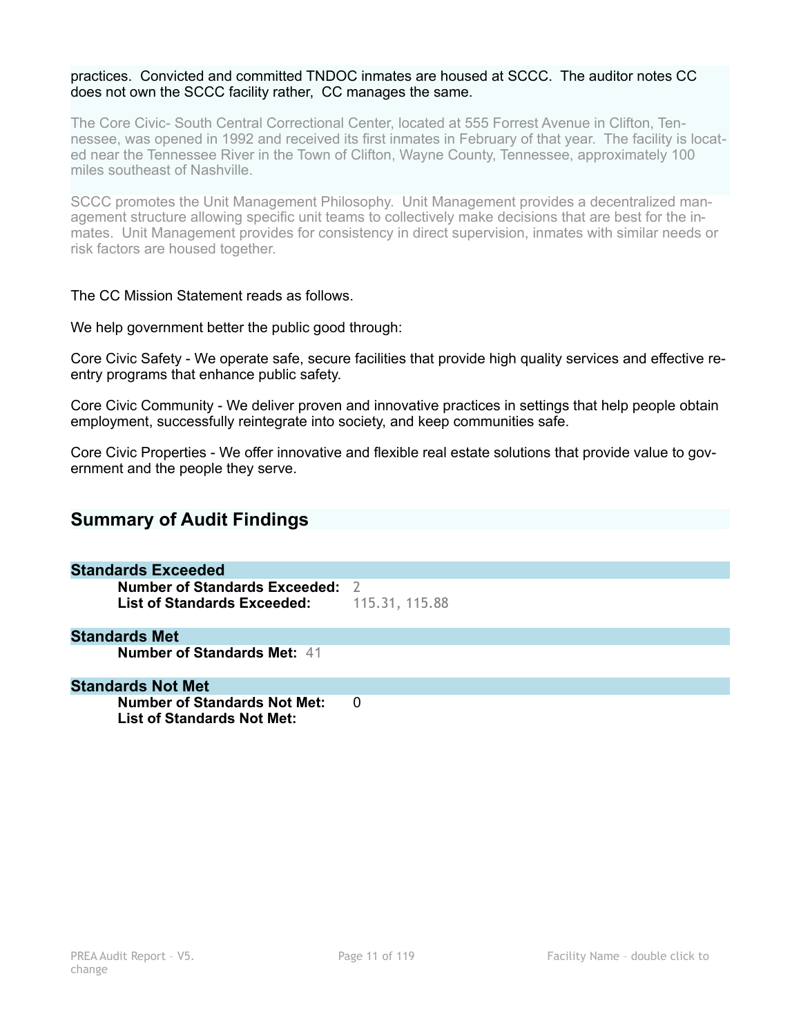practices. Convicted and committed TNDOC inmates are housed at SCCC. The auditor notes CC does not own the SCCC facility rather, CC manages the same.

The Core Civic- South Central Correctional Center, located at 555 Forrest Avenue in Clifton, Tennessee, was opened in 1992 and received its first inmates in February of that year. The facility is located near the Tennessee River in the Town of Clifton, Wayne County, Tennessee, approximately 100 miles southeast of Nashville.

SCCC promotes the Unit Management Philosophy. Unit Management provides a decentralized management structure allowing specific unit teams to collectively make decisions that are best for the inmates. Unit Management provides for consistency in direct supervision, inmates with similar needs or risk factors are housed together.

The CC Mission Statement reads as follows.

We help government better the public good through:

Core Civic Safety - We operate safe, secure facilities that provide high quality services and effective reentry programs that enhance public safety.

Core Civic Community - We deliver proven and innovative practices in settings that help people obtain employment, successfully reintegrate into society, and keep communities safe.

Core Civic Properties - We offer innovative and flexible real estate solutions that provide value to government and the people they serve.

## Summary of Audit Findings

### Standards Exceeded

**Number of Standards Exceeded:** 2
**List of Standards Exceeded:** 115.31, 115.88

### Standards Met

**Number of Standards Met:** 41

### Standards Not Met

**Number of Standards Not Met:** 0
**List of Standards Not Met:**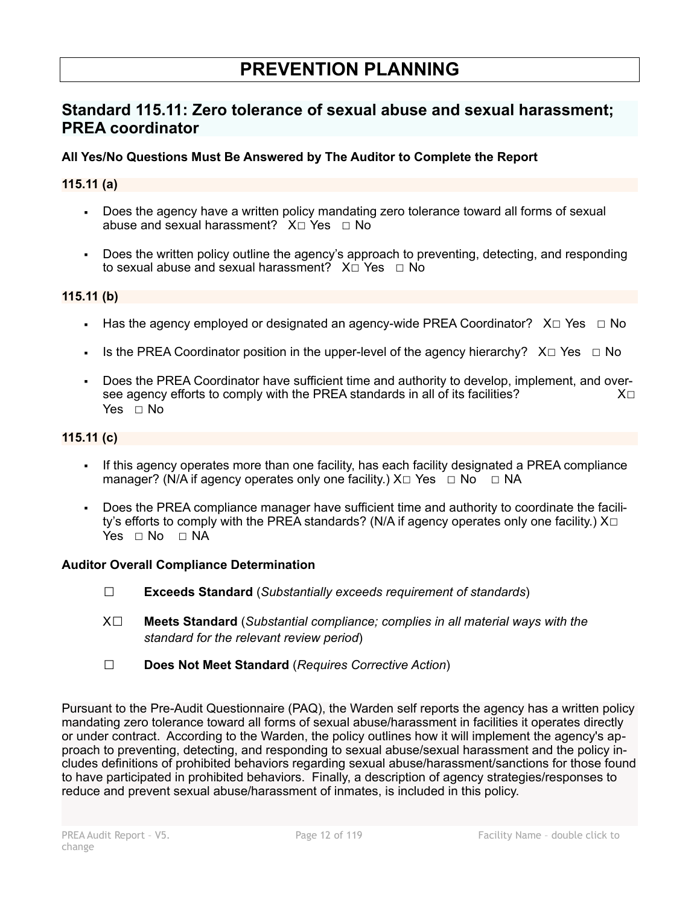# PREVENTION PLANNING

## Standard 115.11: Zero tolerance of sexual abuse and sexual harassment; PREA coordinator

**All Yes/No Questions Must Be Answered by The Auditor to Complete the Report**

**115.11 (a)**

- Does the agency have a written policy mandating zero tolerance toward all forms of sexual abuse and sexual harassment? X☐ Yes ☐ No
- Does the written policy outline the agency's approach to preventing, detecting, and responding to sexual abuse and sexual harassment? X☐ Yes ☐ No

**115.11 (b)**

- Has the agency employed or designated an agency-wide PREA Coordinator? X☐ Yes ☐ No
- Is the PREA Coordinator position in the upper-level of the agency hierarchy? X☐ Yes ☐ No
- Does the PREA Coordinator have sufficient time and authority to develop, implement, and oversee agency efforts to comply with the PREA standards in all of its facilities? X☐ Yes ☐ No

**115.11 (c)**

- If this agency operates more than one facility, has each facility designated a PREA compliance manager? (N/A if agency operates only one facility.) X☐ Yes ☐ No ☐ NA
- Does the PREA compliance manager have sufficient time and authority to coordinate the facility's efforts to comply with the PREA standards? (N/A if agency operates only one facility.) X☐ Yes ☐ No ☐ NA

**Auditor Overall Compliance Determination**

☐ **Exceeds Standard** (*Substantially exceeds requirement of standards*)

X☐ **Meets Standard** (*Substantial compliance; complies in all material ways with the standard for the relevant review period*)

☐ **Does Not Meet Standard** (*Requires Corrective Action*)

Pursuant to the Pre-Audit Questionnaire (PAQ), the Warden self reports the agency has a written policy mandating zero tolerance toward all forms of sexual abuse/harassment in facilities it operates directly or under contract. According to the Warden, the policy outlines how it will implement the agency's approach to preventing, detecting, and responding to sexual abuse/sexual harassment and the policy includes definitions of prohibited behaviors regarding sexual abuse/harassment/sanctions for those found to have participated in prohibited behaviors. Finally, a description of agency strategies/responses to reduce and prevent sexual abuse/harassment of inmates, is included in this policy.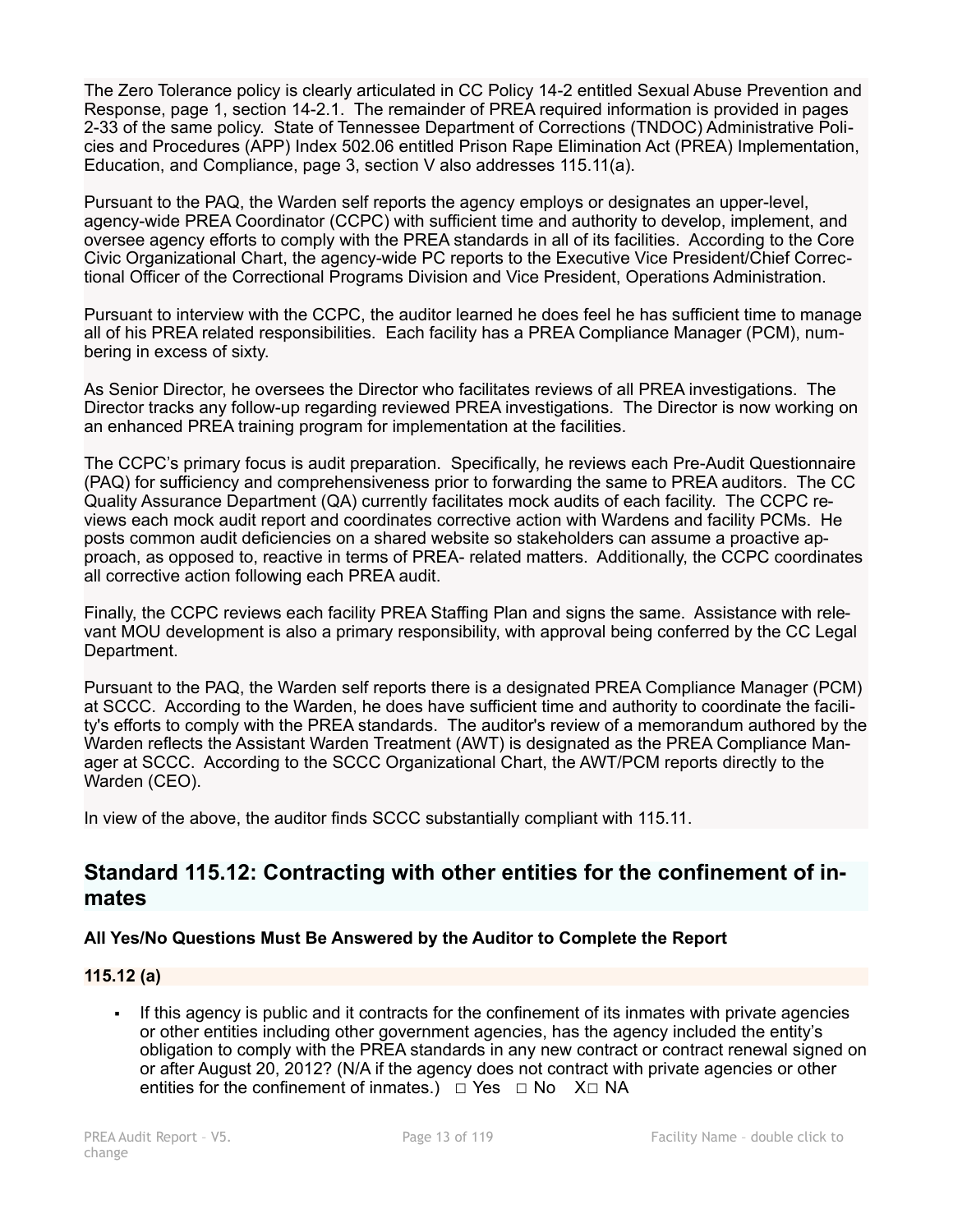The Zero Tolerance policy is clearly articulated in CC Policy 14-2 entitled Sexual Abuse Prevention and Response, page 1, section 14-2.1. The remainder of PREA required information is provided in pages 2-33 of the same policy. State of Tennessee Department of Corrections (TNDOC) Administrative Policies and Procedures (APP) Index 502.06 entitled Prison Rape Elimination Act (PREA) Implementation, Education, and Compliance, page 3, section V also addresses 115.11(a).

Pursuant to the PAQ, the Warden self reports the agency employs or designates an upper-level, agency-wide PREA Coordinator (CCPC) with sufficient time and authority to develop, implement, and oversee agency efforts to comply with the PREA standards in all of its facilities. According to the Core Civic Organizational Chart, the agency-wide PC reports to the Executive Vice President/Chief Correctional Officer of the Correctional Programs Division and Vice President, Operations Administration.

Pursuant to interview with the CCPC, the auditor learned he does feel he has sufficient time to manage all of his PREA related responsibilities. Each facility has a PREA Compliance Manager (PCM), numbering in excess of sixty.

As Senior Director, he oversees the Director who facilitates reviews of all PREA investigations. The Director tracks any follow-up regarding reviewed PREA investigations. The Director is now working on an enhanced PREA training program for implementation at the facilities.

The CCPC's primary focus is audit preparation. Specifically, he reviews each Pre-Audit Questionnaire (PAQ) for sufficiency and comprehensiveness prior to forwarding the same to PREA auditors. The CC Quality Assurance Department (QA) currently facilitates mock audits of each facility. The CCPC reviews each mock audit report and coordinates corrective action with Wardens and facility PCMs. He posts common audit deficiencies on a shared website so stakeholders can assume a proactive approach, as opposed to, reactive in terms of PREA- related matters. Additionally, the CCPC coordinates all corrective action following each PREA audit.

Finally, the CCPC reviews each facility PREA Staffing Plan and signs the same. Assistance with relevant MOU development is also a primary responsibility, with approval being conferred by the CC Legal Department.

Pursuant to the PAQ, the Warden self reports there is a designated PREA Compliance Manager (PCM) at SCCC. According to the Warden, he does have sufficient time and authority to coordinate the facility's efforts to comply with the PREA standards. The auditor's review of a memorandum authored by the Warden reflects the Assistant Warden Treatment (AWT) is designated as the PREA Compliance Manager at SCCC. According to the SCCC Organizational Chart, the AWT/PCM reports directly to the Warden (CEO).

In view of the above, the auditor finds SCCC substantially compliant with 115.11.

## Standard 115.12: Contracting with other entities for the confinement of inmates

**All Yes/No Questions Must Be Answered by the Auditor to Complete the Report**

**115.12 (a)**

- If this agency is public and it contracts for the confinement of its inmates with private agencies or other entities including other government agencies, has the agency included the entity's obligation to comply with the PREA standards in any new contract or contract renewal signed on or after August 20, 2012? (N/A if the agency does not contract with private agencies or other entities for the confinement of inmates.) ☐ Yes ☐ No X☐ NA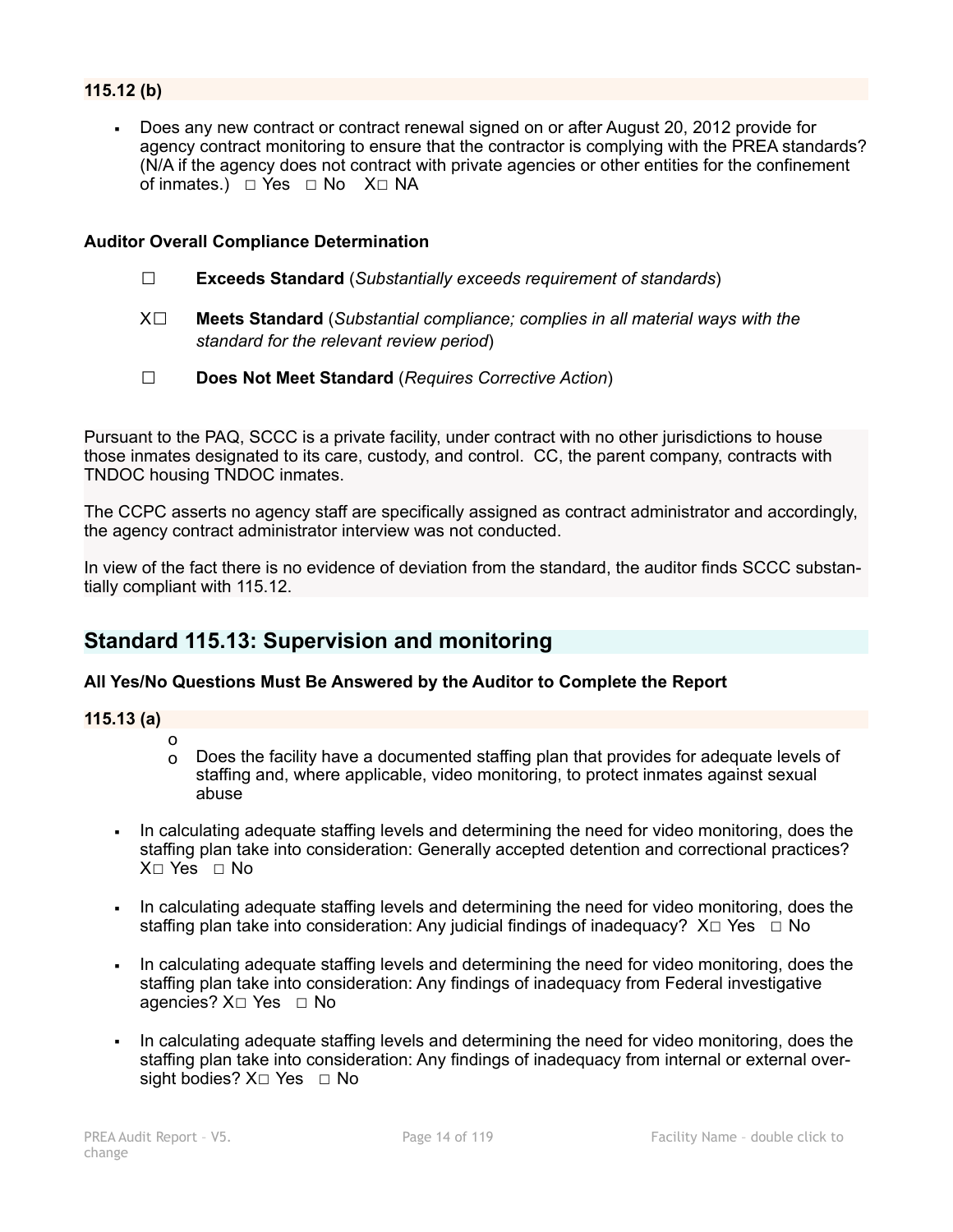**115.12 (b)**

- Does any new contract or contract renewal signed on or after August 20, 2012 provide for agency contract monitoring to ensure that the contractor is complying with the PREA standards? (N/A if the agency does not contract with private agencies or other entities for the confinement of inmates.) ☐ Yes ☐ No X☐ NA

**Auditor Overall Compliance Determination**

☐ **Exceeds Standard** (*Substantially exceeds requirement of standards*)

X☐ **Meets Standard** (*Substantial compliance; complies in all material ways with the standard for the relevant review period*)

☐ **Does Not Meet Standard** (*Requires Corrective Action*)

Pursuant to the PAQ, SCCC is a private facility, under contract with no other jurisdictions to house those inmates designated to its care, custody, and control. CC, the parent company, contracts with TNDOC housing TNDOC inmates.

The CCPC asserts no agency staff are specifically assigned as contract administrator and accordingly, the agency contract administrator interview was not conducted.

In view of the fact there is no evidence of deviation from the standard, the auditor finds SCCC substantially compliant with 115.12.

## Standard 115.13: Supervision and monitoring

**All Yes/No Questions Must Be Answered by the Auditor to Complete the Report**

**115.13 (a)**

- o
- o Does the facility have a documented staffing plan that provides for adequate levels of staffing and, where applicable, video monitoring, to protect inmates against sexual abuse

- In calculating adequate staffing levels and determining the need for video monitoring, does the staffing plan take into consideration: Generally accepted detention and correctional practices? X☐ Yes ☐ No
- In calculating adequate staffing levels and determining the need for video monitoring, does the staffing plan take into consideration: Any judicial findings of inadequacy? X☐ Yes ☐ No
- In calculating adequate staffing levels and determining the need for video monitoring, does the staffing plan take into consideration: Any findings of inadequacy from Federal investigative agencies? X☐ Yes ☐ No
- In calculating adequate staffing levels and determining the need for video monitoring, does the staffing plan take into consideration: Any findings of inadequacy from internal or external oversight bodies? X☐ Yes ☐ No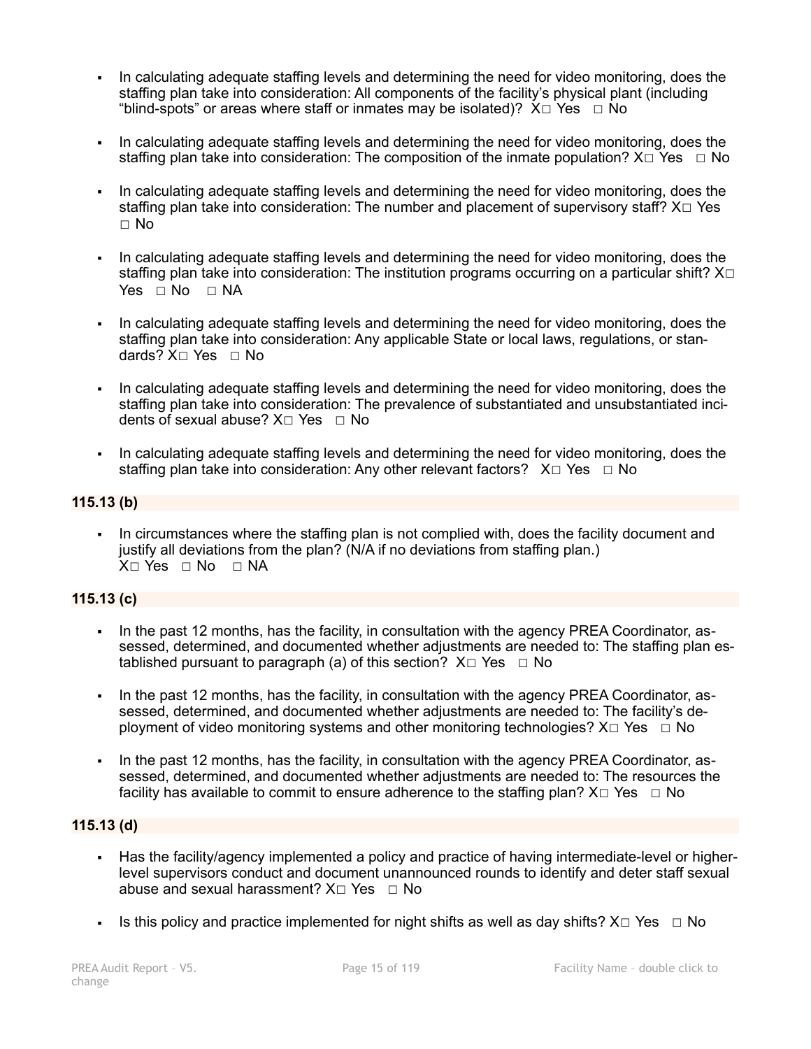- In calculating adequate staffing levels and determining the need for video monitoring, does the staffing plan take into consideration: All components of the facility's physical plant (including "blind-spots" or areas where staff or inmates may be isolated)? X□ Yes □ No

- In calculating adequate staffing levels and determining the need for video monitoring, does the staffing plan take into consideration: The composition of the inmate population? X□ Yes □ No

- In calculating adequate staffing levels and determining the need for video monitoring, does the staffing plan take into consideration: The number and placement of supervisory staff? X□ Yes □ No

- In calculating adequate staffing levels and determining the need for video monitoring, does the staffing plan take into consideration: The institution programs occurring on a particular shift? X□ Yes □ No □ NA

- In calculating adequate staffing levels and determining the need for video monitoring, does the staffing plan take into consideration: Any applicable State or local laws, regulations, or standards? X□ Yes □ No

- In calculating adequate staffing levels and determining the need for video monitoring, does the staffing plan take into consideration: The prevalence of substantiated and unsubstantiated incidents of sexual abuse? X□ Yes □ No

- In calculating adequate staffing levels and determining the need for video monitoring, does the staffing plan take into consideration: Any other relevant factors? X□ Yes □ No

**115.13 (b)**

- In circumstances where the staffing plan is not complied with, does the facility document and justify all deviations from the plan? (N/A if no deviations from staffing plan.) X□ Yes □ No □ NA

**115.13 (c)**

- In the past 12 months, has the facility, in consultation with the agency PREA Coordinator, assessed, determined, and documented whether adjustments are needed to: The staffing plan established pursuant to paragraph (a) of this section? X□ Yes □ No

- In the past 12 months, has the facility, in consultation with the agency PREA Coordinator, assessed, determined, and documented whether adjustments are needed to: The facility's deployment of video monitoring systems and other monitoring technologies? X□ Yes □ No

- In the past 12 months, has the facility, in consultation with the agency PREA Coordinator, assessed, determined, and documented whether adjustments are needed to: The resources the facility has available to commit to ensure adherence to the staffing plan? X□ Yes □ No

**115.13 (d)**

- Has the facility/agency implemented a policy and practice of having intermediate-level or higher-level supervisors conduct and document unannounced rounds to identify and deter staff sexual abuse and sexual harassment? X□ Yes □ No

- Is this policy and practice implemented for night shifts as well as day shifts? X□ Yes □ No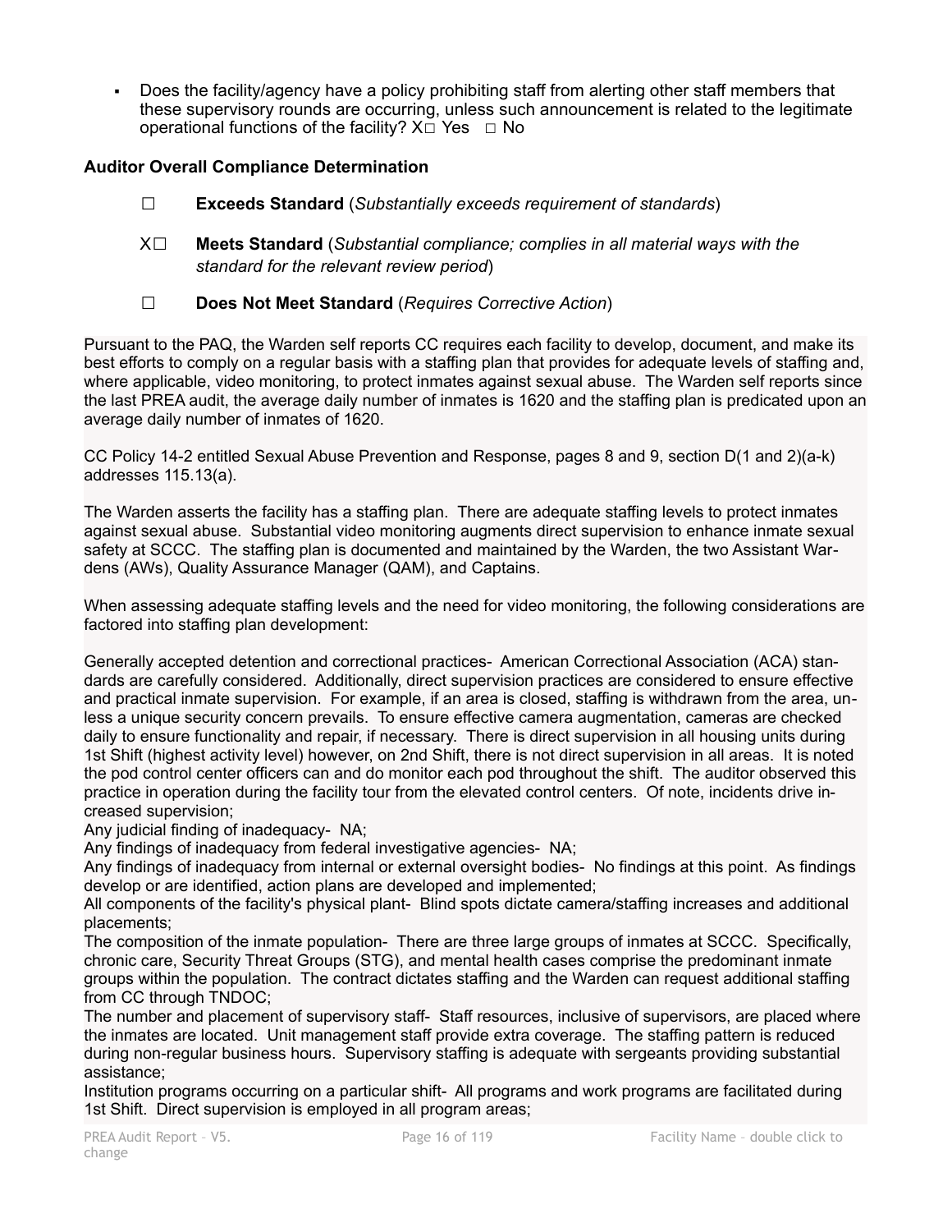- Does the facility/agency have a policy prohibiting staff from alerting other staff members that these supervisory rounds are occurring, unless such announcement is related to the legitimate operational functions of the facility? X☐ Yes ☐ No

**Auditor Overall Compliance Determination**

☐ **Exceeds Standard** (*Substantially exceeds requirement of standards*)

X☐ **Meets Standard** (*Substantial compliance; complies in all material ways with the standard for the relevant review period*)

☐ **Does Not Meet Standard** (*Requires Corrective Action*)

Pursuant to the PAQ, the Warden self reports CC requires each facility to develop, document, and make its best efforts to comply on a regular basis with a staffing plan that provides for adequate levels of staffing and, where applicable, video monitoring, to protect inmates against sexual abuse. The Warden self reports since the last PREA audit, the average daily number of inmates is 1620 and the staffing plan is predicated upon an average daily number of inmates of 1620.

CC Policy 14-2 entitled Sexual Abuse Prevention and Response, pages 8 and 9, section D(1 and 2)(a-k) addresses 115.13(a).

The Warden asserts the facility has a staffing plan. There are adequate staffing levels to protect inmates against sexual abuse. Substantial video monitoring augments direct supervision to enhance inmate sexual safety at SCCC. The staffing plan is documented and maintained by the Warden, the two Assistant Wardens (AWs), Quality Assurance Manager (QAM), and Captains.

When assessing adequate staffing levels and the need for video monitoring, the following considerations are factored into staffing plan development:

Generally accepted detention and correctional practices- American Correctional Association (ACA) standards are carefully considered. Additionally, direct supervision practices are considered to ensure effective and practical inmate supervision. For example, if an area is closed, staffing is withdrawn from the area, unless a unique security concern prevails. To ensure effective camera augmentation, cameras are checked daily to ensure functionality and repair, if necessary. There is direct supervision in all housing units during 1st Shift (highest activity level) however, on 2nd Shift, there is not direct supervision in all areas. It is noted the pod control center officers can and do monitor each pod throughout the shift. The auditor observed this practice in operation during the facility tour from the elevated control centers. Of note, incidents drive increased supervision;
Any judicial finding of inadequacy- NA;
Any findings of inadequacy from federal investigative agencies- NA;
Any findings of inadequacy from internal or external oversight bodies- No findings at this point. As findings develop or are identified, action plans are developed and implemented;
All components of the facility's physical plant- Blind spots dictate camera/staffing increases and additional placements;
The composition of the inmate population- There are three large groups of inmates at SCCC. Specifically, chronic care, Security Threat Groups (STG), and mental health cases comprise the predominant inmate groups within the population. The contract dictates staffing and the Warden can request additional staffing from CC through TNDOC;
The number and placement of supervisory staff- Staff resources, inclusive of supervisors, are placed where the inmates are located. Unit management staff provide extra coverage. The staffing pattern is reduced during non-regular business hours. Supervisory staffing is adequate with sergeants providing substantial assistance;
Institution programs occurring on a particular shift- All programs and work programs are facilitated during 1st Shift. Direct supervision is employed in all program areas;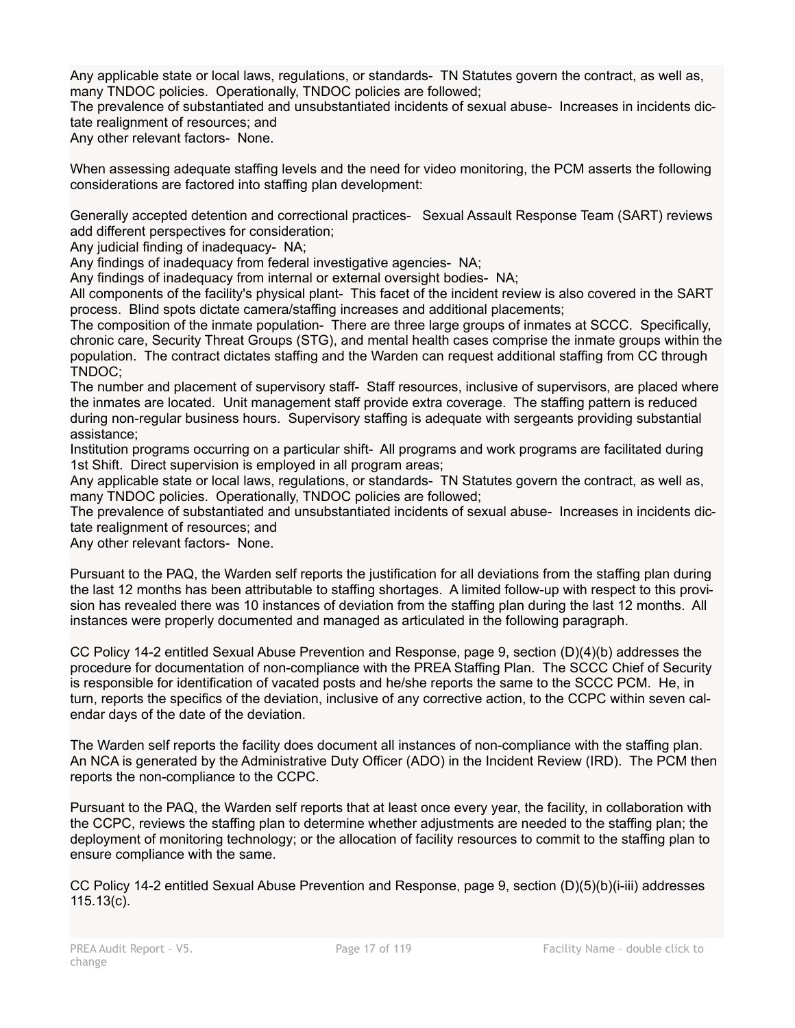Any applicable state or local laws, regulations, or standards- TN Statutes govern the contract, as well as, many TNDOC policies. Operationally, TNDOC policies are followed;
The prevalence of substantiated and unsubstantiated incidents of sexual abuse- Increases in incidents dictate realignment of resources; and
Any other relevant factors- None.

When assessing adequate staffing levels and the need for video monitoring, the PCM asserts the following considerations are factored into staffing plan development:

Generally accepted detention and correctional practices- Sexual Assault Response Team (SART) reviews add different perspectives for consideration;
Any judicial finding of inadequacy- NA;
Any findings of inadequacy from federal investigative agencies- NA;
Any findings of inadequacy from internal or external oversight bodies- NA;
All components of the facility's physical plant- This facet of the incident review is also covered in the SART process. Blind spots dictate camera/staffing increases and additional placements;
The composition of the inmate population- There are three large groups of inmates at SCCC. Specifically, chronic care, Security Threat Groups (STG), and mental health cases comprise the inmate groups within the population. The contract dictates staffing and the Warden can request additional staffing from CC through TNDOC;
The number and placement of supervisory staff- Staff resources, inclusive of supervisors, are placed where the inmates are located. Unit management staff provide extra coverage. The staffing pattern is reduced during non-regular business hours. Supervisory staffing is adequate with sergeants providing substantial assistance;
Institution programs occurring on a particular shift- All programs and work programs are facilitated during 1st Shift. Direct supervision is employed in all program areas;
Any applicable state or local laws, regulations, or standards- TN Statutes govern the contract, as well as, many TNDOC policies. Operationally, TNDOC policies are followed;
The prevalence of substantiated and unsubstantiated incidents of sexual abuse- Increases in incidents dictate realignment of resources; and
Any other relevant factors- None.

Pursuant to the PAQ, the Warden self reports the justification for all deviations from the staffing plan during the last 12 months has been attributable to staffing shortages. A limited follow-up with respect to this provision has revealed there was 10 instances of deviation from the staffing plan during the last 12 months. All instances were properly documented and managed as articulated in the following paragraph.

CC Policy 14-2 entitled Sexual Abuse Prevention and Response, page 9, section (D)(4)(b) addresses the procedure for documentation of non-compliance with the PREA Staffing Plan. The SCCC Chief of Security is responsible for identification of vacated posts and he/she reports the same to the SCCC PCM. He, in turn, reports the specifics of the deviation, inclusive of any corrective action, to the CCPC within seven calendar days of the date of the deviation.

The Warden self reports the facility does document all instances of non-compliance with the staffing plan. An NCA is generated by the Administrative Duty Officer (ADO) in the Incident Review (IRD). The PCM then reports the non-compliance to the CCPC.

Pursuant to the PAQ, the Warden self reports that at least once every year, the facility, in collaboration with the CCPC, reviews the staffing plan to determine whether adjustments are needed to the staffing plan; the deployment of monitoring technology; or the allocation of facility resources to commit to the staffing plan to ensure compliance with the same.

CC Policy 14-2 entitled Sexual Abuse Prevention and Response, page 9, section (D)(5)(b)(i-iii) addresses 115.13(c).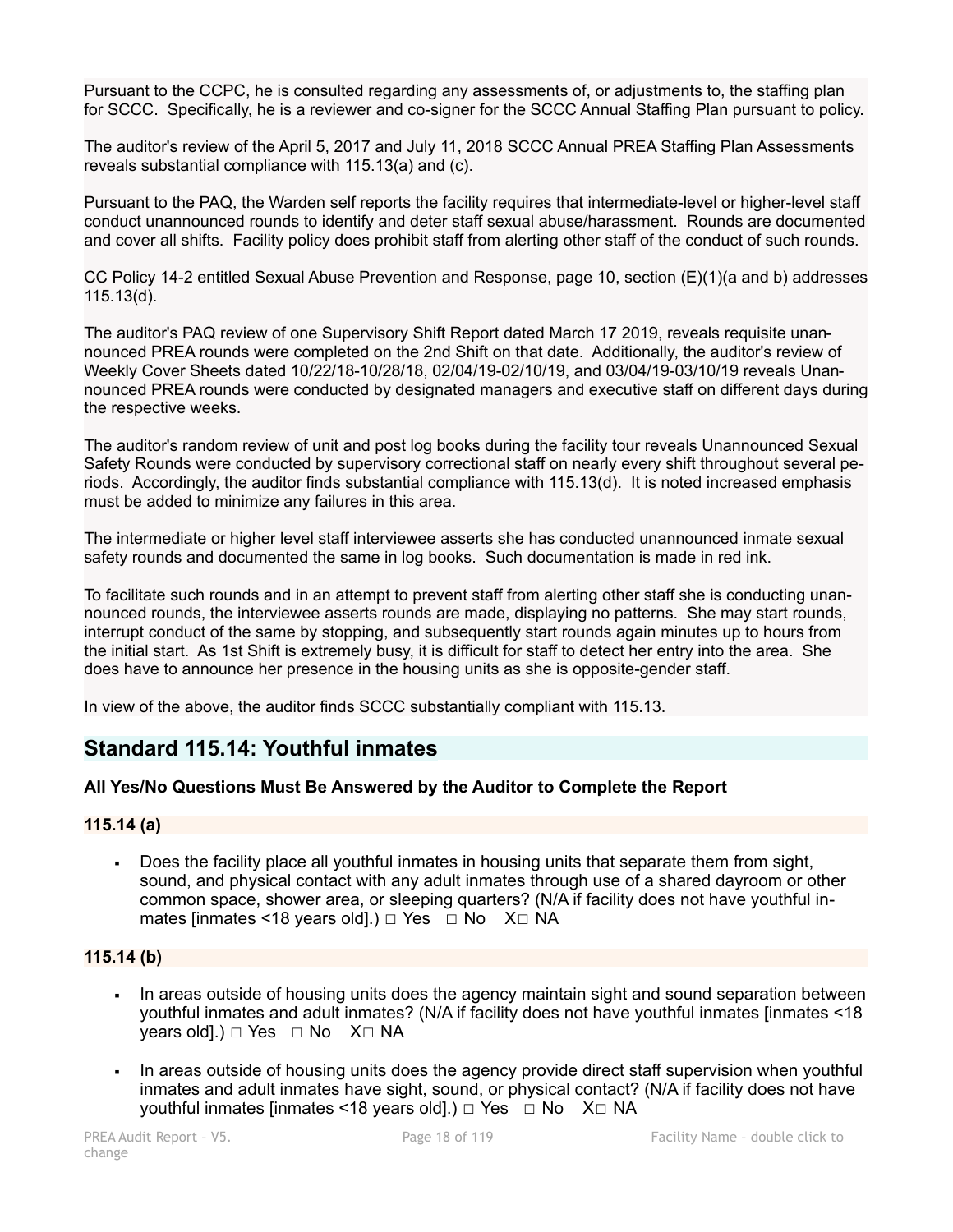Pursuant to the CCPC, he is consulted regarding any assessments of, or adjustments to, the staffing plan for SCCC. Specifically, he is a reviewer and co-signer for the SCCC Annual Staffing Plan pursuant to policy.

The auditor's review of the April 5, 2017 and July 11, 2018 SCCC Annual PREA Staffing Plan Assessments reveals substantial compliance with 115.13(a) and (c).

Pursuant to the PAQ, the Warden self reports the facility requires that intermediate-level or higher-level staff conduct unannounced rounds to identify and deter staff sexual abuse/harassment. Rounds are documented and cover all shifts. Facility policy does prohibit staff from alerting other staff of the conduct of such rounds.

CC Policy 14-2 entitled Sexual Abuse Prevention and Response, page 10, section (E)(1)(a and b) addresses 115.13(d).

The auditor's PAQ review of one Supervisory Shift Report dated March 17 2019, reveals requisite unannounced PREA rounds were completed on the 2nd Shift on that date. Additionally, the auditor's review of Weekly Cover Sheets dated 10/22/18-10/28/18, 02/04/19-02/10/19, and 03/04/19-03/10/19 reveals Unannounced PREA rounds were conducted by designated managers and executive staff on different days during the respective weeks.

The auditor's random review of unit and post log books during the facility tour reveals Unannounced Sexual Safety Rounds were conducted by supervisory correctional staff on nearly every shift throughout several periods. Accordingly, the auditor finds substantial compliance with 115.13(d). It is noted increased emphasis must be added to minimize any failures in this area.

The intermediate or higher level staff interviewee asserts she has conducted unannounced inmate sexual safety rounds and documented the same in log books. Such documentation is made in red ink.

To facilitate such rounds and in an attempt to prevent staff from alerting other staff she is conducting unannounced rounds, the interviewee asserts rounds are made, displaying no patterns. She may start rounds, interrupt conduct of the same by stopping, and subsequently start rounds again minutes up to hours from the initial start. As 1st Shift is extremely busy, it is difficult for staff to detect her entry into the area. She does have to announce her presence in the housing units as she is opposite-gender staff.

In view of the above, the auditor finds SCCC substantially compliant with 115.13.

## Standard 115.14: Youthful inmates

**All Yes/No Questions Must Be Answered by the Auditor to Complete the Report**

### 115.14 (a)

- Does the facility place all youthful inmates in housing units that separate them from sight, sound, and physical contact with any adult inmates through use of a shared dayroom or other common space, shower area, or sleeping quarters? (N/A if facility does not have youthful inmates [inmates <18 years old].) □ Yes □ No X□ NA

### 115.14 (b)

- In areas outside of housing units does the agency maintain sight and sound separation between youthful inmates and adult inmates? (N/A if facility does not have youthful inmates [inmates <18 years old].) □ Yes □ No X□ NA
- In areas outside of housing units does the agency provide direct staff supervision when youthful inmates and adult inmates have sight, sound, or physical contact? (N/A if facility does not have youthful inmates [inmates <18 years old].) □ Yes □ No X□ NA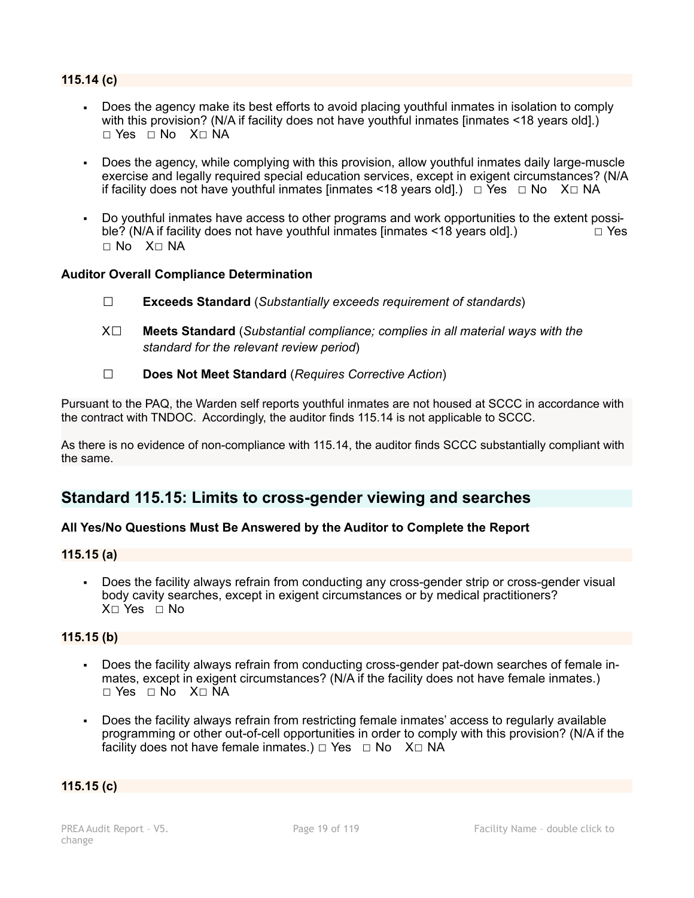**115.14 (c)**

- Does the agency make its best efforts to avoid placing youthful inmates in isolation to comply with this provision? (N/A if facility does not have youthful inmates [inmates <18 years old].) □ Yes □ No X□ NA

- Does the agency, while complying with this provision, allow youthful inmates daily large-muscle exercise and legally required special education services, except in exigent circumstances? (N/A if facility does not have youthful inmates [inmates <18 years old].) □ Yes □ No X□ NA

- Do youthful inmates have access to other programs and work opportunities to the extent possible? (N/A if facility does not have youthful inmates [inmates <18 years old].) □ Yes □ No X□ NA

**Auditor Overall Compliance Determination**

☐ **Exceeds Standard** (*Substantially exceeds requirement of standards*)

X☐ **Meets Standard** (*Substantial compliance; complies in all material ways with the standard for the relevant review period*)

☐ **Does Not Meet Standard** (*Requires Corrective Action*)

Pursuant to the PAQ, the Warden self reports youthful inmates are not housed at SCCC in accordance with the contract with TNDOC. Accordingly, the auditor finds 115.14 is not applicable to SCCC.

As there is no evidence of non-compliance with 115.14, the auditor finds SCCC substantially compliant with the same.

## Standard 115.15: Limits to cross-gender viewing and searches

**All Yes/No Questions Must Be Answered by the Auditor to Complete the Report**

**115.15 (a)**

- Does the facility always refrain from conducting any cross-gender strip or cross-gender visual body cavity searches, except in exigent circumstances or by medical practitioners? X□ Yes □ No

**115.15 (b)**

- Does the facility always refrain from conducting cross-gender pat-down searches of female inmates, except in exigent circumstances? (N/A if the facility does not have female inmates.) □ Yes □ No X□ NA

- Does the facility always refrain from restricting female inmates' access to regularly available programming or other out-of-cell opportunities in order to comply with this provision? (N/A if the facility does not have female inmates.) □ Yes □ No X□ NA

**115.15 (c)**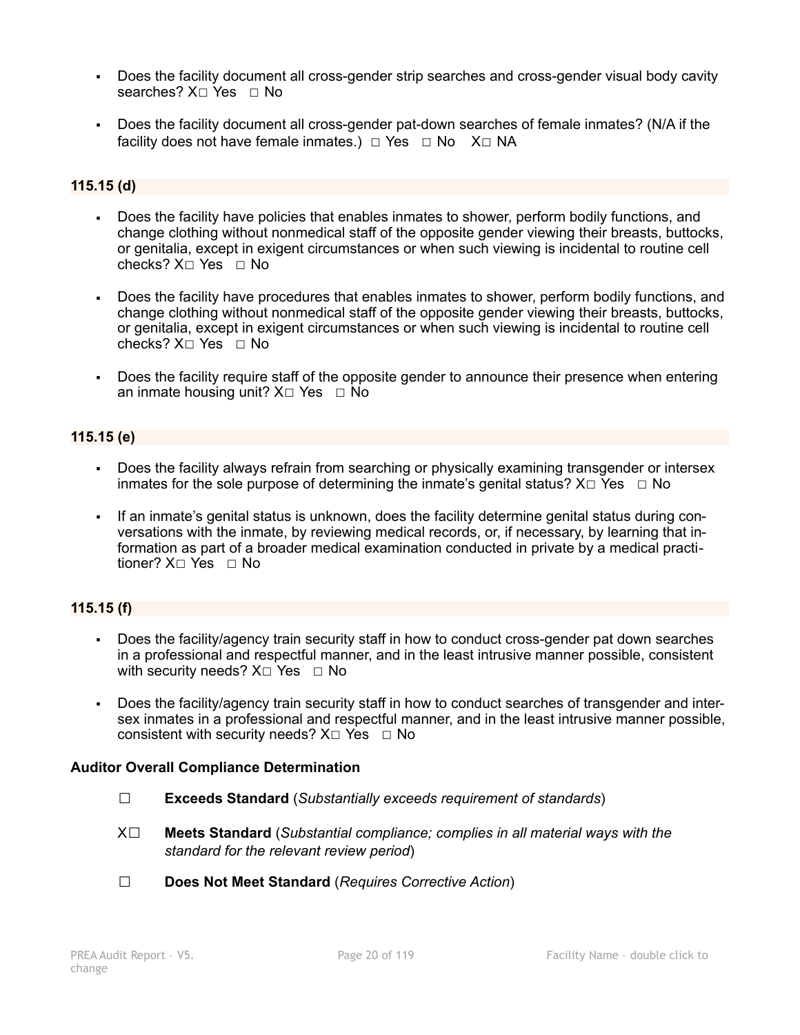- Does the facility document all cross-gender strip searches and cross-gender visual body cavity searches? X☐ Yes ☐ No

- Does the facility document all cross-gender pat-down searches of female inmates? (N/A if the facility does not have female inmates.) ☐ Yes ☐ No X☐ NA

### 115.15 (d)

- Does the facility have policies that enables inmates to shower, perform bodily functions, and change clothing without nonmedical staff of the opposite gender viewing their breasts, buttocks, or genitalia, except in exigent circumstances or when such viewing is incidental to routine cell checks? X☐ Yes ☐ No

- Does the facility have procedures that enables inmates to shower, perform bodily functions, and change clothing without nonmedical staff of the opposite gender viewing their breasts, buttocks, or genitalia, except in exigent circumstances or when such viewing is incidental to routine cell checks? X☐ Yes ☐ No

- Does the facility require staff of the opposite gender to announce their presence when entering an inmate housing unit? X☐ Yes ☐ No

### 115.15 (e)

- Does the facility always refrain from searching or physically examining transgender or intersex inmates for the sole purpose of determining the inmate's genital status? X☐ Yes ☐ No

- If an inmate's genital status is unknown, does the facility determine genital status during conversations with the inmate, by reviewing medical records, or, if necessary, by learning that information as part of a broader medical examination conducted in private by a medical practitioner? X☐ Yes ☐ No

### 115.15 (f)

- Does the facility/agency train security staff in how to conduct cross-gender pat down searches in a professional and respectful manner, and in the least intrusive manner possible, consistent with security needs? X☐ Yes ☐ No

- Does the facility/agency train security staff in how to conduct searches of transgender and intersex inmates in a professional and respectful manner, and in the least intrusive manner possible, consistent with security needs? X☐ Yes ☐ No

**Auditor Overall Compliance Determination**

☐ **Exceeds Standard** (*Substantially exceeds requirement of standards*)

X☐ **Meets Standard** (*Substantial compliance; complies in all material ways with the standard for the relevant review period*)

☐ **Does Not Meet Standard** (*Requires Corrective Action*)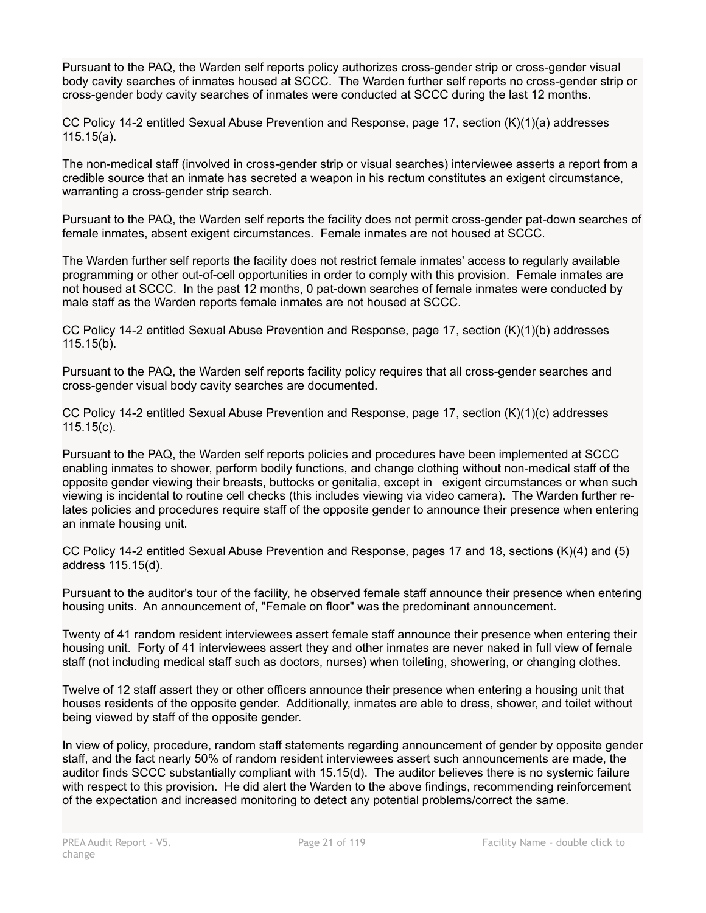Pursuant to the PAQ, the Warden self reports policy authorizes cross-gender strip or cross-gender visual body cavity searches of inmates housed at SCCC. The Warden further self reports no cross-gender strip or cross-gender body cavity searches of inmates were conducted at SCCC during the last 12 months.

CC Policy 14-2 entitled Sexual Abuse Prevention and Response, page 17, section (K)(1)(a) addresses 115.15(a).

The non-medical staff (involved in cross-gender strip or visual searches) interviewee asserts a report from a credible source that an inmate has secreted a weapon in his rectum constitutes an exigent circumstance, warranting a cross-gender strip search.

Pursuant to the PAQ, the Warden self reports the facility does not permit cross-gender pat-down searches of female inmates, absent exigent circumstances. Female inmates are not housed at SCCC.

The Warden further self reports the facility does not restrict female inmates' access to regularly available programming or other out-of-cell opportunities in order to comply with this provision. Female inmates are not housed at SCCC. In the past 12 months, 0 pat-down searches of female inmates were conducted by male staff as the Warden reports female inmates are not housed at SCCC.

CC Policy 14-2 entitled Sexual Abuse Prevention and Response, page 17, section (K)(1)(b) addresses 115.15(b).

Pursuant to the PAQ, the Warden self reports facility policy requires that all cross-gender searches and cross-gender visual body cavity searches are documented.

CC Policy 14-2 entitled Sexual Abuse Prevention and Response, page 17, section (K)(1)(c) addresses 115.15(c).

Pursuant to the PAQ, the Warden self reports policies and procedures have been implemented at SCCC enabling inmates to shower, perform bodily functions, and change clothing without non-medical staff of the opposite gender viewing their breasts, buttocks or genitalia, except in exigent circumstances or when such viewing is incidental to routine cell checks (this includes viewing via video camera). The Warden further relates policies and procedures require staff of the opposite gender to announce their presence when entering an inmate housing unit.

CC Policy 14-2 entitled Sexual Abuse Prevention and Response, pages 17 and 18, sections (K)(4) and (5) address 115.15(d).

Pursuant to the auditor's tour of the facility, he observed female staff announce their presence when entering housing units. An announcement of, "Female on floor" was the predominant announcement.

Twenty of 41 random resident interviewees assert female staff announce their presence when entering their housing unit. Forty of 41 interviewees assert they and other inmates are never naked in full view of female staff (not including medical staff such as doctors, nurses) when toileting, showering, or changing clothes.

Twelve of 12 staff assert they or other officers announce their presence when entering a housing unit that houses residents of the opposite gender. Additionally, inmates are able to dress, shower, and toilet without being viewed by staff of the opposite gender.

In view of policy, procedure, random staff statements regarding announcement of gender by opposite gender staff, and the fact nearly 50% of random resident interviewees assert such announcements are made, the auditor finds SCCC substantially compliant with 15.15(d). The auditor believes there is no systemic failure with respect to this provision. He did alert the Warden to the above findings, recommending reinforcement of the expectation and increased monitoring to detect any potential problems/correct the same.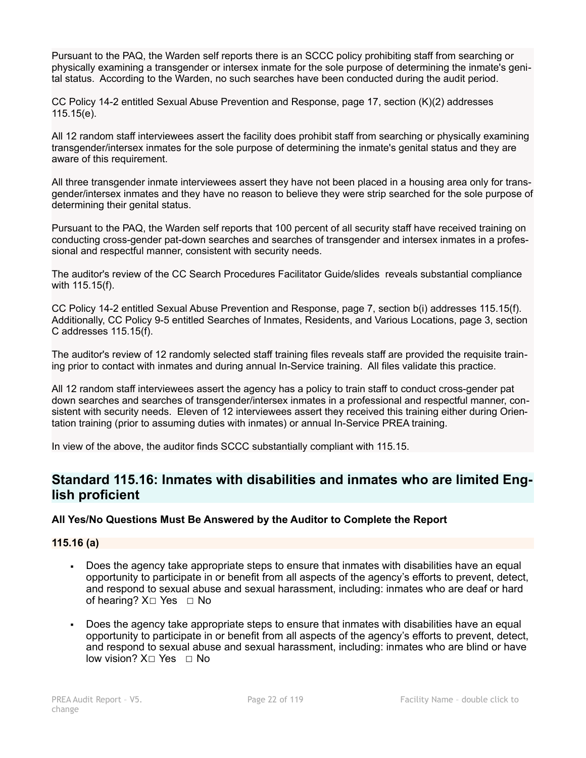Pursuant to the PAQ, the Warden self reports there is an SCCC policy prohibiting staff from searching or physically examining a transgender or intersex inmate for the sole purpose of determining the inmate's genital status. According to the Warden, no such searches have been conducted during the audit period.

CC Policy 14-2 entitled Sexual Abuse Prevention and Response, page 17, section (K)(2) addresses 115.15(e).

All 12 random staff interviewees assert the facility does prohibit staff from searching or physically examining transgender/intersex inmates for the sole purpose of determining the inmate's genital status and they are aware of this requirement.

All three transgender inmate interviewees assert they have not been placed in a housing area only for transgender/intersex inmates and they have no reason to believe they were strip searched for the sole purpose of determining their genital status.

Pursuant to the PAQ, the Warden self reports that 100 percent of all security staff have received training on conducting cross-gender pat-down searches and searches of transgender and intersex inmates in a professional and respectful manner, consistent with security needs.

The auditor's review of the CC Search Procedures Facilitator Guide/slides reveals substantial compliance with 115.15(f).

CC Policy 14-2 entitled Sexual Abuse Prevention and Response, page 7, section b(i) addresses 115.15(f). Additionally, CC Policy 9-5 entitled Searches of Inmates, Residents, and Various Locations, page 3, section C addresses 115.15(f).

The auditor's review of 12 randomly selected staff training files reveals staff are provided the requisite training prior to contact with inmates and during annual In-Service training. All files validate this practice.

All 12 random staff interviewees assert the agency has a policy to train staff to conduct cross-gender pat down searches and searches of transgender/intersex inmates in a professional and respectful manner, consistent with security needs. Eleven of 12 interviewees assert they received this training either during Orientation training (prior to assuming duties with inmates) or annual In-Service PREA training.

In view of the above, the auditor finds SCCC substantially compliant with 115.15.

## Standard 115.16: Inmates with disabilities and inmates who are limited English proficient

**All Yes/No Questions Must Be Answered by the Auditor to Complete the Report**

**115.16 (a)**

- Does the agency take appropriate steps to ensure that inmates with disabilities have an equal opportunity to participate in or benefit from all aspects of the agency's efforts to prevent, detect, and respond to sexual abuse and sexual harassment, including: inmates who are deaf or hard of hearing? X☐ Yes ☐ No

- Does the agency take appropriate steps to ensure that inmates with disabilities have an equal opportunity to participate in or benefit from all aspects of the agency's efforts to prevent, detect, and respond to sexual abuse and sexual harassment, including: inmates who are blind or have low vision? X☐ Yes ☐ No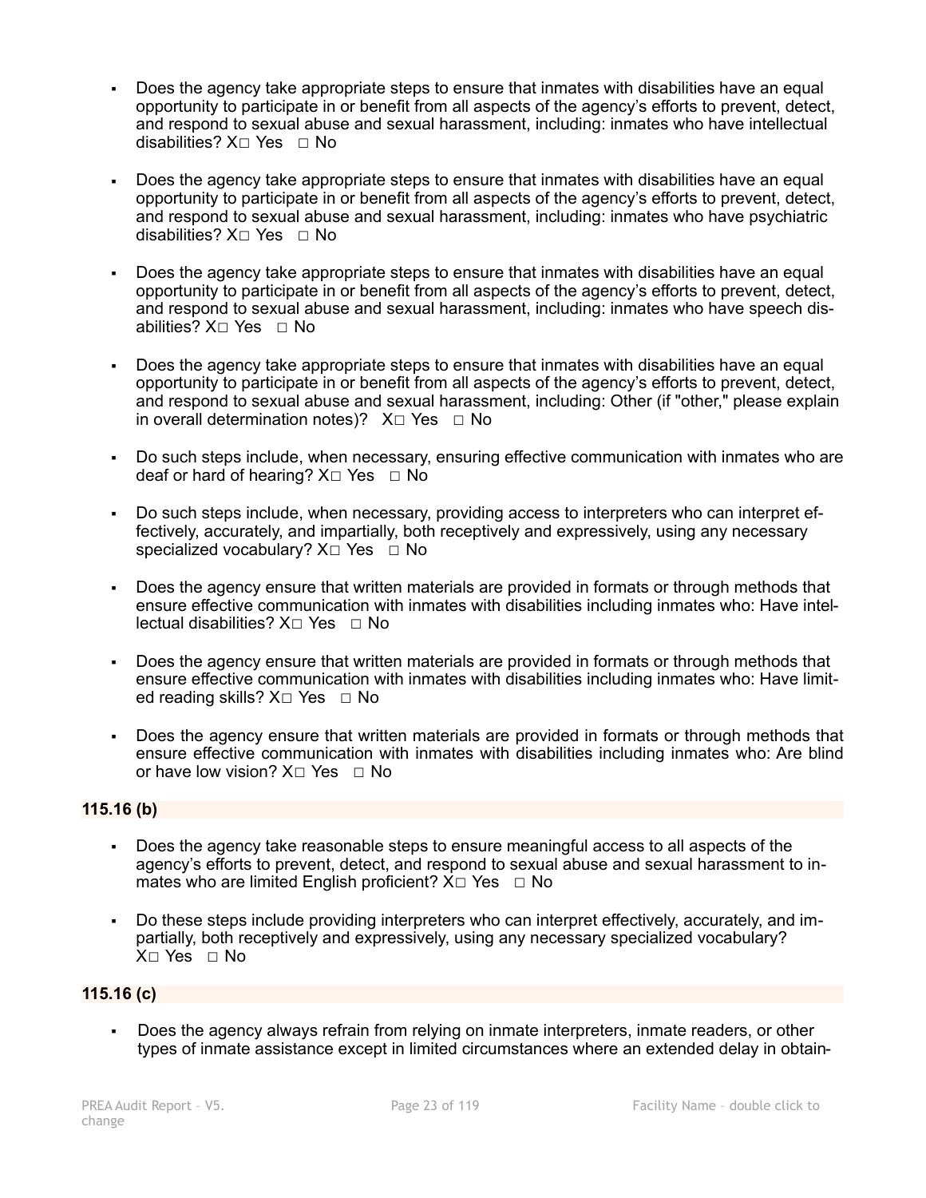- Does the agency take appropriate steps to ensure that inmates with disabilities have an equal opportunity to participate in or benefit from all aspects of the agency's efforts to prevent, detect, and respond to sexual abuse and sexual harassment, including: inmates who have intellectual disabilities? X□ Yes □ No

- Does the agency take appropriate steps to ensure that inmates with disabilities have an equal opportunity to participate in or benefit from all aspects of the agency's efforts to prevent, detect, and respond to sexual abuse and sexual harassment, including: inmates who have psychiatric disabilities? X□ Yes □ No

- Does the agency take appropriate steps to ensure that inmates with disabilities have an equal opportunity to participate in or benefit from all aspects of the agency's efforts to prevent, detect, and respond to sexual abuse and sexual harassment, including: inmates who have speech disabilities? X□ Yes □ No

- Does the agency take appropriate steps to ensure that inmates with disabilities have an equal opportunity to participate in or benefit from all aspects of the agency's efforts to prevent, detect, and respond to sexual abuse and sexual harassment, including: Other (if "other," please explain in overall determination notes)? X□ Yes □ No

- Do such steps include, when necessary, ensuring effective communication with inmates who are deaf or hard of hearing? X□ Yes □ No

- Do such steps include, when necessary, providing access to interpreters who can interpret effectively, accurately, and impartially, both receptively and expressively, using any necessary specialized vocabulary? X□ Yes □ No

- Does the agency ensure that written materials are provided in formats or through methods that ensure effective communication with inmates with disabilities including inmates who: Have intellectual disabilities? X□ Yes □ No

- Does the agency ensure that written materials are provided in formats or through methods that ensure effective communication with inmates with disabilities including inmates who: Have limited reading skills? X□ Yes □ No

- Does the agency ensure that written materials are provided in formats or through methods that ensure effective communication with inmates with disabilities including inmates who: Are blind or have low vision? X□ Yes □ No

**115.16 (b)**

- Does the agency take reasonable steps to ensure meaningful access to all aspects of the agency's efforts to prevent, detect, and respond to sexual abuse and sexual harassment to inmates who are limited English proficient? X□ Yes □ No

- Do these steps include providing interpreters who can interpret effectively, accurately, and impartially, both receptively and expressively, using any necessary specialized vocabulary? X□ Yes □ No

**115.16 (c)**

- Does the agency always refrain from relying on inmate interpreters, inmate readers, or other types of inmate assistance except in limited circumstances where an extended delay in obtain-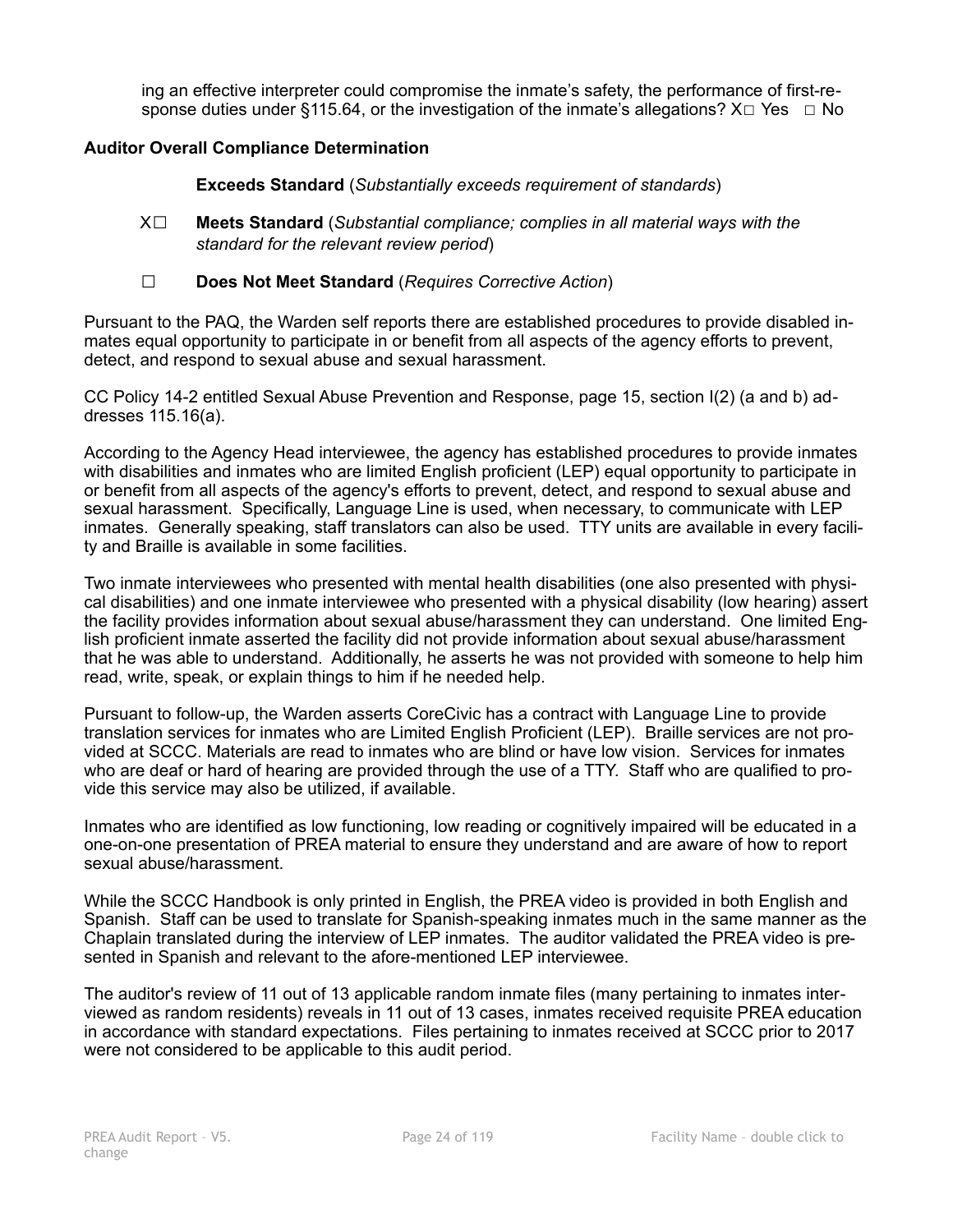ing an effective interpreter could compromise the inmate's safety, the performance of first-response duties under §115.64, or the investigation of the inmate's allegations? X□ Yes □ No

**Auditor Overall Compliance Determination**

**Exceeds Standard** (*Substantially exceeds requirement of standards*)

X☐ **Meets Standard** (*Substantial compliance; complies in all material ways with the standard for the relevant review period*)

☐ **Does Not Meet Standard** (*Requires Corrective Action*)

Pursuant to the PAQ, the Warden self reports there are established procedures to provide disabled inmates equal opportunity to participate in or benefit from all aspects of the agency efforts to prevent, detect, and respond to sexual abuse and sexual harassment.

CC Policy 14-2 entitled Sexual Abuse Prevention and Response, page 15, section I(2) (a and b) addresses 115.16(a).

According to the Agency Head interviewee, the agency has established procedures to provide inmates with disabilities and inmates who are limited English proficient (LEP) equal opportunity to participate in or benefit from all aspects of the agency's efforts to prevent, detect, and respond to sexual abuse and sexual harassment. Specifically, Language Line is used, when necessary, to communicate with LEP inmates. Generally speaking, staff translators can also be used. TTY units are available in every facility and Braille is available in some facilities.

Two inmate interviewees who presented with mental health disabilities (one also presented with physical disabilities) and one inmate interviewee who presented with a physical disability (low hearing) assert the facility provides information about sexual abuse/harassment they can understand. One limited English proficient inmate asserted the facility did not provide information about sexual abuse/harassment that he was able to understand. Additionally, he asserts he was not provided with someone to help him read, write, speak, or explain things to him if he needed help.

Pursuant to follow-up, the Warden asserts CoreCivic has a contract with Language Line to provide translation services for inmates who are Limited English Proficient (LEP). Braille services are not provided at SCCC. Materials are read to inmates who are blind or have low vision. Services for inmates who are deaf or hard of hearing are provided through the use of a TTY. Staff who are qualified to provide this service may also be utilized, if available.

Inmates who are identified as low functioning, low reading or cognitively impaired will be educated in a one-on-one presentation of PREA material to ensure they understand and are aware of how to report sexual abuse/harassment.

While the SCCC Handbook is only printed in English, the PREA video is provided in both English and Spanish. Staff can be used to translate for Spanish-speaking inmates much in the same manner as the Chaplain translated during the interview of LEP inmates. The auditor validated the PREA video is presented in Spanish and relevant to the afore-mentioned LEP interviewee.

The auditor's review of 11 out of 13 applicable random inmate files (many pertaining to inmates interviewed as random residents) reveals in 11 out of 13 cases, inmates received requisite PREA education in accordance with standard expectations. Files pertaining to inmates received at SCCC prior to 2017 were not considered to be applicable to this audit period.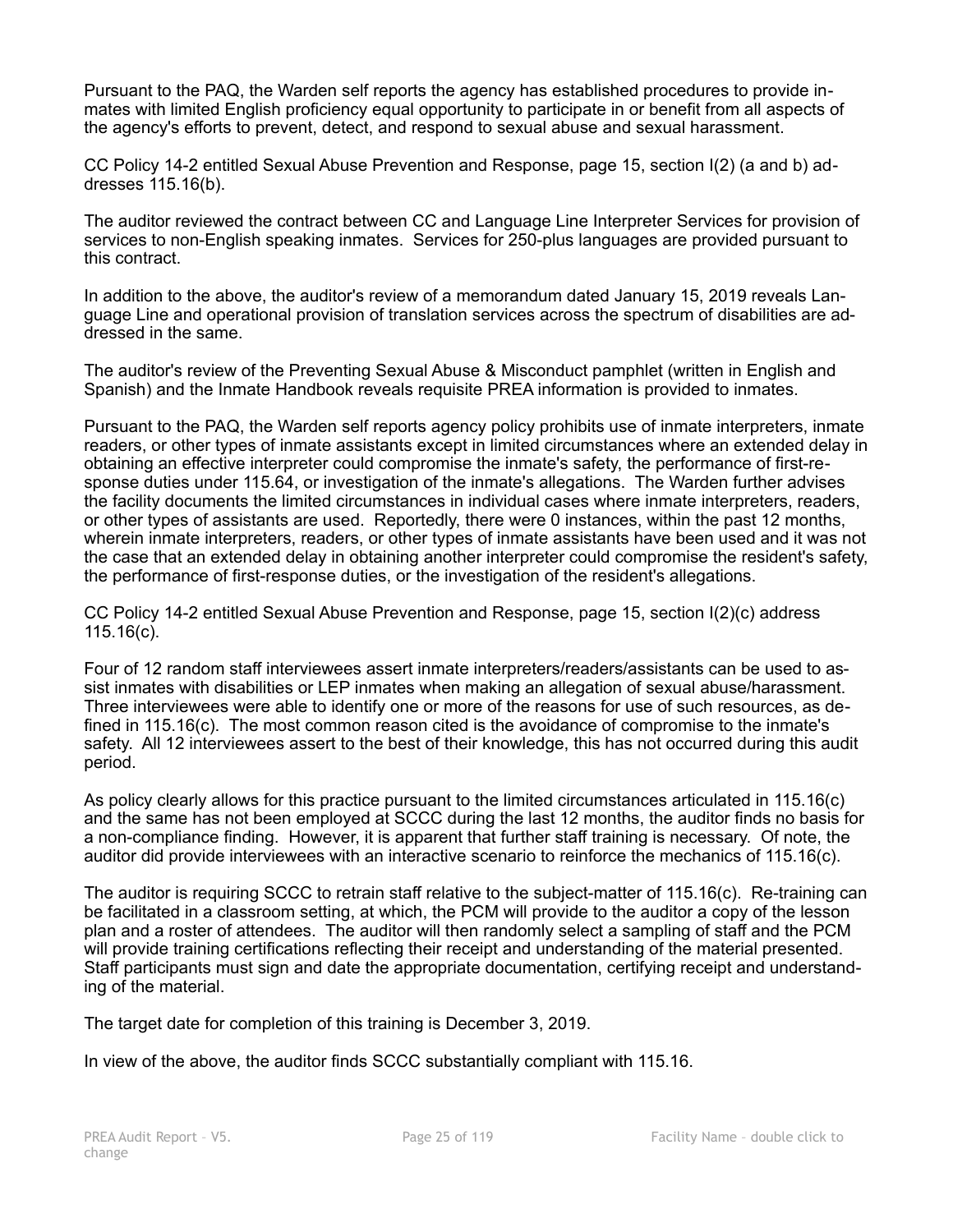Pursuant to the PAQ, the Warden self reports the agency has established procedures to provide inmates with limited English proficiency equal opportunity to participate in or benefit from all aspects of the agency's efforts to prevent, detect, and respond to sexual abuse and sexual harassment.

CC Policy 14-2 entitled Sexual Abuse Prevention and Response, page 15, section I(2) (a and b) addresses 115.16(b).

The auditor reviewed the contract between CC and Language Line Interpreter Services for provision of services to non-English speaking inmates. Services for 250-plus languages are provided pursuant to this contract.

In addition to the above, the auditor's review of a memorandum dated January 15, 2019 reveals Language Line and operational provision of translation services across the spectrum of disabilities are addressed in the same.

The auditor's review of the Preventing Sexual Abuse & Misconduct pamphlet (written in English and Spanish) and the Inmate Handbook reveals requisite PREA information is provided to inmates.

Pursuant to the PAQ, the Warden self reports agency policy prohibits use of inmate interpreters, inmate readers, or other types of inmate assistants except in limited circumstances where an extended delay in obtaining an effective interpreter could compromise the inmate's safety, the performance of first-response duties under 115.64, or investigation of the inmate's allegations. The Warden further advises the facility documents the limited circumstances in individual cases where inmate interpreters, readers, or other types of assistants are used. Reportedly, there were 0 instances, within the past 12 months, wherein inmate interpreters, readers, or other types of inmate assistants have been used and it was not the case that an extended delay in obtaining another interpreter could compromise the resident's safety, the performance of first-response duties, or the investigation of the resident's allegations.

CC Policy 14-2 entitled Sexual Abuse Prevention and Response, page 15, section I(2)(c) address 115.16(c).

Four of 12 random staff interviewees assert inmate interpreters/readers/assistants can be used to assist inmates with disabilities or LEP inmates when making an allegation of sexual abuse/harassment. Three interviewees were able to identify one or more of the reasons for use of such resources, as defined in 115.16(c). The most common reason cited is the avoidance of compromise to the inmate's safety. All 12 interviewees assert to the best of their knowledge, this has not occurred during this audit period.

As policy clearly allows for this practice pursuant to the limited circumstances articulated in 115.16(c) and the same has not been employed at SCCC during the last 12 months, the auditor finds no basis for a non-compliance finding. However, it is apparent that further staff training is necessary. Of note, the auditor did provide interviewees with an interactive scenario to reinforce the mechanics of 115.16(c).

The auditor is requiring SCCC to retrain staff relative to the subject-matter of 115.16(c). Re-training can be facilitated in a classroom setting, at which, the PCM will provide to the auditor a copy of the lesson plan and a roster of attendees. The auditor will then randomly select a sampling of staff and the PCM will provide training certifications reflecting their receipt and understanding of the material presented. Staff participants must sign and date the appropriate documentation, certifying receipt and understanding of the material.

The target date for completion of this training is December 3, 2019.

In view of the above, the auditor finds SCCC substantially compliant with 115.16.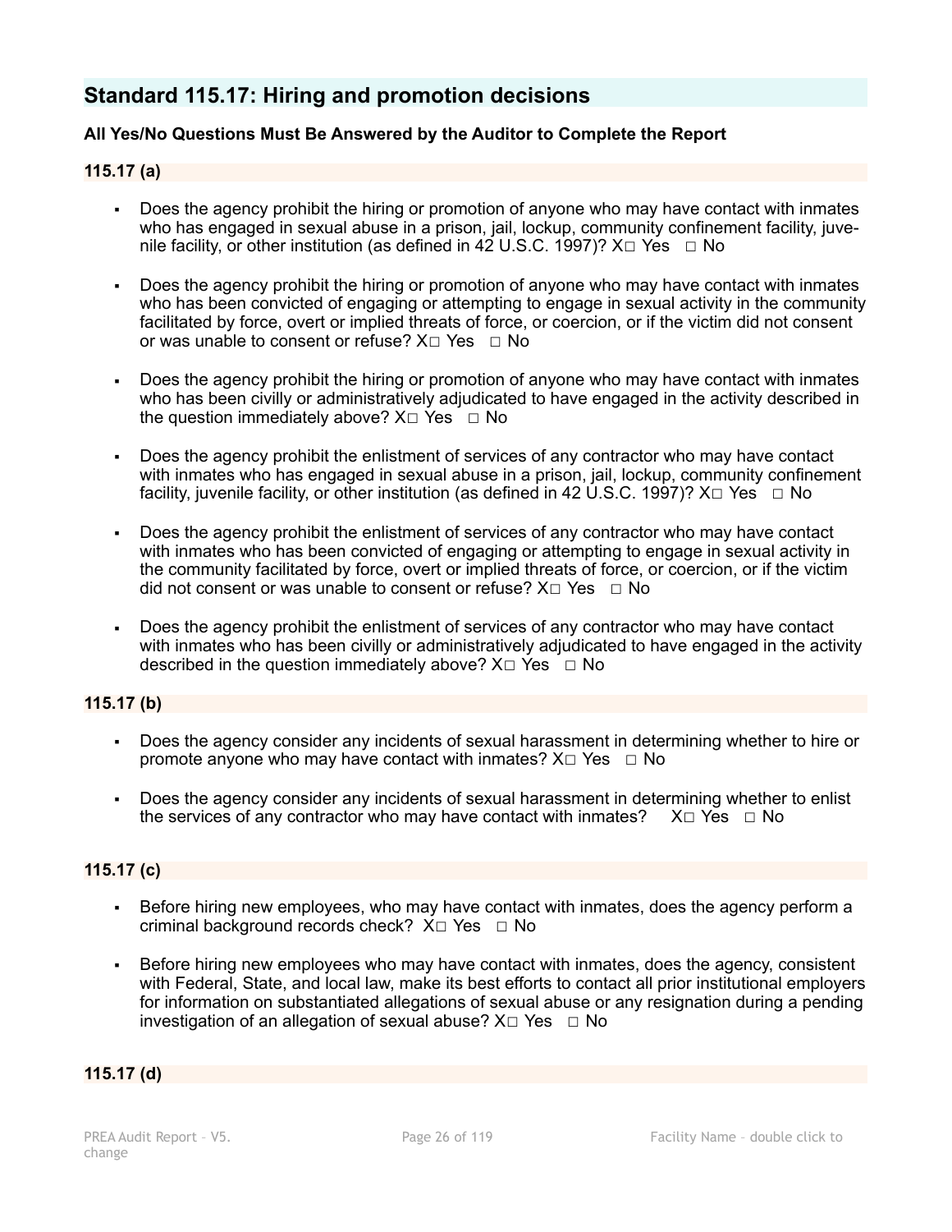## Standard 115.17: Hiring and promotion decisions

**All Yes/No Questions Must Be Answered by the Auditor to Complete the Report**

**115.17 (a)**

- Does the agency prohibit the hiring or promotion of anyone who may have contact with inmates who has engaged in sexual abuse in a prison, jail, lockup, community confinement facility, juvenile facility, or other institution (as defined in 42 U.S.C. 1997)? X☐ Yes ☐ No
- Does the agency prohibit the hiring or promotion of anyone who may have contact with inmates who has been convicted of engaging or attempting to engage in sexual activity in the community facilitated by force, overt or implied threats of force, or coercion, or if the victim did not consent or was unable to consent or refuse? X☐ Yes ☐ No
- Does the agency prohibit the hiring or promotion of anyone who may have contact with inmates who has been civilly or administratively adjudicated to have engaged in the activity described in the question immediately above? X☐ Yes ☐ No
- Does the agency prohibit the enlistment of services of any contractor who may have contact with inmates who has engaged in sexual abuse in a prison, jail, lockup, community confinement facility, juvenile facility, or other institution (as defined in 42 U.S.C. 1997)? X☐ Yes ☐ No
- Does the agency prohibit the enlistment of services of any contractor who may have contact with inmates who has been convicted of engaging or attempting to engage in sexual activity in the community facilitated by force, overt or implied threats of force, or coercion, or if the victim did not consent or was unable to consent or refuse? X☐ Yes ☐ No
- Does the agency prohibit the enlistment of services of any contractor who may have contact with inmates who has been civilly or administratively adjudicated to have engaged in the activity described in the question immediately above? X☐ Yes ☐ No

**115.17 (b)**

- Does the agency consider any incidents of sexual harassment in determining whether to hire or promote anyone who may have contact with inmates? X☐ Yes ☐ No
- Does the agency consider any incidents of sexual harassment in determining whether to enlist the services of any contractor who may have contact with inmates? X☐ Yes ☐ No

**115.17 (c)**

- Before hiring new employees, who may have contact with inmates, does the agency perform a criminal background records check? X☐ Yes ☐ No
- Before hiring new employees who may have contact with inmates, does the agency, consistent with Federal, State, and local law, make its best efforts to contact all prior institutional employers for information on substantiated allegations of sexual abuse or any resignation during a pending investigation of an allegation of sexual abuse? X☐ Yes ☐ No

**115.17 (d)**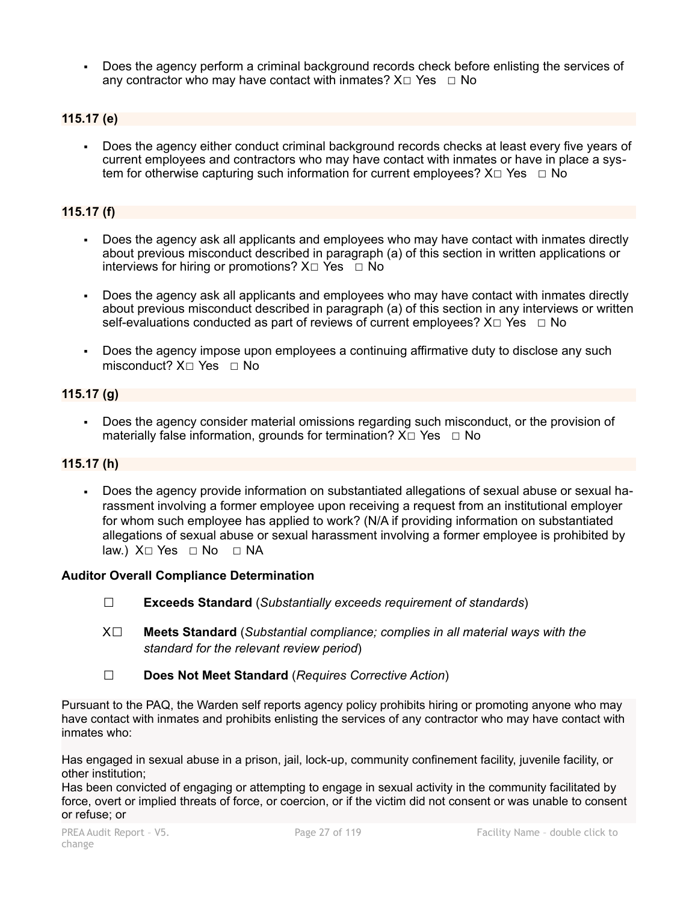- Does the agency perform a criminal background records check before enlisting the services of any contractor who may have contact with inmates? X☐ Yes ☐ No

### 115.17 (e)

- Does the agency either conduct criminal background records checks at least every five years of current employees and contractors who may have contact with inmates or have in place a system for otherwise capturing such information for current employees? X☐ Yes ☐ No

### 115.17 (f)

- Does the agency ask all applicants and employees who may have contact with inmates directly about previous misconduct described in paragraph (a) of this section in written applications or interviews for hiring or promotions? X☐ Yes ☐ No
- Does the agency ask all applicants and employees who may have contact with inmates directly about previous misconduct described in paragraph (a) of this section in any interviews or written self-evaluations conducted as part of reviews of current employees? X☐ Yes ☐ No
- Does the agency impose upon employees a continuing affirmative duty to disclose any such misconduct? X☐ Yes ☐ No

### 115.17 (g)

- Does the agency consider material omissions regarding such misconduct, or the provision of materially false information, grounds for termination? X☐ Yes ☐ No

### 115.17 (h)

- Does the agency provide information on substantiated allegations of sexual abuse or sexual harassment involving a former employee upon receiving a request from an institutional employer for whom such employee has applied to work? (N/A if providing information on substantiated allegations of sexual abuse or sexual harassment involving a former employee is prohibited by law.) X☐ Yes ☐ No ☐ NA

**Auditor Overall Compliance Determination**

☐ **Exceeds Standard** (*Substantially exceeds requirement of standards*)

X☐ **Meets Standard** (*Substantial compliance; complies in all material ways with the standard for the relevant review period*)

☐ **Does Not Meet Standard** (*Requires Corrective Action*)

Pursuant to the PAQ, the Warden self reports agency policy prohibits hiring or promoting anyone who may have contact with inmates and prohibits enlisting the services of any contractor who may have contact with inmates who:

Has engaged in sexual abuse in a prison, jail, lock-up, community confinement facility, juvenile facility, or other institution;
Has been convicted of engaging or attempting to engage in sexual activity in the community facilitated by force, overt or implied threats of force, or coercion, or if the victim did not consent or was unable to consent or refuse; or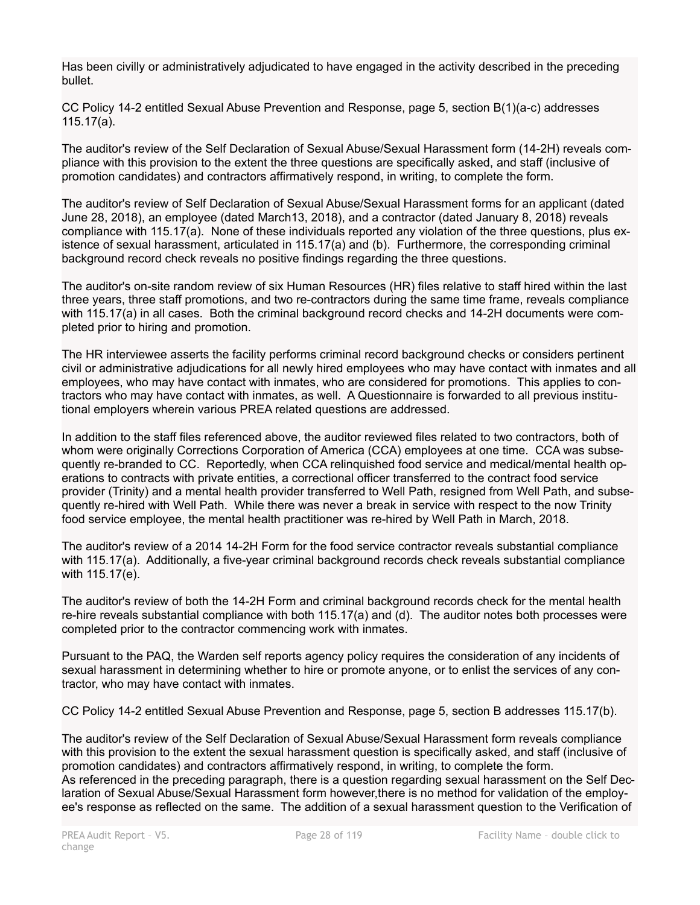Has been civilly or administratively adjudicated to have engaged in the activity described in the preceding bullet.

CC Policy 14-2 entitled Sexual Abuse Prevention and Response, page 5, section B(1)(a-c) addresses 115.17(a).

The auditor's review of the Self Declaration of Sexual Abuse/Sexual Harassment form (14-2H) reveals compliance with this provision to the extent the three questions are specifically asked, and staff (inclusive of promotion candidates) and contractors affirmatively respond, in writing, to complete the form.

The auditor's review of Self Declaration of Sexual Abuse/Sexual Harassment forms for an applicant (dated June 28, 2018), an employee (dated March13, 2018), and a contractor (dated January 8, 2018) reveals compliance with 115.17(a). None of these individuals reported any violation of the three questions, plus existence of sexual harassment, articulated in 115.17(a) and (b). Furthermore, the corresponding criminal background record check reveals no positive findings regarding the three questions.

The auditor's on-site random review of six Human Resources (HR) files relative to staff hired within the last three years, three staff promotions, and two re-contractors during the same time frame, reveals compliance with 115.17(a) in all cases. Both the criminal background record checks and 14-2H documents were completed prior to hiring and promotion.

The HR interviewee asserts the facility performs criminal record background checks or considers pertinent civil or administrative adjudications for all newly hired employees who may have contact with inmates and all employees, who may have contact with inmates, who are considered for promotions. This applies to contractors who may have contact with inmates, as well. A Questionnaire is forwarded to all previous institutional employers wherein various PREA related questions are addressed.

In addition to the staff files referenced above, the auditor reviewed files related to two contractors, both of whom were originally Corrections Corporation of America (CCA) employees at one time. CCA was subsequently re-branded to CC. Reportedly, when CCA relinquished food service and medical/mental health operations to contracts with private entities, a correctional officer transferred to the contract food service provider (Trinity) and a mental health provider transferred to Well Path, resigned from Well Path, and subsequently re-hired with Well Path. While there was never a break in service with respect to the now Trinity food service employee, the mental health practitioner was re-hired by Well Path in March, 2018.

The auditor's review of a 2014 14-2H Form for the food service contractor reveals substantial compliance with 115.17(a). Additionally, a five-year criminal background records check reveals substantial compliance with 115.17(e).

The auditor's review of both the 14-2H Form and criminal background records check for the mental health re-hire reveals substantial compliance with both 115.17(a) and (d). The auditor notes both processes were completed prior to the contractor commencing work with inmates.

Pursuant to the PAQ, the Warden self reports agency policy requires the consideration of any incidents of sexual harassment in determining whether to hire or promote anyone, or to enlist the services of any contractor, who may have contact with inmates.

CC Policy 14-2 entitled Sexual Abuse Prevention and Response, page 5, section B addresses 115.17(b).

The auditor's review of the Self Declaration of Sexual Abuse/Sexual Harassment form reveals compliance with this provision to the extent the sexual harassment question is specifically asked, and staff (inclusive of promotion candidates) and contractors affirmatively respond, in writing, to complete the form.
As referenced in the preceding paragraph, there is a question regarding sexual harassment on the Self Declaration of Sexual Abuse/Sexual Harassment form however,there is no method for validation of the employee's response as reflected on the same. The addition of a sexual harassment question to the Verification of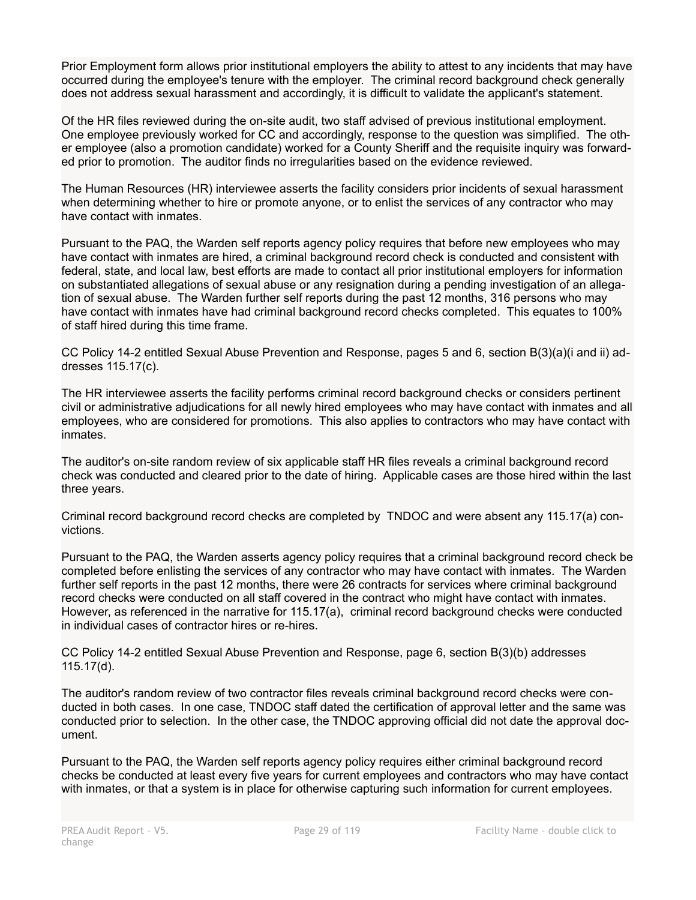Prior Employment form allows prior institutional employers the ability to attest to any incidents that may have occurred during the employee's tenure with the employer. The criminal record background check generally does not address sexual harassment and accordingly, it is difficult to validate the applicant's statement.

Of the HR files reviewed during the on-site audit, two staff advised of previous institutional employment. One employee previously worked for CC and accordingly, response to the question was simplified. The other employee (also a promotion candidate) worked for a County Sheriff and the requisite inquiry was forwarded prior to promotion. The auditor finds no irregularities based on the evidence reviewed.

The Human Resources (HR) interviewee asserts the facility considers prior incidents of sexual harassment when determining whether to hire or promote anyone, or to enlist the services of any contractor who may have contact with inmates.

Pursuant to the PAQ, the Warden self reports agency policy requires that before new employees who may have contact with inmates are hired, a criminal background record check is conducted and consistent with federal, state, and local law, best efforts are made to contact all prior institutional employers for information on substantiated allegations of sexual abuse or any resignation during a pending investigation of an allegation of sexual abuse. The Warden further self reports during the past 12 months, 316 persons who may have contact with inmates have had criminal background record checks completed. This equates to 100% of staff hired during this time frame.

CC Policy 14-2 entitled Sexual Abuse Prevention and Response, pages 5 and 6, section B(3)(a)(i and ii) addresses 115.17(c).

The HR interviewee asserts the facility performs criminal record background checks or considers pertinent civil or administrative adjudications for all newly hired employees who may have contact with inmates and all employees, who are considered for promotions. This also applies to contractors who may have contact with inmates.

The auditor's on-site random review of six applicable staff HR files reveals a criminal background record check was conducted and cleared prior to the date of hiring. Applicable cases are those hired within the last three years.

Criminal record background record checks are completed by TNDOC and were absent any 115.17(a) convictions.

Pursuant to the PAQ, the Warden asserts agency policy requires that a criminal background record check be completed before enlisting the services of any contractor who may have contact with inmates. The Warden further self reports in the past 12 months, there were 26 contracts for services where criminal background record checks were conducted on all staff covered in the contract who might have contact with inmates. However, as referenced in the narrative for 115.17(a), criminal record background checks were conducted in individual cases of contractor hires or re-hires.

CC Policy 14-2 entitled Sexual Abuse Prevention and Response, page 6, section B(3)(b) addresses 115.17(d).

The auditor's random review of two contractor files reveals criminal background record checks were conducted in both cases. In one case, TNDOC staff dated the certification of approval letter and the same was conducted prior to selection. In the other case, the TNDOC approving official did not date the approval document.

Pursuant to the PAQ, the Warden self reports agency policy requires either criminal background record checks be conducted at least every five years for current employees and contractors who may have contact with inmates, or that a system is in place for otherwise capturing such information for current employees.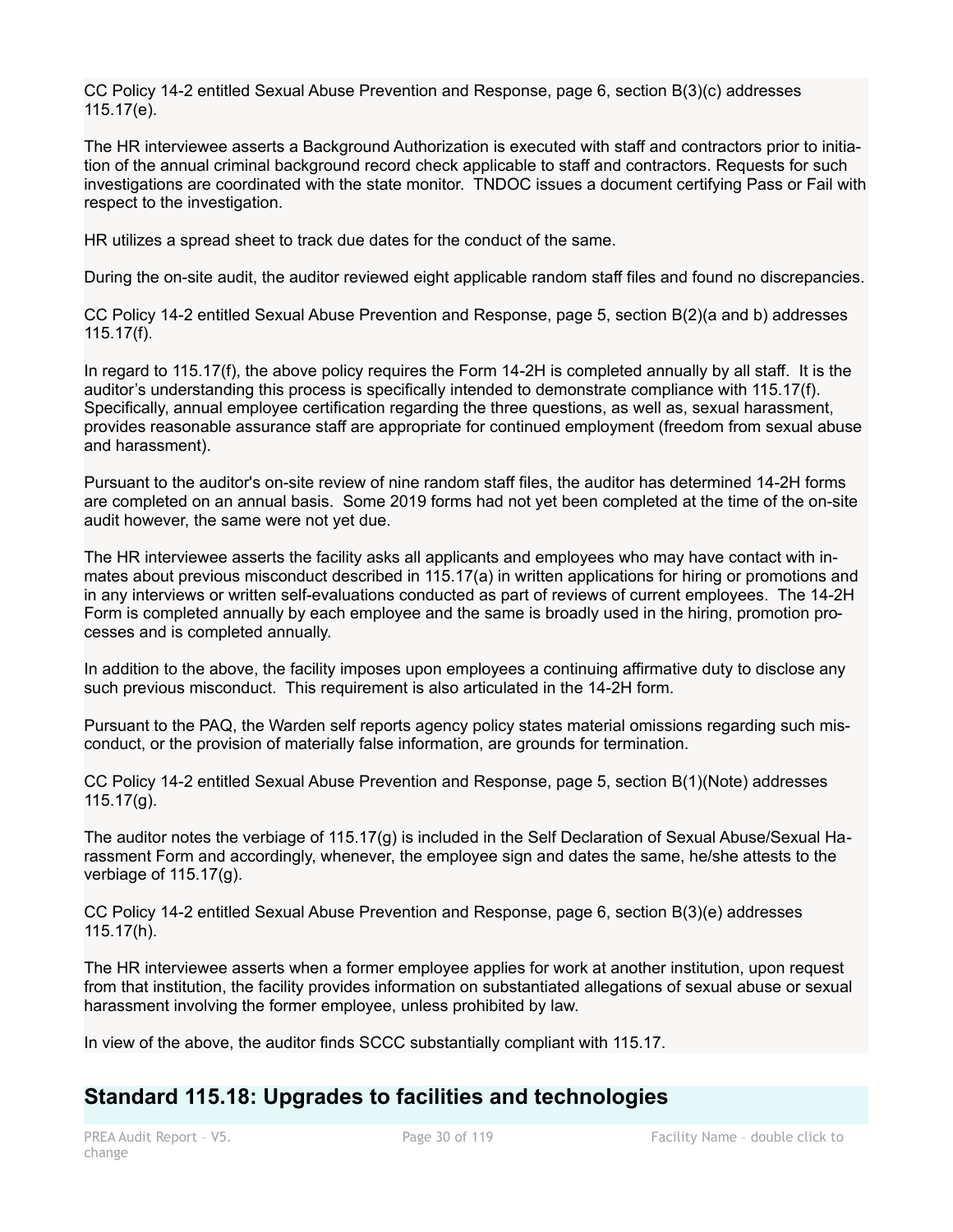CC Policy 14-2 entitled Sexual Abuse Prevention and Response, page 6, section B(3)(c) addresses 115.17(e).

The HR interviewee asserts a Background Authorization is executed with staff and contractors prior to initiation of the annual criminal background record check applicable to staff and contractors. Requests for such investigations are coordinated with the state monitor. TNDOC issues a document certifying Pass or Fail with respect to the investigation.

HR utilizes a spread sheet to track due dates for the conduct of the same.

During the on-site audit, the auditor reviewed eight applicable random staff files and found no discrepancies.

CC Policy 14-2 entitled Sexual Abuse Prevention and Response, page 5, section B(2)(a and b) addresses 115.17(f).

In regard to 115.17(f), the above policy requires the Form 14-2H is completed annually by all staff. It is the auditor's understanding this process is specifically intended to demonstrate compliance with 115.17(f). Specifically, annual employee certification regarding the three questions, as well as, sexual harassment, provides reasonable assurance staff are appropriate for continued employment (freedom from sexual abuse and harassment).

Pursuant to the auditor's on-site review of nine random staff files, the auditor has determined 14-2H forms are completed on an annual basis. Some 2019 forms had not yet been completed at the time of the on-site audit however, the same were not yet due.

The HR interviewee asserts the facility asks all applicants and employees who may have contact with inmates about previous misconduct described in 115.17(a) in written applications for hiring or promotions and in any interviews or written self-evaluations conducted as part of reviews of current employees. The 14-2H Form is completed annually by each employee and the same is broadly used in the hiring, promotion processes and is completed annually.

In addition to the above, the facility imposes upon employees a continuing affirmative duty to disclose any such previous misconduct. This requirement is also articulated in the 14-2H form.

Pursuant to the PAQ, the Warden self reports agency policy states material omissions regarding such misconduct, or the provision of materially false information, are grounds for termination.

CC Policy 14-2 entitled Sexual Abuse Prevention and Response, page 5, section B(1)(Note) addresses 115.17(g).

The auditor notes the verbiage of 115.17(g) is included in the Self Declaration of Sexual Abuse/Sexual Harassment Form and accordingly, whenever, the employee sign and dates the same, he/she attests to the verbiage of 115.17(g).

CC Policy 14-2 entitled Sexual Abuse Prevention and Response, page 6, section B(3)(e) addresses 115.17(h).

The HR interviewee asserts when a former employee applies for work at another institution, upon request from that institution, the facility provides information on substantiated allegations of sexual abuse or sexual harassment involving the former employee, unless prohibited by law.

In view of the above, the auditor finds SCCC substantially compliant with 115.17.

## Standard 115.18: Upgrades to facilities and technologies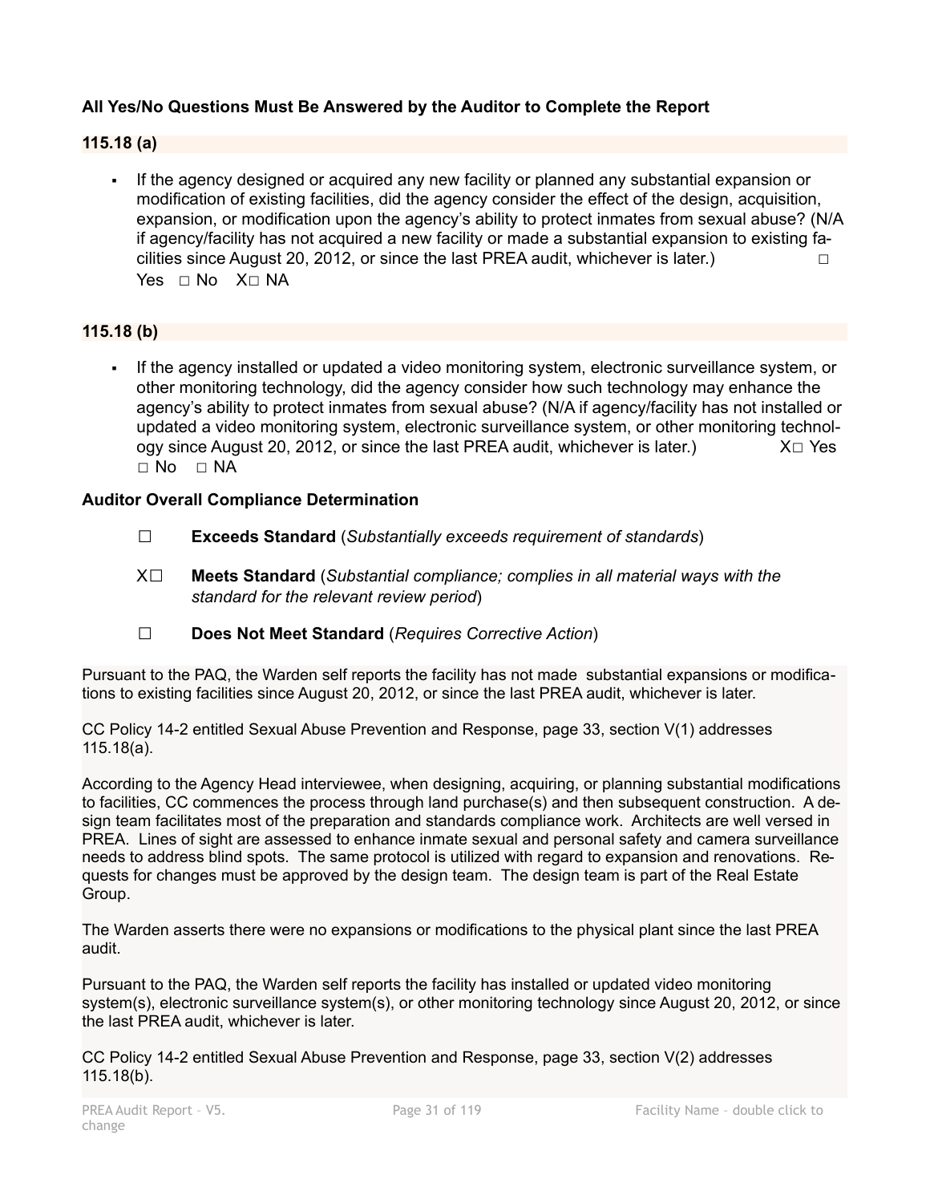**All Yes/No Questions Must Be Answered by the Auditor to Complete the Report**

**115.18 (a)**

- If the agency designed or acquired any new facility or planned any substantial expansion or modification of existing facilities, did the agency consider the effect of the design, acquisition, expansion, or modification upon the agency's ability to protect inmates from sexual abuse? (N/A if agency/facility has not acquired a new facility or made a substantial expansion to existing facilities since August 20, 2012, or since the last PREA audit, whichever is later.) ☐ Yes ☐ No X☐ NA

**115.18 (b)**

- If the agency installed or updated a video monitoring system, electronic surveillance system, or other monitoring technology, did the agency consider how such technology may enhance the agency's ability to protect inmates from sexual abuse? (N/A if agency/facility has not installed or updated a video monitoring system, electronic surveillance system, or other monitoring technology since August 20, 2012, or since the last PREA audit, whichever is later.) X☐ Yes ☐ No ☐ NA

**Auditor Overall Compliance Determination**

☐ **Exceeds Standard** (*Substantially exceeds requirement of standards*)

X☐ **Meets Standard** (*Substantial compliance; complies in all material ways with the standard for the relevant review period*)

☐ **Does Not Meet Standard** (*Requires Corrective Action*)

Pursuant to the PAQ, the Warden self reports the facility has not made substantial expansions or modifications to existing facilities since August 20, 2012, or since the last PREA audit, whichever is later.

CC Policy 14-2 entitled Sexual Abuse Prevention and Response, page 33, section V(1) addresses 115.18(a).

According to the Agency Head interviewee, when designing, acquiring, or planning substantial modifications to facilities, CC commences the process through land purchase(s) and then subsequent construction. A design team facilitates most of the preparation and standards compliance work. Architects are well versed in PREA. Lines of sight are assessed to enhance inmate sexual and personal safety and camera surveillance needs to address blind spots. The same protocol is utilized with regard to expansion and renovations. Requests for changes must be approved by the design team. The design team is part of the Real Estate Group.

The Warden asserts there were no expansions or modifications to the physical plant since the last PREA audit.

Pursuant to the PAQ, the Warden self reports the facility has installed or updated video monitoring system(s), electronic surveillance system(s), or other monitoring technology since August 20, 2012, or since the last PREA audit, whichever is later.

CC Policy 14-2 entitled Sexual Abuse Prevention and Response, page 33, section V(2) addresses 115.18(b).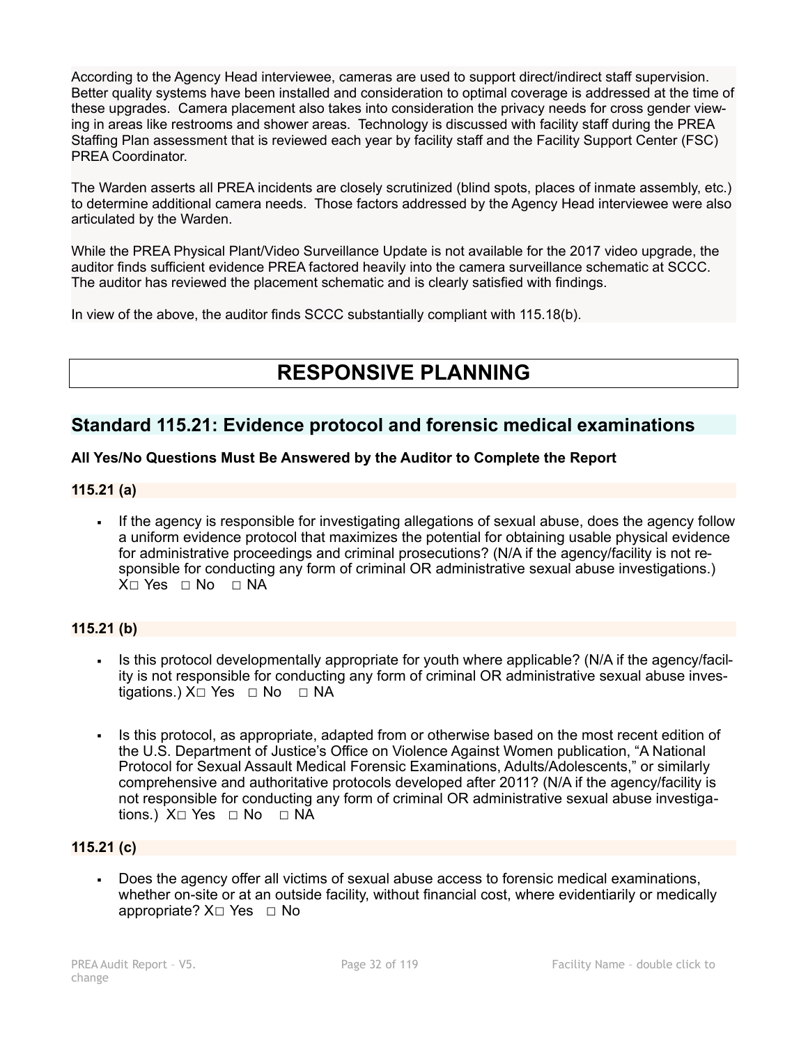According to the Agency Head interviewee, cameras are used to support direct/indirect staff supervision. Better quality systems have been installed and consideration to optimal coverage is addressed at the time of these upgrades. Camera placement also takes into consideration the privacy needs for cross gender viewing in areas like restrooms and shower areas. Technology is discussed with facility staff during the PREA Staffing Plan assessment that is reviewed each year by facility staff and the Facility Support Center (FSC) PREA Coordinator.

The Warden asserts all PREA incidents are closely scrutinized (blind spots, places of inmate assembly, etc.) to determine additional camera needs. Those factors addressed by the Agency Head interviewee were also articulated by the Warden.

While the PREA Physical Plant/Video Surveillance Update is not available for the 2017 video upgrade, the auditor finds sufficient evidence PREA factored heavily into the camera surveillance schematic at SCCC. The auditor has reviewed the placement schematic and is clearly satisfied with findings.

In view of the above, the auditor finds SCCC substantially compliant with 115.18(b).

# RESPONSIVE PLANNING

## Standard 115.21: Evidence protocol and forensic medical examinations

**All Yes/No Questions Must Be Answered by the Auditor to Complete the Report**

**115.21 (a)**

- If the agency is responsible for investigating allegations of sexual abuse, does the agency follow a uniform evidence protocol that maximizes the potential for obtaining usable physical evidence for administrative proceedings and criminal prosecutions? (N/A if the agency/facility is not responsible for conducting any form of criminal OR administrative sexual abuse investigations.) X□ Yes □ No □ NA

**115.21 (b)**

- Is this protocol developmentally appropriate for youth where applicable? (N/A if the agency/facility is not responsible for conducting any form of criminal OR administrative sexual abuse investigations.) X□ Yes □ No □ NA
- Is this protocol, as appropriate, adapted from or otherwise based on the most recent edition of the U.S. Department of Justice's Office on Violence Against Women publication, "A National Protocol for Sexual Assault Medical Forensic Examinations, Adults/Adolescents," or similarly comprehensive and authoritative protocols developed after 2011? (N/A if the agency/facility is not responsible for conducting any form of criminal OR administrative sexual abuse investigations.) X□ Yes □ No □ NA

**115.21 (c)**

- Does the agency offer all victims of sexual abuse access to forensic medical examinations, whether on-site or at an outside facility, without financial cost, where evidentiarily or medically appropriate? X□ Yes □ No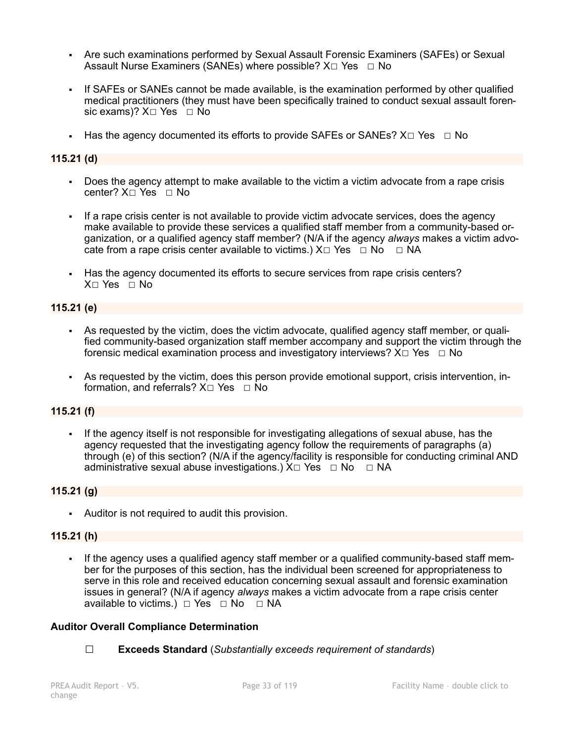- Are such examinations performed by Sexual Assault Forensic Examiners (SAFEs) or Sexual Assault Nurse Examiners (SANEs) where possible? X□ Yes □ No

- If SAFEs or SANEs cannot be made available, is the examination performed by other qualified medical practitioners (they must have been specifically trained to conduct sexual assault forensic exams)? X□ Yes □ No

- Has the agency documented its efforts to provide SAFEs or SANEs? X□ Yes □ No

**115.21 (d)**

- Does the agency attempt to make available to the victim a victim advocate from a rape crisis center? X□ Yes □ No

- If a rape crisis center is not available to provide victim advocate services, does the agency make available to provide these services a qualified staff member from a community-based organization, or a qualified agency staff member? (N/A if the agency *always* makes a victim advocate from a rape crisis center available to victims.) X□ Yes □ No □ NA

- Has the agency documented its efforts to secure services from rape crisis centers? X□ Yes □ No

**115.21 (e)**

- As requested by the victim, does the victim advocate, qualified agency staff member, or qualified community-based organization staff member accompany and support the victim through the forensic medical examination process and investigatory interviews? X□ Yes □ No

- As requested by the victim, does this person provide emotional support, crisis intervention, information, and referrals? X□ Yes □ No

**115.21 (f)**

- If the agency itself is not responsible for investigating allegations of sexual abuse, has the agency requested that the investigating agency follow the requirements of paragraphs (a) through (e) of this section? (N/A if the agency/facility is responsible for conducting criminal AND administrative sexual abuse investigations.) X□ Yes □ No □ NA

**115.21 (g)**

- Auditor is not required to audit this provision.

**115.21 (h)**

- If the agency uses a qualified agency staff member or a qualified community-based staff member for the purposes of this section, has the individual been screened for appropriateness to serve in this role and received education concerning sexual assault and forensic examination issues in general? (N/A if agency *always* makes a victim advocate from a rape crisis center available to victims.) □ Yes □ No □ NA

**Auditor Overall Compliance Determination**

☐ **Exceeds Standard** (*Substantially exceeds requirement of standards*)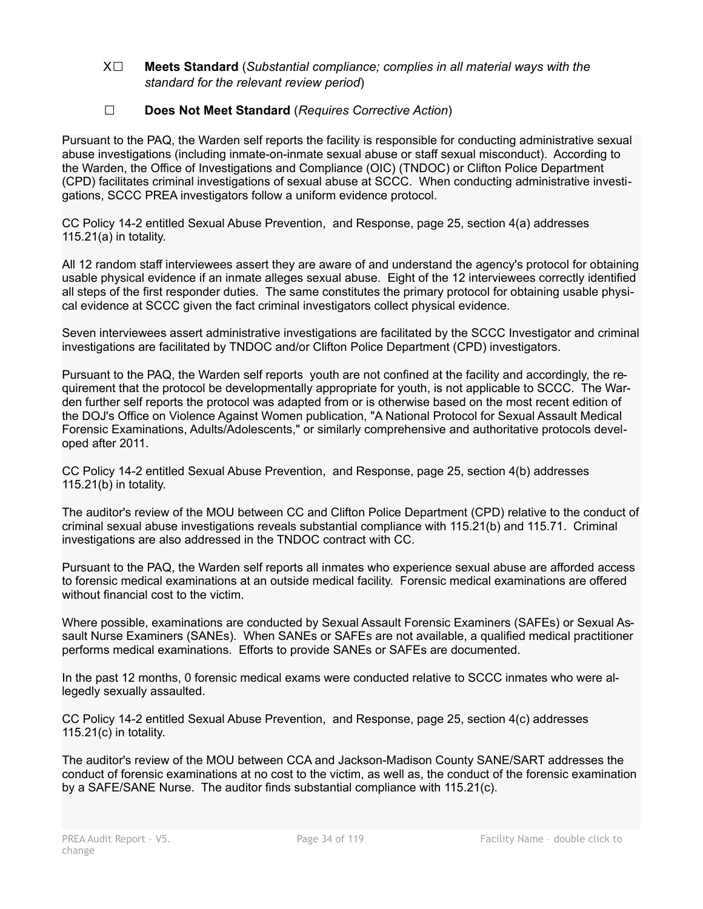X☐ **Meets Standard** (*Substantial compliance; complies in all material ways with the standard for the relevant review period*)

☐ **Does Not Meet Standard** (*Requires Corrective Action*)

Pursuant to the PAQ, the Warden self reports the facility is responsible for conducting administrative sexual abuse investigations (including inmate-on-inmate sexual abuse or staff sexual misconduct). According to the Warden, the Office of Investigations and Compliance (OIC) (TNDOC) or Clifton Police Department (CPD) facilitates criminal investigations of sexual abuse at SCCC. When conducting administrative investigations, SCCC PREA investigators follow a uniform evidence protocol.

CC Policy 14-2 entitled Sexual Abuse Prevention, and Response, page 25, section 4(a) addresses 115.21(a) in totality.

All 12 random staff interviewees assert they are aware of and understand the agency's protocol for obtaining usable physical evidence if an inmate alleges sexual abuse. Eight of the 12 interviewees correctly identified all steps of the first responder duties. The same constitutes the primary protocol for obtaining usable physical evidence at SCCC given the fact criminal investigators collect physical evidence.

Seven interviewees assert administrative investigations are facilitated by the SCCC Investigator and criminal investigations are facilitated by TNDOC and/or Clifton Police Department (CPD) investigators.

Pursuant to the PAQ, the Warden self reports youth are not confined at the facility and accordingly, the requirement that the protocol be developmentally appropriate for youth, is not applicable to SCCC. The Warden further self reports the protocol was adapted from or is otherwise based on the most recent edition of the DOJ's Office on Violence Against Women publication, "A National Protocol for Sexual Assault Medical Forensic Examinations, Adults/Adolescents," or similarly comprehensive and authoritative protocols developed after 2011.

CC Policy 14-2 entitled Sexual Abuse Prevention, and Response, page 25, section 4(b) addresses 115.21(b) in totality.

The auditor's review of the MOU between CC and Clifton Police Department (CPD) relative to the conduct of criminal sexual abuse investigations reveals substantial compliance with 115.21(b) and 115.71. Criminal investigations are also addressed in the TNDOC contract with CC.

Pursuant to the PAQ, the Warden self reports all inmates who experience sexual abuse are afforded access to forensic medical examinations at an outside medical facility. Forensic medical examinations are offered without financial cost to the victim.

Where possible, examinations are conducted by Sexual Assault Forensic Examiners (SAFEs) or Sexual Assault Nurse Examiners (SANEs). When SANEs or SAFEs are not available, a qualified medical practitioner performs medical examinations. Efforts to provide SANEs or SAFEs are documented.

In the past 12 months, 0 forensic medical exams were conducted relative to SCCC inmates who were allegedly sexually assaulted.

CC Policy 14-2 entitled Sexual Abuse Prevention, and Response, page 25, section 4(c) addresses 115.21(c) in totality.

The auditor's review of the MOU between CCA and Jackson-Madison County SANE/SART addresses the conduct of forensic examinations at no cost to the victim, as well as, the conduct of the forensic examination by a SAFE/SANE Nurse. The auditor finds substantial compliance with 115.21(c).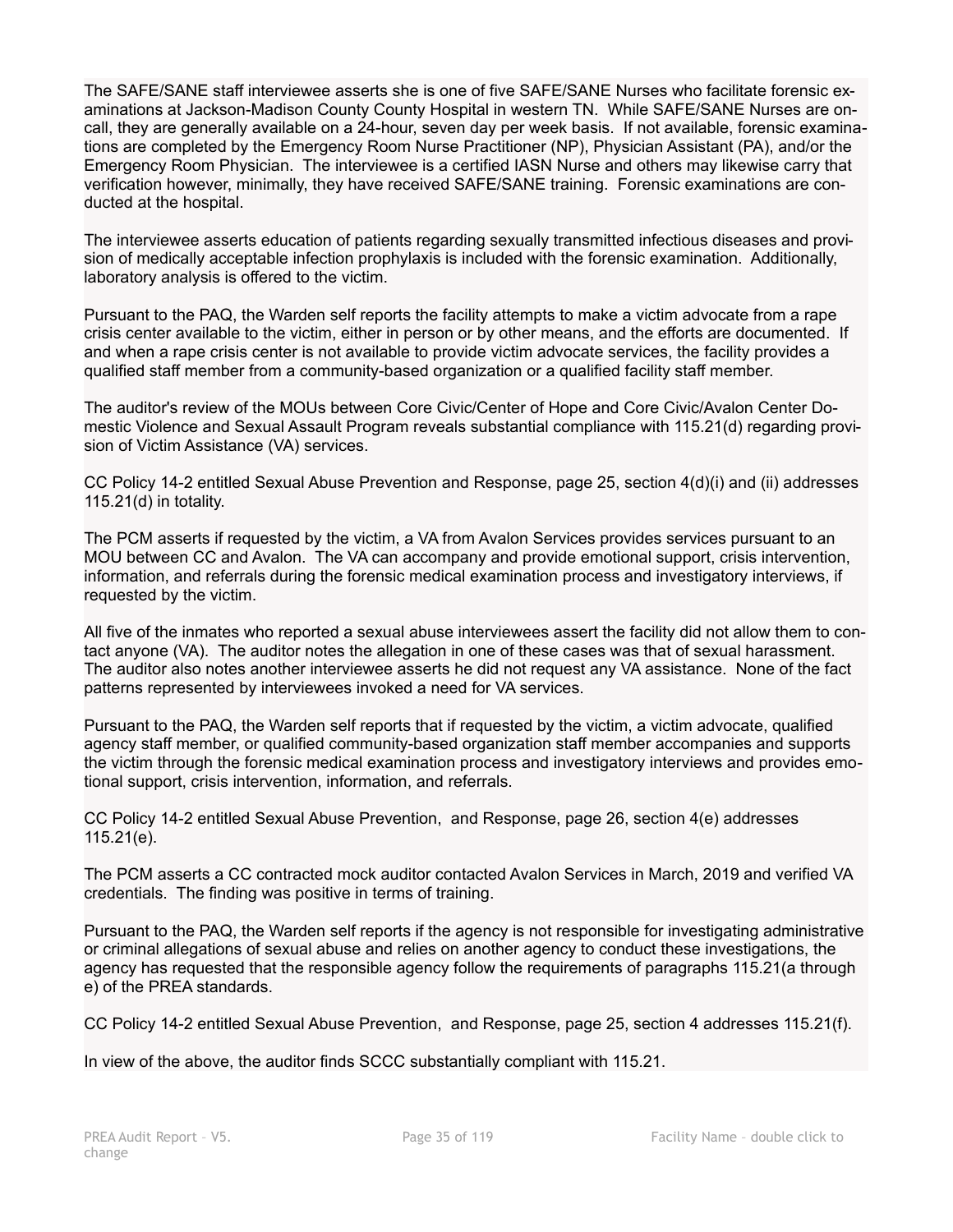The SAFE/SANE staff interviewee asserts she is one of five SAFE/SANE Nurses who facilitate forensic examinations at Jackson-Madison County County Hospital in western TN. While SAFE/SANE Nurses are on-call, they are generally available on a 24-hour, seven day per week basis. If not available, forensic examinations are completed by the Emergency Room Nurse Practitioner (NP), Physician Assistant (PA), and/or the Emergency Room Physician. The interviewee is a certified IASN Nurse and others may likewise carry that verification however, minimally, they have received SAFE/SANE training. Forensic examinations are conducted at the hospital.

The interviewee asserts education of patients regarding sexually transmitted infectious diseases and provision of medically acceptable infection prophylaxis is included with the forensic examination. Additionally, laboratory analysis is offered to the victim.

Pursuant to the PAQ, the Warden self reports the facility attempts to make a victim advocate from a rape crisis center available to the victim, either in person or by other means, and the efforts are documented. If and when a rape crisis center is not available to provide victim advocate services, the facility provides a qualified staff member from a community-based organization or a qualified facility staff member.

The auditor's review of the MOUs between Core Civic/Center of Hope and Core Civic/Avalon Center Domestic Violence and Sexual Assault Program reveals substantial compliance with 115.21(d) regarding provision of Victim Assistance (VA) services.

CC Policy 14-2 entitled Sexual Abuse Prevention and Response, page 25, section 4(d)(i) and (ii) addresses 115.21(d) in totality.

The PCM asserts if requested by the victim, a VA from Avalon Services provides services pursuant to an MOU between CC and Avalon. The VA can accompany and provide emotional support, crisis intervention, information, and referrals during the forensic medical examination process and investigatory interviews, if requested by the victim.

All five of the inmates who reported a sexual abuse interviewees assert the facility did not allow them to contact anyone (VA). The auditor notes the allegation in one of these cases was that of sexual harassment. The auditor also notes another interviewee asserts he did not request any VA assistance. None of the fact patterns represented by interviewees invoked a need for VA services.

Pursuant to the PAQ, the Warden self reports that if requested by the victim, a victim advocate, qualified agency staff member, or qualified community-based organization staff member accompanies and supports the victim through the forensic medical examination process and investigatory interviews and provides emotional support, crisis intervention, information, and referrals.

CC Policy 14-2 entitled Sexual Abuse Prevention, and Response, page 26, section 4(e) addresses 115.21(e).

The PCM asserts a CC contracted mock auditor contacted Avalon Services in March, 2019 and verified VA credentials. The finding was positive in terms of training.

Pursuant to the PAQ, the Warden self reports if the agency is not responsible for investigating administrative or criminal allegations of sexual abuse and relies on another agency to conduct these investigations, the agency has requested that the responsible agency follow the requirements of paragraphs 115.21(a through e) of the PREA standards.

CC Policy 14-2 entitled Sexual Abuse Prevention, and Response, page 25, section 4 addresses 115.21(f).

In view of the above, the auditor finds SCCC substantially compliant with 115.21.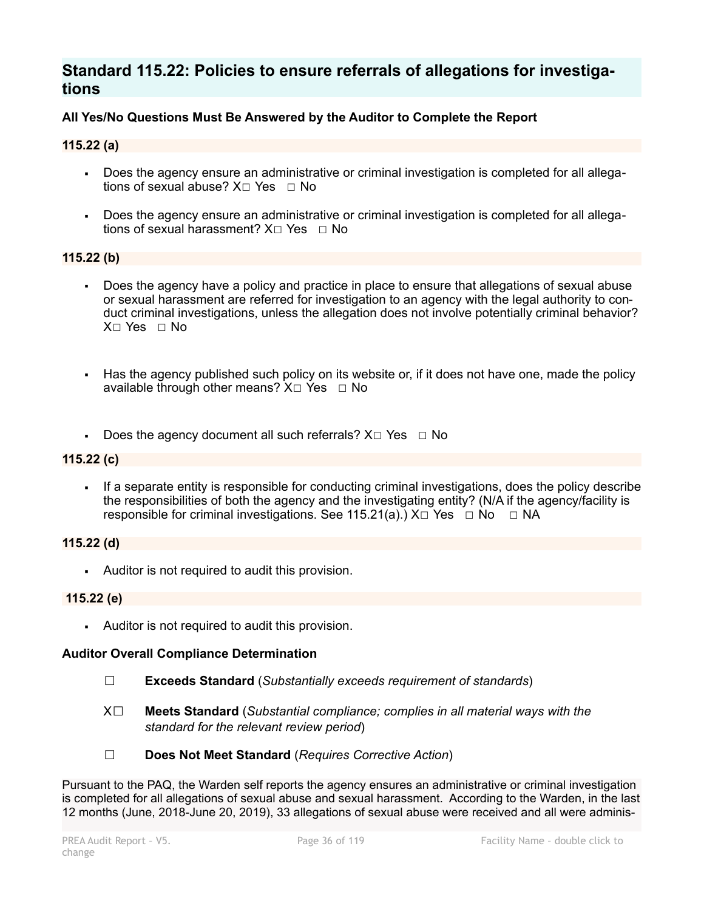## Standard 115.22: Policies to ensure referrals of allegations for investigations

**All Yes/No Questions Must Be Answered by the Auditor to Complete the Report**

**115.22 (a)**

- Does the agency ensure an administrative or criminal investigation is completed for all allegations of sexual abuse? X☐ Yes ☐ No
- Does the agency ensure an administrative or criminal investigation is completed for all allegations of sexual harassment? X☐ Yes ☐ No

**115.22 (b)**

- Does the agency have a policy and practice in place to ensure that allegations of sexual abuse or sexual harassment are referred for investigation to an agency with the legal authority to conduct criminal investigations, unless the allegation does not involve potentially criminal behavior? X☐ Yes ☐ No
- Has the agency published such policy on its website or, if it does not have one, made the policy available through other means? X☐ Yes ☐ No
- Does the agency document all such referrals? X☐ Yes ☐ No

**115.22 (c)**

- If a separate entity is responsible for conducting criminal investigations, does the policy describe the responsibilities of both the agency and the investigating entity? (N/A if the agency/facility is responsible for criminal investigations. See 115.21(a).) X☐ Yes ☐ No ☐ NA

**115.22 (d)**

- Auditor is not required to audit this provision.

**115.22 (e)**

- Auditor is not required to audit this provision.

**Auditor Overall Compliance Determination**

☐ **Exceeds Standard** (*Substantially exceeds requirement of standards*)

X☐ **Meets Standard** (*Substantial compliance; complies in all material ways with the standard for the relevant review period*)

☐ **Does Not Meet Standard** (*Requires Corrective Action*)

Pursuant to the PAQ, the Warden self reports the agency ensures an administrative or criminal investigation is completed for all allegations of sexual abuse and sexual harassment. According to the Warden, in the last 12 months (June, 2018-June 20, 2019), 33 allegations of sexual abuse were received and all were adminis-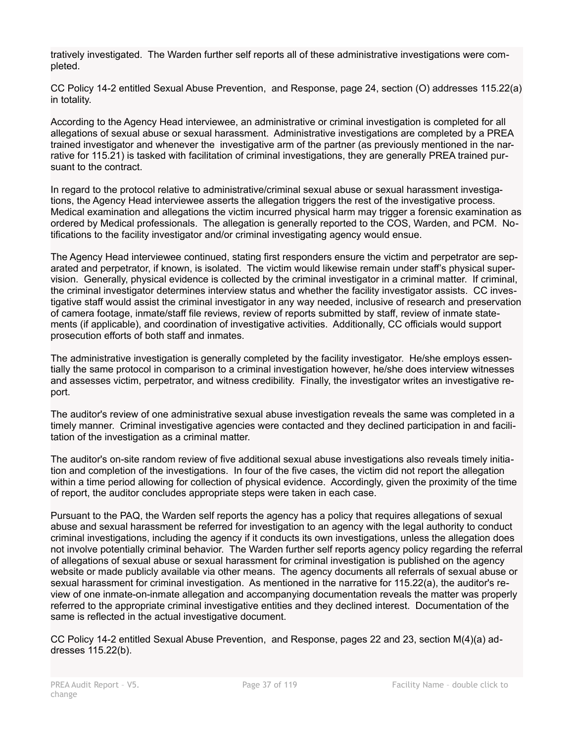tratively investigated. The Warden further self reports all of these administrative investigations were completed.

CC Policy 14-2 entitled Sexual Abuse Prevention, and Response, page 24, section (O) addresses 115.22(a) in totality.

According to the Agency Head interviewee, an administrative or criminal investigation is completed for all allegations of sexual abuse or sexual harassment. Administrative investigations are completed by a PREA trained investigator and whenever the investigative arm of the partner (as previously mentioned in the narrative for 115.21) is tasked with facilitation of criminal investigations, they are generally PREA trained pursuant to the contract.

In regard to the protocol relative to administrative/criminal sexual abuse or sexual harassment investigations, the Agency Head interviewee asserts the allegation triggers the rest of the investigative process. Medical examination and allegations the victim incurred physical harm may trigger a forensic examination as ordered by Medical professionals. The allegation is generally reported to the COS, Warden, and PCM. Notifications to the facility investigator and/or criminal investigating agency would ensue.

The Agency Head interviewee continued, stating first responders ensure the victim and perpetrator are separated and perpetrator, if known, is isolated. The victim would likewise remain under staff's physical supervision. Generally, physical evidence is collected by the criminal investigator in a criminal matter. If criminal, the criminal investigator determines interview status and whether the facility investigator assists. CC investigative staff would assist the criminal investigator in any way needed, inclusive of research and preservation of camera footage, inmate/staff file reviews, review of reports submitted by staff, review of inmate statements (if applicable), and coordination of investigative activities. Additionally, CC officials would support prosecution efforts of both staff and inmates.

The administrative investigation is generally completed by the facility investigator. He/she employs essentially the same protocol in comparison to a criminal investigation however, he/she does interview witnesses and assesses victim, perpetrator, and witness credibility. Finally, the investigator writes an investigative report.

The auditor's review of one administrative sexual abuse investigation reveals the same was completed in a timely manner. Criminal investigative agencies were contacted and they declined participation in and facilitation of the investigation as a criminal matter.

The auditor's on-site random review of five additional sexual abuse investigations also reveals timely initiation and completion of the investigations. In four of the five cases, the victim did not report the allegation within a time period allowing for collection of physical evidence. Accordingly, given the proximity of the time of report, the auditor concludes appropriate steps were taken in each case.

Pursuant to the PAQ, the Warden self reports the agency has a policy that requires allegations of sexual abuse and sexual harassment be referred for investigation to an agency with the legal authority to conduct criminal investigations, including the agency if it conducts its own investigations, unless the allegation does not involve potentially criminal behavior. The Warden further self reports agency policy regarding the referral of allegations of sexual abuse or sexual harassment for criminal investigation is published on the agency website or made publicly available via other means. The agency documents all referrals of sexual abuse or sexual harassment for criminal investigation. As mentioned in the narrative for 115.22(a), the auditor's review of one inmate-on-inmate allegation and accompanying documentation reveals the matter was properly referred to the appropriate criminal investigative entities and they declined interest. Documentation of the same is reflected in the actual investigative document.

CC Policy 14-2 entitled Sexual Abuse Prevention, and Response, pages 22 and 23, section M(4)(a) addresses 115.22(b).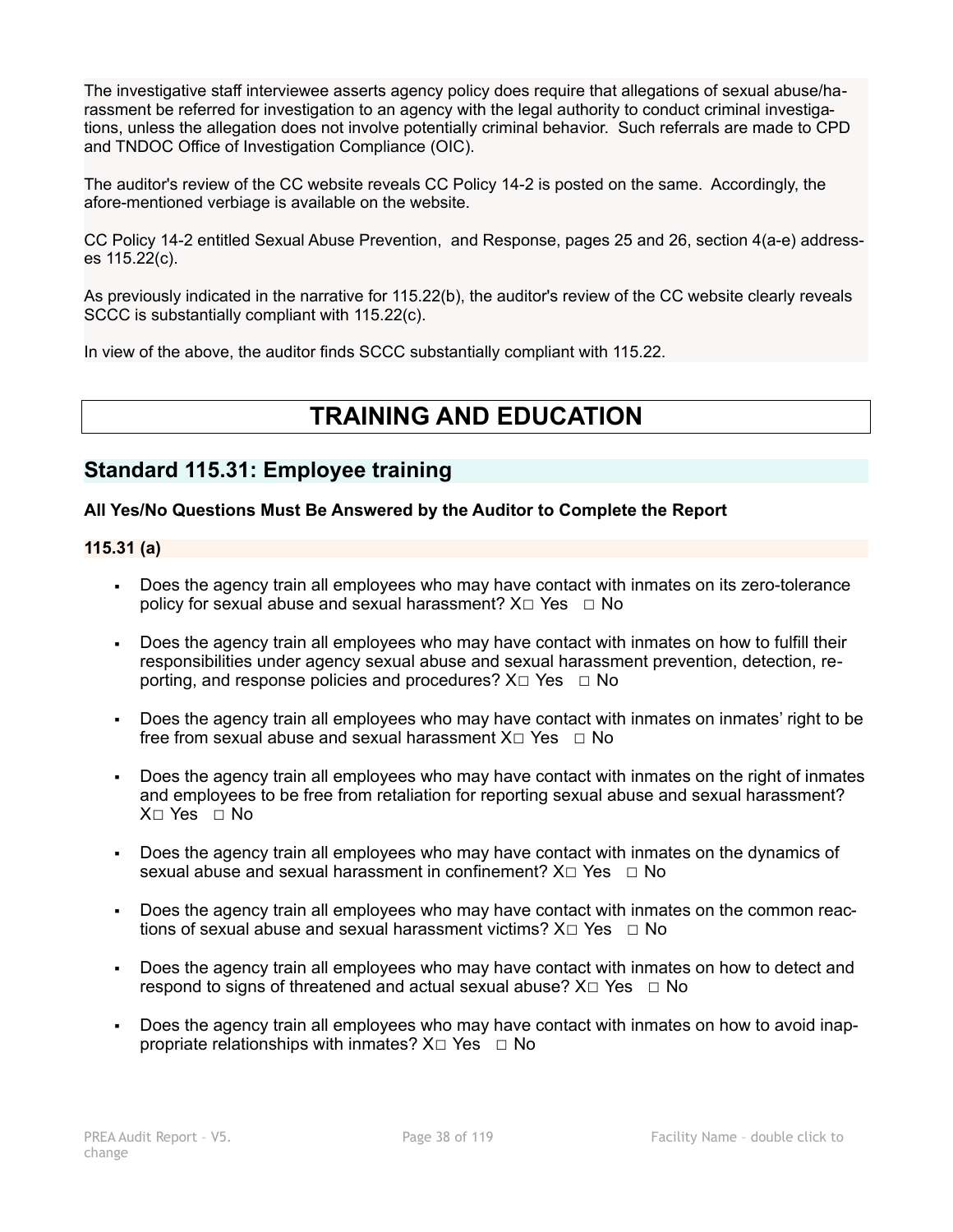The investigative staff interviewee asserts agency policy does require that allegations of sexual abuse/harassment be referred for investigation to an agency with the legal authority to conduct criminal investigations, unless the allegation does not involve potentially criminal behavior. Such referrals are made to CPD and TNDOC Office of Investigation Compliance (OIC).

The auditor's review of the CC website reveals CC Policy 14-2 is posted on the same. Accordingly, the afore-mentioned verbiage is available on the website.

CC Policy 14-2 entitled Sexual Abuse Prevention, and Response, pages 25 and 26, section 4(a-e) addresses 115.22(c).

As previously indicated in the narrative for 115.22(b), the auditor's review of the CC website clearly reveals SCCC is substantially compliant with 115.22(c).

In view of the above, the auditor finds SCCC substantially compliant with 115.22.

# TRAINING AND EDUCATION

## Standard 115.31: Employee training

**All Yes/No Questions Must Be Answered by the Auditor to Complete the Report**

### 115.31 (a)

- Does the agency train all employees who may have contact with inmates on its zero-tolerance policy for sexual abuse and sexual harassment? X□ Yes □ No
- Does the agency train all employees who may have contact with inmates on how to fulfill their responsibilities under agency sexual abuse and sexual harassment prevention, detection, reporting, and response policies and procedures? X□ Yes □ No
- Does the agency train all employees who may have contact with inmates on inmates' right to be free from sexual abuse and sexual harassment X□ Yes □ No
- Does the agency train all employees who may have contact with inmates on the right of inmates and employees to be free from retaliation for reporting sexual abuse and sexual harassment? X□ Yes □ No
- Does the agency train all employees who may have contact with inmates on the dynamics of sexual abuse and sexual harassment in confinement? X□ Yes □ No
- Does the agency train all employees who may have contact with inmates on the common reactions of sexual abuse and sexual harassment victims? X□ Yes □ No
- Does the agency train all employees who may have contact with inmates on how to detect and respond to signs of threatened and actual sexual abuse? X□ Yes □ No
- Does the agency train all employees who may have contact with inmates on how to avoid inappropriate relationships with inmates? X□ Yes □ No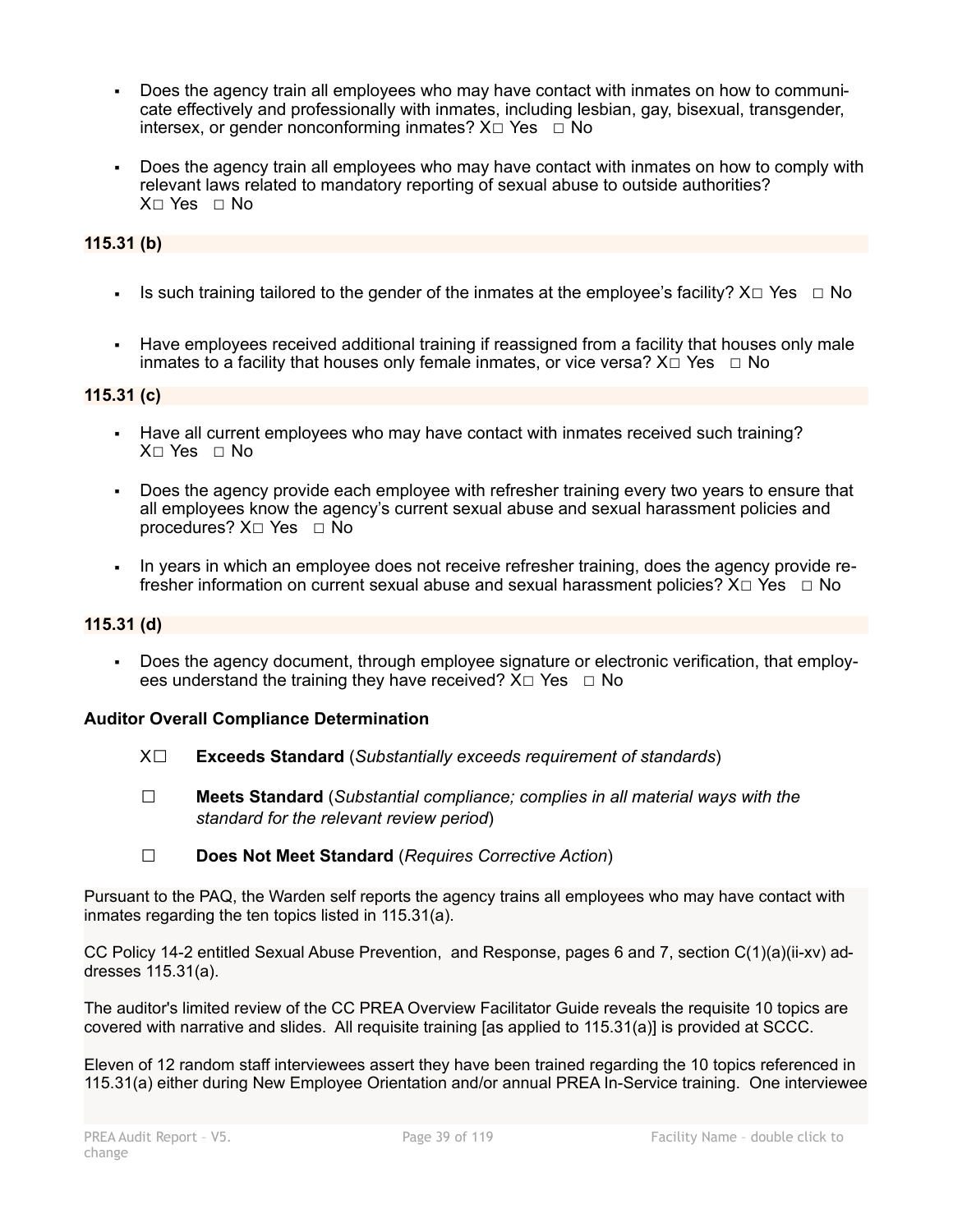- Does the agency train all employees who may have contact with inmates on how to communicate effectively and professionally with inmates, including lesbian, gay, bisexual, transgender, intersex, or gender nonconforming inmates? X□ Yes □ No

- Does the agency train all employees who may have contact with inmates on how to comply with relevant laws related to mandatory reporting of sexual abuse to outside authorities? X□ Yes □ No

**115.31 (b)**

- Is such training tailored to the gender of the inmates at the employee's facility? X□ Yes □ No

- Have employees received additional training if reassigned from a facility that houses only male inmates to a facility that houses only female inmates, or vice versa? X□ Yes □ No

**115.31 (c)**

- Have all current employees who may have contact with inmates received such training? X□ Yes □ No

- Does the agency provide each employee with refresher training every two years to ensure that all employees know the agency's current sexual abuse and sexual harassment policies and procedures? X□ Yes □ No

- In years in which an employee does not receive refresher training, does the agency provide refresher information on current sexual abuse and sexual harassment policies? X□ Yes □ No

**115.31 (d)**

- Does the agency document, through employee signature or electronic verification, that employees understand the training they have received? X□ Yes □ No

**Auditor Overall Compliance Determination**

X☐ **Exceeds Standard** (*Substantially exceeds requirement of standards*)

☐ **Meets Standard** (*Substantial compliance; complies in all material ways with the standard for the relevant review period*)

☐ **Does Not Meet Standard** (*Requires Corrective Action*)

Pursuant to the PAQ, the Warden self reports the agency trains all employees who may have contact with inmates regarding the ten topics listed in 115.31(a).

CC Policy 14-2 entitled Sexual Abuse Prevention, and Response, pages 6 and 7, section C(1)(a)(ii-xv) addresses 115.31(a).

The auditor's limited review of the CC PREA Overview Facilitator Guide reveals the requisite 10 topics are covered with narrative and slides. All requisite training [as applied to 115.31(a)] is provided at SCCC.

Eleven of 12 random staff interviewees assert they have been trained regarding the 10 topics referenced in 115.31(a) either during New Employee Orientation and/or annual PREA In-Service training. One interviewee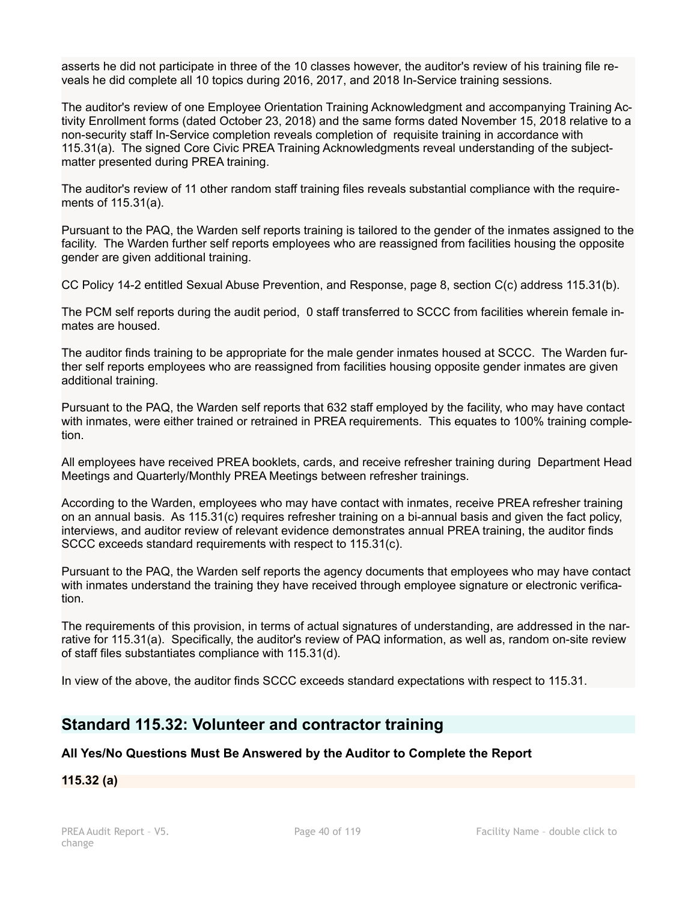asserts he did not participate in three of the 10 classes however, the auditor's review of his training file reveals he did complete all 10 topics during 2016, 2017, and 2018 In-Service training sessions.

The auditor's review of one Employee Orientation Training Acknowledgment and accompanying Training Activity Enrollment forms (dated October 23, 2018) and the same forms dated November 15, 2018 relative to a non-security staff In-Service completion reveals completion of requisite training in accordance with 115.31(a). The signed Core Civic PREA Training Acknowledgments reveal understanding of the subject-matter presented during PREA training.

The auditor's review of 11 other random staff training files reveals substantial compliance with the requirements of 115.31(a).

Pursuant to the PAQ, the Warden self reports training is tailored to the gender of the inmates assigned to the facility. The Warden further self reports employees who are reassigned from facilities housing the opposite gender are given additional training.

CC Policy 14-2 entitled Sexual Abuse Prevention, and Response, page 8, section C(c) address 115.31(b).

The PCM self reports during the audit period, 0 staff transferred to SCCC from facilities wherein female inmates are housed.

The auditor finds training to be appropriate for the male gender inmates housed at SCCC. The Warden further self reports employees who are reassigned from facilities housing opposite gender inmates are given additional training.

Pursuant to the PAQ, the Warden self reports that 632 staff employed by the facility, who may have contact with inmates, were either trained or retrained in PREA requirements. This equates to 100% training completion.

All employees have received PREA booklets, cards, and receive refresher training during Department Head Meetings and Quarterly/Monthly PREA Meetings between refresher trainings.

According to the Warden, employees who may have contact with inmates, receive PREA refresher training on an annual basis. As 115.31(c) requires refresher training on a bi-annual basis and given the fact policy, interviews, and auditor review of relevant evidence demonstrates annual PREA training, the auditor finds SCCC exceeds standard requirements with respect to 115.31(c).

Pursuant to the PAQ, the Warden self reports the agency documents that employees who may have contact with inmates understand the training they have received through employee signature or electronic verification.

The requirements of this provision, in terms of actual signatures of understanding, are addressed in the narrative for 115.31(a). Specifically, the auditor's review of PAQ information, as well as, random on-site review of staff files substantiates compliance with 115.31(d).

In view of the above, the auditor finds SCCC exceeds standard expectations with respect to 115.31.

## Standard 115.32: Volunteer and contractor training

**All Yes/No Questions Must Be Answered by the Auditor to Complete the Report**

**115.32 (a)**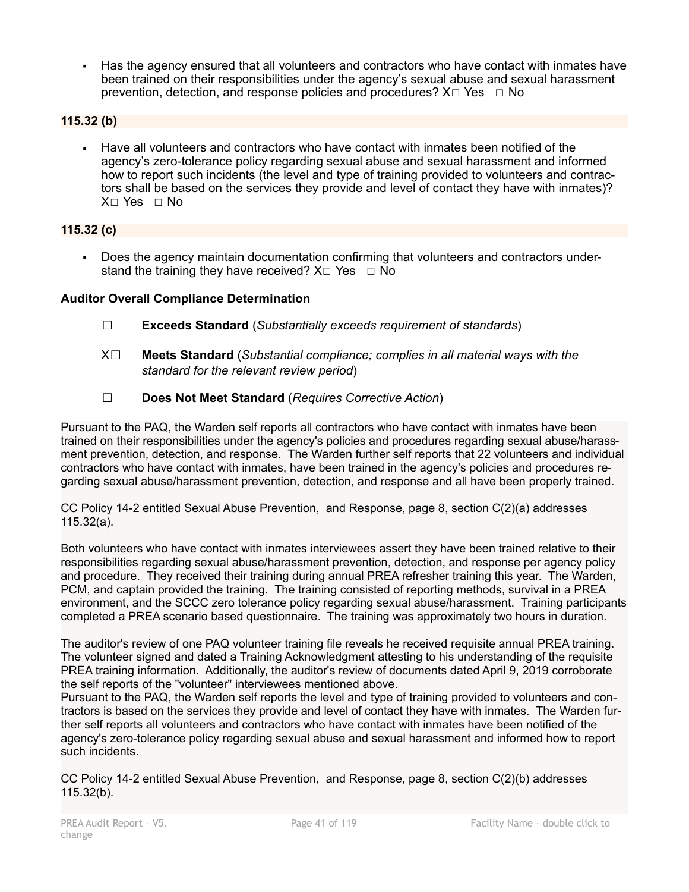- Has the agency ensured that all volunteers and contractors who have contact with inmates have been trained on their responsibilities under the agency's sexual abuse and sexual harassment prevention, detection, and response policies and procedures? X☐ Yes ☐ No

**115.32 (b)**

- Have all volunteers and contractors who have contact with inmates been notified of the agency's zero-tolerance policy regarding sexual abuse and sexual harassment and informed how to report such incidents (the level and type of training provided to volunteers and contractors shall be based on the services they provide and level of contact they have with inmates)? X☐ Yes ☐ No

**115.32 (c)**

- Does the agency maintain documentation confirming that volunteers and contractors understand the training they have received? X☐ Yes ☐ No

**Auditor Overall Compliance Determination**

☐ **Exceeds Standard** (*Substantially exceeds requirement of standards*)

X☐ **Meets Standard** (*Substantial compliance; complies in all material ways with the standard for the relevant review period*)

☐ **Does Not Meet Standard** (*Requires Corrective Action*)

Pursuant to the PAQ, the Warden self reports all contractors who have contact with inmates have been trained on their responsibilities under the agency's policies and procedures regarding sexual abuse/harassment prevention, detection, and response. The Warden further self reports that 22 volunteers and individual contractors who have contact with inmates, have been trained in the agency's policies and procedures regarding sexual abuse/harassment prevention, detection, and response and all have been properly trained.

CC Policy 14-2 entitled Sexual Abuse Prevention, and Response, page 8, section C(2)(a) addresses 115.32(a).

Both volunteers who have contact with inmates interviewees assert they have been trained relative to their responsibilities regarding sexual abuse/harassment prevention, detection, and response per agency policy and procedure. They received their training during annual PREA refresher training this year. The Warden, PCM, and captain provided the training. The training consisted of reporting methods, survival in a PREA environment, and the SCCC zero tolerance policy regarding sexual abuse/harassment. Training participants completed a PREA scenario based questionnaire. The training was approximately two hours in duration.

The auditor's review of one PAQ volunteer training file reveals he received requisite annual PREA training. The volunteer signed and dated a Training Acknowledgment attesting to his understanding of the requisite PREA training information. Additionally, the auditor's review of documents dated April 9, 2019 corroborate the self reports of the "volunteer" interviewees mentioned above.

Pursuant to the PAQ, the Warden self reports the level and type of training provided to volunteers and contractors is based on the services they provide and level of contact they have with inmates. The Warden further self reports all volunteers and contractors who have contact with inmates have been notified of the agency's zero-tolerance policy regarding sexual abuse and sexual harassment and informed how to report such incidents.

CC Policy 14-2 entitled Sexual Abuse Prevention, and Response, page 8, section C(2)(b) addresses 115.32(b).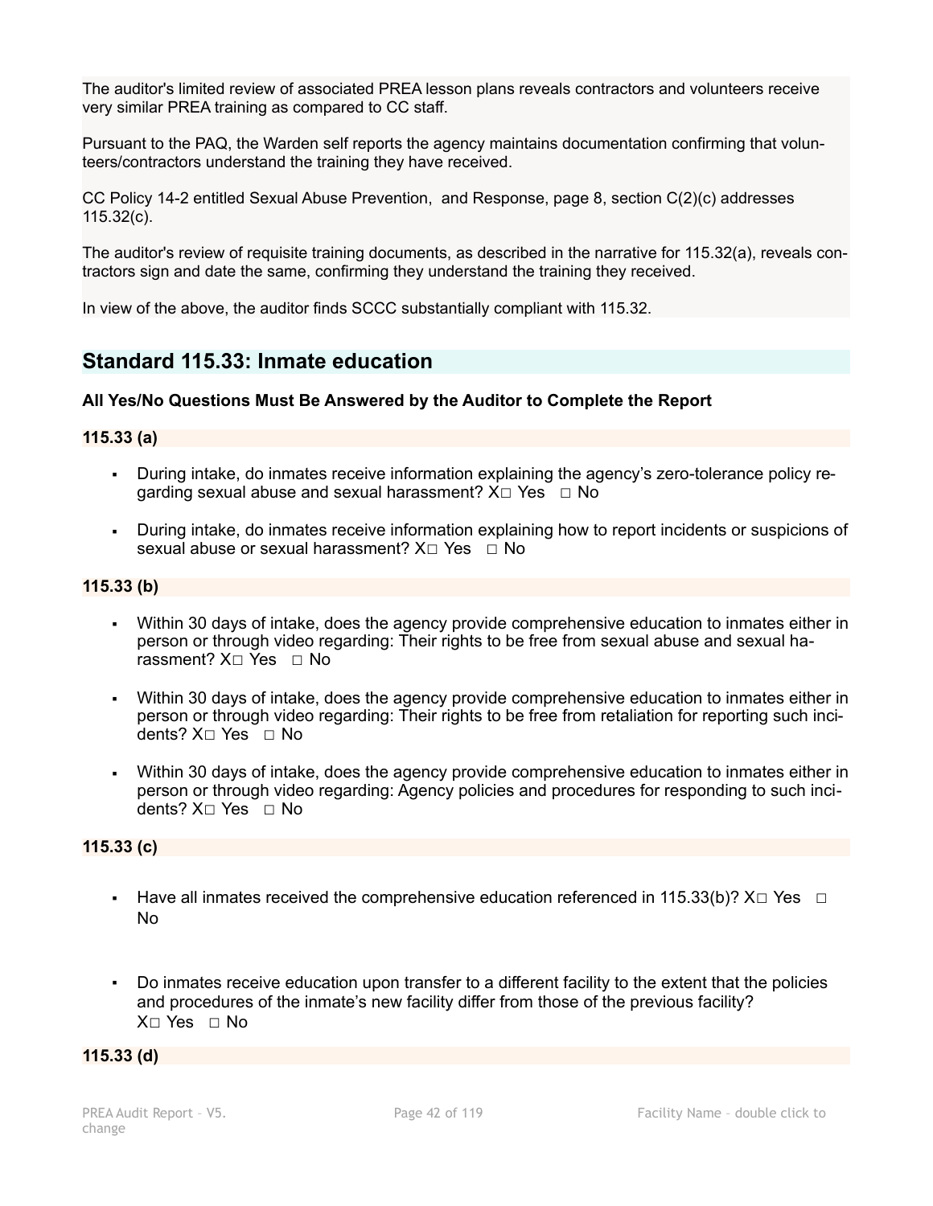The auditor's limited review of associated PREA lesson plans reveals contractors and volunteers receive very similar PREA training as compared to CC staff.

Pursuant to the PAQ, the Warden self reports the agency maintains documentation confirming that volunteers/contractors understand the training they have received.

CC Policy 14-2 entitled Sexual Abuse Prevention, and Response, page 8, section C(2)(c) addresses 115.32(c).

The auditor's review of requisite training documents, as described in the narrative for 115.32(a), reveals contractors sign and date the same, confirming they understand the training they received.

In view of the above, the auditor finds SCCC substantially compliant with 115.32.

## Standard 115.33: Inmate education

**All Yes/No Questions Must Be Answered by the Auditor to Complete the Report**

**115.33 (a)**

- During intake, do inmates receive information explaining the agency's zero-tolerance policy regarding sexual abuse and sexual harassment? X☐ Yes ☐ No
- During intake, do inmates receive information explaining how to report incidents or suspicions of sexual abuse or sexual harassment? X☐ Yes ☐ No

**115.33 (b)**

- Within 30 days of intake, does the agency provide comprehensive education to inmates either in person or through video regarding: Their rights to be free from sexual abuse and sexual harassment? X☐ Yes ☐ No
- Within 30 days of intake, does the agency provide comprehensive education to inmates either in person or through video regarding: Their rights to be free from retaliation for reporting such incidents? X☐ Yes ☐ No
- Within 30 days of intake, does the agency provide comprehensive education to inmates either in person or through video regarding: Agency policies and procedures for responding to such incidents? X☐ Yes ☐ No

**115.33 (c)**

- Have all inmates received the comprehensive education referenced in 115.33(b)? X☐ Yes ☐ No
- Do inmates receive education upon transfer to a different facility to the extent that the policies and procedures of the inmate's new facility differ from those of the previous facility? X☐ Yes ☐ No

**115.33 (d)**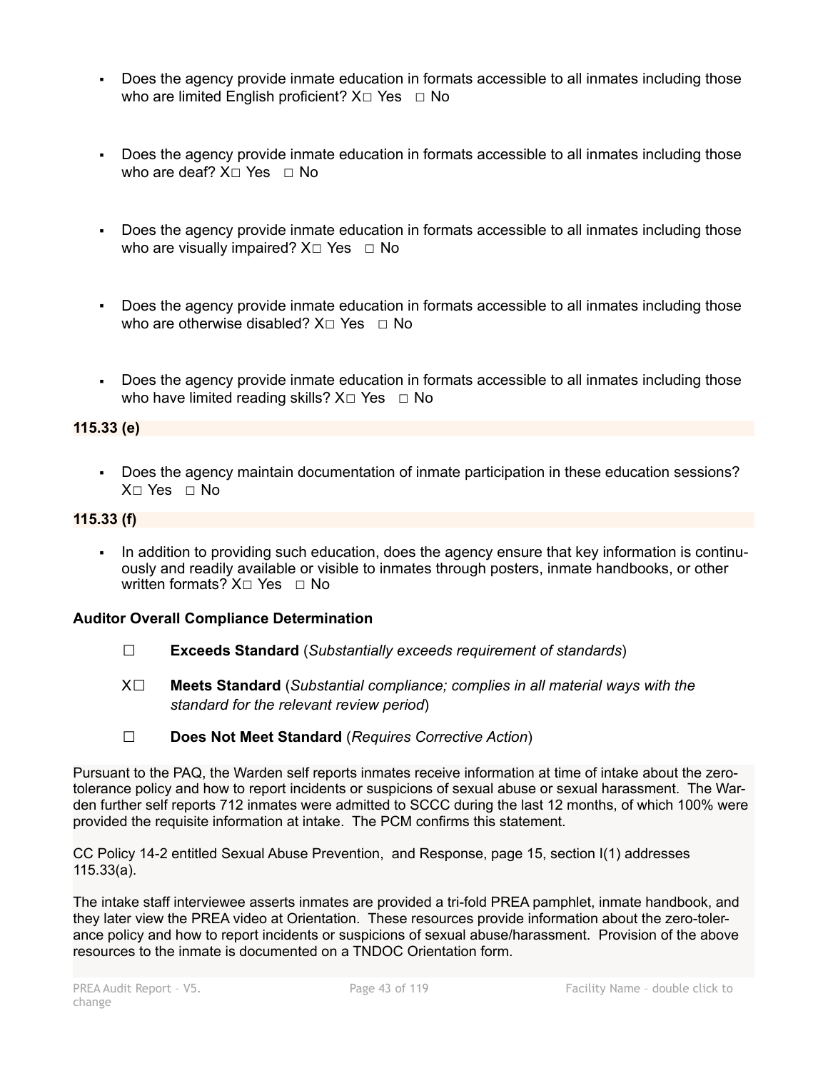- Does the agency provide inmate education in formats accessible to all inmates including those who are limited English proficient? X☐ Yes ☐ No

- Does the agency provide inmate education in formats accessible to all inmates including those who are deaf? X☐ Yes ☐ No

- Does the agency provide inmate education in formats accessible to all inmates including those who are visually impaired? X☐ Yes ☐ No

- Does the agency provide inmate education in formats accessible to all inmates including those who are otherwise disabled? X☐ Yes ☐ No

- Does the agency provide inmate education in formats accessible to all inmates including those who have limited reading skills? X☐ Yes ☐ No

**115.33 (e)**

- Does the agency maintain documentation of inmate participation in these education sessions? X☐ Yes ☐ No

**115.33 (f)**

- In addition to providing such education, does the agency ensure that key information is continuously and readily available or visible to inmates through posters, inmate handbooks, or other written formats? X☐ Yes ☐ No

**Auditor Overall Compliance Determination**

☐ **Exceeds Standard** (*Substantially exceeds requirement of standards*)

X☐ **Meets Standard** (*Substantial compliance; complies in all material ways with the standard for the relevant review period*)

☐ **Does Not Meet Standard** (*Requires Corrective Action*)

Pursuant to the PAQ, the Warden self reports inmates receive information at time of intake about the zero-tolerance policy and how to report incidents or suspicions of sexual abuse or sexual harassment. The Warden further self reports 712 inmates were admitted to SCCC during the last 12 months, of which 100% were provided the requisite information at intake. The PCM confirms this statement.

CC Policy 14-2 entitled Sexual Abuse Prevention, and Response, page 15, section I(1) addresses 115.33(a).

The intake staff interviewee asserts inmates are provided a tri-fold PREA pamphlet, inmate handbook, and they later view the PREA video at Orientation. These resources provide information about the zero-tolerance policy and how to report incidents or suspicions of sexual abuse/harassment. Provision of the above resources to the inmate is documented on a TNDOC Orientation form.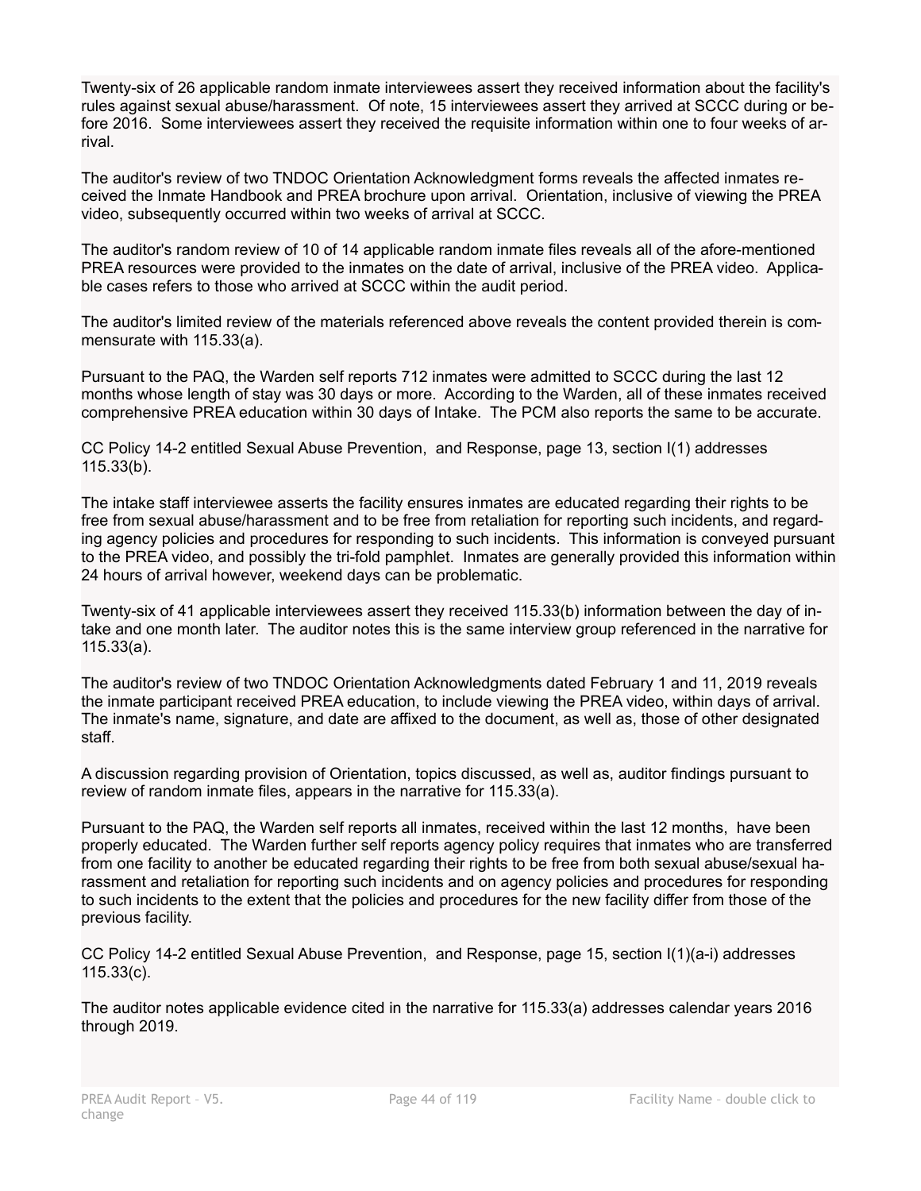Twenty-six of 26 applicable random inmate interviewees assert they received information about the facility's rules against sexual abuse/harassment. Of note, 15 interviewees assert they arrived at SCCC during or before 2016. Some interviewees assert they received the requisite information within one to four weeks of arrival.

The auditor's review of two TNDOC Orientation Acknowledgment forms reveals the affected inmates received the Inmate Handbook and PREA brochure upon arrival. Orientation, inclusive of viewing the PREA video, subsequently occurred within two weeks of arrival at SCCC.

The auditor's random review of 10 of 14 applicable random inmate files reveals all of the afore-mentioned PREA resources were provided to the inmates on the date of arrival, inclusive of the PREA video. Applicable cases refers to those who arrived at SCCC within the audit period.

The auditor's limited review of the materials referenced above reveals the content provided therein is commensurate with 115.33(a).

Pursuant to the PAQ, the Warden self reports 712 inmates were admitted to SCCC during the last 12 months whose length of stay was 30 days or more. According to the Warden, all of these inmates received comprehensive PREA education within 30 days of Intake. The PCM also reports the same to be accurate.

CC Policy 14-2 entitled Sexual Abuse Prevention, and Response, page 13, section I(1) addresses 115.33(b).

The intake staff interviewee asserts the facility ensures inmates are educated regarding their rights to be free from sexual abuse/harassment and to be free from retaliation for reporting such incidents, and regarding agency policies and procedures for responding to such incidents. This information is conveyed pursuant to the PREA video, and possibly the tri-fold pamphlet. Inmates are generally provided this information within 24 hours of arrival however, weekend days can be problematic.

Twenty-six of 41 applicable interviewees assert they received 115.33(b) information between the day of intake and one month later. The auditor notes this is the same interview group referenced in the narrative for 115.33(a).

The auditor's review of two TNDOC Orientation Acknowledgments dated February 1 and 11, 2019 reveals the inmate participant received PREA education, to include viewing the PREA video, within days of arrival. The inmate's name, signature, and date are affixed to the document, as well as, those of other designated staff.

A discussion regarding provision of Orientation, topics discussed, as well as, auditor findings pursuant to review of random inmate files, appears in the narrative for 115.33(a).

Pursuant to the PAQ, the Warden self reports all inmates, received within the last 12 months, have been properly educated. The Warden further self reports agency policy requires that inmates who are transferred from one facility to another be educated regarding their rights to be free from both sexual abuse/sexual harassment and retaliation for reporting such incidents and on agency policies and procedures for responding to such incidents to the extent that the policies and procedures for the new facility differ from those of the previous facility.

CC Policy 14-2 entitled Sexual Abuse Prevention, and Response, page 15, section I(1)(a-i) addresses 115.33(c).

The auditor notes applicable evidence cited in the narrative for 115.33(a) addresses calendar years 2016 through 2019.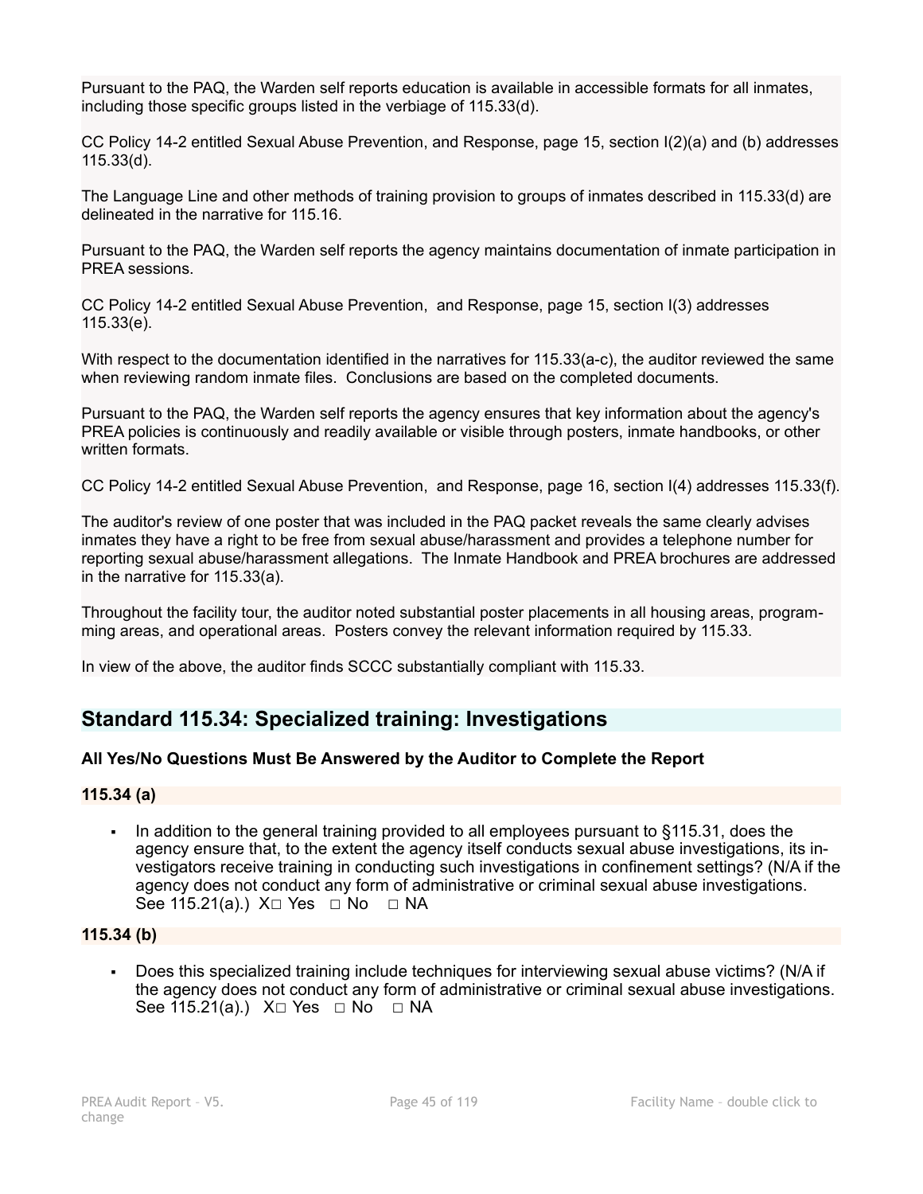Pursuant to the PAQ, the Warden self reports education is available in accessible formats for all inmates, including those specific groups listed in the verbiage of 115.33(d).

CC Policy 14-2 entitled Sexual Abuse Prevention, and Response, page 15, section I(2)(a) and (b) addresses 115.33(d).

The Language Line and other methods of training provision to groups of inmates described in 115.33(d) are delineated in the narrative for 115.16.

Pursuant to the PAQ, the Warden self reports the agency maintains documentation of inmate participation in PREA sessions.

CC Policy 14-2 entitled Sexual Abuse Prevention, and Response, page 15, section I(3) addresses 115.33(e).

With respect to the documentation identified in the narratives for 115.33(a-c), the auditor reviewed the same when reviewing random inmate files. Conclusions are based on the completed documents.

Pursuant to the PAQ, the Warden self reports the agency ensures that key information about the agency's PREA policies is continuously and readily available or visible through posters, inmate handbooks, or other written formats.

CC Policy 14-2 entitled Sexual Abuse Prevention, and Response, page 16, section I(4) addresses 115.33(f).

The auditor's review of one poster that was included in the PAQ packet reveals the same clearly advises inmates they have a right to be free from sexual abuse/harassment and provides a telephone number for reporting sexual abuse/harassment allegations. The Inmate Handbook and PREA brochures are addressed in the narrative for 115.33(a).

Throughout the facility tour, the auditor noted substantial poster placements in all housing areas, programming areas, and operational areas. Posters convey the relevant information required by 115.33.

In view of the above, the auditor finds SCCC substantially compliant with 115.33.

## Standard 115.34: Specialized training: Investigations

**All Yes/No Questions Must Be Answered by the Auditor to Complete the Report**

**115.34 (a)**

- In addition to the general training provided to all employees pursuant to §115.31, does the agency ensure that, to the extent the agency itself conducts sexual abuse investigations, its investigators receive training in conducting such investigations in confinement settings? (N/A if the agency does not conduct any form of administrative or criminal sexual abuse investigations. See 115.21(a).) X☐ Yes ☐ No ☐ NA

**115.34 (b)**

- Does this specialized training include techniques for interviewing sexual abuse victims? (N/A if the agency does not conduct any form of administrative or criminal sexual abuse investigations. See 115.21(a).) X☐ Yes ☐ No ☐ NA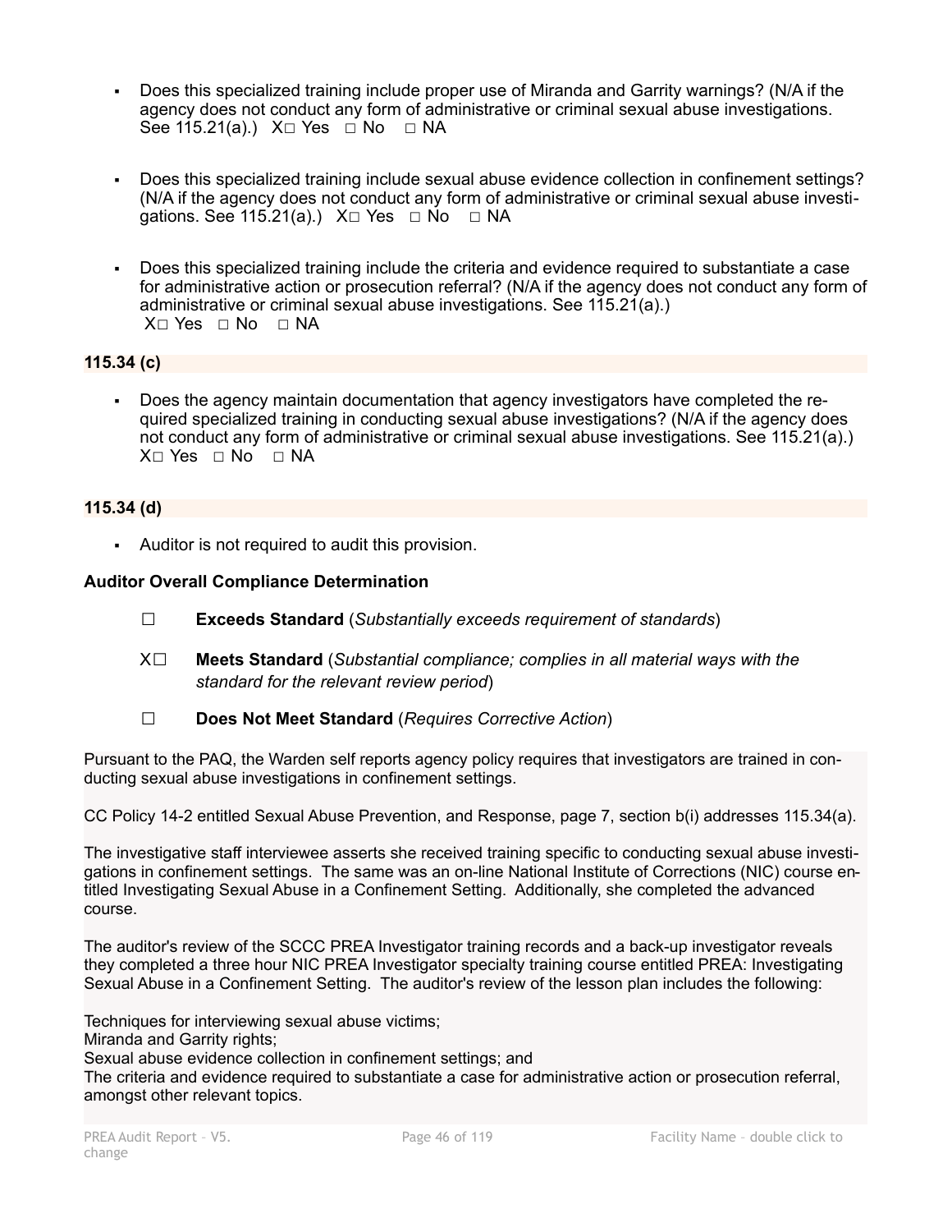- Does this specialized training include proper use of Miranda and Garrity warnings? (N/A if the agency does not conduct any form of administrative or criminal sexual abuse investigations. See 115.21(a).) X□ Yes □ No □ NA

- Does this specialized training include sexual abuse evidence collection in confinement settings? (N/A if the agency does not conduct any form of administrative or criminal sexual abuse investigations. See 115.21(a).) X□ Yes □ No □ NA

- Does this specialized training include the criteria and evidence required to substantiate a case for administrative action or prosecution referral? (N/A if the agency does not conduct any form of administrative or criminal sexual abuse investigations. See 115.21(a).) X□ Yes □ No □ NA

**115.34 (c)**

- Does the agency maintain documentation that agency investigators have completed the required specialized training in conducting sexual abuse investigations? (N/A if the agency does not conduct any form of administrative or criminal sexual abuse investigations. See 115.21(a).) X□ Yes □ No □ NA

**115.34 (d)**

- Auditor is not required to audit this provision.

**Auditor Overall Compliance Determination**

☐ **Exceeds Standard** (*Substantially exceeds requirement of standards*)

X☐ **Meets Standard** (*Substantial compliance; complies in all material ways with the standard for the relevant review period*)

☐ **Does Not Meet Standard** (*Requires Corrective Action*)

Pursuant to the PAQ, the Warden self reports agency policy requires that investigators are trained in conducting sexual abuse investigations in confinement settings.

CC Policy 14-2 entitled Sexual Abuse Prevention, and Response, page 7, section b(i) addresses 115.34(a).

The investigative staff interviewee asserts she received training specific to conducting sexual abuse investigations in confinement settings. The same was an on-line National Institute of Corrections (NIC) course entitled Investigating Sexual Abuse in a Confinement Setting. Additionally, she completed the advanced course.

The auditor's review of the SCCC PREA Investigator training records and a back-up investigator reveals they completed a three hour NIC PREA Investigator specialty training course entitled PREA: Investigating Sexual Abuse in a Confinement Setting. The auditor's review of the lesson plan includes the following:

Techniques for interviewing sexual abuse victims;
Miranda and Garrity rights;
Sexual abuse evidence collection in confinement settings; and
The criteria and evidence required to substantiate a case for administrative action or prosecution referral, amongst other relevant topics.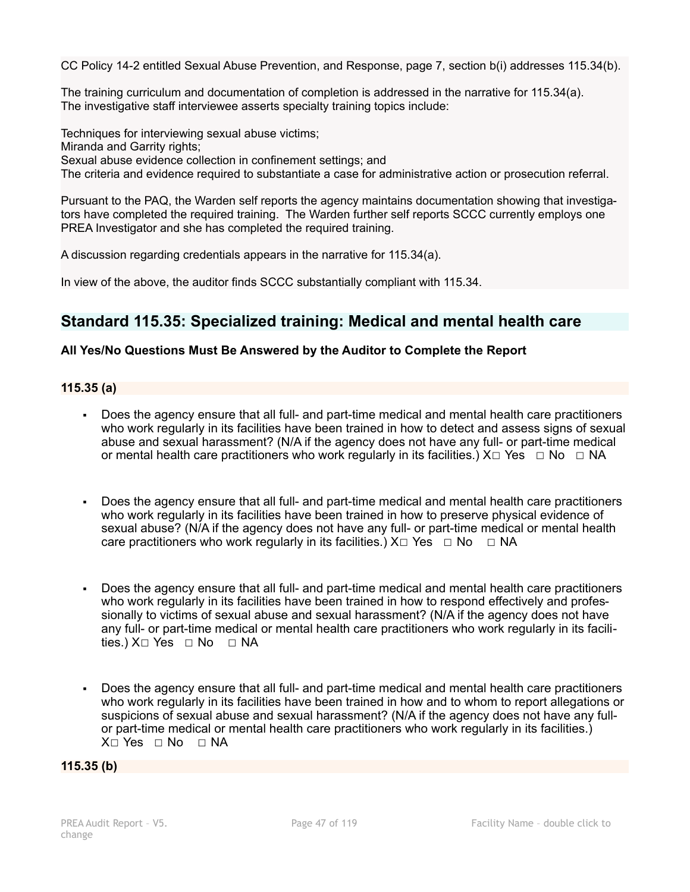CC Policy 14-2 entitled Sexual Abuse Prevention, and Response, page 7, section b(i) addresses 115.34(b).

The training curriculum and documentation of completion is addressed in the narrative for 115.34(a).
The investigative staff interviewee asserts specialty training topics include:

Techniques for interviewing sexual abuse victims;
Miranda and Garrity rights;
Sexual abuse evidence collection in confinement settings; and
The criteria and evidence required to substantiate a case for administrative action or prosecution referral.

Pursuant to the PAQ, the Warden self reports the agency maintains documentation showing that investigators have completed the required training. The Warden further self reports SCCC currently employs one PREA Investigator and she has completed the required training.

A discussion regarding credentials appears in the narrative for 115.34(a).

In view of the above, the auditor finds SCCC substantially compliant with 115.34.

## Standard 115.35: Specialized training: Medical and mental health care

**All Yes/No Questions Must Be Answered by the Auditor to Complete the Report**

**115.35 (a)**

- Does the agency ensure that all full- and part-time medical and mental health care practitioners who work regularly in its facilities have been trained in how to detect and assess signs of sexual abuse and sexual harassment? (N/A if the agency does not have any full- or part-time medical or mental health care practitioners who work regularly in its facilities.) X☐ Yes ☐ No ☐ NA

- Does the agency ensure that all full- and part-time medical and mental health care practitioners who work regularly in its facilities have been trained in how to preserve physical evidence of sexual abuse? (N/A if the agency does not have any full- or part-time medical or mental health care practitioners who work regularly in its facilities.) X☐ Yes ☐ No ☐ NA

- Does the agency ensure that all full- and part-time medical and mental health care practitioners who work regularly in its facilities have been trained in how to respond effectively and professionally to victims of sexual abuse and sexual harassment? (N/A if the agency does not have any full- or part-time medical or mental health care practitioners who work regularly in its facilities.) X☐ Yes ☐ No ☐ NA

- Does the agency ensure that all full- and part-time medical and mental health care practitioners who work regularly in its facilities have been trained in how and to whom to report allegations or suspicions of sexual abuse and sexual harassment? (N/A if the agency does not have any full- or part-time medical or mental health care practitioners who work regularly in its facilities.) X☐ Yes ☐ No ☐ NA

**115.35 (b)**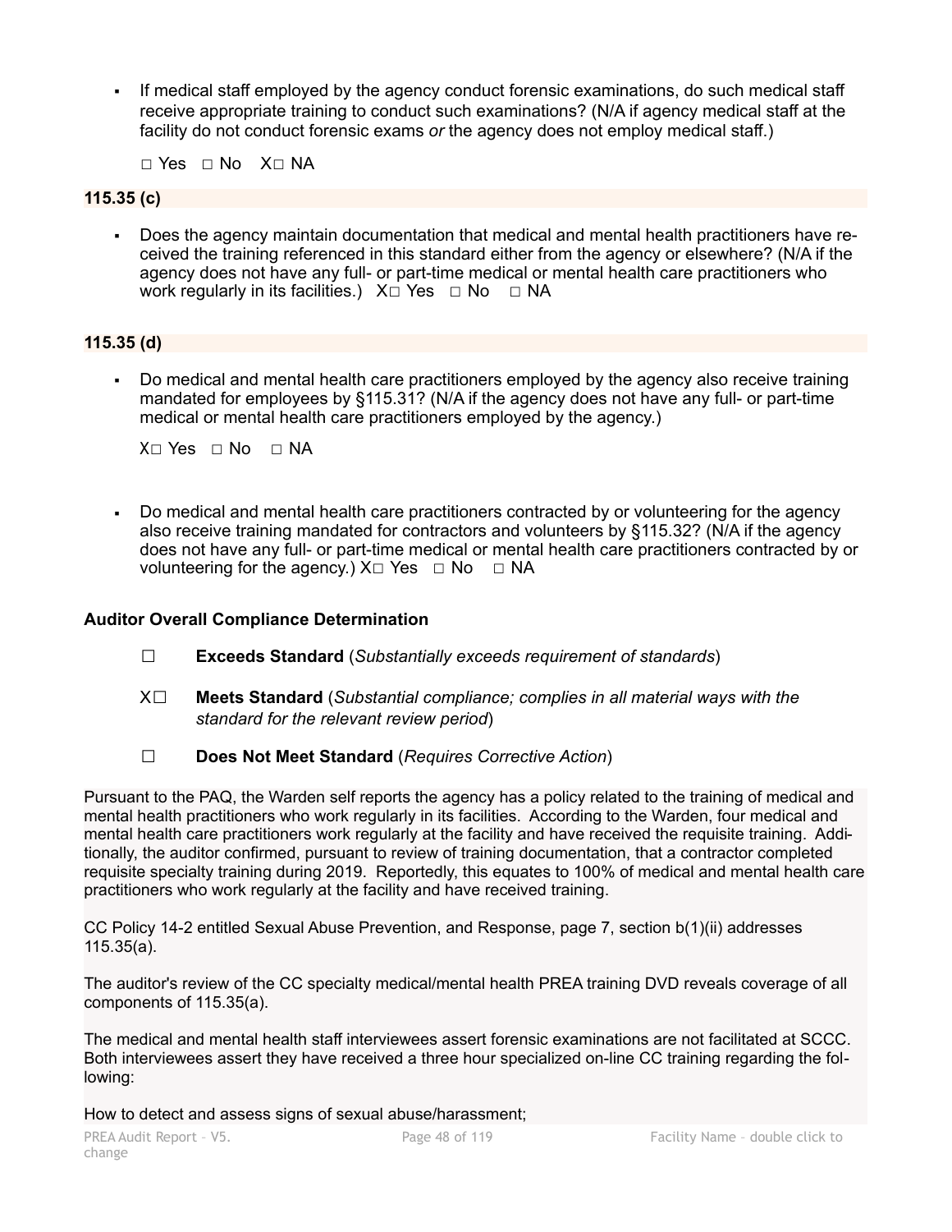- If medical staff employed by the agency conduct forensic examinations, do such medical staff receive appropriate training to conduct such examinations? (N/A if agency medical staff at the facility do not conduct forensic exams *or* the agency does not employ medical staff.)

  □ Yes □ No X□ NA

**115.35 (c)**

- Does the agency maintain documentation that medical and mental health practitioners have received the training referenced in this standard either from the agency or elsewhere? (N/A if the agency does not have any full- or part-time medical or mental health care practitioners who work regularly in its facilities.) X□ Yes □ No □ NA

**115.35 (d)**

- Do medical and mental health care practitioners employed by the agency also receive training mandated for employees by §115.31? (N/A if the agency does not have any full- or part-time medical or mental health care practitioners employed by the agency.)

  X□ Yes □ No □ NA

- Do medical and mental health care practitioners contracted by or volunteering for the agency also receive training mandated for contractors and volunteers by §115.32? (N/A if the agency does not have any full- or part-time medical or mental health care practitioners contracted by or volunteering for the agency.) X□ Yes □ No □ NA

**Auditor Overall Compliance Determination**

☐ **Exceeds Standard** (*Substantially exceeds requirement of standards*)

X☐ **Meets Standard** (*Substantial compliance; complies in all material ways with the standard for the relevant review period*)

☐ **Does Not Meet Standard** (*Requires Corrective Action*)

Pursuant to the PAQ, the Warden self reports the agency has a policy related to the training of medical and mental health practitioners who work regularly in its facilities. According to the Warden, four medical and mental health care practitioners work regularly at the facility and have received the requisite training. Additionally, the auditor confirmed, pursuant to review of training documentation, that a contractor completed requisite specialty training during 2019. Reportedly, this equates to 100% of medical and mental health care practitioners who work regularly at the facility and have received training.

CC Policy 14-2 entitled Sexual Abuse Prevention, and Response, page 7, section b(1)(ii) addresses 115.35(a).

The auditor's review of the CC specialty medical/mental health PREA training DVD reveals coverage of all components of 115.35(a).

The medical and mental health staff interviewees assert forensic examinations are not facilitated at SCCC. Both interviewees assert they have received a three hour specialized on-line CC training regarding the following:

How to detect and assess signs of sexual abuse/harassment;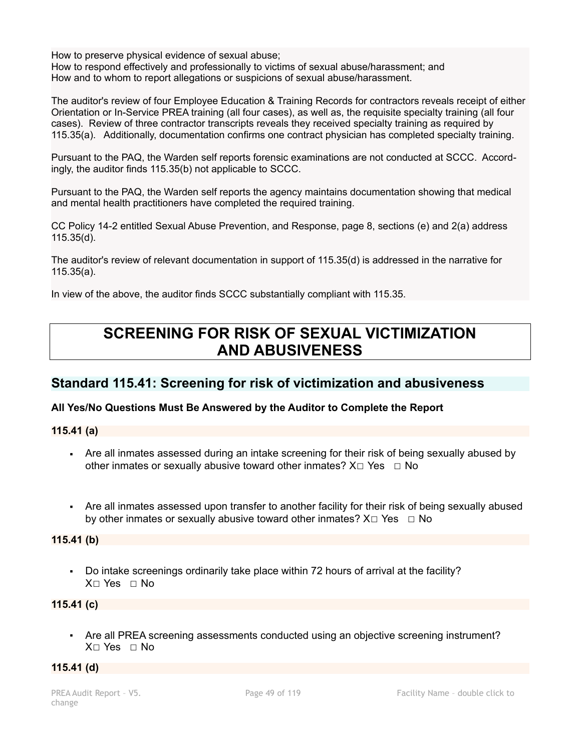How to preserve physical evidence of sexual abuse;
How to respond effectively and professionally to victims of sexual abuse/harassment; and
How and to whom to report allegations or suspicions of sexual abuse/harassment.

The auditor's review of four Employee Education & Training Records for contractors reveals receipt of either Orientation or In-Service PREA training (all four cases), as well as, the requisite specialty training (all four cases). Review of three contractor transcripts reveals they received specialty training as required by 115.35(a). Additionally, documentation confirms one contract physician has completed specialty training.

Pursuant to the PAQ, the Warden self reports forensic examinations are not conducted at SCCC. Accordingly, the auditor finds 115.35(b) not applicable to SCCC.

Pursuant to the PAQ, the Warden self reports the agency maintains documentation showing that medical and mental health practitioners have completed the required training.

CC Policy 14-2 entitled Sexual Abuse Prevention, and Response, page 8, sections (e) and 2(a) address 115.35(d).

The auditor's review of relevant documentation in support of 115.35(d) is addressed in the narrative for 115.35(a).

In view of the above, the auditor finds SCCC substantially compliant with 115.35.

# SCREENING FOR RISK OF SEXUAL VICTIMIZATION AND ABUSIVENESS

## Standard 115.41: Screening for risk of victimization and abusiveness

**All Yes/No Questions Must Be Answered by the Auditor to Complete the Report**

**115.41 (a)**

- Are all inmates assessed during an intake screening for their risk of being sexually abused by other inmates or sexually abusive toward other inmates? X☐ Yes ☐ No

- Are all inmates assessed upon transfer to another facility for their risk of being sexually abused by other inmates or sexually abusive toward other inmates? X☐ Yes ☐ No

**115.41 (b)**

- Do intake screenings ordinarily take place within 72 hours of arrival at the facility? X☐ Yes ☐ No

**115.41 (c)**

- Are all PREA screening assessments conducted using an objective screening instrument? X☐ Yes ☐ No

**115.41 (d)**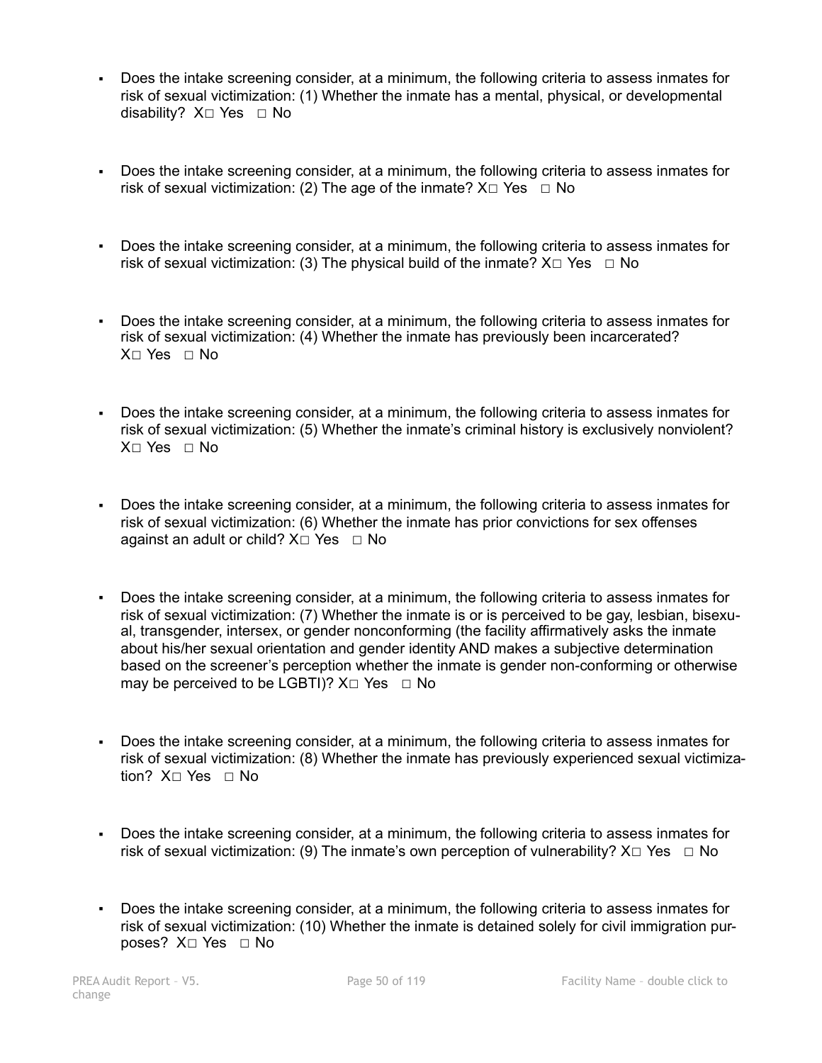- Does the intake screening consider, at a minimum, the following criteria to assess inmates for risk of sexual victimization: (1) Whether the inmate has a mental, physical, or developmental disability? X□ Yes □ No

- Does the intake screening consider, at a minimum, the following criteria to assess inmates for risk of sexual victimization: (2) The age of the inmate? X□ Yes □ No

- Does the intake screening consider, at a minimum, the following criteria to assess inmates for risk of sexual victimization: (3) The physical build of the inmate? X□ Yes □ No

- Does the intake screening consider, at a minimum, the following criteria to assess inmates for risk of sexual victimization: (4) Whether the inmate has previously been incarcerated? X□ Yes □ No

- Does the intake screening consider, at a minimum, the following criteria to assess inmates for risk of sexual victimization: (5) Whether the inmate's criminal history is exclusively nonviolent? X□ Yes □ No

- Does the intake screening consider, at a minimum, the following criteria to assess inmates for risk of sexual victimization: (6) Whether the inmate has prior convictions for sex offenses against an adult or child? X□ Yes □ No

- Does the intake screening consider, at a minimum, the following criteria to assess inmates for risk of sexual victimization: (7) Whether the inmate is or is perceived to be gay, lesbian, bisexual, transgender, intersex, or gender nonconforming (the facility affirmatively asks the inmate about his/her sexual orientation and gender identity AND makes a subjective determination based on the screener's perception whether the inmate is gender non-conforming or otherwise may be perceived to be LGBTI)? X□ Yes □ No

- Does the intake screening consider, at a minimum, the following criteria to assess inmates for risk of sexual victimization: (8) Whether the inmate has previously experienced sexual victimization? X□ Yes □ No

- Does the intake screening consider, at a minimum, the following criteria to assess inmates for risk of sexual victimization: (9) The inmate's own perception of vulnerability? X□ Yes □ No

- Does the intake screening consider, at a minimum, the following criteria to assess inmates for risk of sexual victimization: (10) Whether the inmate is detained solely for civil immigration purposes? X□ Yes □ No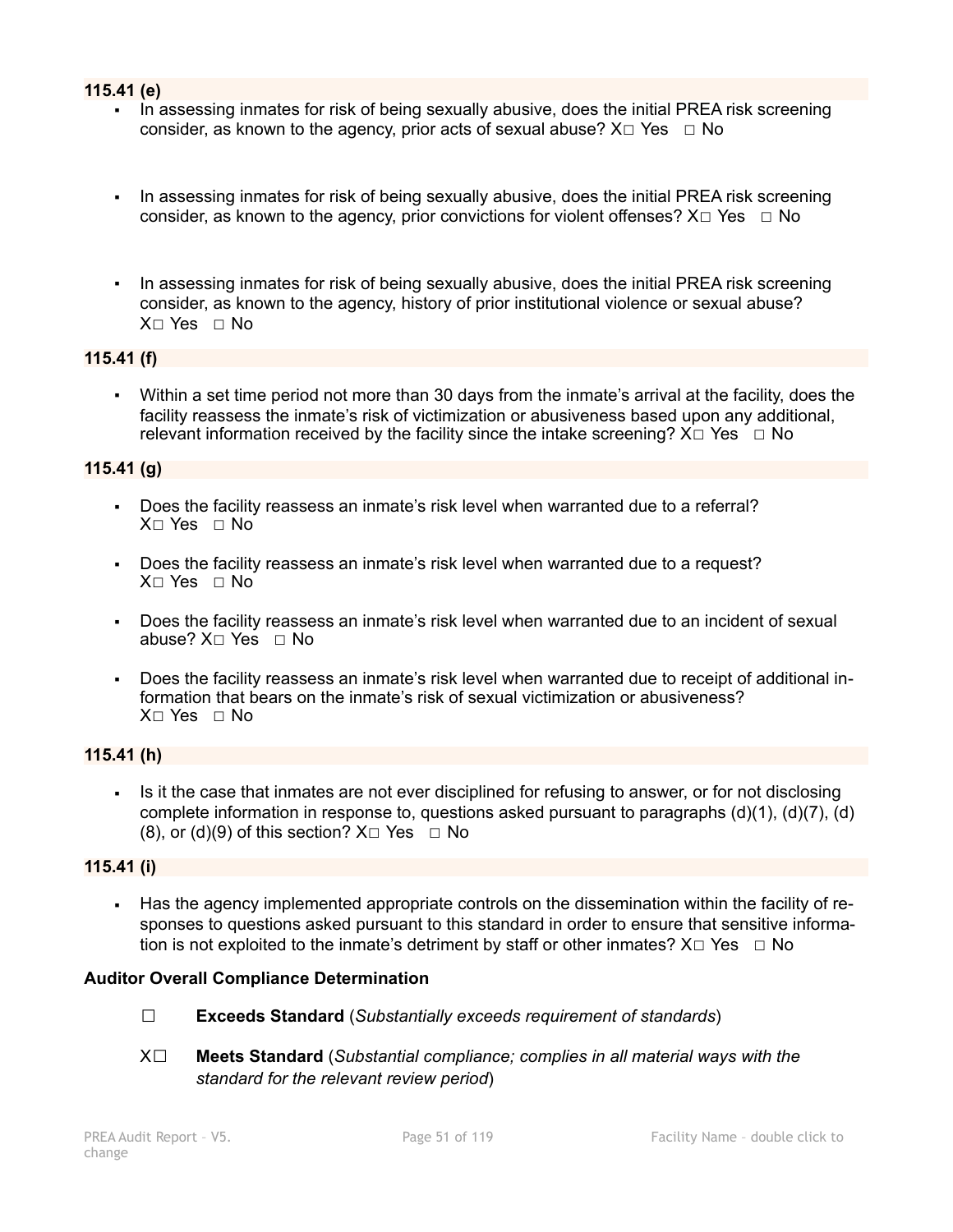**115.41 (e)**

- In assessing inmates for risk of being sexually abusive, does the initial PREA risk screening consider, as known to the agency, prior acts of sexual abuse? X☐ Yes ☐ No

- In assessing inmates for risk of being sexually abusive, does the initial PREA risk screening consider, as known to the agency, prior convictions for violent offenses? X☐ Yes ☐ No

- In assessing inmates for risk of being sexually abusive, does the initial PREA risk screening consider, as known to the agency, history of prior institutional violence or sexual abuse? X☐ Yes ☐ No

**115.41 (f)**

- Within a set time period not more than 30 days from the inmate's arrival at the facility, does the facility reassess the inmate's risk of victimization or abusiveness based upon any additional, relevant information received by the facility since the intake screening? X☐ Yes ☐ No

**115.41 (g)**

- Does the facility reassess an inmate's risk level when warranted due to a referral? X☐ Yes ☐ No
- Does the facility reassess an inmate's risk level when warranted due to a request? X☐ Yes ☐ No
- Does the facility reassess an inmate's risk level when warranted due to an incident of sexual abuse? X☐ Yes ☐ No
- Does the facility reassess an inmate's risk level when warranted due to receipt of additional information that bears on the inmate's risk of sexual victimization or abusiveness? X☐ Yes ☐ No

**115.41 (h)**

- Is it the case that inmates are not ever disciplined for refusing to answer, or for not disclosing complete information in response to, questions asked pursuant to paragraphs (d)(1), (d)(7), (d)(8), or (d)(9) of this section? X☐ Yes ☐ No

**115.41 (i)**

- Has the agency implemented appropriate controls on the dissemination within the facility of responses to questions asked pursuant to this standard in order to ensure that sensitive information is not exploited to the inmate's detriment by staff or other inmates? X☐ Yes ☐ No

**Auditor Overall Compliance Determination**

☐ **Exceeds Standard** (*Substantially exceeds requirement of standards*)

X☐ **Meets Standard** (*Substantial compliance; complies in all material ways with the standard for the relevant review period*)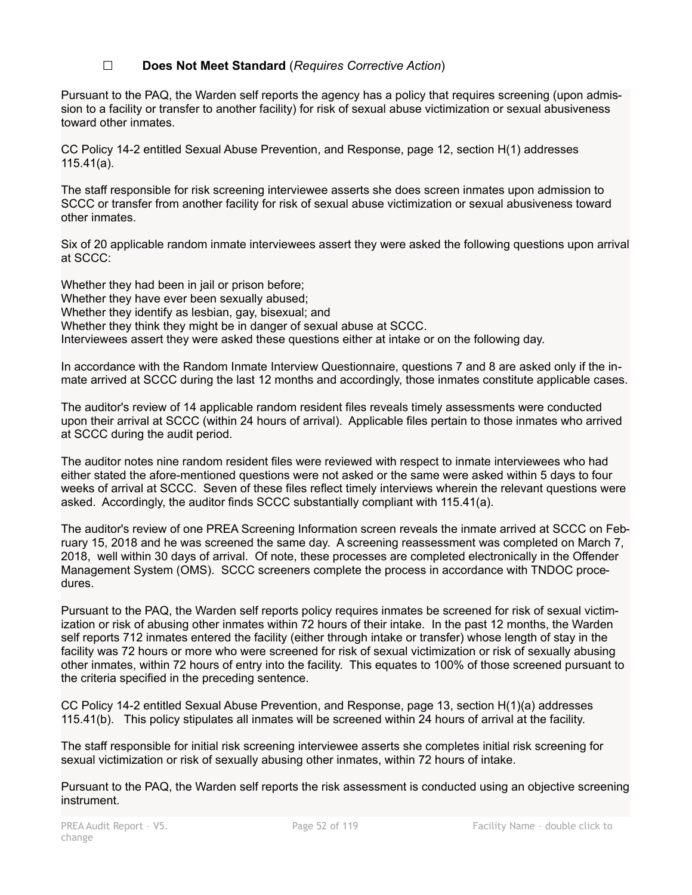☐ **Does Not Meet Standard** (*Requires Corrective Action*)

Pursuant to the PAQ, the Warden self reports the agency has a policy that requires screening (upon admission to a facility or transfer to another facility) for risk of sexual abuse victimization or sexual abusiveness toward other inmates.

CC Policy 14-2 entitled Sexual Abuse Prevention, and Response, page 12, section H(1) addresses 115.41(a).

The staff responsible for risk screening interviewee asserts she does screen inmates upon admission to SCCC or transfer from another facility for risk of sexual abuse victimization or sexual abusiveness toward other inmates.

Six of 20 applicable random inmate interviewees assert they were asked the following questions upon arrival at SCCC:

Whether they had been in jail or prison before;
Whether they have ever been sexually abused;
Whether they identify as lesbian, gay, bisexual; and
Whether they think they might be in danger of sexual abuse at SCCC.
Interviewees assert they were asked these questions either at intake or on the following day.

In accordance with the Random Inmate Interview Questionnaire, questions 7 and 8 are asked only if the inmate arrived at SCCC during the last 12 months and accordingly, those inmates constitute applicable cases.

The auditor's review of 14 applicable random resident files reveals timely assessments were conducted upon their arrival at SCCC (within 24 hours of arrival). Applicable files pertain to those inmates who arrived at SCCC during the audit period.

The auditor notes nine random resident files were reviewed with respect to inmate interviewees who had either stated the afore-mentioned questions were not asked or the same were asked within 5 days to four weeks of arrival at SCCC. Seven of these files reflect timely interviews wherein the relevant questions were asked. Accordingly, the auditor finds SCCC substantially compliant with 115.41(a).

The auditor's review of one PREA Screening Information screen reveals the inmate arrived at SCCC on February 15, 2018 and he was screened the same day. A screening reassessment was completed on March 7, 2018, well within 30 days of arrival. Of note, these processes are completed electronically in the Offender Management System (OMS). SCCC screeners complete the process in accordance with TNDOC procedures.

Pursuant to the PAQ, the Warden self reports policy requires inmates be screened for risk of sexual victimization or risk of abusing other inmates within 72 hours of their intake. In the past 12 months, the Warden self reports 712 inmates entered the facility (either through intake or transfer) whose length of stay in the facility was 72 hours or more who were screened for risk of sexual victimization or risk of sexually abusing other inmates, within 72 hours of entry into the facility. This equates to 100% of those screened pursuant to the criteria specified in the preceding sentence.

CC Policy 14-2 entitled Sexual Abuse Prevention, and Response, page 13, section H(1)(a) addresses 115.41(b). This policy stipulates all inmates will be screened within 24 hours of arrival at the facility.

The staff responsible for initial risk screening interviewee asserts she completes initial risk screening for sexual victimization or risk of sexually abusing other inmates, within 72 hours of intake.

Pursuant to the PAQ, the Warden self reports the risk assessment is conducted using an objective screening instrument.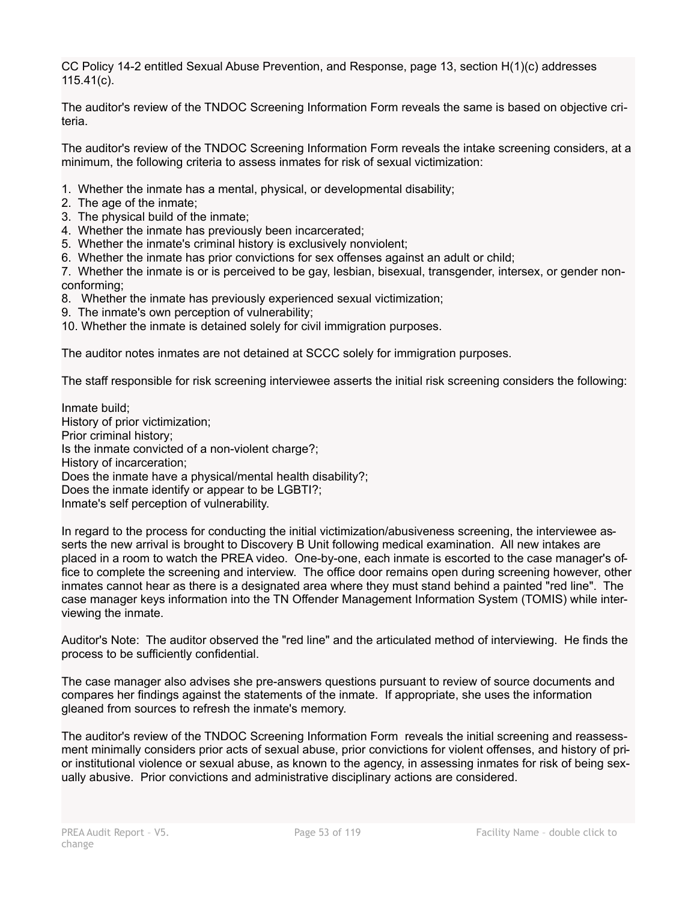CC Policy 14-2 entitled Sexual Abuse Prevention, and Response, page 13, section H(1)(c) addresses 115.41(c).

The auditor's review of the TNDOC Screening Information Form reveals the same is based on objective criteria.

The auditor's review of the TNDOC Screening Information Form reveals the intake screening considers, at a minimum, the following criteria to assess inmates for risk of sexual victimization:

1. Whether the inmate has a mental, physical, or developmental disability;
2. The age of the inmate;
3. The physical build of the inmate;
4. Whether the inmate has previously been incarcerated;
5. Whether the inmate's criminal history is exclusively nonviolent;
6. Whether the inmate has prior convictions for sex offenses against an adult or child;
7. Whether the inmate is or is perceived to be gay, lesbian, bisexual, transgender, intersex, or gender non-conforming;
8. Whether the inmate has previously experienced sexual victimization;
9. The inmate's own perception of vulnerability;
10. Whether the inmate is detained solely for civil immigration purposes.

The auditor notes inmates are not detained at SCCC solely for immigration purposes.

The staff responsible for risk screening interviewee asserts the initial risk screening considers the following:

Inmate build;
History of prior victimization;
Prior criminal history;
Is the inmate convicted of a non-violent charge?;
History of incarceration;
Does the inmate have a physical/mental health disability?;
Does the inmate identify or appear to be LGBTI?;
Inmate's self perception of vulnerability.

In regard to the process for conducting the initial victimization/abusiveness screening, the interviewee asserts the new arrival is brought to Discovery B Unit following medical examination. All new intakes are placed in a room to watch the PREA video. One-by-one, each inmate is escorted to the case manager's office to complete the screening and interview. The office door remains open during screening however, other inmates cannot hear as there is a designated area where they must stand behind a painted "red line". The case manager keys information into the TN Offender Management Information System (TOMIS) while interviewing the inmate.

Auditor's Note: The auditor observed the "red line" and the articulated method of interviewing. He finds the process to be sufficiently confidential.

The case manager also advises she pre-answers questions pursuant to review of source documents and compares her findings against the statements of the inmate. If appropriate, she uses the information gleaned from sources to refresh the inmate's memory.

The auditor's review of the TNDOC Screening Information Form reveals the initial screening and reassessment minimally considers prior acts of sexual abuse, prior convictions for violent offenses, and history of prior institutional violence or sexual abuse, as known to the agency, in assessing inmates for risk of being sexually abusive. Prior convictions and administrative disciplinary actions are considered.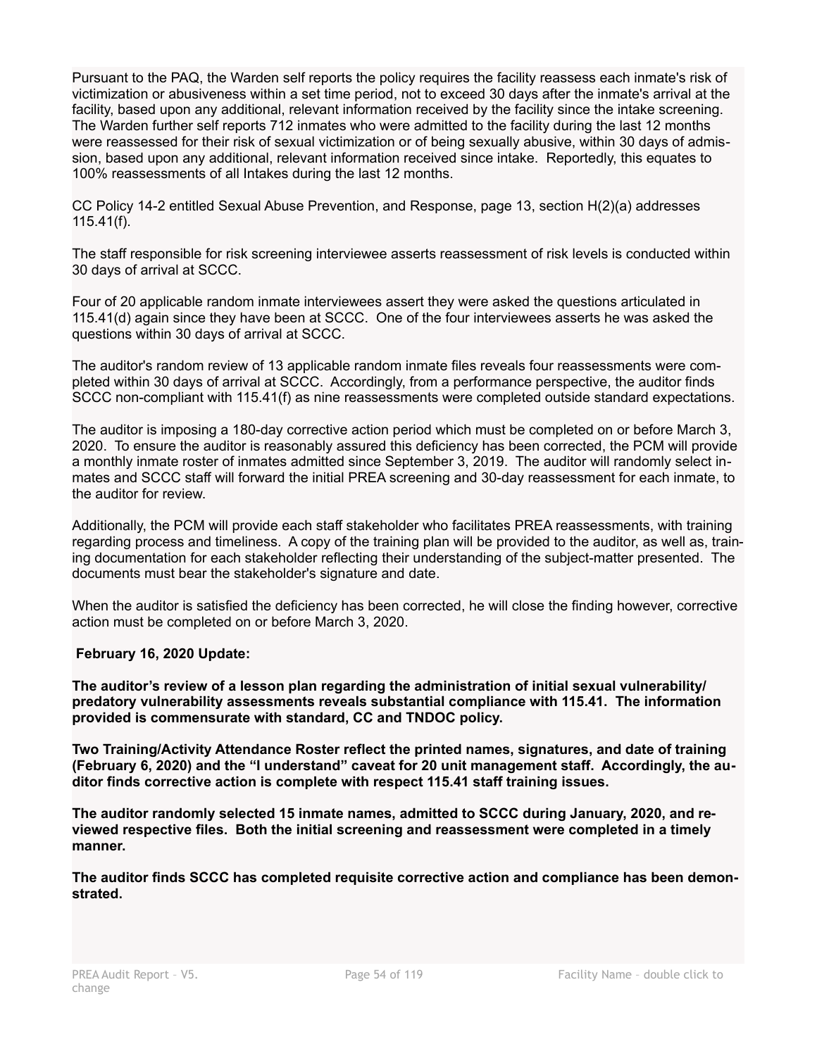Pursuant to the PAQ, the Warden self reports the policy requires the facility reassess each inmate's risk of victimization or abusiveness within a set time period, not to exceed 30 days after the inmate's arrival at the facility, based upon any additional, relevant information received by the facility since the intake screening. The Warden further self reports 712 inmates who were admitted to the facility during the last 12 months were reassessed for their risk of sexual victimization or of being sexually abusive, within 30 days of admission, based upon any additional, relevant information received since intake. Reportedly, this equates to 100% reassessments of all Intakes during the last 12 months.

CC Policy 14-2 entitled Sexual Abuse Prevention, and Response, page 13, section H(2)(a) addresses 115.41(f).

The staff responsible for risk screening interviewee asserts reassessment of risk levels is conducted within 30 days of arrival at SCCC.

Four of 20 applicable random inmate interviewees assert they were asked the questions articulated in 115.41(d) again since they have been at SCCC. One of the four interviewees asserts he was asked the questions within 30 days of arrival at SCCC.

The auditor's random review of 13 applicable random inmate files reveals four reassessments were completed within 30 days of arrival at SCCC. Accordingly, from a performance perspective, the auditor finds SCCC non-compliant with 115.41(f) as nine reassessments were completed outside standard expectations.

The auditor is imposing a 180-day corrective action period which must be completed on or before March 3, 2020. To ensure the auditor is reasonably assured this deficiency has been corrected, the PCM will provide a monthly inmate roster of inmates admitted since September 3, 2019. The auditor will randomly select inmates and SCCC staff will forward the initial PREA screening and 30-day reassessment for each inmate, to the auditor for review.

Additionally, the PCM will provide each staff stakeholder who facilitates PREA reassessments, with training regarding process and timeliness. A copy of the training plan will be provided to the auditor, as well as, training documentation for each stakeholder reflecting their understanding of the subject-matter presented. The documents must bear the stakeholder's signature and date.

When the auditor is satisfied the deficiency has been corrected, he will close the finding however, corrective action must be completed on or before March 3, 2020.

**February 16, 2020 Update:**

**The auditor's review of a lesson plan regarding the administration of initial sexual vulnerability/predatory vulnerability assessments reveals substantial compliance with 115.41. The information provided is commensurate with standard, CC and TNDOC policy.**

**Two Training/Activity Attendance Roster reflect the printed names, signatures, and date of training (February 6, 2020) and the "I understand" caveat for 20 unit management staff. Accordingly, the auditor finds corrective action is complete with respect 115.41 staff training issues.**

**The auditor randomly selected 15 inmate names, admitted to SCCC during January, 2020, and reviewed respective files. Both the initial screening and reassessment were completed in a timely manner.**

**The auditor finds SCCC has completed requisite corrective action and compliance has been demonstrated.**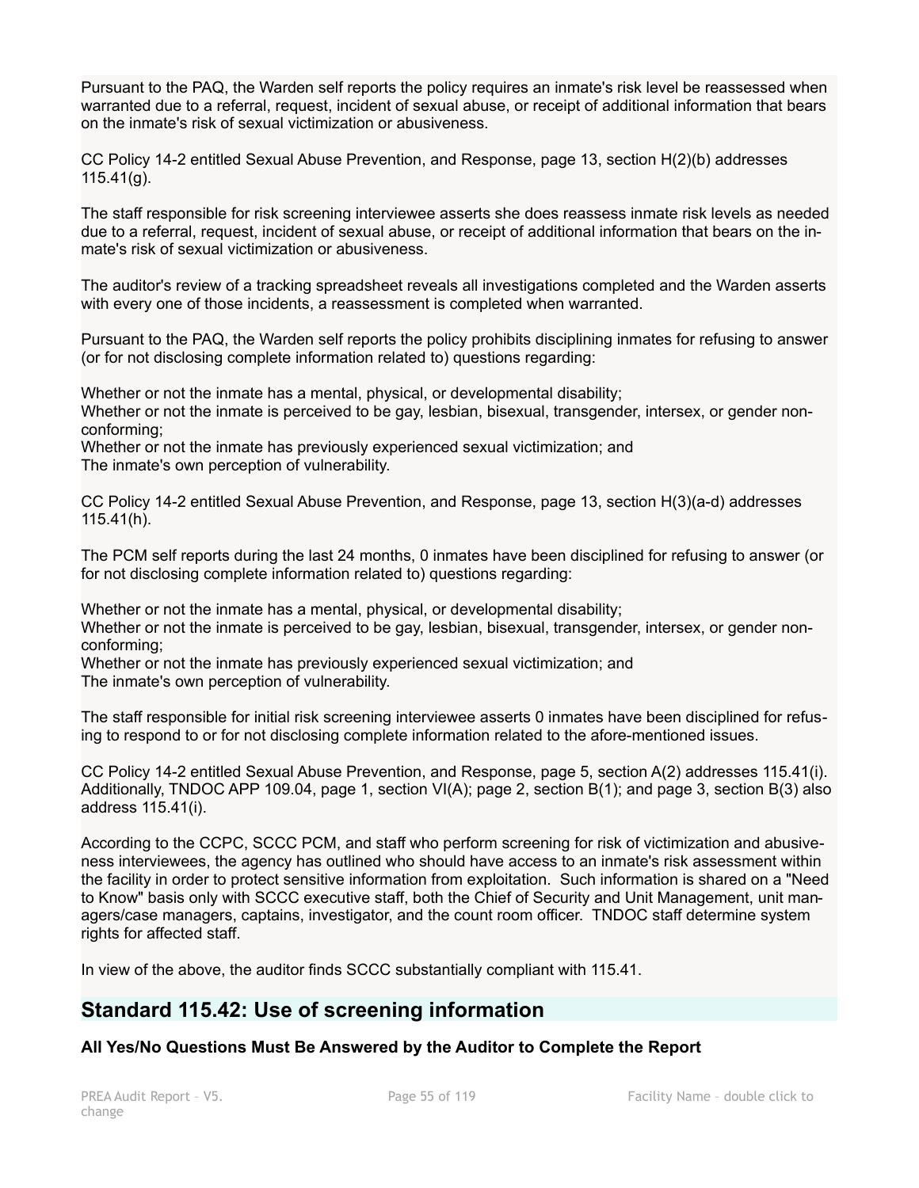Pursuant to the PAQ, the Warden self reports the policy requires an inmate's risk level be reassessed when warranted due to a referral, request, incident of sexual abuse, or receipt of additional information that bears on the inmate's risk of sexual victimization or abusiveness.

CC Policy 14-2 entitled Sexual Abuse Prevention, and Response, page 13, section H(2)(b) addresses 115.41(g).

The staff responsible for risk screening interviewee asserts she does reassess inmate risk levels as needed due to a referral, request, incident of sexual abuse, or receipt of additional information that bears on the inmate's risk of sexual victimization or abusiveness.

The auditor's review of a tracking spreadsheet reveals all investigations completed and the Warden asserts with every one of those incidents, a reassessment is completed when warranted.

Pursuant to the PAQ, the Warden self reports the policy prohibits disciplining inmates for refusing to answer (or for not disclosing complete information related to) questions regarding:

Whether or not the inmate has a mental, physical, or developmental disability;
Whether or not the inmate is perceived to be gay, lesbian, bisexual, transgender, intersex, or gender non-conforming;
Whether or not the inmate has previously experienced sexual victimization; and
The inmate's own perception of vulnerability.

CC Policy 14-2 entitled Sexual Abuse Prevention, and Response, page 13, section H(3)(a-d) addresses 115.41(h).

The PCM self reports during the last 24 months, 0 inmates have been disciplined for refusing to answer (or for not disclosing complete information related to) questions regarding:

Whether or not the inmate has a mental, physical, or developmental disability;
Whether or not the inmate is perceived to be gay, lesbian, bisexual, transgender, intersex, or gender non-conforming;
Whether or not the inmate has previously experienced sexual victimization; and
The inmate's own perception of vulnerability.

The staff responsible for initial risk screening interviewee asserts 0 inmates have been disciplined for refusing to respond to or for not disclosing complete information related to the afore-mentioned issues.

CC Policy 14-2 entitled Sexual Abuse Prevention, and Response, page 5, section A(2) addresses 115.41(i). Additionally, TNDOC APP 109.04, page 1, section VI(A); page 2, section B(1); and page 3, section B(3) also address 115.41(i).

According to the CCPC, SCCC PCM, and staff who perform screening for risk of victimization and abusiveness interviewees, the agency has outlined who should have access to an inmate's risk assessment within the facility in order to protect sensitive information from exploitation. Such information is shared on a "Need to Know" basis only with SCCC executive staff, both the Chief of Security and Unit Management, unit managers/case managers, captains, investigator, and the count room officer. TNDOC staff determine system rights for affected staff.

In view of the above, the auditor finds SCCC substantially compliant with 115.41.

## Standard 115.42: Use of screening information

**All Yes/No Questions Must Be Answered by the Auditor to Complete the Report**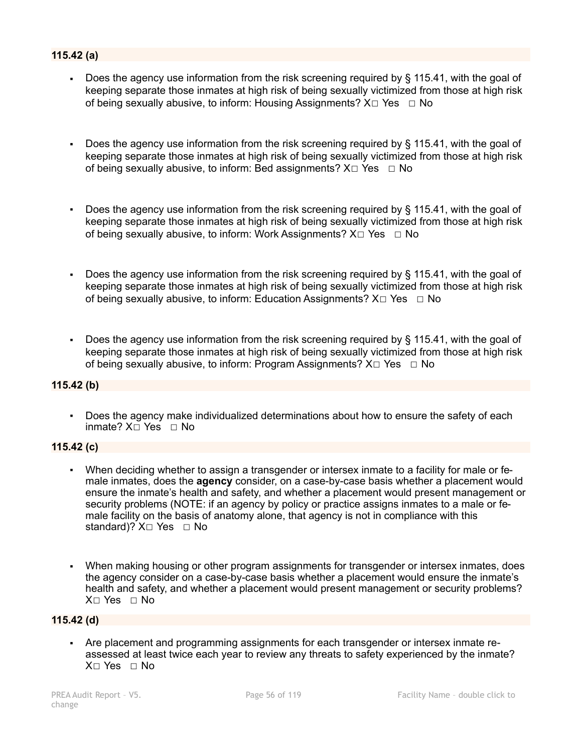### 115.42 (a)

- Does the agency use information from the risk screening required by § 115.41, with the goal of keeping separate those inmates at high risk of being sexually victimized from those at high risk of being sexually abusive, to inform: Housing Assignments? X☐ Yes ☐ No

- Does the agency use information from the risk screening required by § 115.41, with the goal of keeping separate those inmates at high risk of being sexually victimized from those at high risk of being sexually abusive, to inform: Bed assignments? X☐ Yes ☐ No

- Does the agency use information from the risk screening required by § 115.41, with the goal of keeping separate those inmates at high risk of being sexually victimized from those at high risk of being sexually abusive, to inform: Work Assignments? X☐ Yes ☐ No

- Does the agency use information from the risk screening required by § 115.41, with the goal of keeping separate those inmates at high risk of being sexually victimized from those at high risk of being sexually abusive, to inform: Education Assignments? X☐ Yes ☐ No

- Does the agency use information from the risk screening required by § 115.41, with the goal of keeping separate those inmates at high risk of being sexually victimized from those at high risk of being sexually abusive, to inform: Program Assignments? X☐ Yes ☐ No

### 115.42 (b)

- Does the agency make individualized determinations about how to ensure the safety of each inmate? X☐ Yes ☐ No

### 115.42 (c)

- When deciding whether to assign a transgender or intersex inmate to a facility for male or female inmates, does the **agency** consider, on a case-by-case basis whether a placement would ensure the inmate's health and safety, and whether a placement would present management or security problems (NOTE: if an agency by policy or practice assigns inmates to a male or female facility on the basis of anatomy alone, that agency is not in compliance with this standard)? X☐ Yes ☐ No

- When making housing or other program assignments for transgender or intersex inmates, does the agency consider on a case-by-case basis whether a placement would ensure the inmate's health and safety, and whether a placement would present management or security problems? X☐ Yes ☐ No

### 115.42 (d)

- Are placement and programming assignments for each transgender or intersex inmate reassessed at least twice each year to review any threats to safety experienced by the inmate? X☐ Yes ☐ No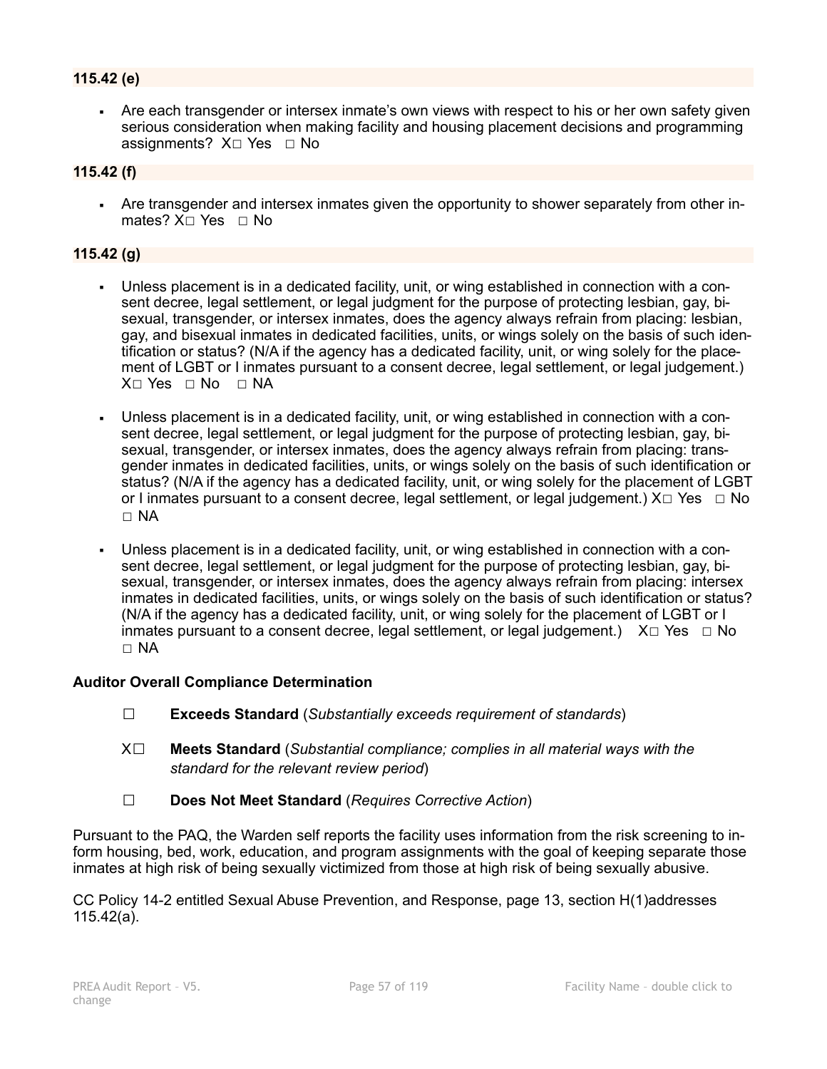**115.42 (e)**

- Are each transgender or intersex inmate's own views with respect to his or her own safety given serious consideration when making facility and housing placement decisions and programming assignments? X☐ Yes ☐ No

**115.42 (f)**

- Are transgender and intersex inmates given the opportunity to shower separately from other inmates? X☐ Yes ☐ No

**115.42 (g)**

- Unless placement is in a dedicated facility, unit, or wing established in connection with a consent decree, legal settlement, or legal judgment for the purpose of protecting lesbian, gay, bisexual, transgender, or intersex inmates, does the agency always refrain from placing: lesbian, gay, and bisexual inmates in dedicated facilities, units, or wings solely on the basis of such identification or status? (N/A if the agency has a dedicated facility, unit, or wing solely for the placement of LGBT or I inmates pursuant to a consent decree, legal settlement, or legal judgement.) X☐ Yes ☐ No ☐ NA

- Unless placement is in a dedicated facility, unit, or wing established in connection with a consent decree, legal settlement, or legal judgment for the purpose of protecting lesbian, gay, bisexual, transgender, or intersex inmates, does the agency always refrain from placing: transgender inmates in dedicated facilities, units, or wings solely on the basis of such identification or status? (N/A if the agency has a dedicated facility, unit, or wing solely for the placement of LGBT or I inmates pursuant to a consent decree, legal settlement, or legal judgement.) X☐ Yes ☐ No ☐ NA

- Unless placement is in a dedicated facility, unit, or wing established in connection with a consent decree, legal settlement, or legal judgment for the purpose of protecting lesbian, gay, bisexual, transgender, or intersex inmates, does the agency always refrain from placing: intersex inmates in dedicated facilities, units, or wings solely on the basis of such identification or status? (N/A if the agency has a dedicated facility, unit, or wing solely for the placement of LGBT or I inmates pursuant to a consent decree, legal settlement, or legal judgement.) X☐ Yes ☐ No ☐ NA

**Auditor Overall Compliance Determination**

☐ **Exceeds Standard** (*Substantially exceeds requirement of standards*)

X☐ **Meets Standard** (*Substantial compliance; complies in all material ways with the standard for the relevant review period*)

☐ **Does Not Meet Standard** (*Requires Corrective Action*)

Pursuant to the PAQ, the Warden self reports the facility uses information from the risk screening to inform housing, bed, work, education, and program assignments with the goal of keeping separate those inmates at high risk of being sexually victimized from those at high risk of being sexually abusive.

CC Policy 14-2 entitled Sexual Abuse Prevention, and Response, page 13, section H(1)addresses 115.42(a).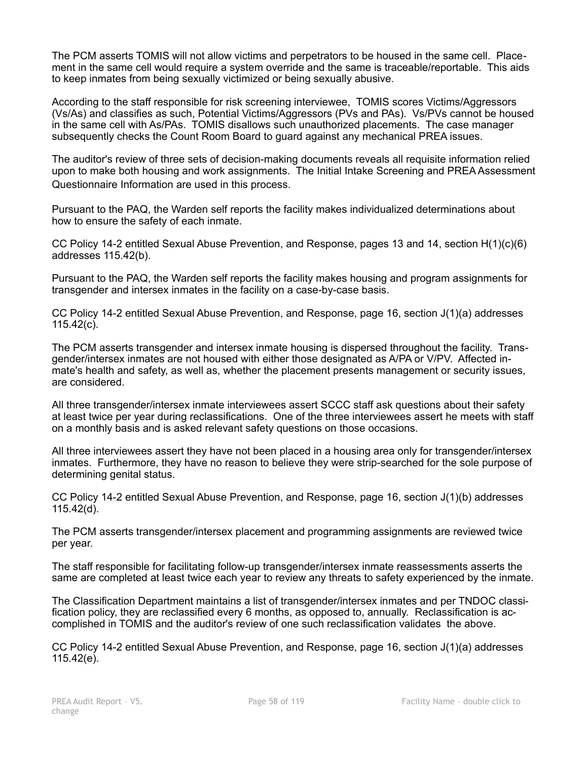The PCM asserts TOMIS will not allow victims and perpetrators to be housed in the same cell. Placement in the same cell would require a system override and the same is traceable/reportable. This aids to keep inmates from being sexually victimized or being sexually abusive.

According to the staff responsible for risk screening interviewee, TOMIS scores Victims/Aggressors (Vs/As) and classifies as such, Potential Victims/Aggressors (PVs and PAs). Vs/PVs cannot be housed in the same cell with As/PAs. TOMIS disallows such unauthorized placements. The case manager subsequently checks the Count Room Board to guard against any mechanical PREA issues.

The auditor's review of three sets of decision-making documents reveals all requisite information relied upon to make both housing and work assignments. The Initial Intake Screening and PREA Assessment Questionnaire Information are used in this process.

Pursuant to the PAQ, the Warden self reports the facility makes individualized determinations about how to ensure the safety of each inmate.

CC Policy 14-2 entitled Sexual Abuse Prevention, and Response, pages 13 and 14, section H(1)(c)(6) addresses 115.42(b).

Pursuant to the PAQ, the Warden self reports the facility makes housing and program assignments for transgender and intersex inmates in the facility on a case-by-case basis.

CC Policy 14-2 entitled Sexual Abuse Prevention, and Response, page 16, section J(1)(a) addresses 115.42(c).

The PCM asserts transgender and intersex inmate housing is dispersed throughout the facility. Transgender/intersex inmates are not housed with either those designated as A/PA or V/PV. Affected inmate's health and safety, as well as, whether the placement presents management or security issues, are considered.

All three transgender/intersex inmate interviewees assert SCCC staff ask questions about their safety at least twice per year during reclassifications. One of the three interviewees assert he meets with staff on a monthly basis and is asked relevant safety questions on those occasions.

All three interviewees assert they have not been placed in a housing area only for transgender/intersex inmates. Furthermore, they have no reason to believe they were strip-searched for the sole purpose of determining genital status.

CC Policy 14-2 entitled Sexual Abuse Prevention, and Response, page 16, section J(1)(b) addresses 115.42(d).

The PCM asserts transgender/intersex placement and programming assignments are reviewed twice per year.

The staff responsible for facilitating follow-up transgender/intersex inmate reassessments asserts the same are completed at least twice each year to review any threats to safety experienced by the inmate.

The Classification Department maintains a list of transgender/intersex inmates and per TNDOC classification policy, they are reclassified every 6 months, as opposed to, annually. Reclassification is accomplished in TOMIS and the auditor's review of one such reclassification validates the above.

CC Policy 14-2 entitled Sexual Abuse Prevention, and Response, page 16, section J(1)(a) addresses 115.42(e).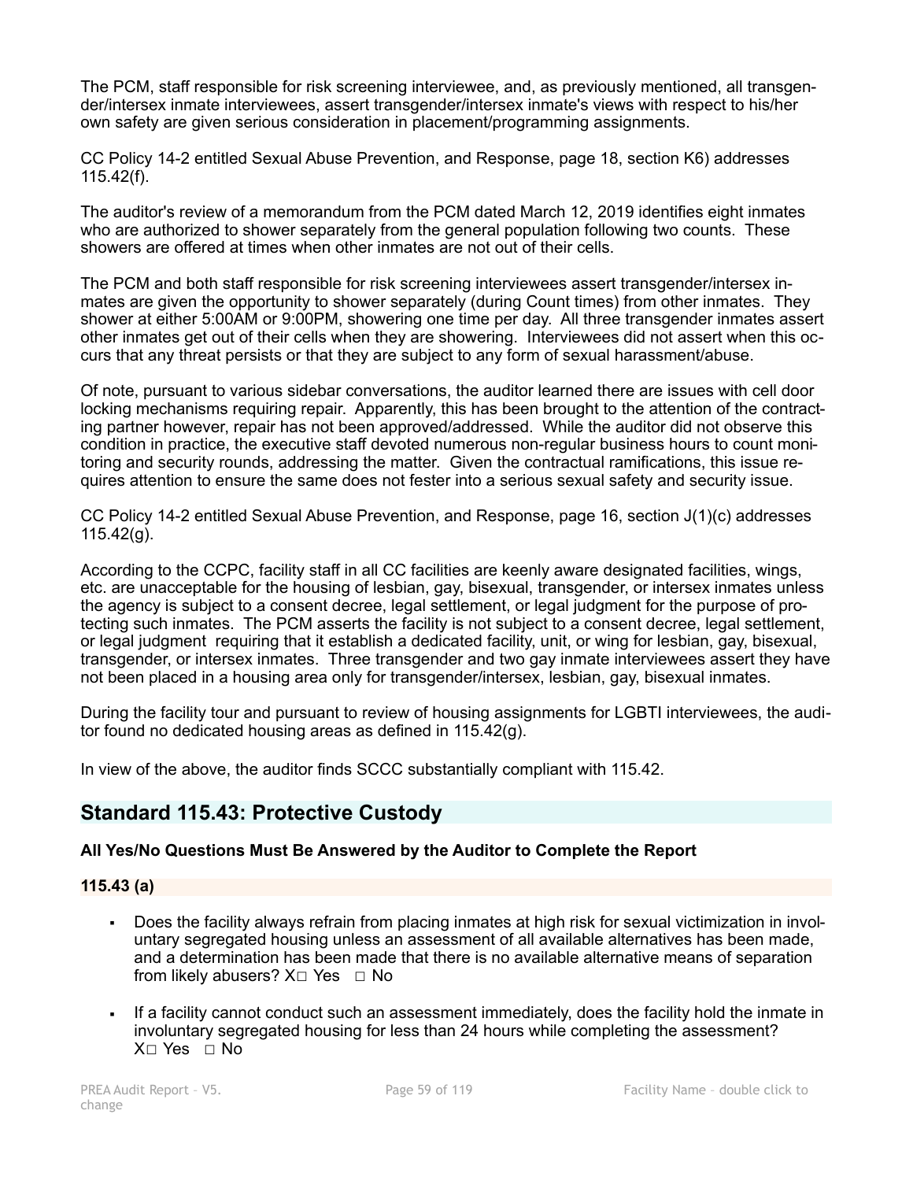The PCM, staff responsible for risk screening interviewee, and, as previously mentioned, all transgender/intersex inmate interviewees, assert transgender/intersex inmate's views with respect to his/her own safety are given serious consideration in placement/programming assignments.

CC Policy 14-2 entitled Sexual Abuse Prevention, and Response, page 18, section K6) addresses 115.42(f).

The auditor's review of a memorandum from the PCM dated March 12, 2019 identifies eight inmates who are authorized to shower separately from the general population following two counts. These showers are offered at times when other inmates are not out of their cells.

The PCM and both staff responsible for risk screening interviewees assert transgender/intersex inmates are given the opportunity to shower separately (during Count times) from other inmates. They shower at either 5:00AM or 9:00PM, showering one time per day. All three transgender inmates assert other inmates get out of their cells when they are showering. Interviewees did not assert when this occurs that any threat persists or that they are subject to any form of sexual harassment/abuse.

Of note, pursuant to various sidebar conversations, the auditor learned there are issues with cell door locking mechanisms requiring repair. Apparently, this has been brought to the attention of the contracting partner however, repair has not been approved/addressed. While the auditor did not observe this condition in practice, the executive staff devoted numerous non-regular business hours to count monitoring and security rounds, addressing the matter. Given the contractual ramifications, this issue requires attention to ensure the same does not fester into a serious sexual safety and security issue.

CC Policy 14-2 entitled Sexual Abuse Prevention, and Response, page 16, section J(1)(c) addresses 115.42(g).

According to the CCPC, facility staff in all CC facilities are keenly aware designated facilities, wings, etc. are unacceptable for the housing of lesbian, gay, bisexual, transgender, or intersex inmates unless the agency is subject to a consent decree, legal settlement, or legal judgment for the purpose of protecting such inmates. The PCM asserts the facility is not subject to a consent decree, legal settlement, or legal judgment requiring that it establish a dedicated facility, unit, or wing for lesbian, gay, bisexual, transgender, or intersex inmates. Three transgender and two gay inmate interviewees assert they have not been placed in a housing area only for transgender/intersex, lesbian, gay, bisexual inmates.

During the facility tour and pursuant to review of housing assignments for LGBTI interviewees, the auditor found no dedicated housing areas as defined in 115.42(g).

In view of the above, the auditor finds SCCC substantially compliant with 115.42.

## Standard 115.43: Protective Custody

**All Yes/No Questions Must Be Answered by the Auditor to Complete the Report**

### 115.43 (a)

- Does the facility always refrain from placing inmates at high risk for sexual victimization in involuntary segregated housing unless an assessment of all available alternatives has been made, and a determination has been made that there is no available alternative means of separation from likely abusers? X☐ Yes ☐ No

- If a facility cannot conduct such an assessment immediately, does the facility hold the inmate in involuntary segregated housing for less than 24 hours while completing the assessment? X☐ Yes ☐ No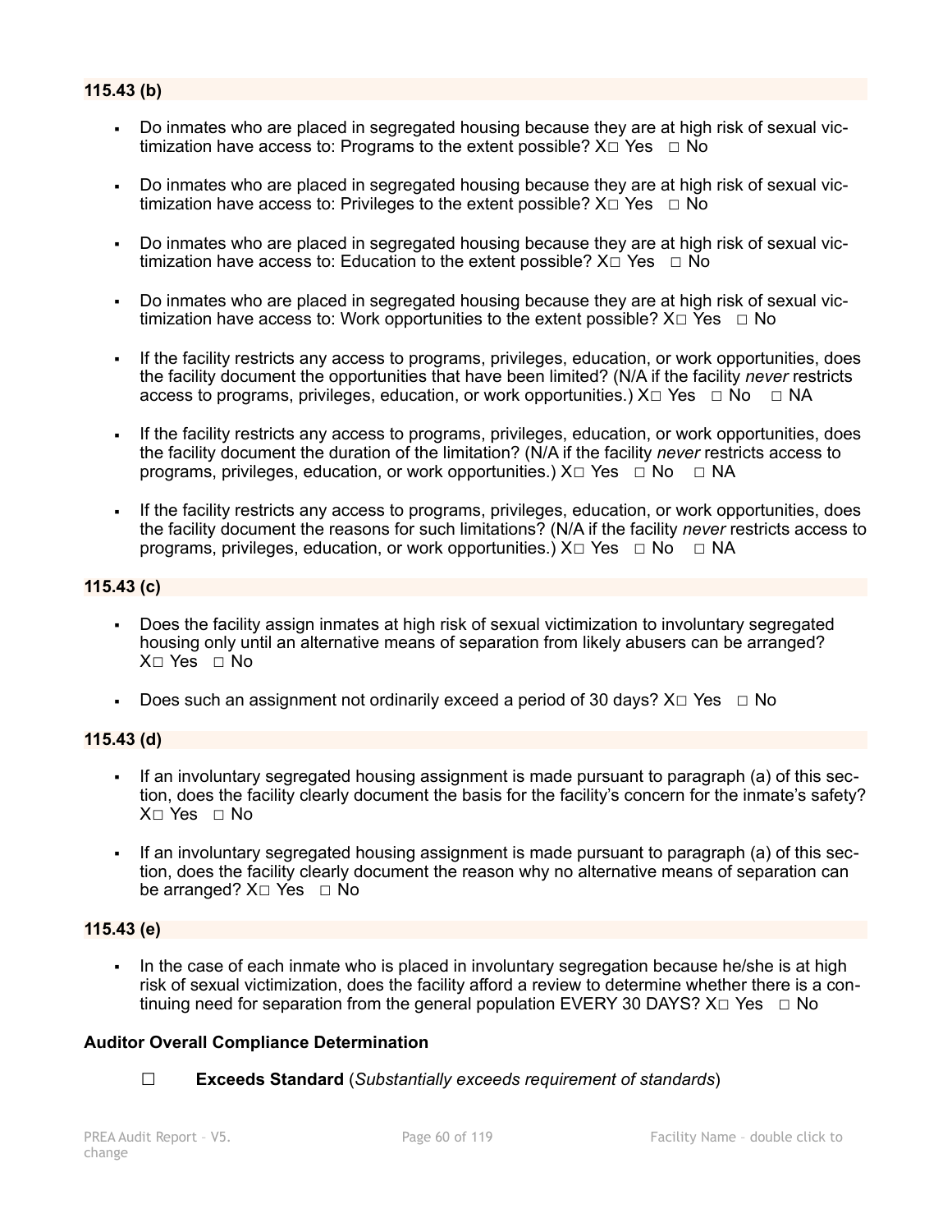**115.43 (b)**

- Do inmates who are placed in segregated housing because they are at high risk of sexual victimization have access to: Programs to the extent possible? X☐ Yes ☐ No
- Do inmates who are placed in segregated housing because they are at high risk of sexual victimization have access to: Privileges to the extent possible? X☐ Yes ☐ No
- Do inmates who are placed in segregated housing because they are at high risk of sexual victimization have access to: Education to the extent possible? X☐ Yes ☐ No
- Do inmates who are placed in segregated housing because they are at high risk of sexual victimization have access to: Work opportunities to the extent possible? X☐ Yes ☐ No
- If the facility restricts any access to programs, privileges, education, or work opportunities, does the facility document the opportunities that have been limited? (N/A if the facility *never* restricts access to programs, privileges, education, or work opportunities.) X☐ Yes ☐ No ☐ NA
- If the facility restricts any access to programs, privileges, education, or work opportunities, does the facility document the duration of the limitation? (N/A if the facility *never* restricts access to programs, privileges, education, or work opportunities.) X☐ Yes ☐ No ☐ NA
- If the facility restricts any access to programs, privileges, education, or work opportunities, does the facility document the reasons for such limitations? (N/A if the facility *never* restricts access to programs, privileges, education, or work opportunities.) X☐ Yes ☐ No ☐ NA

**115.43 (c)**

- Does the facility assign inmates at high risk of sexual victimization to involuntary segregated housing only until an alternative means of separation from likely abusers can be arranged? X☐ Yes ☐ No
- Does such an assignment not ordinarily exceed a period of 30 days? X☐ Yes ☐ No

**115.43 (d)**

- If an involuntary segregated housing assignment is made pursuant to paragraph (a) of this section, does the facility clearly document the basis for the facility's concern for the inmate's safety? X☐ Yes ☐ No
- If an involuntary segregated housing assignment is made pursuant to paragraph (a) of this section, does the facility clearly document the reason why no alternative means of separation can be arranged? X☐ Yes ☐ No

**115.43 (e)**

- In the case of each inmate who is placed in involuntary segregation because he/she is at high risk of sexual victimization, does the facility afford a review to determine whether there is a continuing need for separation from the general population EVERY 30 DAYS? X☐ Yes ☐ No

**Auditor Overall Compliance Determination**

☐ **Exceeds Standard** (*Substantially exceeds requirement of standards*)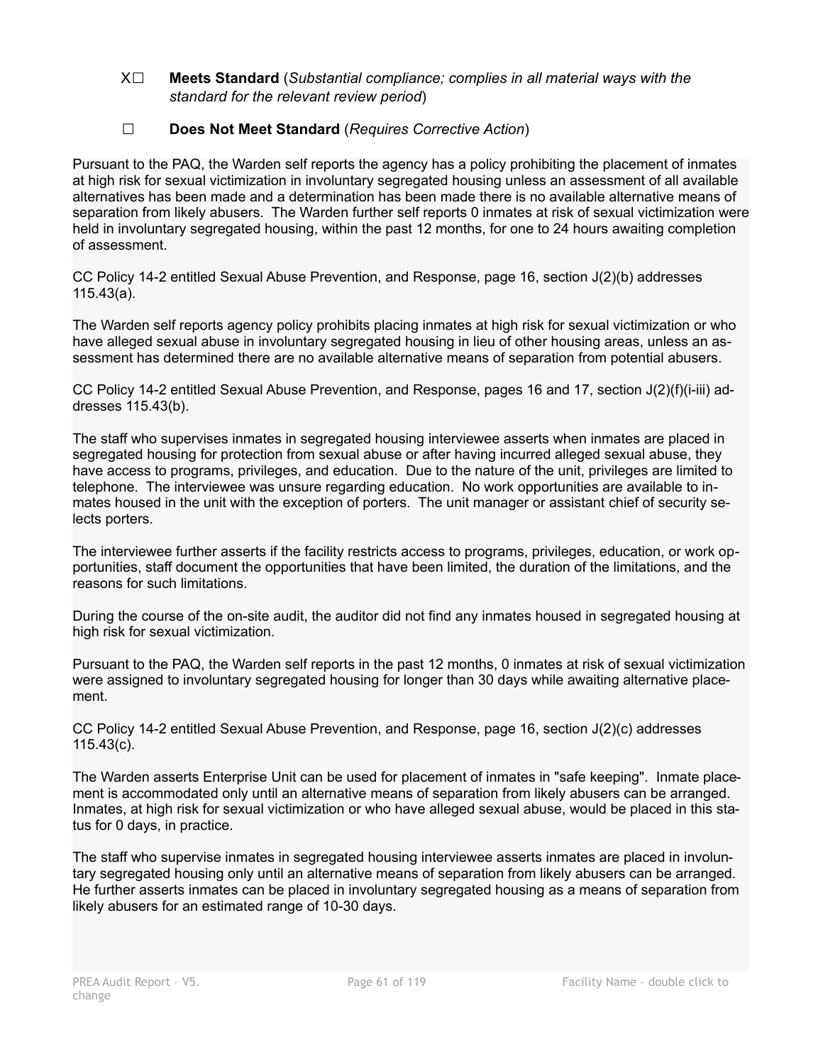X☐ **Meets Standard** (*Substantial compliance; complies in all material ways with the standard for the relevant review period*)

☐ **Does Not Meet Standard** (*Requires Corrective Action*)

Pursuant to the PAQ, the Warden self reports the agency has a policy prohibiting the placement of inmates at high risk for sexual victimization in involuntary segregated housing unless an assessment of all available alternatives has been made and a determination has been made there is no available alternative means of separation from likely abusers. The Warden further self reports 0 inmates at risk of sexual victimization were held in involuntary segregated housing, within the past 12 months, for one to 24 hours awaiting completion of assessment.

CC Policy 14-2 entitled Sexual Abuse Prevention, and Response, page 16, section J(2)(b) addresses 115.43(a).

The Warden self reports agency policy prohibits placing inmates at high risk for sexual victimization or who have alleged sexual abuse in involuntary segregated housing in lieu of other housing areas, unless an assessment has determined there are no available alternative means of separation from potential abusers.

CC Policy 14-2 entitled Sexual Abuse Prevention, and Response, pages 16 and 17, section J(2)(f)(i-iii) addresses 115.43(b).

The staff who supervises inmates in segregated housing interviewee asserts when inmates are placed in segregated housing for protection from sexual abuse or after having incurred alleged sexual abuse, they have access to programs, privileges, and education. Due to the nature of the unit, privileges are limited to telephone. The interviewee was unsure regarding education. No work opportunities are available to inmates housed in the unit with the exception of porters. The unit manager or assistant chief of security selects porters.

The interviewee further asserts if the facility restricts access to programs, privileges, education, or work opportunities, staff document the opportunities that have been limited, the duration of the limitations, and the reasons for such limitations.

During the course of the on-site audit, the auditor did not find any inmates housed in segregated housing at high risk for sexual victimization.

Pursuant to the PAQ, the Warden self reports in the past 12 months, 0 inmates at risk of sexual victimization were assigned to involuntary segregated housing for longer than 30 days while awaiting alternative placement.

CC Policy 14-2 entitled Sexual Abuse Prevention, and Response, page 16, section J(2)(c) addresses 115.43(c).

The Warden asserts Enterprise Unit can be used for placement of inmates in "safe keeping". Inmate placement is accommodated only until an alternative means of separation from likely abusers can be arranged. Inmates, at high risk for sexual victimization or who have alleged sexual abuse, would be placed in this status for 0 days, in practice.

The staff who supervise inmates in segregated housing interviewee asserts inmates are placed in involuntary segregated housing only until an alternative means of separation from likely abusers can be arranged. He further asserts inmates can be placed in involuntary segregated housing as a means of separation from likely abusers for an estimated range of 10-30 days.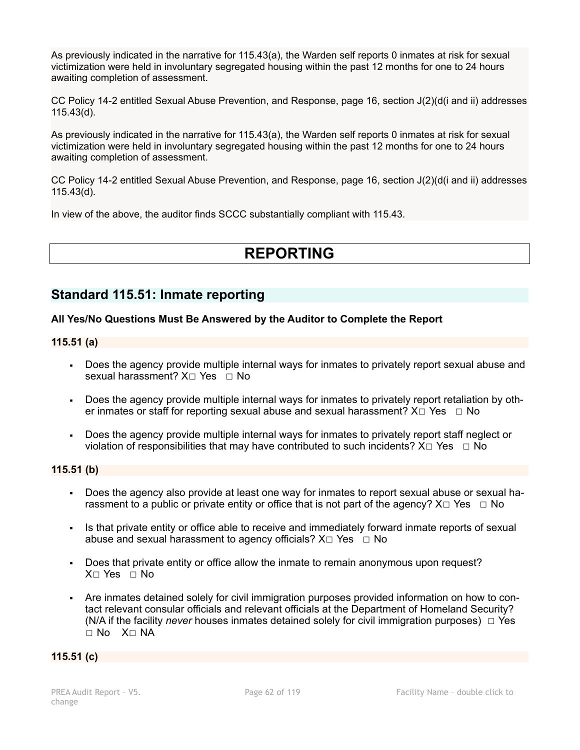As previously indicated in the narrative for 115.43(a), the Warden self reports 0 inmates at risk for sexual victimization were held in involuntary segregated housing within the past 12 months for one to 24 hours awaiting completion of assessment.

CC Policy 14-2 entitled Sexual Abuse Prevention, and Response, page 16, section J(2)(d(i and ii) addresses 115.43(d).

As previously indicated in the narrative for 115.43(a), the Warden self reports 0 inmates at risk for sexual victimization were held in involuntary segregated housing within the past 12 months for one to 24 hours awaiting completion of assessment.

CC Policy 14-2 entitled Sexual Abuse Prevention, and Response, page 16, section J(2)(d(i and ii) addresses 115.43(d).

In view of the above, the auditor finds SCCC substantially compliant with 115.43.

# REPORTING

## Standard 115.51: Inmate reporting

**All Yes/No Questions Must Be Answered by the Auditor to Complete the Report**

**115.51 (a)**

- Does the agency provide multiple internal ways for inmates to privately report sexual abuse and sexual harassment? X□ Yes □ No
- Does the agency provide multiple internal ways for inmates to privately report retaliation by other inmates or staff for reporting sexual abuse and sexual harassment? X□ Yes □ No
- Does the agency provide multiple internal ways for inmates to privately report staff neglect or violation of responsibilities that may have contributed to such incidents? X□ Yes □ No

**115.51 (b)**

- Does the agency also provide at least one way for inmates to report sexual abuse or sexual harassment to a public or private entity or office that is not part of the agency? X□ Yes □ No
- Is that private entity or office able to receive and immediately forward inmate reports of sexual abuse and sexual harassment to agency officials? X□ Yes □ No
- Does that private entity or office allow the inmate to remain anonymous upon request? X□ Yes □ No
- Are inmates detained solely for civil immigration purposes provided information on how to contact relevant consular officials and relevant officials at the Department of Homeland Security? (N/A if the facility *never* houses inmates detained solely for civil immigration purposes) □ Yes □ No X□ NA

**115.51 (c)**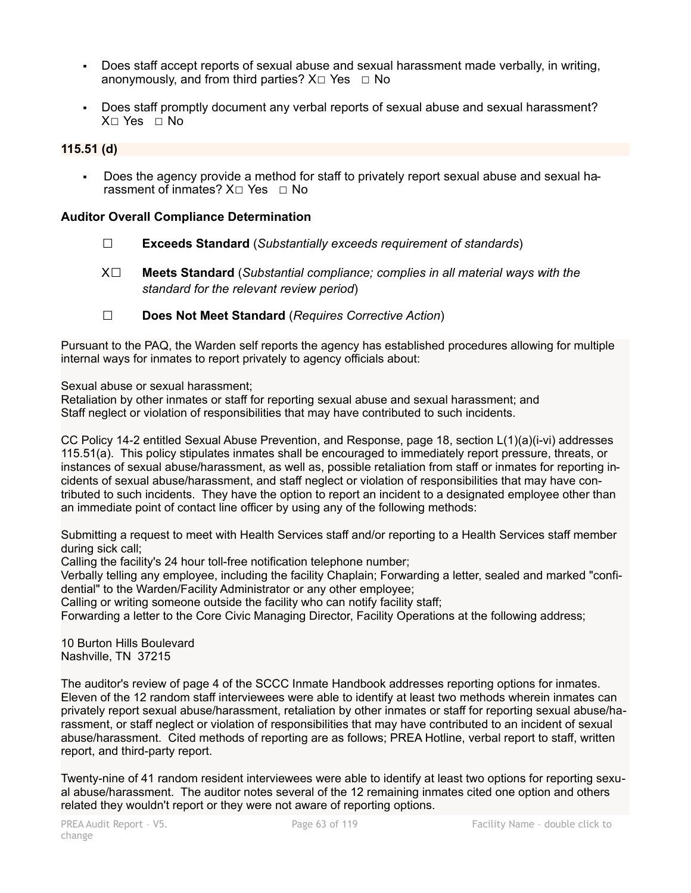- Does staff accept reports of sexual abuse and sexual harassment made verbally, in writing, anonymously, and from third parties? X☐ Yes ☐ No

- Does staff promptly document any verbal reports of sexual abuse and sexual harassment? X☐ Yes ☐ No

**115.51 (d)**

- Does the agency provide a method for staff to privately report sexual abuse and sexual harassment of inmates? X☐ Yes ☐ No

**Auditor Overall Compliance Determination**

☐ **Exceeds Standard** (*Substantially exceeds requirement of standards*)

X☐ **Meets Standard** (*Substantial compliance; complies in all material ways with the standard for the relevant review period*)

☐ **Does Not Meet Standard** (*Requires Corrective Action*)

Pursuant to the PAQ, the Warden self reports the agency has established procedures allowing for multiple internal ways for inmates to report privately to agency officials about:

Sexual abuse or sexual harassment;
Retaliation by other inmates or staff for reporting sexual abuse and sexual harassment; and
Staff neglect or violation of responsibilities that may have contributed to such incidents.

CC Policy 14-2 entitled Sexual Abuse Prevention, and Response, page 18, section L(1)(a)(i-vi) addresses 115.51(a). This policy stipulates inmates shall be encouraged to immediately report pressure, threats, or instances of sexual abuse/harassment, as well as, possible retaliation from staff or inmates for reporting incidents of sexual abuse/harassment, and staff neglect or violation of responsibilities that may have contributed to such incidents. They have the option to report an incident to a designated employee other than an immediate point of contact line officer by using any of the following methods:

Submitting a request to meet with Health Services staff and/or reporting to a Health Services staff member during sick call;
Calling the facility's 24 hour toll-free notification telephone number;
Verbally telling any employee, including the facility Chaplain; Forwarding a letter, sealed and marked "confidential" to the Warden/Facility Administrator or any other employee;
Calling or writing someone outside the facility who can notify facility staff;
Forwarding a letter to the Core Civic Managing Director, Facility Operations at the following address;

10 Burton Hills Boulevard
Nashville, TN 37215

The auditor's review of page 4 of the SCCC Inmate Handbook addresses reporting options for inmates. Eleven of the 12 random staff interviewees were able to identify at least two methods wherein inmates can privately report sexual abuse/harassment, retaliation by other inmates or staff for reporting sexual abuse/harassment, or staff neglect or violation of responsibilities that may have contributed to an incident of sexual abuse/harassment. Cited methods of reporting are as follows; PREA Hotline, verbal report to staff, written report, and third-party report.

Twenty-nine of 41 random resident interviewees were able to identify at least two options for reporting sexual abuse/harassment. The auditor notes several of the 12 remaining inmates cited one option and others related they wouldn't report or they were not aware of reporting options.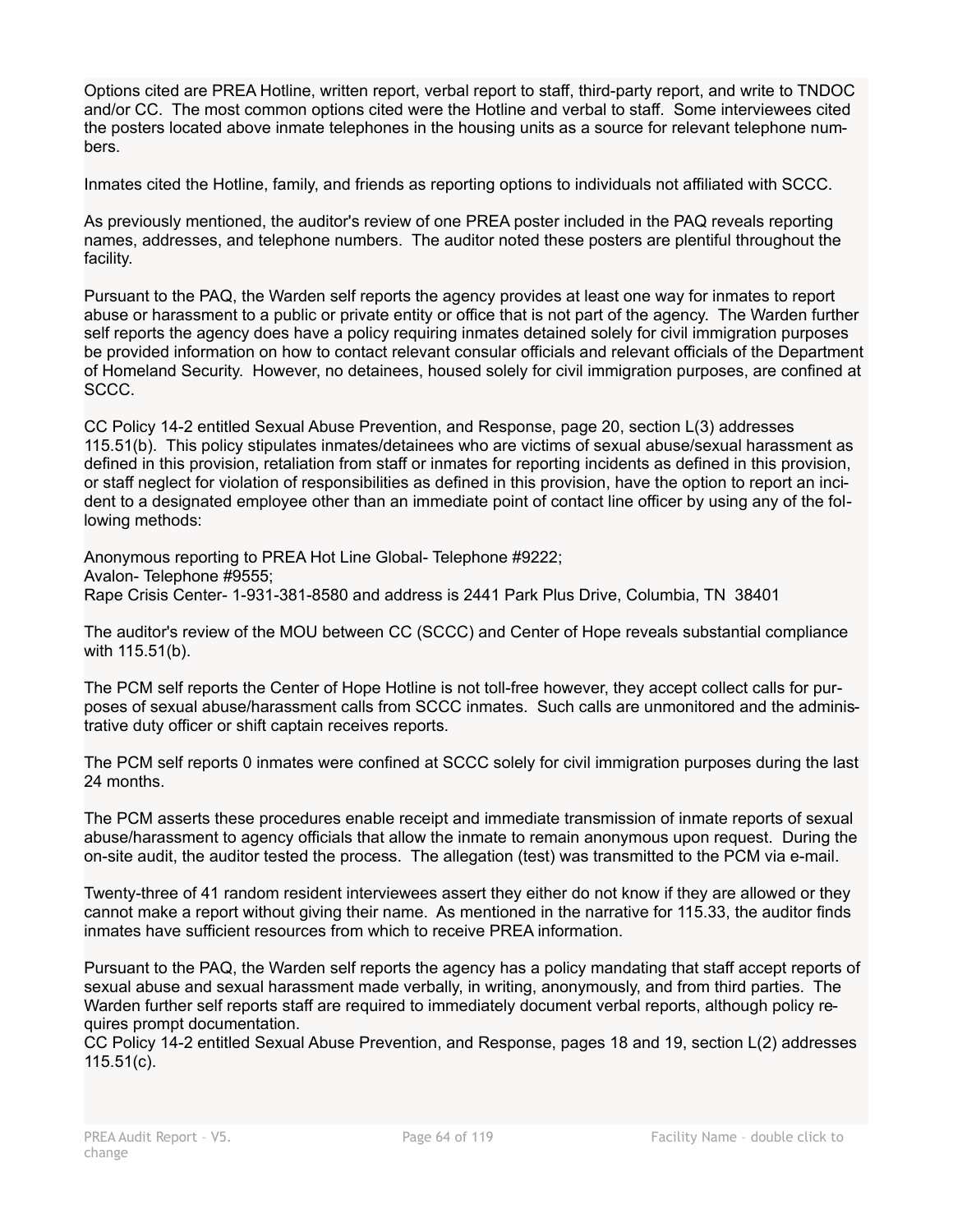Options cited are PREA Hotline, written report, verbal report to staff, third-party report, and write to TNDOC and/or CC. The most common options cited were the Hotline and verbal to staff. Some interviewees cited the posters located above inmate telephones in the housing units as a source for relevant telephone numbers.

Inmates cited the Hotline, family, and friends as reporting options to individuals not affiliated with SCCC.

As previously mentioned, the auditor's review of one PREA poster included in the PAQ reveals reporting names, addresses, and telephone numbers. The auditor noted these posters are plentiful throughout the facility.

Pursuant to the PAQ, the Warden self reports the agency provides at least one way for inmates to report abuse or harassment to a public or private entity or office that is not part of the agency. The Warden further self reports the agency does have a policy requiring inmates detained solely for civil immigration purposes be provided information on how to contact relevant consular officials and relevant officials of the Department of Homeland Security. However, no detainees, housed solely for civil immigration purposes, are confined at SCCC.

CC Policy 14-2 entitled Sexual Abuse Prevention, and Response, page 20, section L(3) addresses 115.51(b). This policy stipulates inmates/detainees who are victims of sexual abuse/sexual harassment as defined in this provision, retaliation from staff or inmates for reporting incidents as defined in this provision, or staff neglect for violation of responsibilities as defined in this provision, have the option to report an incident to a designated employee other than an immediate point of contact line officer by using any of the following methods:

Anonymous reporting to PREA Hot Line Global- Telephone #9222;
Avalon- Telephone #9555;
Rape Crisis Center- 1-931-381-8580 and address is 2441 Park Plus Drive, Columbia, TN 38401

The auditor's review of the MOU between CC (SCCC) and Center of Hope reveals substantial compliance with 115.51(b).

The PCM self reports the Center of Hope Hotline is not toll-free however, they accept collect calls for purposes of sexual abuse/harassment calls from SCCC inmates. Such calls are unmonitored and the administrative duty officer or shift captain receives reports.

The PCM self reports 0 inmates were confined at SCCC solely for civil immigration purposes during the last 24 months.

The PCM asserts these procedures enable receipt and immediate transmission of inmate reports of sexual abuse/harassment to agency officials that allow the inmate to remain anonymous upon request. During the on-site audit, the auditor tested the process. The allegation (test) was transmitted to the PCM via e-mail.

Twenty-three of 41 random resident interviewees assert they either do not know if they are allowed or they cannot make a report without giving their name. As mentioned in the narrative for 115.33, the auditor finds inmates have sufficient resources from which to receive PREA information.

Pursuant to the PAQ, the Warden self reports the agency has a policy mandating that staff accept reports of sexual abuse and sexual harassment made verbally, in writing, anonymously, and from third parties. The Warden further self reports staff are required to immediately document verbal reports, although policy requires prompt documentation.
CC Policy 14-2 entitled Sexual Abuse Prevention, and Response, pages 18 and 19, section L(2) addresses 115.51(c).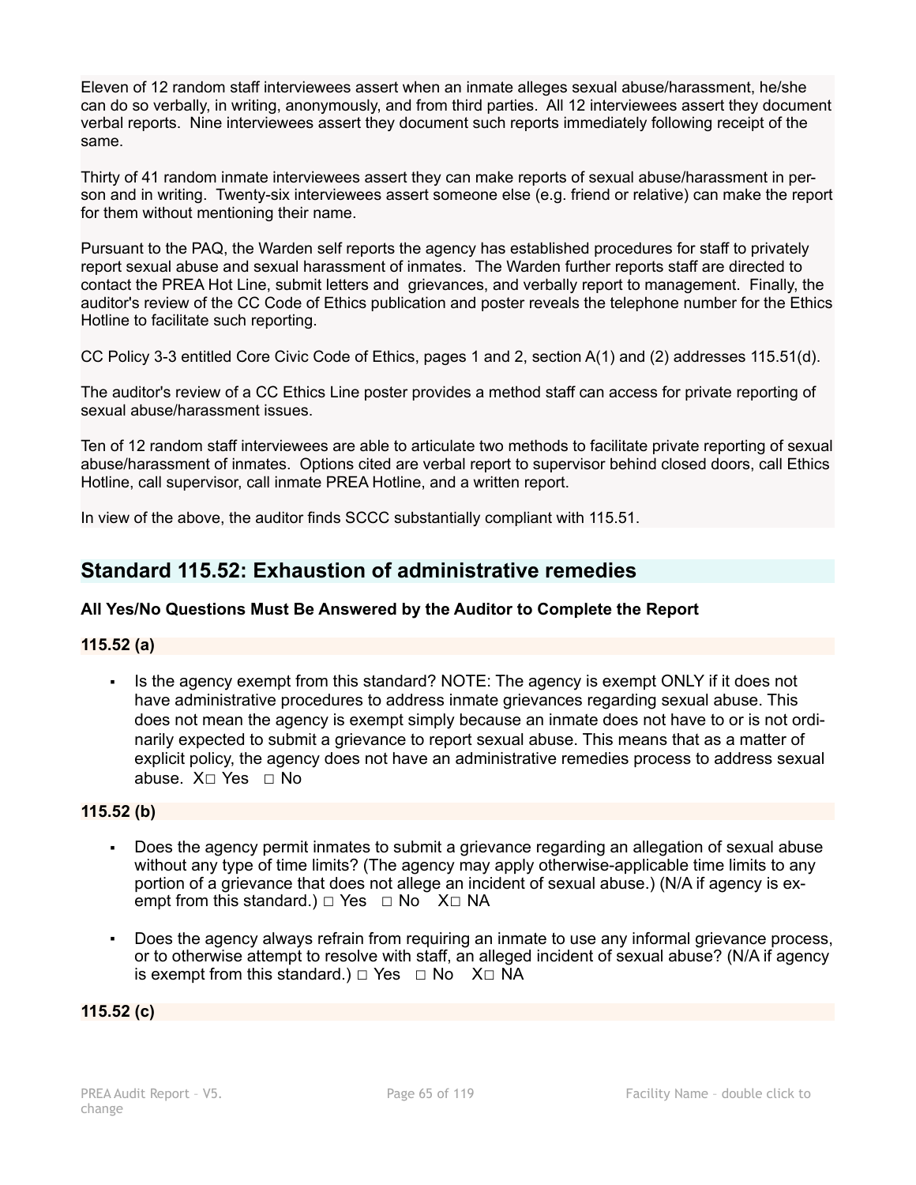Eleven of 12 random staff interviewees assert when an inmate alleges sexual abuse/harassment, he/she can do so verbally, in writing, anonymously, and from third parties. All 12 interviewees assert they document verbal reports. Nine interviewees assert they document such reports immediately following receipt of the same.

Thirty of 41 random inmate interviewees assert they can make reports of sexual abuse/harassment in person and in writing. Twenty-six interviewees assert someone else (e.g. friend or relative) can make the report for them without mentioning their name.

Pursuant to the PAQ, the Warden self reports the agency has established procedures for staff to privately report sexual abuse and sexual harassment of inmates. The Warden further reports staff are directed to contact the PREA Hot Line, submit letters and grievances, and verbally report to management. Finally, the auditor's review of the CC Code of Ethics publication and poster reveals the telephone number for the Ethics Hotline to facilitate such reporting.

CC Policy 3-3 entitled Core Civic Code of Ethics, pages 1 and 2, section A(1) and (2) addresses 115.51(d).

The auditor's review of a CC Ethics Line poster provides a method staff can access for private reporting of sexual abuse/harassment issues.

Ten of 12 random staff interviewees are able to articulate two methods to facilitate private reporting of sexual abuse/harassment of inmates. Options cited are verbal report to supervisor behind closed doors, call Ethics Hotline, call supervisor, call inmate PREA Hotline, and a written report.

In view of the above, the auditor finds SCCC substantially compliant with 115.51.

## Standard 115.52: Exhaustion of administrative remedies

**All Yes/No Questions Must Be Answered by the Auditor to Complete the Report**

**115.52 (a)**

- Is the agency exempt from this standard? NOTE: The agency is exempt ONLY if it does not have administrative procedures to address inmate grievances regarding sexual abuse. This does not mean the agency is exempt simply because an inmate does not have to or is not ordinarily expected to submit a grievance to report sexual abuse. This means that as a matter of explicit policy, the agency does not have an administrative remedies process to address sexual abuse. X☐ Yes ☐ No

**115.52 (b)**

- Does the agency permit inmates to submit a grievance regarding an allegation of sexual abuse without any type of time limits? (The agency may apply otherwise-applicable time limits to any portion of a grievance that does not allege an incident of sexual abuse.) (N/A if agency is exempt from this standard.) ☐ Yes ☐ No X☐ NA

- Does the agency always refrain from requiring an inmate to use any informal grievance process, or to otherwise attempt to resolve with staff, an alleged incident of sexual abuse? (N/A if agency is exempt from this standard.) ☐ Yes ☐ No X☐ NA

**115.52 (c)**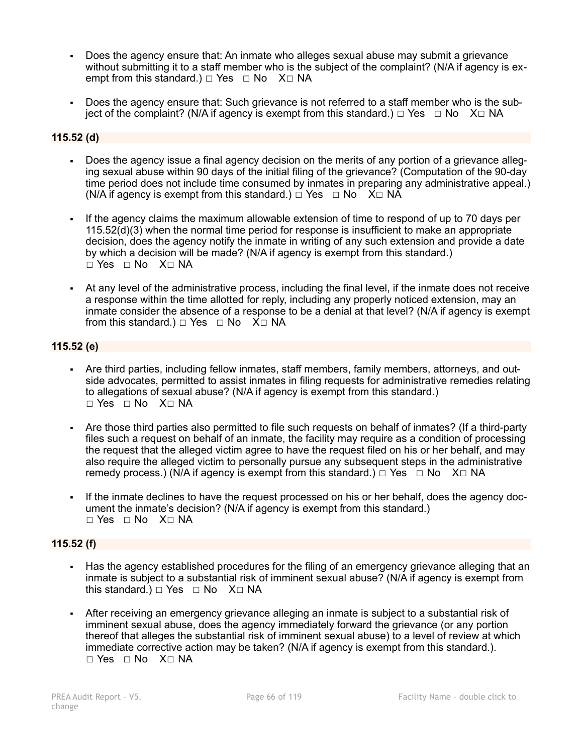- Does the agency ensure that: An inmate who alleges sexual abuse may submit a grievance without submitting it to a staff member who is the subject of the complaint? (N/A if agency is exempt from this standard.) □ Yes □ No X□ NA

- Does the agency ensure that: Such grievance is not referred to a staff member who is the subject of the complaint? (N/A if agency is exempt from this standard.) □ Yes □ No X□ NA

**115.52 (d)**

- Does the agency issue a final agency decision on the merits of any portion of a grievance alleging sexual abuse within 90 days of the initial filing of the grievance? (Computation of the 90-day time period does not include time consumed by inmates in preparing any administrative appeal.) (N/A if agency is exempt from this standard.) □ Yes □ No X□ NA

- If the agency claims the maximum allowable extension of time to respond of up to 70 days per 115.52(d)(3) when the normal time period for response is insufficient to make an appropriate decision, does the agency notify the inmate in writing of any such extension and provide a date by which a decision will be made? (N/A if agency is exempt from this standard.)
  □ Yes □ No X□ NA

- At any level of the administrative process, including the final level, if the inmate does not receive a response within the time allotted for reply, including any properly noticed extension, may an inmate consider the absence of a response to be a denial at that level? (N/A if agency is exempt from this standard.) □ Yes □ No X□ NA

**115.52 (e)**

- Are third parties, including fellow inmates, staff members, family members, attorneys, and outside advocates, permitted to assist inmates in filing requests for administrative remedies relating to allegations of sexual abuse? (N/A if agency is exempt from this standard.)
  □ Yes □ No X□ NA

- Are those third parties also permitted to file such requests on behalf of inmates? (If a third-party files such a request on behalf of an inmate, the facility may require as a condition of processing the request that the alleged victim agree to have the request filed on his or her behalf, and may also require the alleged victim to personally pursue any subsequent steps in the administrative remedy process.) (N/A if agency is exempt from this standard.) □ Yes □ No X□ NA

- If the inmate declines to have the request processed on his or her behalf, does the agency document the inmate's decision? (N/A if agency is exempt from this standard.)
  □ Yes □ No X□ NA

**115.52 (f)**

- Has the agency established procedures for the filing of an emergency grievance alleging that an inmate is subject to a substantial risk of imminent sexual abuse? (N/A if agency is exempt from this standard.) □ Yes □ No X□ NA

- After receiving an emergency grievance alleging an inmate is subject to a substantial risk of imminent sexual abuse, does the agency immediately forward the grievance (or any portion thereof that alleges the substantial risk of imminent sexual abuse) to a level of review at which immediate corrective action may be taken? (N/A if agency is exempt from this standard.).
  □ Yes □ No X□ NA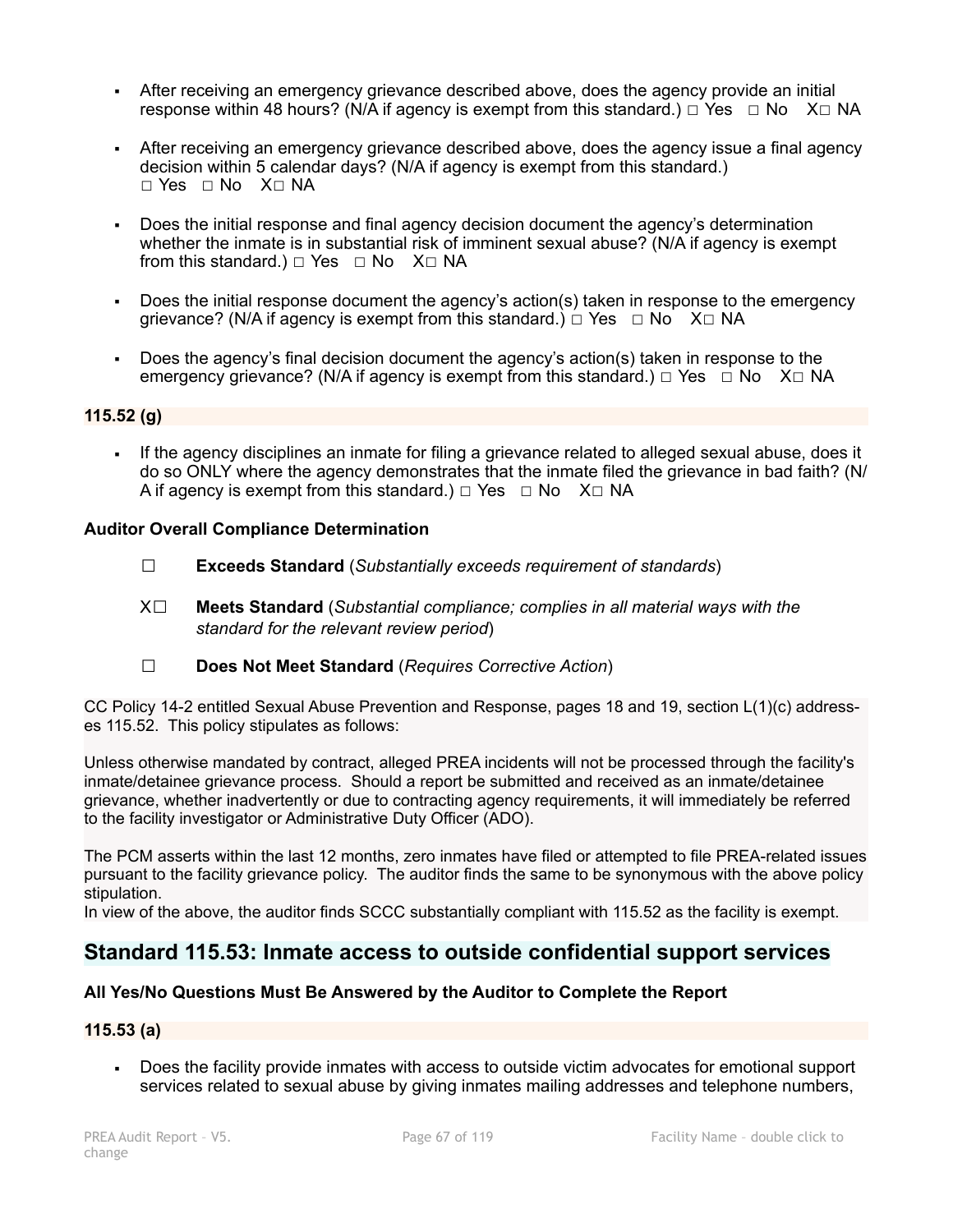- After receiving an emergency grievance described above, does the agency provide an initial response within 48 hours? (N/A if agency is exempt from this standard.) □ Yes □ No X□ NA

- After receiving an emergency grievance described above, does the agency issue a final agency decision within 5 calendar days? (N/A if agency is exempt from this standard.) □ Yes □ No X□ NA

- Does the initial response and final agency decision document the agency's determination whether the inmate is in substantial risk of imminent sexual abuse? (N/A if agency is exempt from this standard.) □ Yes □ No X□ NA

- Does the initial response document the agency's action(s) taken in response to the emergency grievance? (N/A if agency is exempt from this standard.) □ Yes □ No X□ NA

- Does the agency's final decision document the agency's action(s) taken in response to the emergency grievance? (N/A if agency is exempt from this standard.) □ Yes □ No X□ NA

**115.52 (g)**

- If the agency disciplines an inmate for filing a grievance related to alleged sexual abuse, does it do so ONLY where the agency demonstrates that the inmate filed the grievance in bad faith? (N/A if agency is exempt from this standard.) □ Yes □ No X□ NA

**Auditor Overall Compliance Determination**

☐ **Exceeds Standard** (*Substantially exceeds requirement of standards*)

X☐ **Meets Standard** (*Substantial compliance; complies in all material ways with the standard for the relevant review period*)

☐ **Does Not Meet Standard** (*Requires Corrective Action*)

CC Policy 14-2 entitled Sexual Abuse Prevention and Response, pages 18 and 19, section L(1)(c) addresses 115.52. This policy stipulates as follows:

Unless otherwise mandated by contract, alleged PREA incidents will not be processed through the facility's inmate/detainee grievance process. Should a report be submitted and received as an inmate/detainee grievance, whether inadvertently or due to contracting agency requirements, it will immediately be referred to the facility investigator or Administrative Duty Officer (ADO).

The PCM asserts within the last 12 months, zero inmates have filed or attempted to file PREA-related issues pursuant to the facility grievance policy. The auditor finds the same to be synonymous with the above policy stipulation.
In view of the above, the auditor finds SCCC substantially compliant with 115.52 as the facility is exempt.

## Standard 115.53: Inmate access to outside confidential support services

**All Yes/No Questions Must Be Answered by the Auditor to Complete the Report**

**115.53 (a)**

- Does the facility provide inmates with access to outside victim advocates for emotional support services related to sexual abuse by giving inmates mailing addresses and telephone numbers,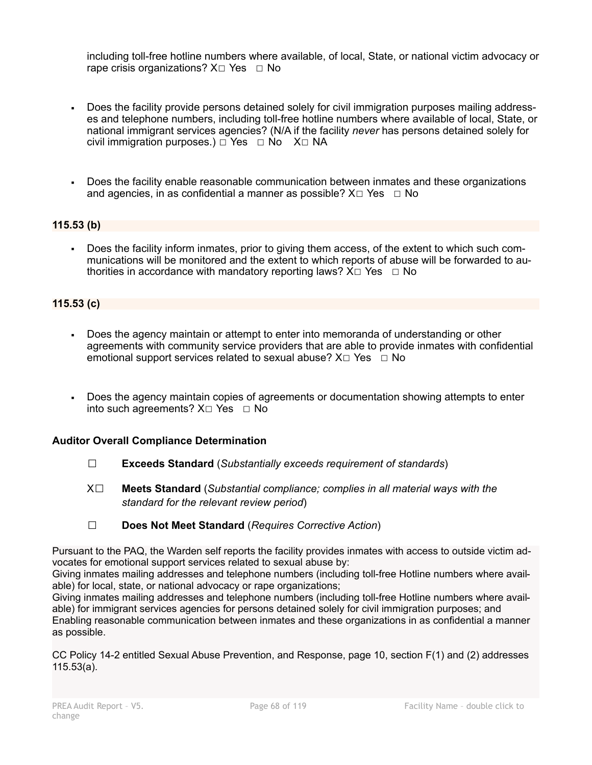including toll-free hotline numbers where available, of local, State, or national victim advocacy or rape crisis organizations? X☐ Yes ☐ No

- Does the facility provide persons detained solely for civil immigration purposes mailing addresses and telephone numbers, including toll-free hotline numbers where available of local, State, or national immigrant services agencies? (N/A if the facility *never* has persons detained solely for civil immigration purposes.) ☐ Yes ☐ No X☐ NA

- Does the facility enable reasonable communication between inmates and these organizations and agencies, in as confidential a manner as possible? X☐ Yes ☐ No

**115.53 (b)**

- Does the facility inform inmates, prior to giving them access, of the extent to which such communications will be monitored and the extent to which reports of abuse will be forwarded to authorities in accordance with mandatory reporting laws? X☐ Yes ☐ No

**115.53 (c)**

- Does the agency maintain or attempt to enter into memoranda of understanding or other agreements with community service providers that are able to provide inmates with confidential emotional support services related to sexual abuse? X☐ Yes ☐ No

- Does the agency maintain copies of agreements or documentation showing attempts to enter into such agreements? X☐ Yes ☐ No

**Auditor Overall Compliance Determination**

☐ **Exceeds Standard** (*Substantially exceeds requirement of standards*)

X☐ **Meets Standard** (*Substantial compliance; complies in all material ways with the standard for the relevant review period*)

☐ **Does Not Meet Standard** (*Requires Corrective Action*)

Pursuant to the PAQ, the Warden self reports the facility provides inmates with access to outside victim advocates for emotional support services related to sexual abuse by:
Giving inmates mailing addresses and telephone numbers (including toll-free Hotline numbers where available) for local, state, or national advocacy or rape organizations;
Giving inmates mailing addresses and telephone numbers (including toll-free Hotline numbers where available) for immigrant services agencies for persons detained solely for civil immigration purposes; and
Enabling reasonable communication between inmates and these organizations in as confidential a manner as possible.

CC Policy 14-2 entitled Sexual Abuse Prevention, and Response, page 10, section F(1) and (2) addresses 115.53(a).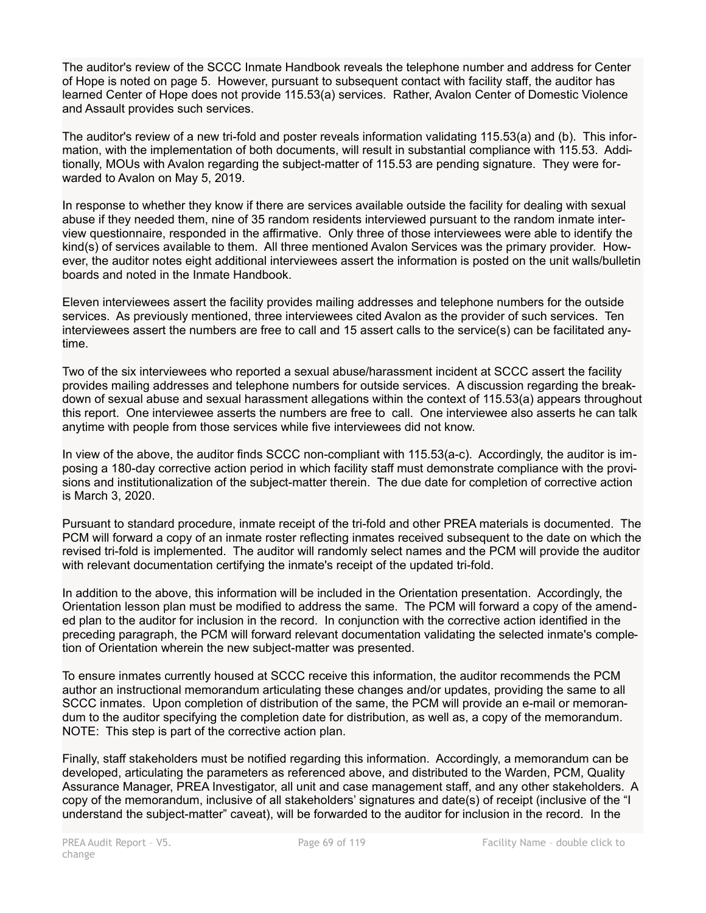The auditor's review of the SCCC Inmate Handbook reveals the telephone number and address for Center of Hope is noted on page 5. However, pursuant to subsequent contact with facility staff, the auditor has learned Center of Hope does not provide 115.53(a) services. Rather, Avalon Center of Domestic Violence and Assault provides such services.

The auditor's review of a new tri-fold and poster reveals information validating 115.53(a) and (b). This information, with the implementation of both documents, will result in substantial compliance with 115.53. Additionally, MOUs with Avalon regarding the subject-matter of 115.53 are pending signature. They were forwarded to Avalon on May 5, 2019.

In response to whether they know if there are services available outside the facility for dealing with sexual abuse if they needed them, nine of 35 random residents interviewed pursuant to the random inmate interview questionnaire, responded in the affirmative. Only three of those interviewees were able to identify the kind(s) of services available to them. All three mentioned Avalon Services was the primary provider. However, the auditor notes eight additional interviewees assert the information is posted on the unit walls/bulletin boards and noted in the Inmate Handbook.

Eleven interviewees assert the facility provides mailing addresses and telephone numbers for the outside services. As previously mentioned, three interviewees cited Avalon as the provider of such services. Ten interviewees assert the numbers are free to call and 15 assert calls to the service(s) can be facilitated anytime.

Two of the six interviewees who reported a sexual abuse/harassment incident at SCCC assert the facility provides mailing addresses and telephone numbers for outside services. A discussion regarding the breakdown of sexual abuse and sexual harassment allegations within the context of 115.53(a) appears throughout this report. One interviewee asserts the numbers are free to call. One interviewee also asserts he can talk anytime with people from those services while five interviewees did not know.

In view of the above, the auditor finds SCCC non-compliant with 115.53(a-c). Accordingly, the auditor is imposing a 180-day corrective action period in which facility staff must demonstrate compliance with the provisions and institutionalization of the subject-matter therein. The due date for completion of corrective action is March 3, 2020.

Pursuant to standard procedure, inmate receipt of the tri-fold and other PREA materials is documented. The PCM will forward a copy of an inmate roster reflecting inmates received subsequent to the date on which the revised tri-fold is implemented. The auditor will randomly select names and the PCM will provide the auditor with relevant documentation certifying the inmate's receipt of the updated tri-fold.

In addition to the above, this information will be included in the Orientation presentation. Accordingly, the Orientation lesson plan must be modified to address the same. The PCM will forward a copy of the amended plan to the auditor for inclusion in the record. In conjunction with the corrective action identified in the preceding paragraph, the PCM will forward relevant documentation validating the selected inmate's completion of Orientation wherein the new subject-matter was presented.

To ensure inmates currently housed at SCCC receive this information, the auditor recommends the PCM author an instructional memorandum articulating these changes and/or updates, providing the same to all SCCC inmates. Upon completion of distribution of the same, the PCM will provide an e-mail or memorandum to the auditor specifying the completion date for distribution, as well as, a copy of the memorandum. NOTE: This step is part of the corrective action plan.

Finally, staff stakeholders must be notified regarding this information. Accordingly, a memorandum can be developed, articulating the parameters as referenced above, and distributed to the Warden, PCM, Quality Assurance Manager, PREA Investigator, all unit and case management staff, and any other stakeholders. A copy of the memorandum, inclusive of all stakeholders' signatures and date(s) of receipt (inclusive of the "I understand the subject-matter" caveat), will be forwarded to the auditor for inclusion in the record. In the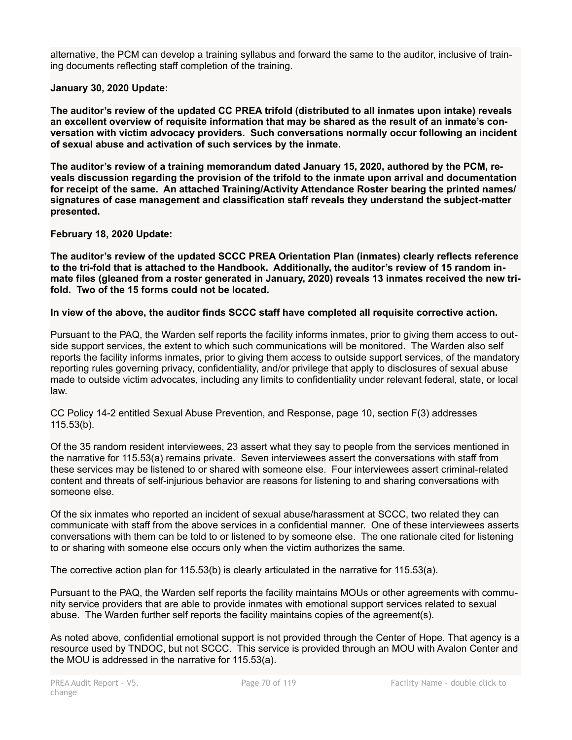alternative, the PCM can develop a training syllabus and forward the same to the auditor, inclusive of training documents reflecting staff completion of the training.

**January 30, 2020 Update:**

**The auditor's review of the updated CC PREA trifold (distributed to all inmates upon intake) reveals an excellent overview of requisite information that may be shared as the result of an inmate's conversation with victim advocacy providers. Such conversations normally occur following an incident of sexual abuse and activation of such services by the inmate.**

**The auditor's review of a training memorandum dated January 15, 2020, authored by the PCM, reveals discussion regarding the provision of the trifold to the inmate upon arrival and documentation for receipt of the same. An attached Training/Activity Attendance Roster bearing the printed names/signatures of case management and classification staff reveals they understand the subject-matter presented.**

**February 18, 2020 Update:**

**The auditor's review of the updated SCCC PREA Orientation Plan (inmates) clearly reflects reference to the tri-fold that is attached to the Handbook. Additionally, the auditor's review of 15 random inmate files (gleaned from a roster generated in January, 2020) reveals 13 inmates received the new trifold. Two of the 15 forms could not be located.**

**In view of the above, the auditor finds SCCC staff have completed all requisite corrective action.**

Pursuant to the PAQ, the Warden self reports the facility informs inmates, prior to giving them access to outside support services, the extent to which such communications will be monitored. The Warden also self reports the facility informs inmates, prior to giving them access to outside support services, of the mandatory reporting rules governing privacy, confidentiality, and/or privilege that apply to disclosures of sexual abuse made to outside victim advocates, including any limits to confidentiality under relevant federal, state, or local law.

CC Policy 14-2 entitled Sexual Abuse Prevention, and Response, page 10, section F(3) addresses 115.53(b).

Of the 35 random resident interviewees, 23 assert what they say to people from the services mentioned in the narrative for 115.53(a) remains private. Seven interviewees assert the conversations with staff from these services may be listened to or shared with someone else. Four interviewees assert criminal-related content and threats of self-injurious behavior are reasons for listening to and sharing conversations with someone else.

Of the six inmates who reported an incident of sexual abuse/harassment at SCCC, two related they can communicate with staff from the above services in a confidential manner. One of these interviewees asserts conversations with them can be told to or listened to by someone else. The one rationale cited for listening to or sharing with someone else occurs only when the victim authorizes the same.

The corrective action plan for 115.53(b) is clearly articulated in the narrative for 115.53(a).

Pursuant to the PAQ, the Warden self reports the facility maintains MOUs or other agreements with community service providers that are able to provide inmates with emotional support services related to sexual abuse. The Warden further self reports the facility maintains copies of the agreement(s).

As noted above, confidential emotional support is not provided through the Center of Hope. That agency is a resource used by TNDOC, but not SCCC. This service is provided through an MOU with Avalon Center and the MOU is addressed in the narrative for 115.53(a).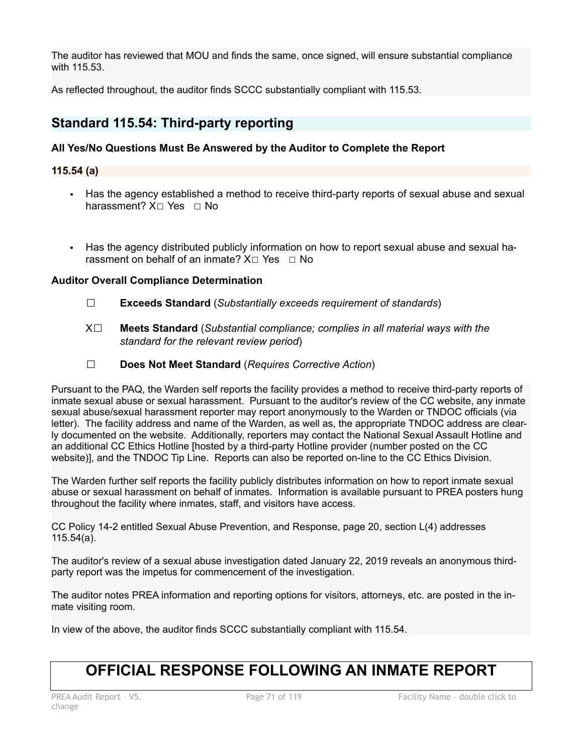The auditor has reviewed that MOU and finds the same, once signed, will ensure substantial compliance with 115.53.

As reflected throughout, the auditor finds SCCC substantially compliant with 115.53.

## Standard 115.54: Third-party reporting

**All Yes/No Questions Must Be Answered by the Auditor to Complete the Report**

**115.54 (a)**

- Has the agency established a method to receive third-party reports of sexual abuse and sexual harassment? X☐ Yes ☐ No

- Has the agency distributed publicly information on how to report sexual abuse and sexual harassment on behalf of an inmate? X☐ Yes ☐ No

**Auditor Overall Compliance Determination**

☐ **Exceeds Standard** (*Substantially exceeds requirement of standards*)

X☐ **Meets Standard** (*Substantial compliance; complies in all material ways with the standard for the relevant review period*)

☐ **Does Not Meet Standard** (*Requires Corrective Action*)

Pursuant to the PAQ, the Warden self reports the facility provides a method to receive third-party reports of inmate sexual abuse or sexual harassment. Pursuant to the auditor's review of the CC website, any inmate sexual abuse/sexual harassment reporter may report anonymously to the Warden or TNDOC officials (via letter). The facility address and name of the Warden, as well as, the appropriate TNDOC address are clearly documented on the website. Additionally, reporters may contact the National Sexual Assault Hotline and an additional CC Ethics Hotline [hosted by a third-party Hotline provider (number posted on the CC website)], and the TNDOC Tip Line. Reports can also be reported on-line to the CC Ethics Division.

The Warden further self reports the facility publicly distributes information on how to report inmate sexual abuse or sexual harassment on behalf of inmates. Information is available pursuant to PREA posters hung throughout the facility where inmates, staff, and visitors have access.

CC Policy 14-2 entitled Sexual Abuse Prevention, and Response, page 20, section L(4) addresses 115.54(a).

The auditor's review of a sexual abuse investigation dated January 22, 2019 reveals an anonymous third-party report was the impetus for commencement of the investigation.

The auditor notes PREA information and reporting options for visitors, attorneys, etc. are posted in the inmate visiting room.

In view of the above, the auditor finds SCCC substantially compliant with 115.54.

# OFFICIAL RESPONSE FOLLOWING AN INMATE REPORT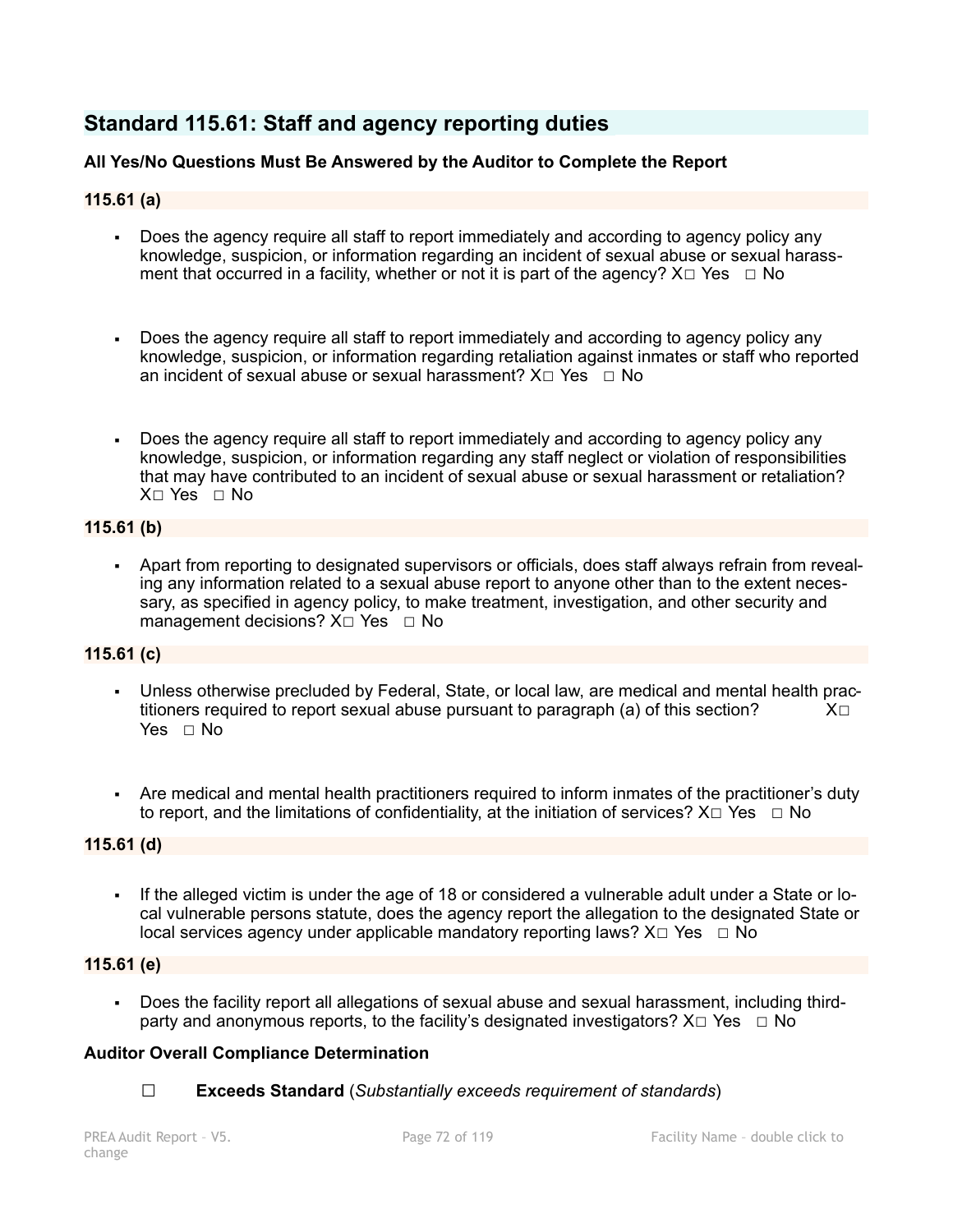## Standard 115.61: Staff and agency reporting duties

**All Yes/No Questions Must Be Answered by the Auditor to Complete the Report**

**115.61 (a)**

- Does the agency require all staff to report immediately and according to agency policy any knowledge, suspicion, or information regarding an incident of sexual abuse or sexual harassment that occurred in a facility, whether or not it is part of the agency? X☐ Yes ☐ No

- Does the agency require all staff to report immediately and according to agency policy any knowledge, suspicion, or information regarding retaliation against inmates or staff who reported an incident of sexual abuse or sexual harassment? X☐ Yes ☐ No

- Does the agency require all staff to report immediately and according to agency policy any knowledge, suspicion, or information regarding any staff neglect or violation of responsibilities that may have contributed to an incident of sexual abuse or sexual harassment or retaliation? X☐ Yes ☐ No

**115.61 (b)**

- Apart from reporting to designated supervisors or officials, does staff always refrain from revealing any information related to a sexual abuse report to anyone other than to the extent necessary, as specified in agency policy, to make treatment, investigation, and other security and management decisions? X☐ Yes ☐ No

**115.61 (c)**

- Unless otherwise precluded by Federal, State, or local law, are medical and mental health practitioners required to report sexual abuse pursuant to paragraph (a) of this section? X☐ Yes ☐ No

- Are medical and mental health practitioners required to inform inmates of the practitioner's duty to report, and the limitations of confidentiality, at the initiation of services? X☐ Yes ☐ No

**115.61 (d)**

- If the alleged victim is under the age of 18 or considered a vulnerable adult under a State or local vulnerable persons statute, does the agency report the allegation to the designated State or local services agency under applicable mandatory reporting laws? X☐ Yes ☐ No

**115.61 (e)**

- Does the facility report all allegations of sexual abuse and sexual harassment, including third-party and anonymous reports, to the facility's designated investigators? X☐ Yes ☐ No

**Auditor Overall Compliance Determination**

☐ **Exceeds Standard** (*Substantially exceeds requirement of standards*)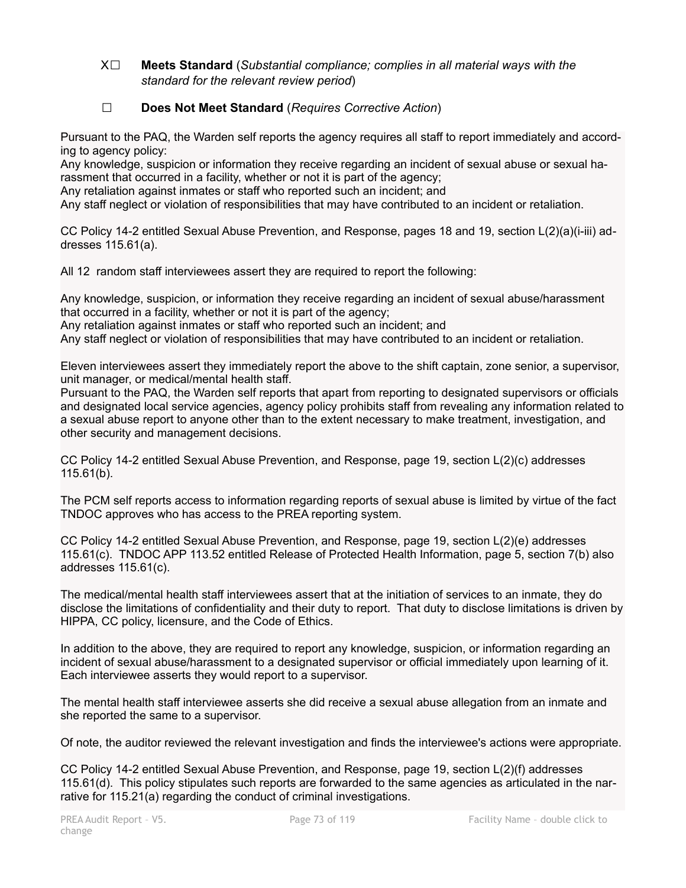X☐ **Meets Standard** (*Substantial compliance; complies in all material ways with the standard for the relevant review period*)

☐ **Does Not Meet Standard** (*Requires Corrective Action*)

Pursuant to the PAQ, the Warden self reports the agency requires all staff to report immediately and according to agency policy:
Any knowledge, suspicion or information they receive regarding an incident of sexual abuse or sexual harassment that occurred in a facility, whether or not it is part of the agency;
Any retaliation against inmates or staff who reported such an incident; and
Any staff neglect or violation of responsibilities that may have contributed to an incident or retaliation.

CC Policy 14-2 entitled Sexual Abuse Prevention, and Response, pages 18 and 19, section L(2)(a)(i-iii) addresses 115.61(a).

All 12 random staff interviewees assert they are required to report the following:

Any knowledge, suspicion, or information they receive regarding an incident of sexual abuse/harassment that occurred in a facility, whether or not it is part of the agency;
Any retaliation against inmates or staff who reported such an incident; and
Any staff neglect or violation of responsibilities that may have contributed to an incident or retaliation.

Eleven interviewees assert they immediately report the above to the shift captain, zone senior, a supervisor, unit manager, or medical/mental health staff.
Pursuant to the PAQ, the Warden self reports that apart from reporting to designated supervisors or officials and designated local service agencies, agency policy prohibits staff from revealing any information related to a sexual abuse report to anyone other than to the extent necessary to make treatment, investigation, and other security and management decisions.

CC Policy 14-2 entitled Sexual Abuse Prevention, and Response, page 19, section L(2)(c) addresses 115.61(b).

The PCM self reports access to information regarding reports of sexual abuse is limited by virtue of the fact TNDOC approves who has access to the PREA reporting system.

CC Policy 14-2 entitled Sexual Abuse Prevention, and Response, page 19, section L(2)(e) addresses 115.61(c). TNDOC APP 113.52 entitled Release of Protected Health Information, page 5, section 7(b) also addresses 115.61(c).

The medical/mental health staff interviewees assert that at the initiation of services to an inmate, they do disclose the limitations of confidentiality and their duty to report. That duty to disclose limitations is driven by HIPPA, CC policy, licensure, and the Code of Ethics.

In addition to the above, they are required to report any knowledge, suspicion, or information regarding an incident of sexual abuse/harassment to a designated supervisor or official immediately upon learning of it. Each interviewee asserts they would report to a supervisor.

The mental health staff interviewee asserts she did receive a sexual abuse allegation from an inmate and she reported the same to a supervisor.

Of note, the auditor reviewed the relevant investigation and finds the interviewee's actions were appropriate.

CC Policy 14-2 entitled Sexual Abuse Prevention, and Response, page 19, section L(2)(f) addresses 115.61(d). This policy stipulates such reports are forwarded to the same agencies as articulated in the narrative for 115.21(a) regarding the conduct of criminal investigations.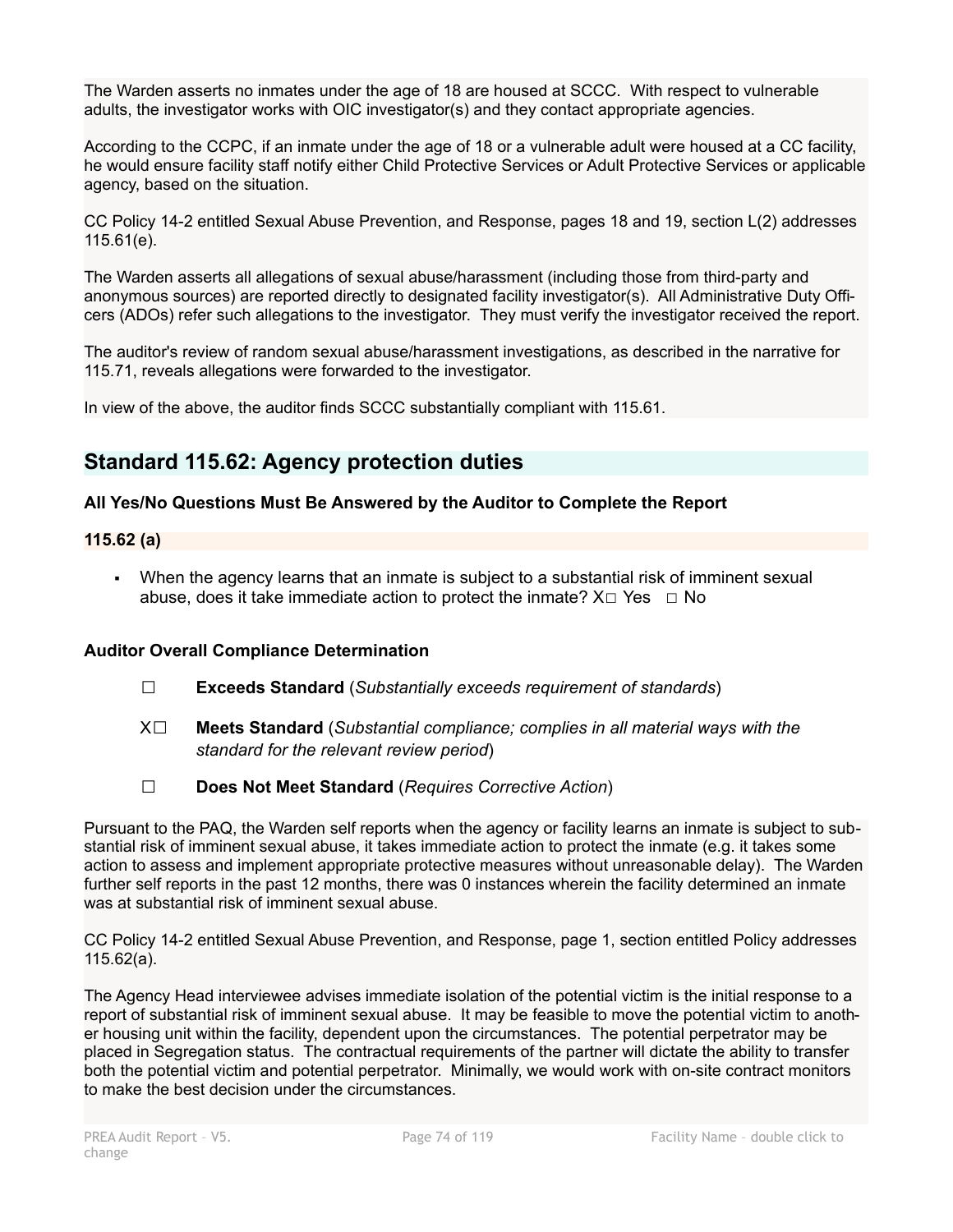The Warden asserts no inmates under the age of 18 are housed at SCCC. With respect to vulnerable adults, the investigator works with OIC investigator(s) and they contact appropriate agencies.

According to the CCPC, if an inmate under the age of 18 or a vulnerable adult were housed at a CC facility, he would ensure facility staff notify either Child Protective Services or Adult Protective Services or applicable agency, based on the situation.

CC Policy 14-2 entitled Sexual Abuse Prevention, and Response, pages 18 and 19, section L(2) addresses 115.61(e).

The Warden asserts all allegations of sexual abuse/harassment (including those from third-party and anonymous sources) are reported directly to designated facility investigator(s). All Administrative Duty Officers (ADOs) refer such allegations to the investigator. They must verify the investigator received the report.

The auditor's review of random sexual abuse/harassment investigations, as described in the narrative for 115.71, reveals allegations were forwarded to the investigator.

In view of the above, the auditor finds SCCC substantially compliant with 115.61.

## Standard 115.62: Agency protection duties

**All Yes/No Questions Must Be Answered by the Auditor to Complete the Report**

**115.62 (a)**

- When the agency learns that an inmate is subject to a substantial risk of imminent sexual abuse, does it take immediate action to protect the inmate? X☐ Yes ☐ No

**Auditor Overall Compliance Determination**

☐ **Exceeds Standard** (*Substantially exceeds requirement of standards*)

X☐ **Meets Standard** (*Substantial compliance; complies in all material ways with the standard for the relevant review period*)

☐ **Does Not Meet Standard** (*Requires Corrective Action*)

Pursuant to the PAQ, the Warden self reports when the agency or facility learns an inmate is subject to substantial risk of imminent sexual abuse, it takes immediate action to protect the inmate (e.g. it takes some action to assess and implement appropriate protective measures without unreasonable delay). The Warden further self reports in the past 12 months, there was 0 instances wherein the facility determined an inmate was at substantial risk of imminent sexual abuse.

CC Policy 14-2 entitled Sexual Abuse Prevention, and Response, page 1, section entitled Policy addresses 115.62(a).

The Agency Head interviewee advises immediate isolation of the potential victim is the initial response to a report of substantial risk of imminent sexual abuse. It may be feasible to move the potential victim to another housing unit within the facility, dependent upon the circumstances. The potential perpetrator may be placed in Segregation status. The contractual requirements of the partner will dictate the ability to transfer both the potential victim and potential perpetrator. Minimally, we would work with on-site contract monitors to make the best decision under the circumstances.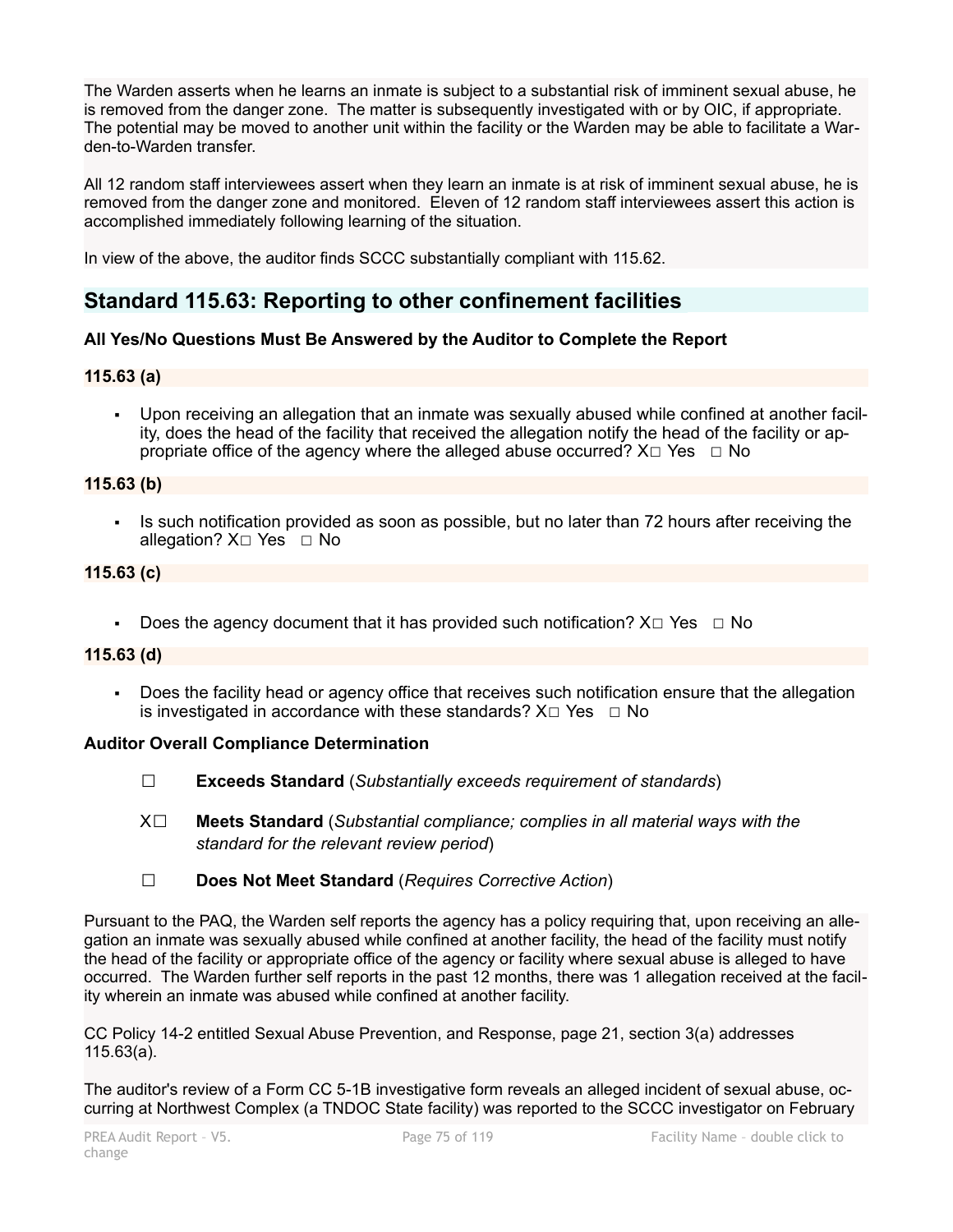The Warden asserts when he learns an inmate is subject to a substantial risk of imminent sexual abuse, he is removed from the danger zone. The matter is subsequently investigated with or by OIC, if appropriate. The potential may be moved to another unit within the facility or the Warden may be able to facilitate a Warden-to-Warden transfer.

All 12 random staff interviewees assert when they learn an inmate is at risk of imminent sexual abuse, he is removed from the danger zone and monitored. Eleven of 12 random staff interviewees assert this action is accomplished immediately following learning of the situation.

In view of the above, the auditor finds SCCC substantially compliant with 115.62.

## Standard 115.63: Reporting to other confinement facilities

**All Yes/No Questions Must Be Answered by the Auditor to Complete the Report**

**115.63 (a)**

- Upon receiving an allegation that an inmate was sexually abused while confined at another facility, does the head of the facility that received the allegation notify the head of the facility or appropriate office of the agency where the alleged abuse occurred? X☐ Yes ☐ No

**115.63 (b)**

- Is such notification provided as soon as possible, but no later than 72 hours after receiving the allegation? X☐ Yes ☐ No

**115.63 (c)**

- Does the agency document that it has provided such notification? X☐ Yes ☐ No

**115.63 (d)**

- Does the facility head or agency office that receives such notification ensure that the allegation is investigated in accordance with these standards? X☐ Yes ☐ No

**Auditor Overall Compliance Determination**

☐ **Exceeds Standard** (*Substantially exceeds requirement of standards*)

X☐ **Meets Standard** (*Substantial compliance; complies in all material ways with the standard for the relevant review period*)

☐ **Does Not Meet Standard** (*Requires Corrective Action*)

Pursuant to the PAQ, the Warden self reports the agency has a policy requiring that, upon receiving an allegation an inmate was sexually abused while confined at another facility, the head of the facility must notify the head of the facility or appropriate office of the agency or facility where sexual abuse is alleged to have occurred. The Warden further self reports in the past 12 months, there was 1 allegation received at the facility wherein an inmate was abused while confined at another facility.

CC Policy 14-2 entitled Sexual Abuse Prevention, and Response, page 21, section 3(a) addresses 115.63(a).

The auditor's review of a Form CC 5-1B investigative form reveals an alleged incident of sexual abuse, occurring at Northwest Complex (a TNDOC State facility) was reported to the SCCC investigator on February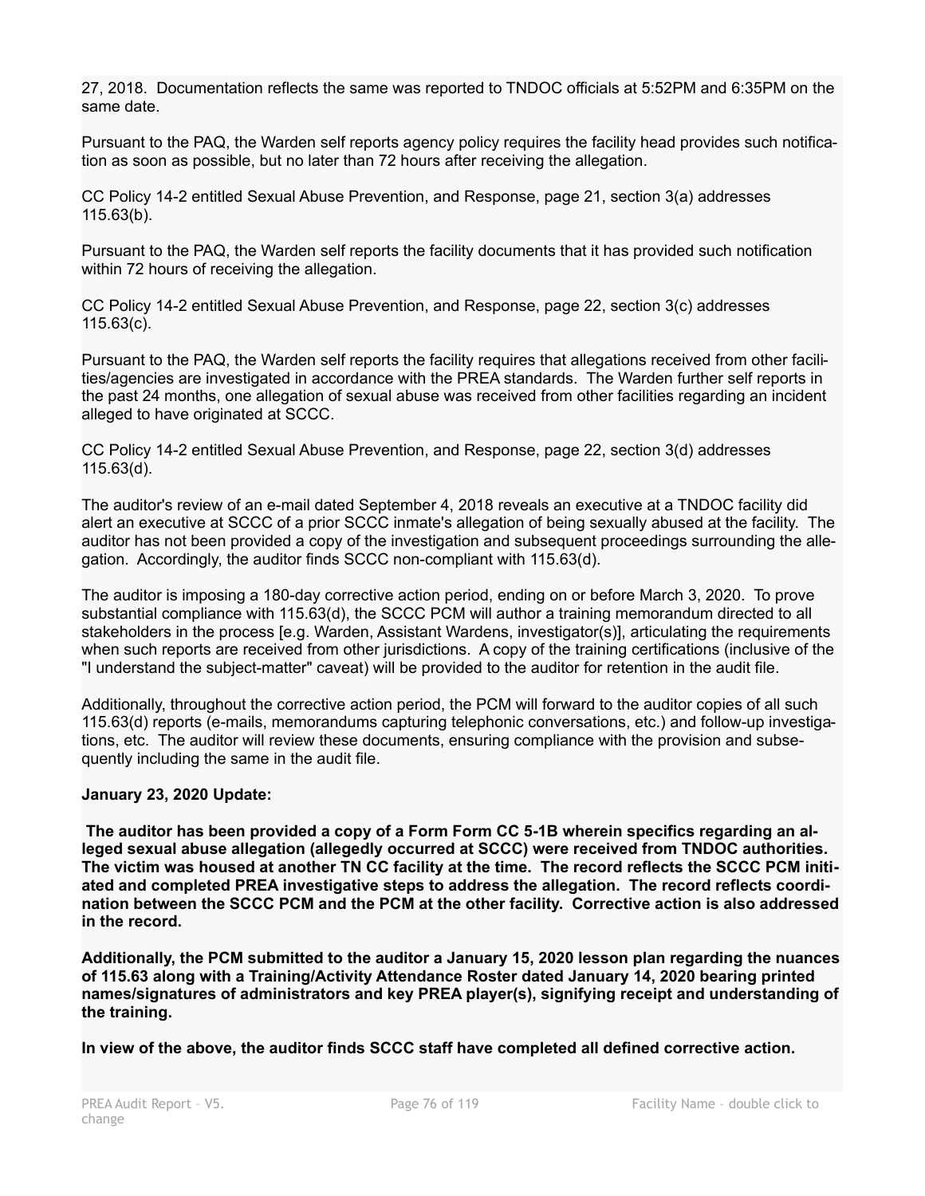27, 2018. Documentation reflects the same was reported to TNDOC officials at 5:52PM and 6:35PM on the same date.

Pursuant to the PAQ, the Warden self reports agency policy requires the facility head provides such notification as soon as possible, but no later than 72 hours after receiving the allegation.

CC Policy 14-2 entitled Sexual Abuse Prevention, and Response, page 21, section 3(a) addresses 115.63(b).

Pursuant to the PAQ, the Warden self reports the facility documents that it has provided such notification within 72 hours of receiving the allegation.

CC Policy 14-2 entitled Sexual Abuse Prevention, and Response, page 22, section 3(c) addresses 115.63(c).

Pursuant to the PAQ, the Warden self reports the facility requires that allegations received from other facilities/agencies are investigated in accordance with the PREA standards. The Warden further self reports in the past 24 months, one allegation of sexual abuse was received from other facilities regarding an incident alleged to have originated at SCCC.

CC Policy 14-2 entitled Sexual Abuse Prevention, and Response, page 22, section 3(d) addresses 115.63(d).

The auditor's review of an e-mail dated September 4, 2018 reveals an executive at a TNDOC facility did alert an executive at SCCC of a prior SCCC inmate's allegation of being sexually abused at the facility. The auditor has not been provided a copy of the investigation and subsequent proceedings surrounding the allegation. Accordingly, the auditor finds SCCC non-compliant with 115.63(d).

The auditor is imposing a 180-day corrective action period, ending on or before March 3, 2020. To prove substantial compliance with 115.63(d), the SCCC PCM will author a training memorandum directed to all stakeholders in the process [e.g. Warden, Assistant Wardens, investigator(s)], articulating the requirements when such reports are received from other jurisdictions. A copy of the training certifications (inclusive of the "I understand the subject-matter" caveat) will be provided to the auditor for retention in the audit file.

Additionally, throughout the corrective action period, the PCM will forward to the auditor copies of all such 115.63(d) reports (e-mails, memorandums capturing telephonic conversations, etc.) and follow-up investigations, etc. The auditor will review these documents, ensuring compliance with the provision and subsequently including the same in the audit file.

**January 23, 2020 Update:**

**The auditor has been provided a copy of a Form Form CC 5-1B wherein specifics regarding an alleged sexual abuse allegation (allegedly occurred at SCCC) were received from TNDOC authorities. The victim was housed at another TN CC facility at the time. The record reflects the SCCC PCM initiated and completed PREA investigative steps to address the allegation. The record reflects coordination between the SCCC PCM and the PCM at the other facility. Corrective action is also addressed in the record.**

**Additionally, the PCM submitted to the auditor a January 15, 2020 lesson plan regarding the nuances of 115.63 along with a Training/Activity Attendance Roster dated January 14, 2020 bearing printed names/signatures of administrators and key PREA player(s), signifying receipt and understanding of the training.**

**In view of the above, the auditor finds SCCC staff have completed all defined corrective action.**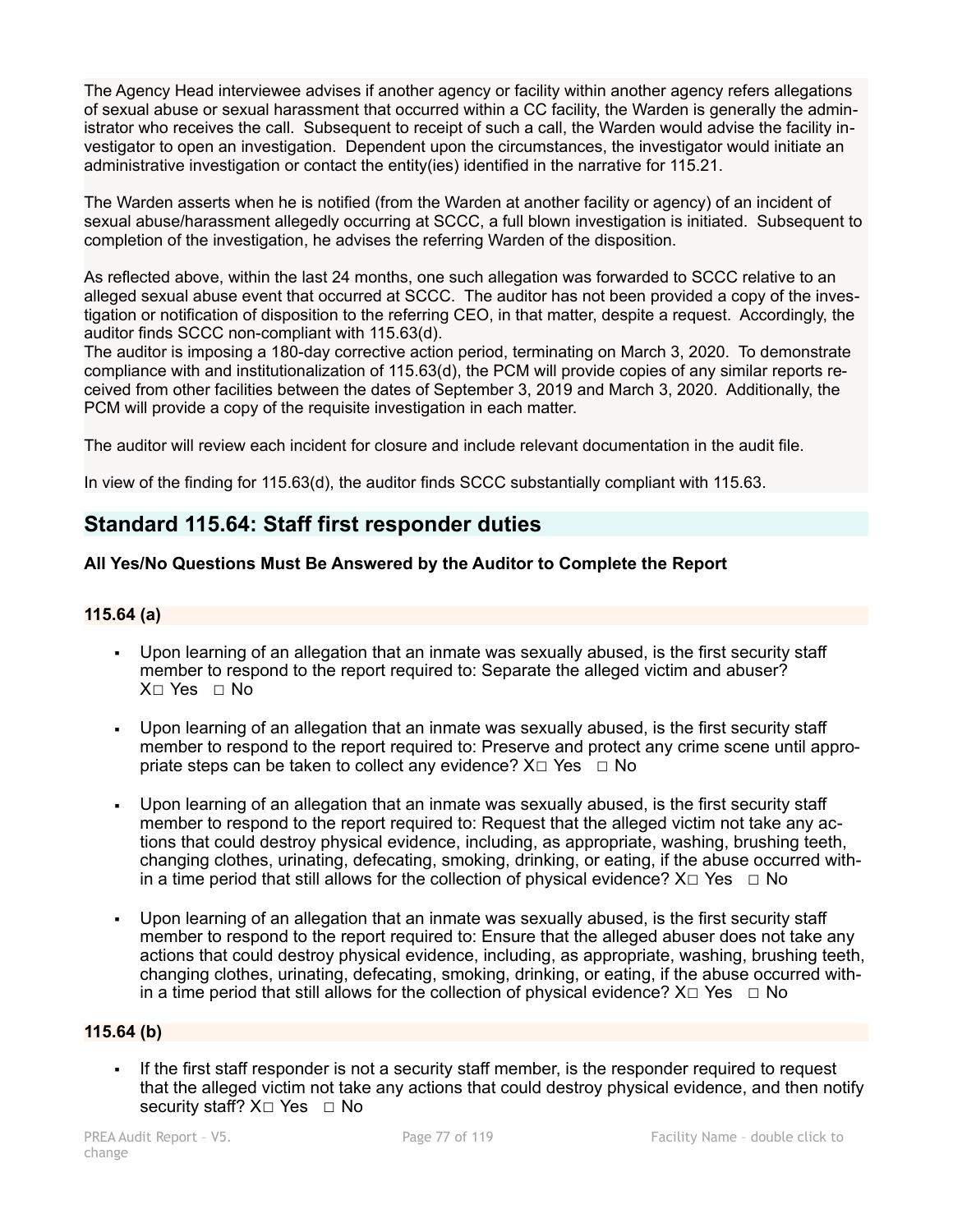The Agency Head interviewee advises if another agency or facility within another agency refers allegations of sexual abuse or sexual harassment that occurred within a CC facility, the Warden is generally the administrator who receives the call. Subsequent to receipt of such a call, the Warden would advise the facility investigator to open an investigation. Dependent upon the circumstances, the investigator would initiate an administrative investigation or contact the entity(ies) identified in the narrative for 115.21.

The Warden asserts when he is notified (from the Warden at another facility or agency) of an incident of sexual abuse/harassment allegedly occurring at SCCC, a full blown investigation is initiated. Subsequent to completion of the investigation, he advises the referring Warden of the disposition.

As reflected above, within the last 24 months, one such allegation was forwarded to SCCC relative to an alleged sexual abuse event that occurred at SCCC. The auditor has not been provided a copy of the investigation or notification of disposition to the referring CEO, in that matter, despite a request. Accordingly, the auditor finds SCCC non-compliant with 115.63(d).

The auditor is imposing a 180-day corrective action period, terminating on March 3, 2020. To demonstrate compliance with and institutionalization of 115.63(d), the PCM will provide copies of any similar reports received from other facilities between the dates of September 3, 2019 and March 3, 2020. Additionally, the PCM will provide a copy of the requisite investigation in each matter.

The auditor will review each incident for closure and include relevant documentation in the audit file.

In view of the finding for 115.63(d), the auditor finds SCCC substantially compliant with 115.63.

## Standard 115.64: Staff first responder duties

**All Yes/No Questions Must Be Answered by the Auditor to Complete the Report**

### 115.64 (a)

- Upon learning of an allegation that an inmate was sexually abused, is the first security staff member to respond to the report required to: Separate the alleged victim and abuser? X☐ Yes ☐ No
- Upon learning of an allegation that an inmate was sexually abused, is the first security staff member to respond to the report required to: Preserve and protect any crime scene until appropriate steps can be taken to collect any evidence? X☐ Yes ☐ No
- Upon learning of an allegation that an inmate was sexually abused, is the first security staff member to respond to the report required to: Request that the alleged victim not take any actions that could destroy physical evidence, including, as appropriate, washing, brushing teeth, changing clothes, urinating, defecating, smoking, drinking, or eating, if the abuse occurred within a time period that still allows for the collection of physical evidence? X☐ Yes ☐ No
- Upon learning of an allegation that an inmate was sexually abused, is the first security staff member to respond to the report required to: Ensure that the alleged abuser does not take any actions that could destroy physical evidence, including, as appropriate, washing, brushing teeth, changing clothes, urinating, defecating, smoking, drinking, or eating, if the abuse occurred within a time period that still allows for the collection of physical evidence? X☐ Yes ☐ No

### 115.64 (b)

- If the first staff responder is not a security staff member, is the responder required to request that the alleged victim not take any actions that could destroy physical evidence, and then notify security staff? X☐ Yes ☐ No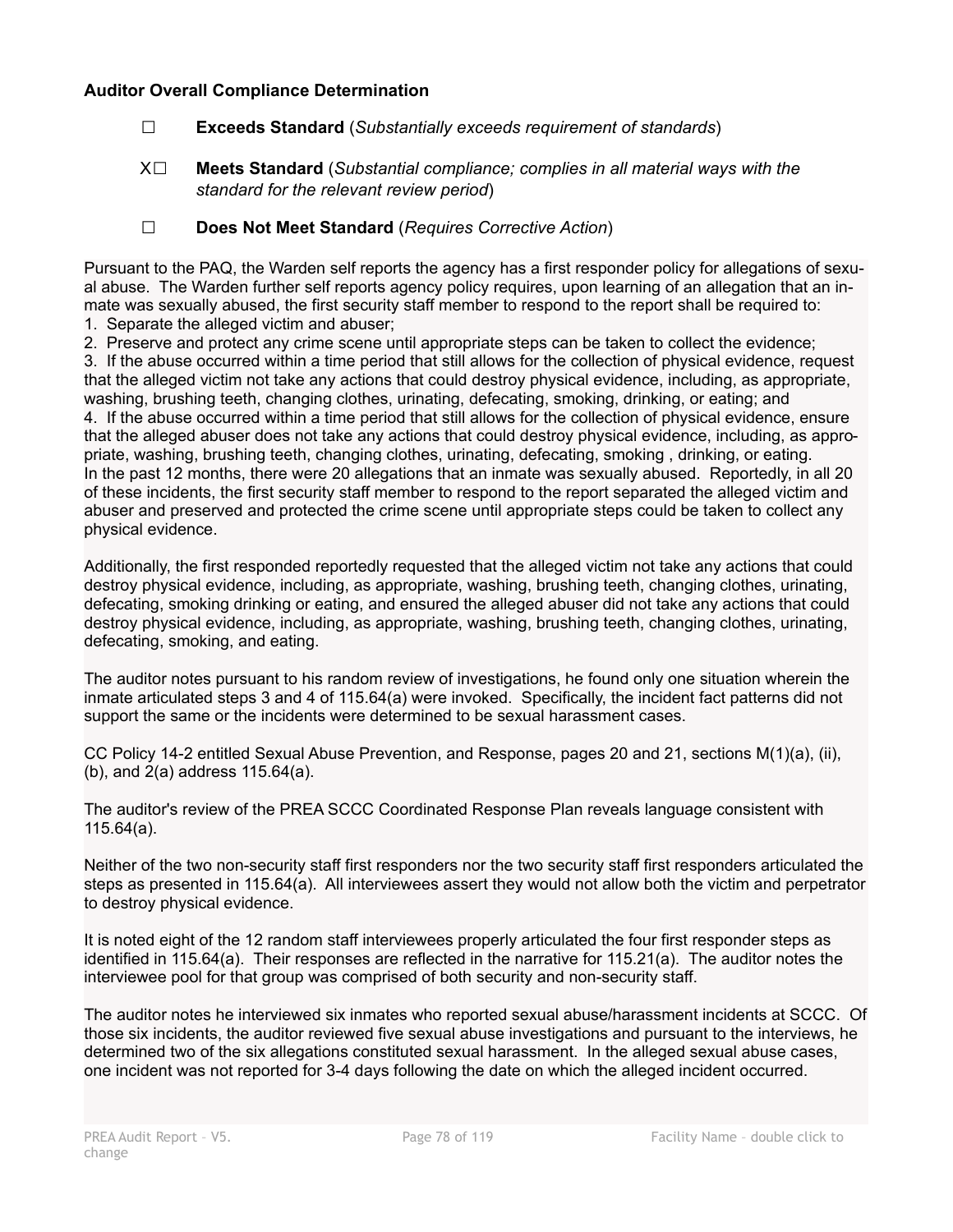**Auditor Overall Compliance Determination**

☐ **Exceeds Standard** (*Substantially exceeds requirement of standards*)

X☐ **Meets Standard** (*Substantial compliance; complies in all material ways with the standard for the relevant review period*)

☐ **Does Not Meet Standard** (*Requires Corrective Action*)

Pursuant to the PAQ, the Warden self reports the agency has a first responder policy for allegations of sexual abuse. The Warden further self reports agency policy requires, upon learning of an allegation that an inmate was sexually abused, the first security staff member to respond to the report shall be required to:

1. Separate the alleged victim and abuser;
2. Preserve and protect any crime scene until appropriate steps can be taken to collect the evidence;
3. If the abuse occurred within a time period that still allows for the collection of physical evidence, request that the alleged victim not take any actions that could destroy physical evidence, including, as appropriate, washing, brushing teeth, changing clothes, urinating, defecating, smoking, drinking, or eating; and
4. If the abuse occurred within a time period that still allows for the collection of physical evidence, ensure that the alleged abuser does not take any actions that could destroy physical evidence, including, as appropriate, washing, brushing teeth, changing clothes, urinating, defecating, smoking , drinking, or eating.

In the past 12 months, there were 20 allegations that an inmate was sexually abused. Reportedly, in all 20 of these incidents, the first security staff member to respond to the report separated the alleged victim and abuser and preserved and protected the crime scene until appropriate steps could be taken to collect any physical evidence.

Additionally, the first responded reportedly requested that the alleged victim not take any actions that could destroy physical evidence, including, as appropriate, washing, brushing teeth, changing clothes, urinating, defecating, smoking drinking or eating, and ensured the alleged abuser did not take any actions that could destroy physical evidence, including, as appropriate, washing, brushing teeth, changing clothes, urinating, defecating, smoking, and eating.

The auditor notes pursuant to his random review of investigations, he found only one situation wherein the inmate articulated steps 3 and 4 of 115.64(a) were invoked. Specifically, the incident fact patterns did not support the same or the incidents were determined to be sexual harassment cases.

CC Policy 14-2 entitled Sexual Abuse Prevention, and Response, pages 20 and 21, sections M(1)(a), (ii), (b), and 2(a) address 115.64(a).

The auditor's review of the PREA SCCC Coordinated Response Plan reveals language consistent with 115.64(a).

Neither of the two non-security staff first responders nor the two security staff first responders articulated the steps as presented in 115.64(a). All interviewees assert they would not allow both the victim and perpetrator to destroy physical evidence.

It is noted eight of the 12 random staff interviewees properly articulated the four first responder steps as identified in 115.64(a). Their responses are reflected in the narrative for 115.21(a). The auditor notes the interviewee pool for that group was comprised of both security and non-security staff.

The auditor notes he interviewed six inmates who reported sexual abuse/harassment incidents at SCCC. Of those six incidents, the auditor reviewed five sexual abuse investigations and pursuant to the interviews, he determined two of the six allegations constituted sexual harassment. In the alleged sexual abuse cases, one incident was not reported for 3-4 days following the date on which the alleged incident occurred.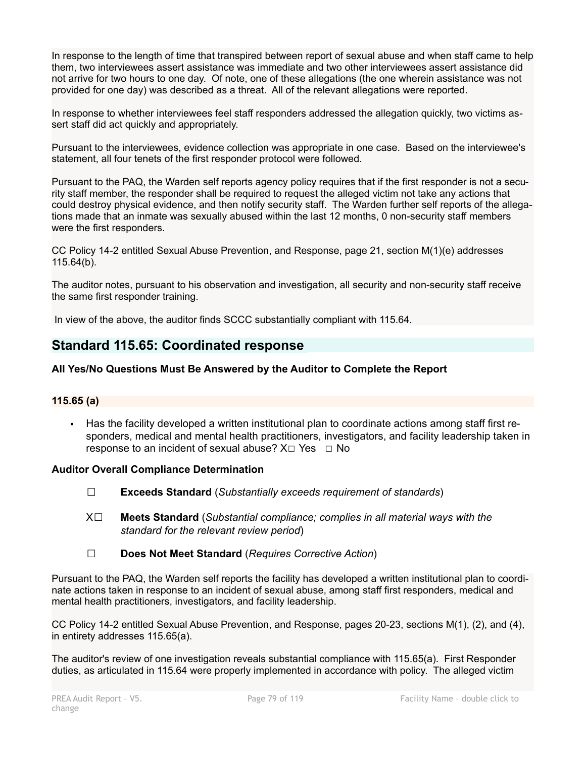In response to the length of time that transpired between report of sexual abuse and when staff came to help them, two interviewees assert assistance was immediate and two other interviewees assert assistance did not arrive for two hours to one day. Of note, one of these allegations (the one wherein assistance was not provided for one day) was described as a threat. All of the relevant allegations were reported.

In response to whether interviewees feel staff responders addressed the allegation quickly, two victims assert staff did act quickly and appropriately.

Pursuant to the interviewees, evidence collection was appropriate in one case. Based on the interviewee's statement, all four tenets of the first responder protocol were followed.

Pursuant to the PAQ, the Warden self reports agency policy requires that if the first responder is not a security staff member, the responder shall be required to request the alleged victim not take any actions that could destroy physical evidence, and then notify security staff. The Warden further self reports of the allegations made that an inmate was sexually abused within the last 12 months, 0 non-security staff members were the first responders.

CC Policy 14-2 entitled Sexual Abuse Prevention, and Response, page 21, section M(1)(e) addresses 115.64(b).

The auditor notes, pursuant to his observation and investigation, all security and non-security staff receive the same first responder training.

In view of the above, the auditor finds SCCC substantially compliant with 115.64.

## Standard 115.65: Coordinated response

**All Yes/No Questions Must Be Answered by the Auditor to Complete the Report**

### 115.65 (a)

- Has the facility developed a written institutional plan to coordinate actions among staff first responders, medical and mental health practitioners, investigators, and facility leadership taken in response to an incident of sexual abuse? X☐ Yes ☐ No

**Auditor Overall Compliance Determination**

☐ **Exceeds Standard** (*Substantially exceeds requirement of standards*)

X☐ **Meets Standard** (*Substantial compliance; complies in all material ways with the standard for the relevant review period*)

☐ **Does Not Meet Standard** (*Requires Corrective Action*)

Pursuant to the PAQ, the Warden self reports the facility has developed a written institutional plan to coordinate actions taken in response to an incident of sexual abuse, among staff first responders, medical and mental health practitioners, investigators, and facility leadership.

CC Policy 14-2 entitled Sexual Abuse Prevention, and Response, pages 20-23, sections M(1), (2), and (4), in entirety addresses 115.65(a).

The auditor's review of one investigation reveals substantial compliance with 115.65(a). First Responder duties, as articulated in 115.64 were properly implemented in accordance with policy. The alleged victim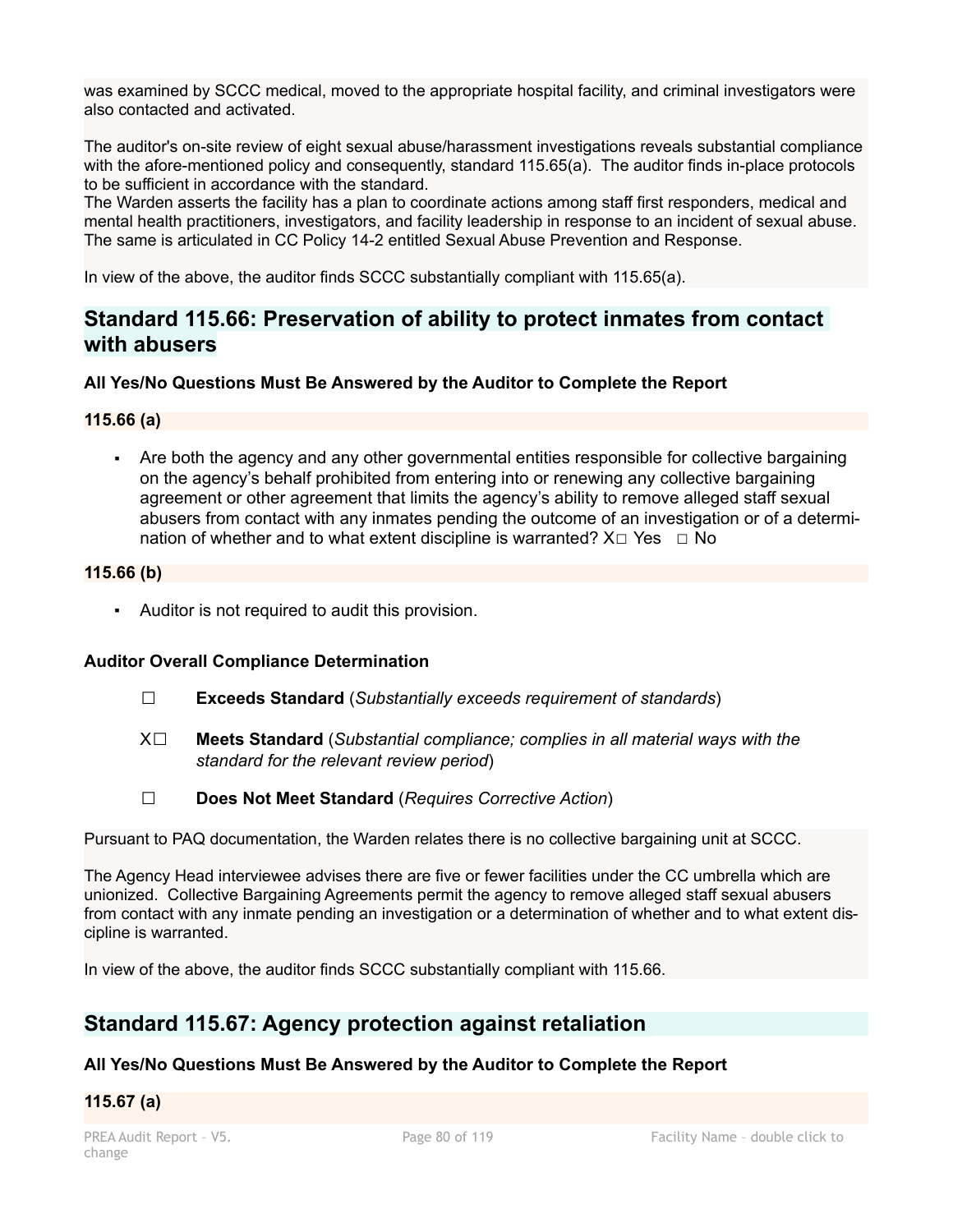was examined by SCCC medical, moved to the appropriate hospital facility, and criminal investigators were also contacted and activated.

The auditor's on-site review of eight sexual abuse/harassment investigations reveals substantial compliance with the afore-mentioned policy and consequently, standard 115.65(a). The auditor finds in-place protocols to be sufficient in accordance with the standard.

The Warden asserts the facility has a plan to coordinate actions among staff first responders, medical and mental health practitioners, investigators, and facility leadership in response to an incident of sexual abuse. The same is articulated in CC Policy 14-2 entitled Sexual Abuse Prevention and Response.

In view of the above, the auditor finds SCCC substantially compliant with 115.65(a).

## Standard 115.66: Preservation of ability to protect inmates from contact with abusers

**All Yes/No Questions Must Be Answered by the Auditor to Complete the Report**

**115.66 (a)**

- Are both the agency and any other governmental entities responsible for collective bargaining on the agency's behalf prohibited from entering into or renewing any collective bargaining agreement or other agreement that limits the agency's ability to remove alleged staff sexual abusers from contact with any inmates pending the outcome of an investigation or of a determination of whether and to what extent discipline is warranted? X☐ Yes ☐ No

**115.66 (b)**

- Auditor is not required to audit this provision.

**Auditor Overall Compliance Determination**

☐ **Exceeds Standard** (*Substantially exceeds requirement of standards*)

X☐ **Meets Standard** (*Substantial compliance; complies in all material ways with the standard for the relevant review period*)

☐ **Does Not Meet Standard** (*Requires Corrective Action*)

Pursuant to PAQ documentation, the Warden relates there is no collective bargaining unit at SCCC.

The Agency Head interviewee advises there are five or fewer facilities under the CC umbrella which are unionized. Collective Bargaining Agreements permit the agency to remove alleged staff sexual abusers from contact with any inmate pending an investigation or a determination of whether and to what extent discipline is warranted.

In view of the above, the auditor finds SCCC substantially compliant with 115.66.

## Standard 115.67: Agency protection against retaliation

**All Yes/No Questions Must Be Answered by the Auditor to Complete the Report**

**115.67 (a)**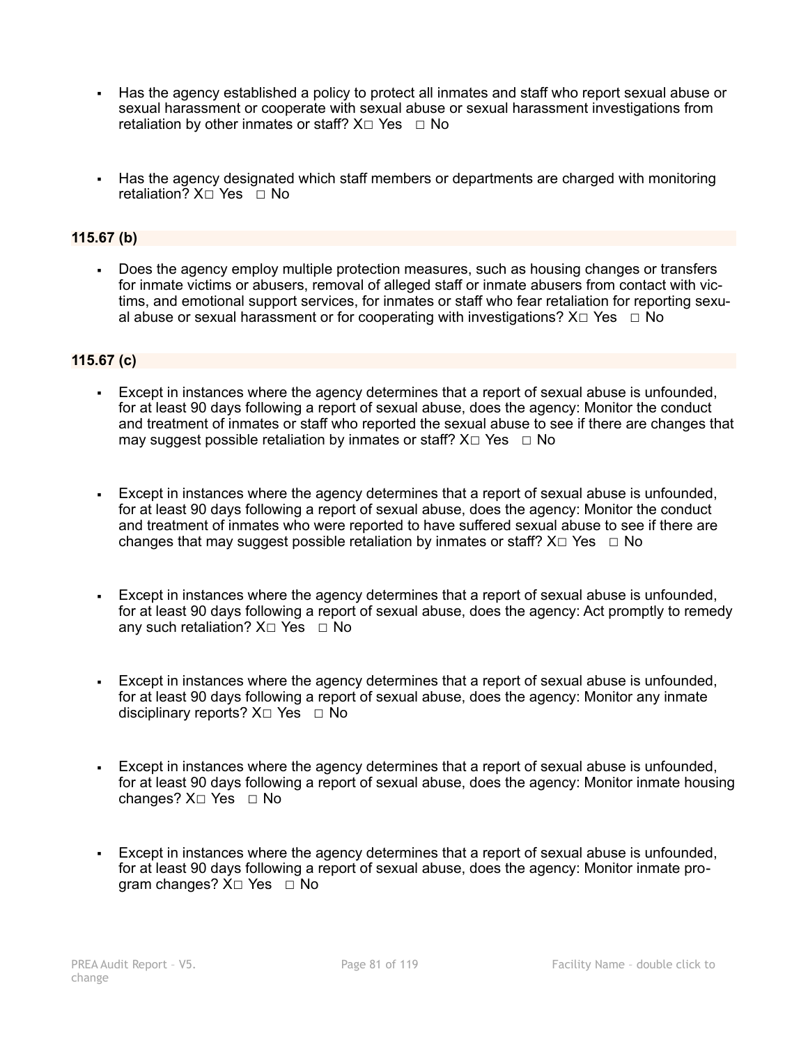- Has the agency established a policy to protect all inmates and staff who report sexual abuse or sexual harassment or cooperate with sexual abuse or sexual harassment investigations from retaliation by other inmates or staff? X□ Yes □ No

- Has the agency designated which staff members or departments are charged with monitoring retaliation? X□ Yes □ No

**115.67 (b)**

- Does the agency employ multiple protection measures, such as housing changes or transfers for inmate victims or abusers, removal of alleged staff or inmate abusers from contact with victims, and emotional support services, for inmates or staff who fear retaliation for reporting sexual abuse or sexual harassment or for cooperating with investigations? X□ Yes □ No

**115.67 (c)**

- Except in instances where the agency determines that a report of sexual abuse is unfounded, for at least 90 days following a report of sexual abuse, does the agency: Monitor the conduct and treatment of inmates or staff who reported the sexual abuse to see if there are changes that may suggest possible retaliation by inmates or staff? X□ Yes □ No

- Except in instances where the agency determines that a report of sexual abuse is unfounded, for at least 90 days following a report of sexual abuse, does the agency: Monitor the conduct and treatment of inmates who were reported to have suffered sexual abuse to see if there are changes that may suggest possible retaliation by inmates or staff? X□ Yes □ No

- Except in instances where the agency determines that a report of sexual abuse is unfounded, for at least 90 days following a report of sexual abuse, does the agency: Act promptly to remedy any such retaliation? X□ Yes □ No

- Except in instances where the agency determines that a report of sexual abuse is unfounded, for at least 90 days following a report of sexual abuse, does the agency: Monitor any inmate disciplinary reports? X□ Yes □ No

- Except in instances where the agency determines that a report of sexual abuse is unfounded, for at least 90 days following a report of sexual abuse, does the agency: Monitor inmate housing changes? X□ Yes □ No

- Except in instances where the agency determines that a report of sexual abuse is unfounded, for at least 90 days following a report of sexual abuse, does the agency: Monitor inmate program changes? X□ Yes □ No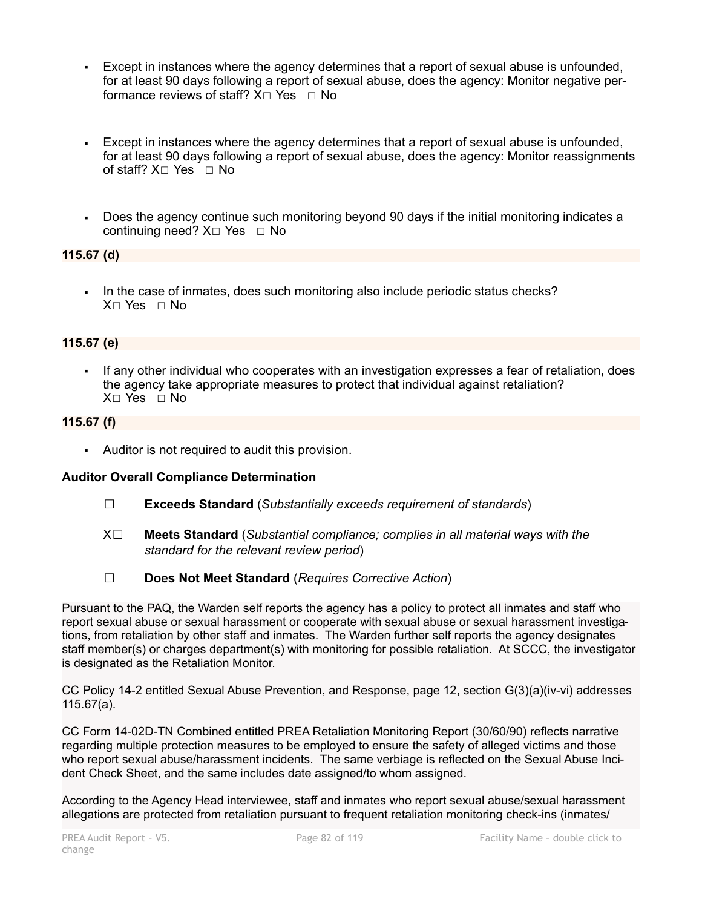- Except in instances where the agency determines that a report of sexual abuse is unfounded, for at least 90 days following a report of sexual abuse, does the agency: Monitor negative performance reviews of staff? X☐ Yes ☐ No

- Except in instances where the agency determines that a report of sexual abuse is unfounded, for at least 90 days following a report of sexual abuse, does the agency: Monitor reassignments of staff? X☐ Yes ☐ No

- Does the agency continue such monitoring beyond 90 days if the initial monitoring indicates a continuing need? X☐ Yes ☐ No

**115.67 (d)**

- In the case of inmates, does such monitoring also include periodic status checks? X☐ Yes ☐ No

**115.67 (e)**

- If any other individual who cooperates with an investigation expresses a fear of retaliation, does the agency take appropriate measures to protect that individual against retaliation? X☐ Yes ☐ No

**115.67 (f)**

- Auditor is not required to audit this provision.

**Auditor Overall Compliance Determination**

☐ **Exceeds Standard** (*Substantially exceeds requirement of standards*)

X☐ **Meets Standard** (*Substantial compliance; complies in all material ways with the standard for the relevant review period*)

☐ **Does Not Meet Standard** (*Requires Corrective Action*)

Pursuant to the PAQ, the Warden self reports the agency has a policy to protect all inmates and staff who report sexual abuse or sexual harassment or cooperate with sexual abuse or sexual harassment investigations, from retaliation by other staff and inmates. The Warden further self reports the agency designates staff member(s) or charges department(s) with monitoring for possible retaliation. At SCCC, the investigator is designated as the Retaliation Monitor.

CC Policy 14-2 entitled Sexual Abuse Prevention, and Response, page 12, section G(3)(a)(iv-vi) addresses 115.67(a).

CC Form 14-02D-TN Combined entitled PREA Retaliation Monitoring Report (30/60/90) reflects narrative regarding multiple protection measures to be employed to ensure the safety of alleged victims and those who report sexual abuse/harassment incidents. The same verbiage is reflected on the Sexual Abuse Incident Check Sheet, and the same includes date assigned/to whom assigned.

According to the Agency Head interviewee, staff and inmates who report sexual abuse/sexual harassment allegations are protected from retaliation pursuant to frequent retaliation monitoring check-ins (inmates/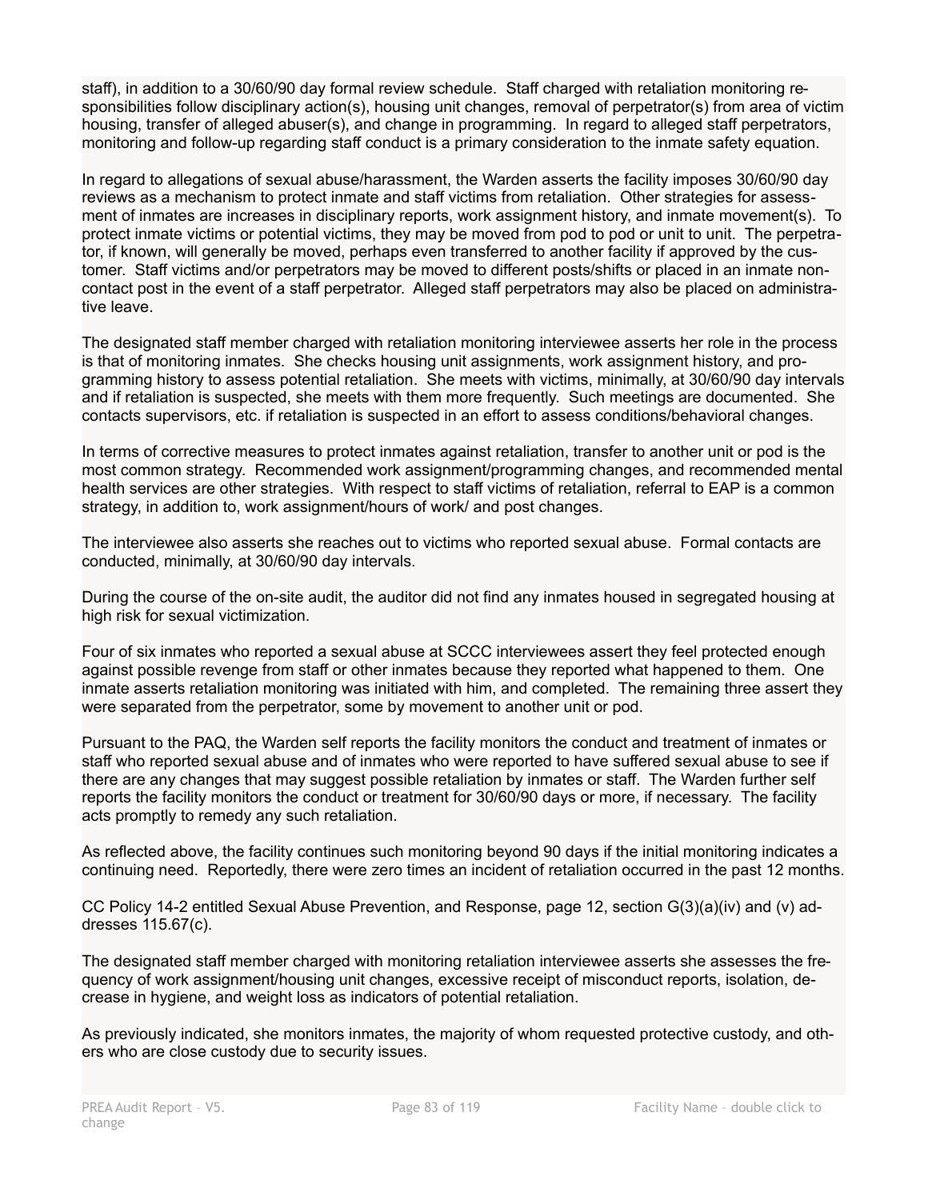staff), in addition to a 30/60/90 day formal review schedule. Staff charged with retaliation monitoring responsibilities follow disciplinary action(s), housing unit changes, removal of perpetrator(s) from area of victim housing, transfer of alleged abuser(s), and change in programming. In regard to alleged staff perpetrators, monitoring and follow-up regarding staff conduct is a primary consideration to the inmate safety equation.

In regard to allegations of sexual abuse/harassment, the Warden asserts the facility imposes 30/60/90 day reviews as a mechanism to protect inmate and staff victims from retaliation. Other strategies for assessment of inmates are increases in disciplinary reports, work assignment history, and inmate movement(s). To protect inmate victims or potential victims, they may be moved from pod to pod or unit to unit. The perpetrator, if known, will generally be moved, perhaps even transferred to another facility if approved by the customer. Staff victims and/or perpetrators may be moved to different posts/shifts or placed in an inmate non-contact post in the event of a staff perpetrator. Alleged staff perpetrators may also be placed on administrative leave.

The designated staff member charged with retaliation monitoring interviewee asserts her role in the process is that of monitoring inmates. She checks housing unit assignments, work assignment history, and programming history to assess potential retaliation. She meets with victims, minimally, at 30/60/90 day intervals and if retaliation is suspected, she meets with them more frequently. Such meetings are documented. She contacts supervisors, etc. if retaliation is suspected in an effort to assess conditions/behavioral changes.

In terms of corrective measures to protect inmates against retaliation, transfer to another unit or pod is the most common strategy. Recommended work assignment/programming changes, and recommended mental health services are other strategies. With respect to staff victims of retaliation, referral to EAP is a common strategy, in addition to, work assignment/hours of work/ and post changes.

The interviewee also asserts she reaches out to victims who reported sexual abuse. Formal contacts are conducted, minimally, at 30/60/90 day intervals.

During the course of the on-site audit, the auditor did not find any inmates housed in segregated housing at high risk for sexual victimization.

Four of six inmates who reported a sexual abuse at SCCC interviewees assert they feel protected enough against possible revenge from staff or other inmates because they reported what happened to them. One inmate asserts retaliation monitoring was initiated with him, and completed. The remaining three assert they were separated from the perpetrator, some by movement to another unit or pod.

Pursuant to the PAQ, the Warden self reports the facility monitors the conduct and treatment of inmates or staff who reported sexual abuse and of inmates who were reported to have suffered sexual abuse to see if there are any changes that may suggest possible retaliation by inmates or staff. The Warden further self reports the facility monitors the conduct or treatment for 30/60/90 days or more, if necessary. The facility acts promptly to remedy any such retaliation.

As reflected above, the facility continues such monitoring beyond 90 days if the initial monitoring indicates a continuing need. Reportedly, there were zero times an incident of retaliation occurred in the past 12 months.

CC Policy 14-2 entitled Sexual Abuse Prevention, and Response, page 12, section G(3)(a)(iv) and (v) addresses 115.67(c).

The designated staff member charged with monitoring retaliation interviewee asserts she assesses the frequency of work assignment/housing unit changes, excessive receipt of misconduct reports, isolation, decrease in hygiene, and weight loss as indicators of potential retaliation.

As previously indicated, she monitors inmates, the majority of whom requested protective custody, and others who are close custody due to security issues.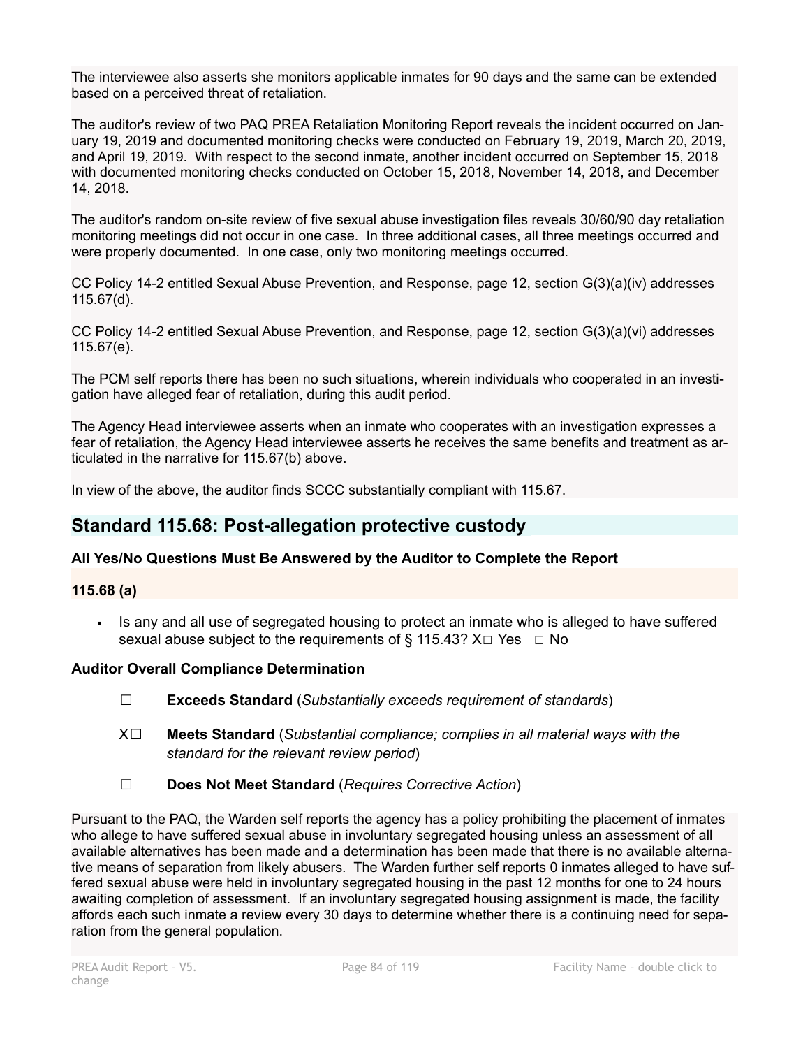The interviewee also asserts she monitors applicable inmates for 90 days and the same can be extended based on a perceived threat of retaliation.

The auditor's review of two PAQ PREA Retaliation Monitoring Report reveals the incident occurred on January 19, 2019 and documented monitoring checks were conducted on February 19, 2019, March 20, 2019, and April 19, 2019. With respect to the second inmate, another incident occurred on September 15, 2018 with documented monitoring checks conducted on October 15, 2018, November 14, 2018, and December 14, 2018.

The auditor's random on-site review of five sexual abuse investigation files reveals 30/60/90 day retaliation monitoring meetings did not occur in one case. In three additional cases, all three meetings occurred and were properly documented. In one case, only two monitoring meetings occurred.

CC Policy 14-2 entitled Sexual Abuse Prevention, and Response, page 12, section G(3)(a)(iv) addresses 115.67(d).

CC Policy 14-2 entitled Sexual Abuse Prevention, and Response, page 12, section G(3)(a)(vi) addresses 115.67(e).

The PCM self reports there has been no such situations, wherein individuals who cooperated in an investigation have alleged fear of retaliation, during this audit period.

The Agency Head interviewee asserts when an inmate who cooperates with an investigation expresses a fear of retaliation, the Agency Head interviewee asserts he receives the same benefits and treatment as articulated in the narrative for 115.67(b) above.

In view of the above, the auditor finds SCCC substantially compliant with 115.67.

## Standard 115.68: Post-allegation protective custody

**All Yes/No Questions Must Be Answered by the Auditor to Complete the Report**

**115.68 (a)**

- Is any and all use of segregated housing to protect an inmate who is alleged to have suffered sexual abuse subject to the requirements of § 115.43? X☐ Yes ☐ No

**Auditor Overall Compliance Determination**

☐ **Exceeds Standard** (*Substantially exceeds requirement of standards*)

X☐ **Meets Standard** (*Substantial compliance; complies in all material ways with the standard for the relevant review period*)

☐ **Does Not Meet Standard** (*Requires Corrective Action*)

Pursuant to the PAQ, the Warden self reports the agency has a policy prohibiting the placement of inmates who allege to have suffered sexual abuse in involuntary segregated housing unless an assessment of all available alternatives has been made and a determination has been made that there is no available alternative means of separation from likely abusers. The Warden further self reports 0 inmates alleged to have suffered sexual abuse were held in involuntary segregated housing in the past 12 months for one to 24 hours awaiting completion of assessment. If an involuntary segregated housing assignment is made, the facility affords each such inmate a review every 30 days to determine whether there is a continuing need for separation from the general population.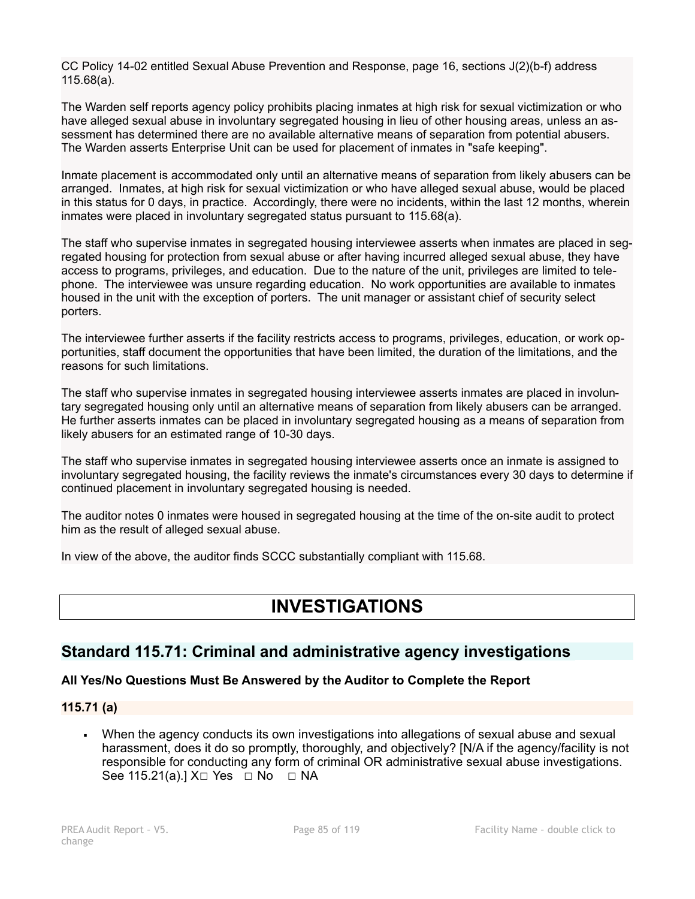CC Policy 14-02 entitled Sexual Abuse Prevention and Response, page 16, sections J(2)(b-f) address 115.68(a).

The Warden self reports agency policy prohibits placing inmates at high risk for sexual victimization or who have alleged sexual abuse in involuntary segregated housing in lieu of other housing areas, unless an assessment has determined there are no available alternative means of separation from potential abusers. The Warden asserts Enterprise Unit can be used for placement of inmates in "safe keeping".

Inmate placement is accommodated only until an alternative means of separation from likely abusers can be arranged. Inmates, at high risk for sexual victimization or who have alleged sexual abuse, would be placed in this status for 0 days, in practice. Accordingly, there were no incidents, within the last 12 months, wherein inmates were placed in involuntary segregated status pursuant to 115.68(a).

The staff who supervise inmates in segregated housing interviewee asserts when inmates are placed in segregated housing for protection from sexual abuse or after having incurred alleged sexual abuse, they have access to programs, privileges, and education. Due to the nature of the unit, privileges are limited to telephone. The interviewee was unsure regarding education. No work opportunities are available to inmates housed in the unit with the exception of porters. The unit manager or assistant chief of security select porters.

The interviewee further asserts if the facility restricts access to programs, privileges, education, or work opportunities, staff document the opportunities that have been limited, the duration of the limitations, and the reasons for such limitations.

The staff who supervise inmates in segregated housing interviewee asserts inmates are placed in involuntary segregated housing only until an alternative means of separation from likely abusers can be arranged. He further asserts inmates can be placed in involuntary segregated housing as a means of separation from likely abusers for an estimated range of 10-30 days.

The staff who supervise inmates in segregated housing interviewee asserts once an inmate is assigned to involuntary segregated housing, the facility reviews the inmate's circumstances every 30 days to determine if continued placement in involuntary segregated housing is needed.

The auditor notes 0 inmates were housed in segregated housing at the time of the on-site audit to protect him as the result of alleged sexual abuse.

In view of the above, the auditor finds SCCC substantially compliant with 115.68.

# INVESTIGATIONS

## Standard 115.71: Criminal and administrative agency investigations

**All Yes/No Questions Must Be Answered by the Auditor to Complete the Report**

### 115.71 (a)

- When the agency conducts its own investigations into allegations of sexual abuse and sexual harassment, does it do so promptly, thoroughly, and objectively? [N/A if the agency/facility is not responsible for conducting any form of criminal OR administrative sexual abuse investigations. See 115.21(a).] X☐ Yes ☐ No ☐ NA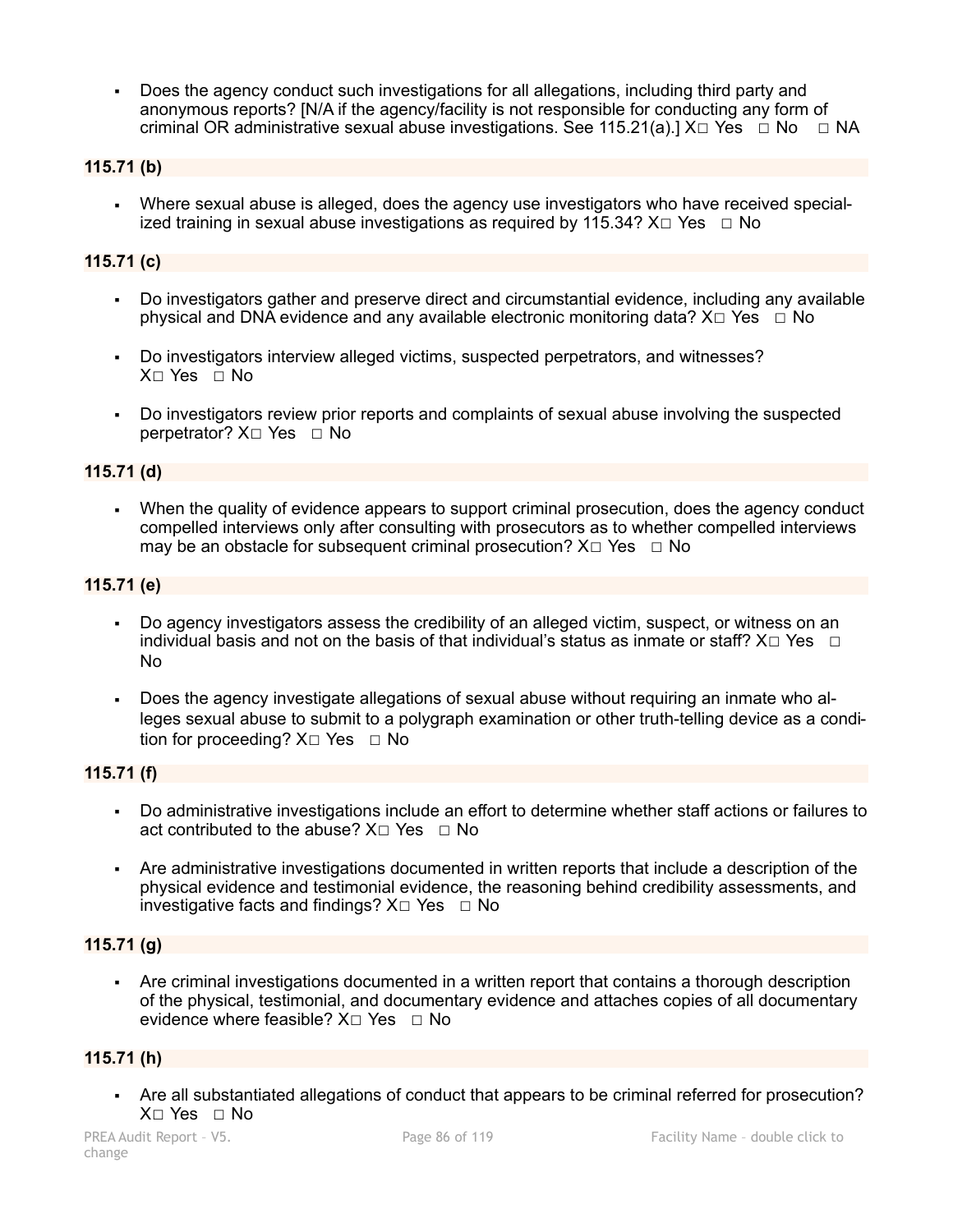- Does the agency conduct such investigations for all allegations, including third party and anonymous reports? [N/A if the agency/facility is not responsible for conducting any form of criminal OR administrative sexual abuse investigations. See 115.21(a).] X□ Yes □ No □ NA

**115.71 (b)**

- Where sexual abuse is alleged, does the agency use investigators who have received specialized training in sexual abuse investigations as required by 115.34? X□ Yes □ No

**115.71 (c)**

- Do investigators gather and preserve direct and circumstantial evidence, including any available physical and DNA evidence and any available electronic monitoring data? X□ Yes □ No
- Do investigators interview alleged victims, suspected perpetrators, and witnesses? X□ Yes □ No
- Do investigators review prior reports and complaints of sexual abuse involving the suspected perpetrator? X□ Yes □ No

**115.71 (d)**

- When the quality of evidence appears to support criminal prosecution, does the agency conduct compelled interviews only after consulting with prosecutors as to whether compelled interviews may be an obstacle for subsequent criminal prosecution? X□ Yes □ No

**115.71 (e)**

- Do agency investigators assess the credibility of an alleged victim, suspect, or witness on an individual basis and not on the basis of that individual's status as inmate or staff? X□ Yes □ No
- Does the agency investigate allegations of sexual abuse without requiring an inmate who alleges sexual abuse to submit to a polygraph examination or other truth-telling device as a condition for proceeding? X□ Yes □ No

**115.71 (f)**

- Do administrative investigations include an effort to determine whether staff actions or failures to act contributed to the abuse? X□ Yes □ No
- Are administrative investigations documented in written reports that include a description of the physical evidence and testimonial evidence, the reasoning behind credibility assessments, and investigative facts and findings? X□ Yes □ No

**115.71 (g)**

- Are criminal investigations documented in a written report that contains a thorough description of the physical, testimonial, and documentary evidence and attaches copies of all documentary evidence where feasible? X□ Yes □ No

**115.71 (h)**

- Are all substantiated allegations of conduct that appears to be criminal referred for prosecution? X□ Yes □ No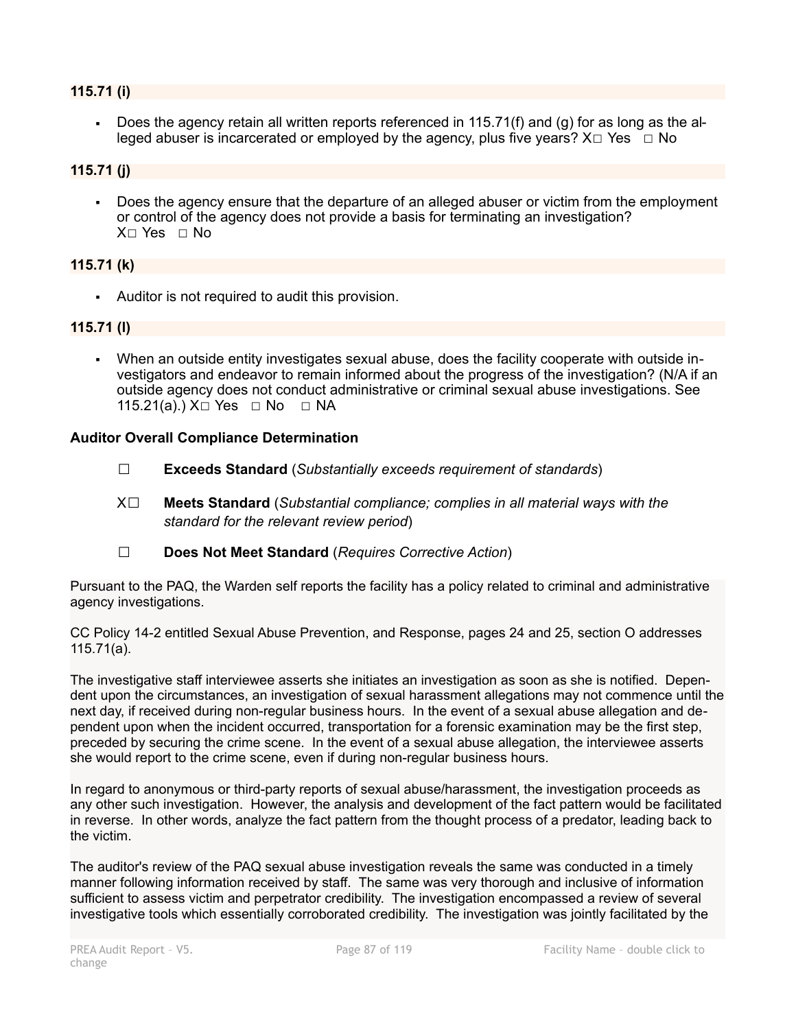**115.71 (i)**

- Does the agency retain all written reports referenced in 115.71(f) and (g) for as long as the alleged abuser is incarcerated or employed by the agency, plus five years? X☐ Yes ☐ No

**115.71 (j)**

- Does the agency ensure that the departure of an alleged abuser or victim from the employment or control of the agency does not provide a basis for terminating an investigation? X☐ Yes ☐ No

**115.71 (k)**

- Auditor is not required to audit this provision.

**115.71 (l)**

- When an outside entity investigates sexual abuse, does the facility cooperate with outside investigators and endeavor to remain informed about the progress of the investigation? (N/A if an outside agency does not conduct administrative or criminal sexual abuse investigations. See 115.21(a).) X☐ Yes ☐ No ☐ NA

**Auditor Overall Compliance Determination**

☐ **Exceeds Standard** (*Substantially exceeds requirement of standards*)

X☐ **Meets Standard** (*Substantial compliance; complies in all material ways with the standard for the relevant review period*)

☐ **Does Not Meet Standard** (*Requires Corrective Action*)

Pursuant to the PAQ, the Warden self reports the facility has a policy related to criminal and administrative agency investigations.

CC Policy 14-2 entitled Sexual Abuse Prevention, and Response, pages 24 and 25, section O addresses 115.71(a).

The investigative staff interviewee asserts she initiates an investigation as soon as she is notified. Dependent upon the circumstances, an investigation of sexual harassment allegations may not commence until the next day, if received during non-regular business hours. In the event of a sexual abuse allegation and dependent upon when the incident occurred, transportation for a forensic examination may be the first step, preceded by securing the crime scene. In the event of a sexual abuse allegation, the interviewee asserts she would report to the crime scene, even if during non-regular business hours.

In regard to anonymous or third-party reports of sexual abuse/harassment, the investigation proceeds as any other such investigation. However, the analysis and development of the fact pattern would be facilitated in reverse. In other words, analyze the fact pattern from the thought process of a predator, leading back to the victim.

The auditor's review of the PAQ sexual abuse investigation reveals the same was conducted in a timely manner following information received by staff. The same was very thorough and inclusive of information sufficient to assess victim and perpetrator credibility. The investigation encompassed a review of several investigative tools which essentially corroborated credibility. The investigation was jointly facilitated by the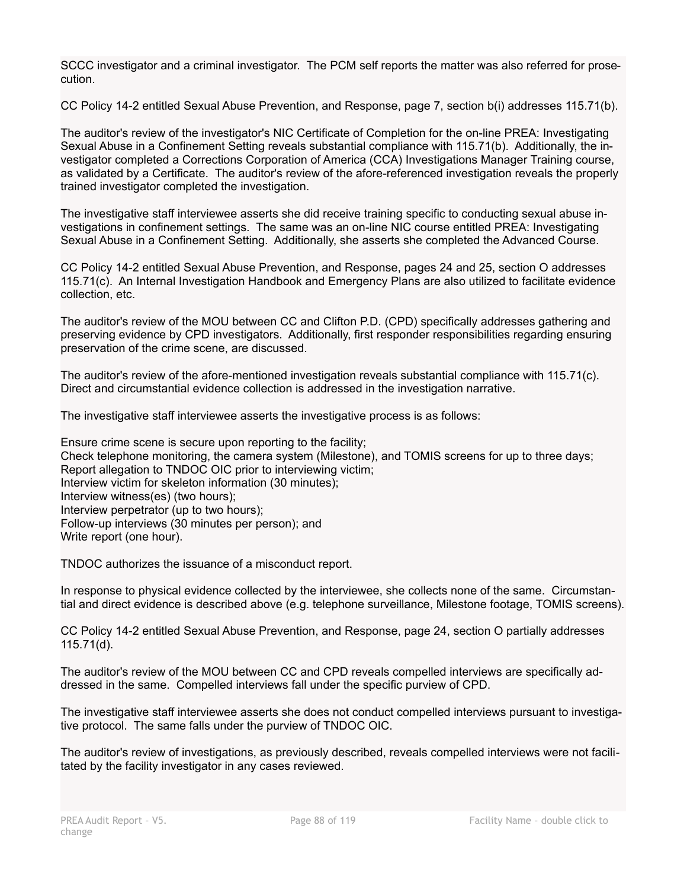SCCC investigator and a criminal investigator. The PCM self reports the matter was also referred for prosecution.

CC Policy 14-2 entitled Sexual Abuse Prevention, and Response, page 7, section b(i) addresses 115.71(b).

The auditor's review of the investigator's NIC Certificate of Completion for the on-line PREA: Investigating Sexual Abuse in a Confinement Setting reveals substantial compliance with 115.71(b). Additionally, the investigator completed a Corrections Corporation of America (CCA) Investigations Manager Training course, as validated by a Certificate. The auditor's review of the afore-referenced investigation reveals the properly trained investigator completed the investigation.

The investigative staff interviewee asserts she did receive training specific to conducting sexual abuse investigations in confinement settings. The same was an on-line NIC course entitled PREA: Investigating Sexual Abuse in a Confinement Setting. Additionally, she asserts she completed the Advanced Course.

CC Policy 14-2 entitled Sexual Abuse Prevention, and Response, pages 24 and 25, section O addresses 115.71(c). An Internal Investigation Handbook and Emergency Plans are also utilized to facilitate evidence collection, etc.

The auditor's review of the MOU between CC and Clifton P.D. (CPD) specifically addresses gathering and preserving evidence by CPD investigators. Additionally, first responder responsibilities regarding ensuring preservation of the crime scene, are discussed.

The auditor's review of the afore-mentioned investigation reveals substantial compliance with 115.71(c). Direct and circumstantial evidence collection is addressed in the investigation narrative.

The investigative staff interviewee asserts the investigative process is as follows:

Ensure crime scene is secure upon reporting to the facility;
Check telephone monitoring, the camera system (Milestone), and TOMIS screens for up to three days;
Report allegation to TNDOC OIC prior to interviewing victim;
Interview victim for skeleton information (30 minutes);
Interview witness(es) (two hours);
Interview perpetrator (up to two hours);
Follow-up interviews (30 minutes per person); and
Write report (one hour).

TNDOC authorizes the issuance of a misconduct report.

In response to physical evidence collected by the interviewee, she collects none of the same. Circumstantial and direct evidence is described above (e.g. telephone surveillance, Milestone footage, TOMIS screens).

CC Policy 14-2 entitled Sexual Abuse Prevention, and Response, page 24, section O partially addresses 115.71(d).

The auditor's review of the MOU between CC and CPD reveals compelled interviews are specifically addressed in the same. Compelled interviews fall under the specific purview of CPD.

The investigative staff interviewee asserts she does not conduct compelled interviews pursuant to investigative protocol. The same falls under the purview of TNDOC OIC.

The auditor's review of investigations, as previously described, reveals compelled interviews were not facilitated by the facility investigator in any cases reviewed.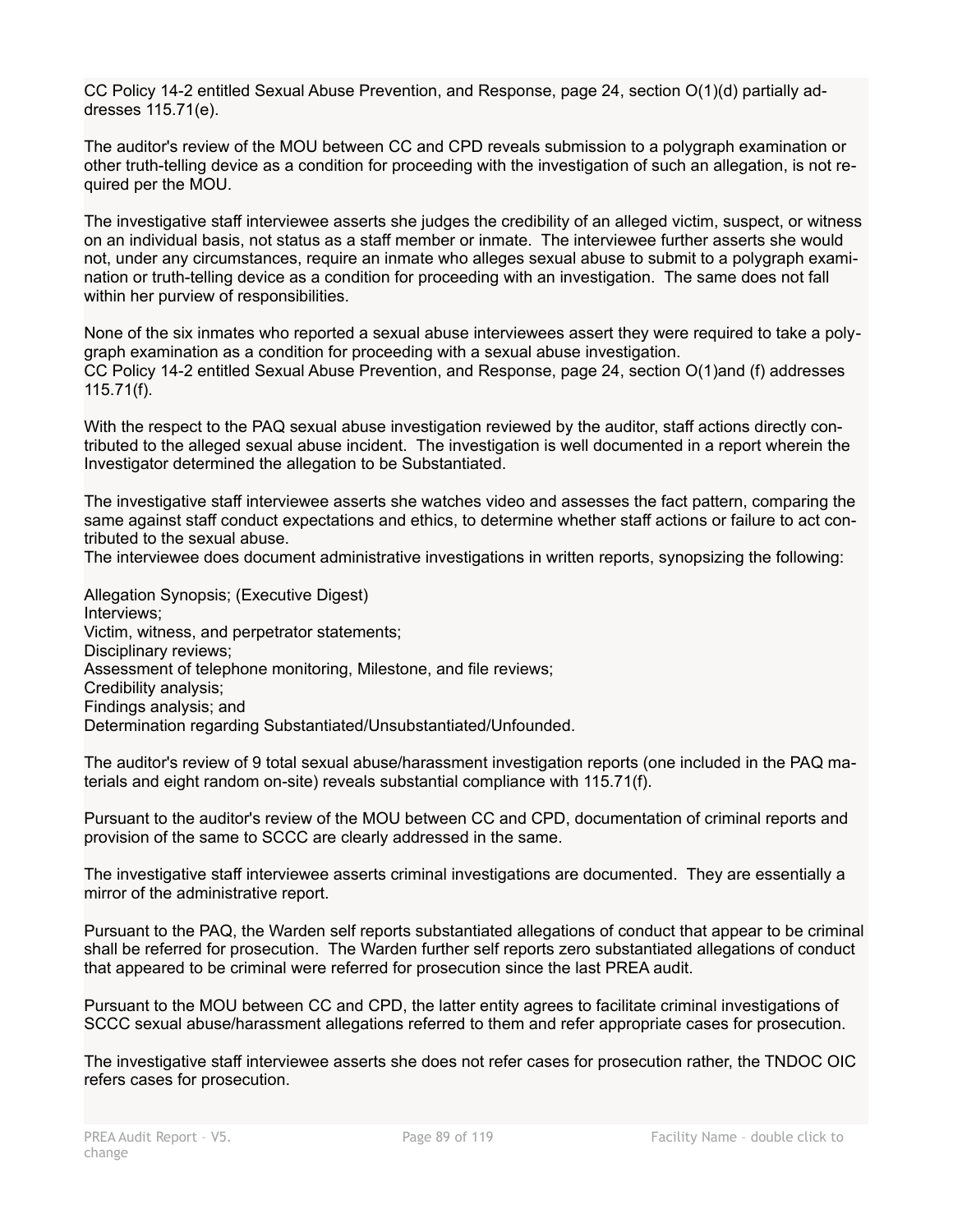CC Policy 14-2 entitled Sexual Abuse Prevention, and Response, page 24, section O(1)(d) partially addresses 115.71(e).

The auditor's review of the MOU between CC and CPD reveals submission to a polygraph examination or other truth-telling device as a condition for proceeding with the investigation of such an allegation, is not required per the MOU.

The investigative staff interviewee asserts she judges the credibility of an alleged victim, suspect, or witness on an individual basis, not status as a staff member or inmate. The interviewee further asserts she would not, under any circumstances, require an inmate who alleges sexual abuse to submit to a polygraph examination or truth-telling device as a condition for proceeding with an investigation. The same does not fall within her purview of responsibilities.

None of the six inmates who reported a sexual abuse interviewees assert they were required to take a polygraph examination as a condition for proceeding with a sexual abuse investigation.
CC Policy 14-2 entitled Sexual Abuse Prevention, and Response, page 24, section O(1)and (f) addresses 115.71(f).

With the respect to the PAQ sexual abuse investigation reviewed by the auditor, staff actions directly contributed to the alleged sexual abuse incident. The investigation is well documented in a report wherein the Investigator determined the allegation to be Substantiated.

The investigative staff interviewee asserts she watches video and assesses the fact pattern, comparing the same against staff conduct expectations and ethics, to determine whether staff actions or failure to act contributed to the sexual abuse.
The interviewee does document administrative investigations in written reports, synopsizing the following:

Allegation Synopsis; (Executive Digest)
Interviews;
Victim, witness, and perpetrator statements;
Disciplinary reviews;
Assessment of telephone monitoring, Milestone, and file reviews;
Credibility analysis;
Findings analysis; and
Determination regarding Substantiated/Unsubstantiated/Unfounded.

The auditor's review of 9 total sexual abuse/harassment investigation reports (one included in the PAQ materials and eight random on-site) reveals substantial compliance with 115.71(f).

Pursuant to the auditor's review of the MOU between CC and CPD, documentation of criminal reports and provision of the same to SCCC are clearly addressed in the same.

The investigative staff interviewee asserts criminal investigations are documented. They are essentially a mirror of the administrative report.

Pursuant to the PAQ, the Warden self reports substantiated allegations of conduct that appear to be criminal shall be referred for prosecution. The Warden further self reports zero substantiated allegations of conduct that appeared to be criminal were referred for prosecution since the last PREA audit.

Pursuant to the MOU between CC and CPD, the latter entity agrees to facilitate criminal investigations of SCCC sexual abuse/harassment allegations referred to them and refer appropriate cases for prosecution.

The investigative staff interviewee asserts she does not refer cases for prosecution rather, the TNDOC OIC refers cases for prosecution.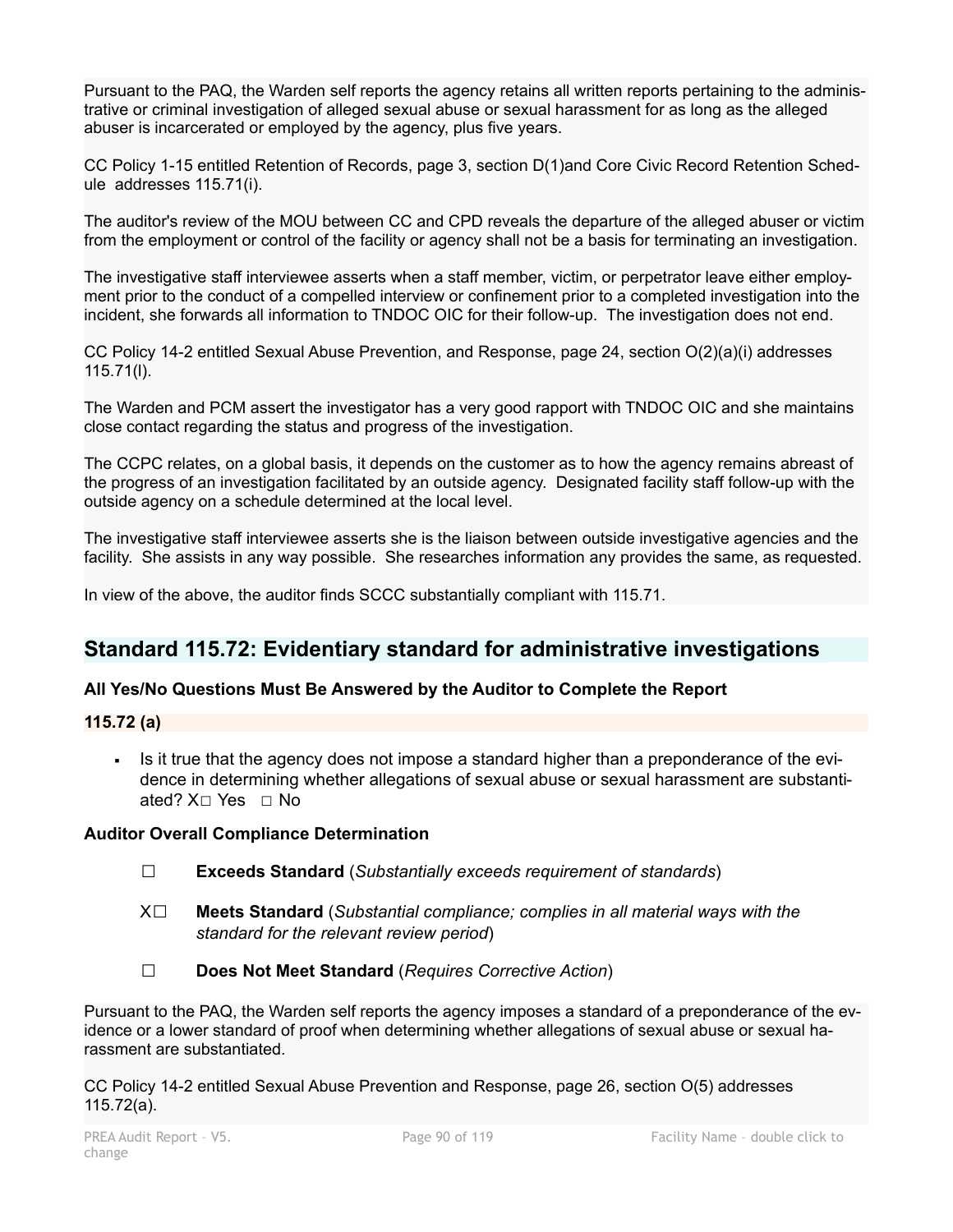Pursuant to the PAQ, the Warden self reports the agency retains all written reports pertaining to the administrative or criminal investigation of alleged sexual abuse or sexual harassment for as long as the alleged abuser is incarcerated or employed by the agency, plus five years.

CC Policy 1-15 entitled Retention of Records, page 3, section D(1)and Core Civic Record Retention Schedule addresses 115.71(i).

The auditor's review of the MOU between CC and CPD reveals the departure of the alleged abuser or victim from the employment or control of the facility or agency shall not be a basis for terminating an investigation.

The investigative staff interviewee asserts when a staff member, victim, or perpetrator leave either employment prior to the conduct of a compelled interview or confinement prior to a completed investigation into the incident, she forwards all information to TNDOC OIC for their follow-up. The investigation does not end.

CC Policy 14-2 entitled Sexual Abuse Prevention, and Response, page 24, section O(2)(a)(i) addresses 115.71(l).

The Warden and PCM assert the investigator has a very good rapport with TNDOC OIC and she maintains close contact regarding the status and progress of the investigation.

The CCPC relates, on a global basis, it depends on the customer as to how the agency remains abreast of the progress of an investigation facilitated by an outside agency. Designated facility staff follow-up with the outside agency on a schedule determined at the local level.

The investigative staff interviewee asserts she is the liaison between outside investigative agencies and the facility. She assists in any way possible. She researches information any provides the same, as requested.

In view of the above, the auditor finds SCCC substantially compliant with 115.71.

## Standard 115.72: Evidentiary standard for administrative investigations

**All Yes/No Questions Must Be Answered by the Auditor to Complete the Report**

**115.72 (a)**

- Is it true that the agency does not impose a standard higher than a preponderance of the evidence in determining whether allegations of sexual abuse or sexual harassment are substantiated? X☐ Yes ☐ No

**Auditor Overall Compliance Determination**

☐ **Exceeds Standard** (*Substantially exceeds requirement of standards*)

X☐ **Meets Standard** (*Substantial compliance; complies in all material ways with the standard for the relevant review period*)

☐ **Does Not Meet Standard** (*Requires Corrective Action*)

Pursuant to the PAQ, the Warden self reports the agency imposes a standard of a preponderance of the evidence or a lower standard of proof when determining whether allegations of sexual abuse or sexual harassment are substantiated.

CC Policy 14-2 entitled Sexual Abuse Prevention and Response, page 26, section O(5) addresses 115.72(a).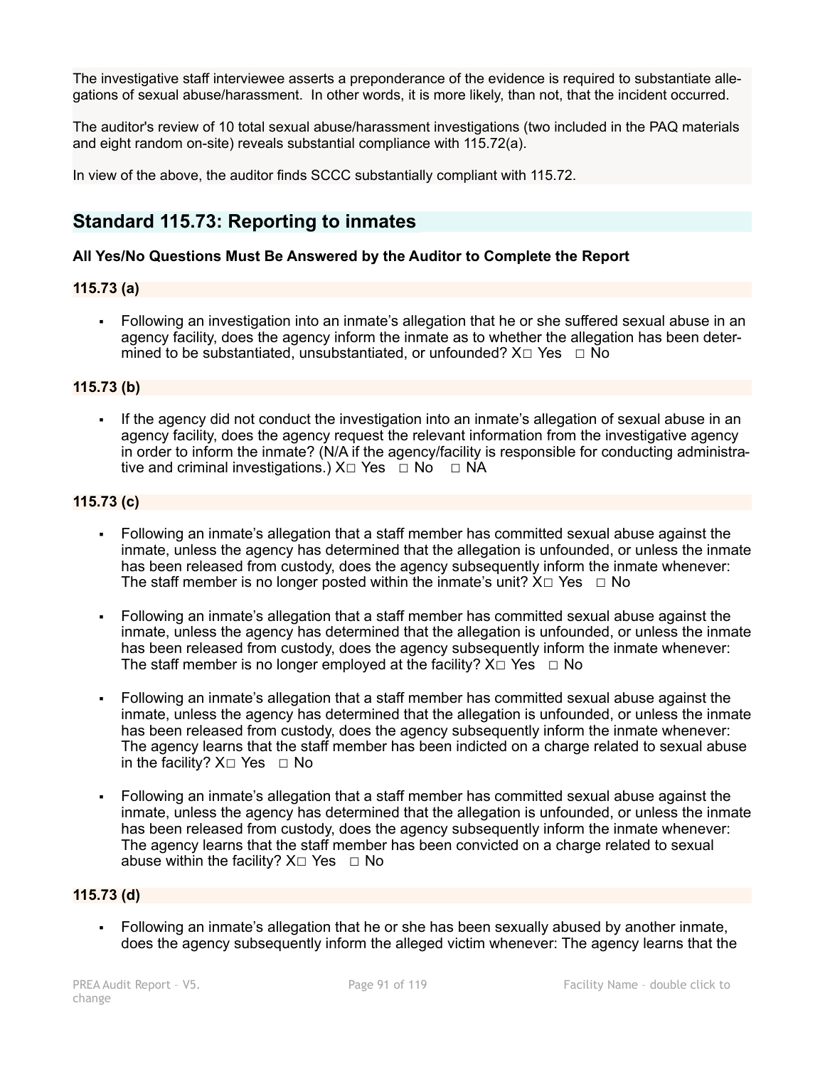The investigative staff interviewee asserts a preponderance of the evidence is required to substantiate allegations of sexual abuse/harassment. In other words, it is more likely, than not, that the incident occurred.

The auditor's review of 10 total sexual abuse/harassment investigations (two included in the PAQ materials and eight random on-site) reveals substantial compliance with 115.72(a).

In view of the above, the auditor finds SCCC substantially compliant with 115.72.

## Standard 115.73: Reporting to inmates

**All Yes/No Questions Must Be Answered by the Auditor to Complete the Report**

### 115.73 (a)

- Following an investigation into an inmate's allegation that he or she suffered sexual abuse in an agency facility, does the agency inform the inmate as to whether the allegation has been determined to be substantiated, unsubstantiated, or unfounded? X☐ Yes ☐ No

### 115.73 (b)

- If the agency did not conduct the investigation into an inmate's allegation of sexual abuse in an agency facility, does the agency request the relevant information from the investigative agency in order to inform the inmate? (N/A if the agency/facility is responsible for conducting administrative and criminal investigations.) X☐ Yes ☐ No ☐ NA

### 115.73 (c)

- Following an inmate's allegation that a staff member has committed sexual abuse against the inmate, unless the agency has determined that the allegation is unfounded, or unless the inmate has been released from custody, does the agency subsequently inform the inmate whenever: The staff member is no longer posted within the inmate's unit? X☐ Yes ☐ No

- Following an inmate's allegation that a staff member has committed sexual abuse against the inmate, unless the agency has determined that the allegation is unfounded, or unless the inmate has been released from custody, does the agency subsequently inform the inmate whenever: The staff member is no longer employed at the facility? X☐ Yes ☐ No

- Following an inmate's allegation that a staff member has committed sexual abuse against the inmate, unless the agency has determined that the allegation is unfounded, or unless the inmate has been released from custody, does the agency subsequently inform the inmate whenever: The agency learns that the staff member has been indicted on a charge related to sexual abuse in the facility? X☐ Yes ☐ No

- Following an inmate's allegation that a staff member has committed sexual abuse against the inmate, unless the agency has determined that the allegation is unfounded, or unless the inmate has been released from custody, does the agency subsequently inform the inmate whenever: The agency learns that the staff member has been convicted on a charge related to sexual abuse within the facility? X☐ Yes ☐ No

### 115.73 (d)

- Following an inmate's allegation that he or she has been sexually abused by another inmate, does the agency subsequently inform the alleged victim whenever: The agency learns that the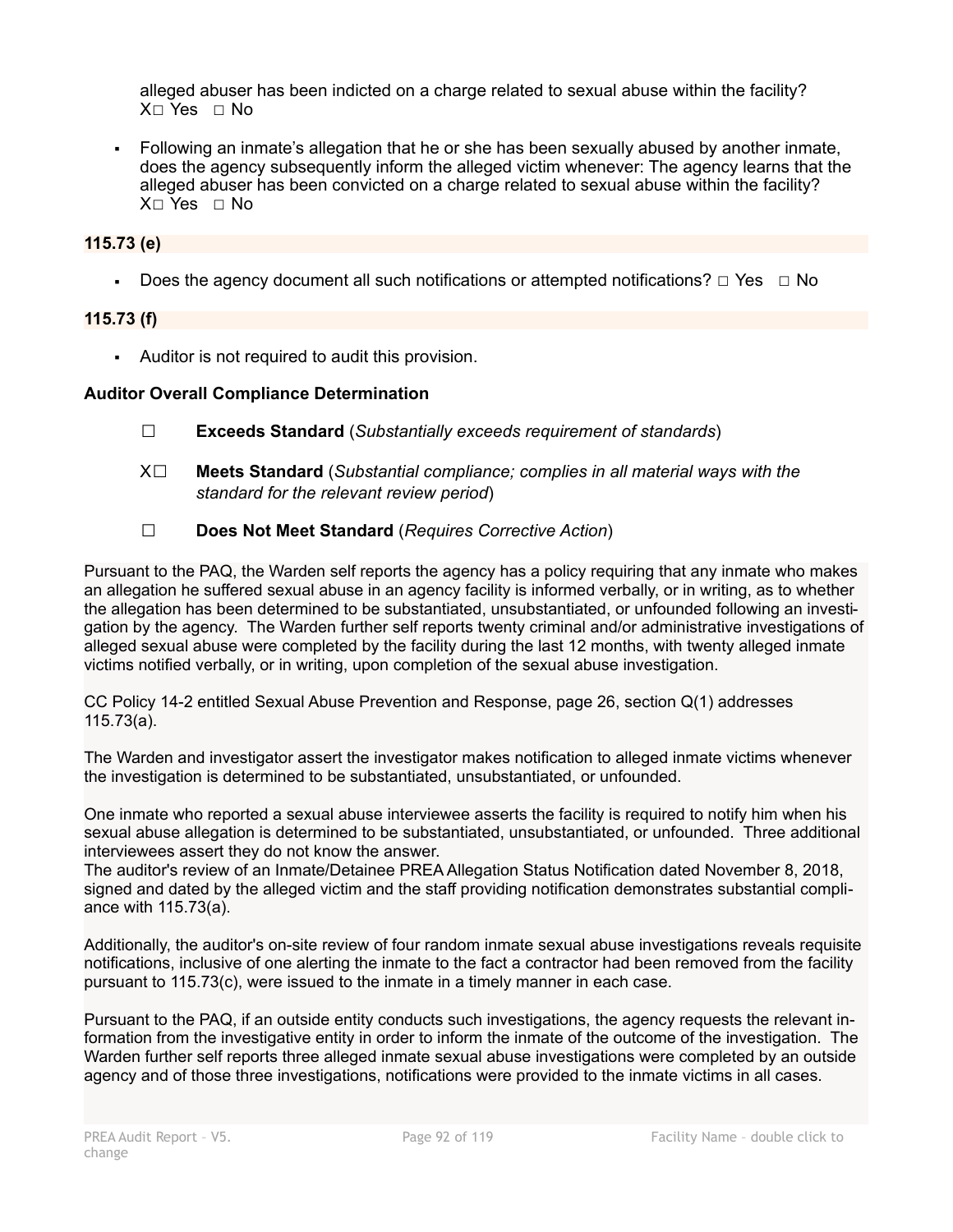alleged abuser has been indicted on a charge related to sexual abuse within the facility?
X□ Yes □ No

- Following an inmate's allegation that he or she has been sexually abused by another inmate, does the agency subsequently inform the alleged victim whenever: The agency learns that the alleged abuser has been convicted on a charge related to sexual abuse within the facility?
X□ Yes □ No

**115.73 (e)**

- Does the agency document all such notifications or attempted notifications? □ Yes □ No

**115.73 (f)**

- Auditor is not required to audit this provision.

**Auditor Overall Compliance Determination**

☐ **Exceeds Standard** (*Substantially exceeds requirement of standards*)

X☐ **Meets Standard** (*Substantial compliance; complies in all material ways with the standard for the relevant review period*)

☐ **Does Not Meet Standard** (*Requires Corrective Action*)

Pursuant to the PAQ, the Warden self reports the agency has a policy requiring that any inmate who makes an allegation he suffered sexual abuse in an agency facility is informed verbally, or in writing, as to whether the allegation has been determined to be substantiated, unsubstantiated, or unfounded following an investigation by the agency. The Warden further self reports twenty criminal and/or administrative investigations of alleged sexual abuse were completed by the facility during the last 12 months, with twenty alleged inmate victims notified verbally, or in writing, upon completion of the sexual abuse investigation.

CC Policy 14-2 entitled Sexual Abuse Prevention and Response, page 26, section Q(1) addresses 115.73(a).

The Warden and investigator assert the investigator makes notification to alleged inmate victims whenever the investigation is determined to be substantiated, unsubstantiated, or unfounded.

One inmate who reported a sexual abuse interviewee asserts the facility is required to notify him when his sexual abuse allegation is determined to be substantiated, unsubstantiated, or unfounded. Three additional interviewees assert they do not know the answer.
The auditor's review of an Inmate/Detainee PREA Allegation Status Notification dated November 8, 2018, signed and dated by the alleged victim and the staff providing notification demonstrates substantial compliance with 115.73(a).

Additionally, the auditor's on-site review of four random inmate sexual abuse investigations reveals requisite notifications, inclusive of one alerting the inmate to the fact a contractor had been removed from the facility pursuant to 115.73(c), were issued to the inmate in a timely manner in each case.

Pursuant to the PAQ, if an outside entity conducts such investigations, the agency requests the relevant information from the investigative entity in order to inform the inmate of the outcome of the investigation. The Warden further self reports three alleged inmate sexual abuse investigations were completed by an outside agency and of those three investigations, notifications were provided to the inmate victims in all cases.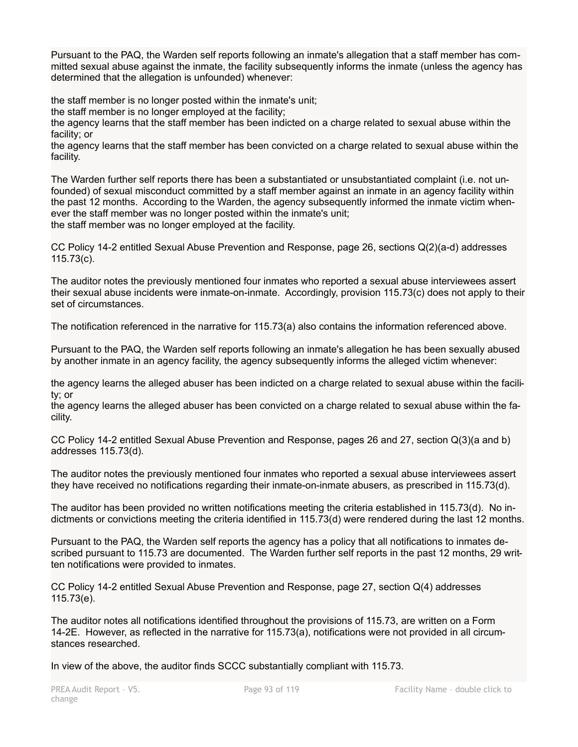Pursuant to the PAQ, the Warden self reports following an inmate's allegation that a staff member has committed sexual abuse against the inmate, the facility subsequently informs the inmate (unless the agency has determined that the allegation is unfounded) whenever:

the staff member is no longer posted within the inmate's unit;
the staff member is no longer employed at the facility;
the agency learns that the staff member has been indicted on a charge related to sexual abuse within the facility; or
the agency learns that the staff member has been convicted on a charge related to sexual abuse within the facility.

The Warden further self reports there has been a substantiated or unsubstantiated complaint (i.e. not unfounded) of sexual misconduct committed by a staff member against an inmate in an agency facility within the past 12 months. According to the Warden, the agency subsequently informed the inmate victim whenever the staff member was no longer posted within the inmate's unit;
the staff member was no longer employed at the facility.

CC Policy 14-2 entitled Sexual Abuse Prevention and Response, page 26, sections Q(2)(a-d) addresses 115.73(c).

The auditor notes the previously mentioned four inmates who reported a sexual abuse interviewees assert their sexual abuse incidents were inmate-on-inmate. Accordingly, provision 115.73(c) does not apply to their set of circumstances.

The notification referenced in the narrative for 115.73(a) also contains the information referenced above.

Pursuant to the PAQ, the Warden self reports following an inmate's allegation he has been sexually abused by another inmate in an agency facility, the agency subsequently informs the alleged victim whenever:

the agency learns the alleged abuser has been indicted on a charge related to sexual abuse within the facility; or
the agency learns the alleged abuser has been convicted on a charge related to sexual abuse within the facility.

CC Policy 14-2 entitled Sexual Abuse Prevention and Response, pages 26 and 27, section Q(3)(a and b) addresses 115.73(d).

The auditor notes the previously mentioned four inmates who reported a sexual abuse interviewees assert they have received no notifications regarding their inmate-on-inmate abusers, as prescribed in 115.73(d).

The auditor has been provided no written notifications meeting the criteria established in 115.73(d). No indictments or convictions meeting the criteria identified in 115.73(d) were rendered during the last 12 months.

Pursuant to the PAQ, the Warden self reports the agency has a policy that all notifications to inmates described pursuant to 115.73 are documented. The Warden further self reports in the past 12 months, 29 written notifications were provided to inmates.

CC Policy 14-2 entitled Sexual Abuse Prevention and Response, page 27, section Q(4) addresses 115.73(e).

The auditor notes all notifications identified throughout the provisions of 115.73, are written on a Form 14-2E. However, as reflected in the narrative for 115.73(a), notifications were not provided in all circumstances researched.

In view of the above, the auditor finds SCCC substantially compliant with 115.73.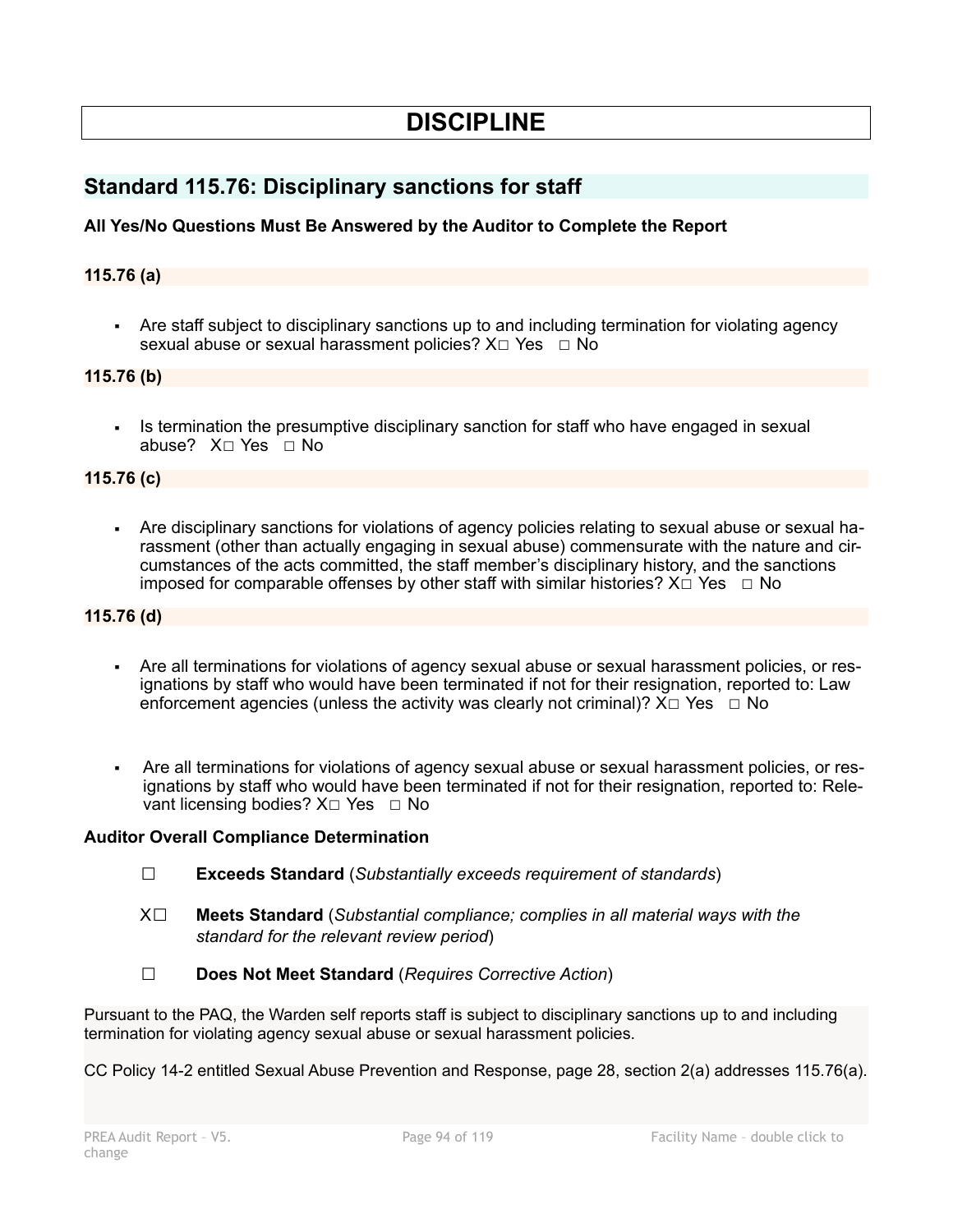# DISCIPLINE

## Standard 115.76: Disciplinary sanctions for staff

**All Yes/No Questions Must Be Answered by the Auditor to Complete the Report**

### 115.76 (a)

- Are staff subject to disciplinary sanctions up to and including termination for violating agency sexual abuse or sexual harassment policies? X☐ Yes ☐ No

### 115.76 (b)

- Is termination the presumptive disciplinary sanction for staff who have engaged in sexual abuse? X☐ Yes ☐ No

### 115.76 (c)

- Are disciplinary sanctions for violations of agency policies relating to sexual abuse or sexual harassment (other than actually engaging in sexual abuse) commensurate with the nature and circumstances of the acts committed, the staff member's disciplinary history, and the sanctions imposed for comparable offenses by other staff with similar histories? X☐ Yes ☐ No

### 115.76 (d)

- Are all terminations for violations of agency sexual abuse or sexual harassment policies, or resignations by staff who would have been terminated if not for their resignation, reported to: Law enforcement agencies (unless the activity was clearly not criminal)? X☐ Yes ☐ No

- Are all terminations for violations of agency sexual abuse or sexual harassment policies, or resignations by staff who would have been terminated if not for their resignation, reported to: Relevant licensing bodies? X☐ Yes ☐ No

**Auditor Overall Compliance Determination**

☐ **Exceeds Standard** (*Substantially exceeds requirement of standards*)

X☐ **Meets Standard** (*Substantial compliance; complies in all material ways with the standard for the relevant review period*)

☐ **Does Not Meet Standard** (*Requires Corrective Action*)

Pursuant to the PAQ, the Warden self reports staff is subject to disciplinary sanctions up to and including termination for violating agency sexual abuse or sexual harassment policies.

CC Policy 14-2 entitled Sexual Abuse Prevention and Response, page 28, section 2(a) addresses 115.76(a).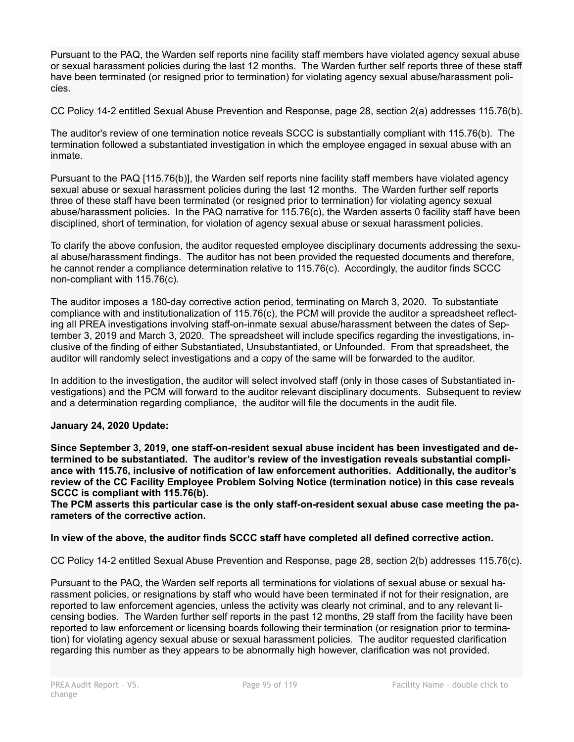Pursuant to the PAQ, the Warden self reports nine facility staff members have violated agency sexual abuse or sexual harassment policies during the last 12 months. The Warden further self reports three of these staff have been terminated (or resigned prior to termination) for violating agency sexual abuse/harassment policies.

CC Policy 14-2 entitled Sexual Abuse Prevention and Response, page 28, section 2(a) addresses 115.76(b).

The auditor's review of one termination notice reveals SCCC is substantially compliant with 115.76(b). The termination followed a substantiated investigation in which the employee engaged in sexual abuse with an inmate.

Pursuant to the PAQ [115.76(b)], the Warden self reports nine facility staff members have violated agency sexual abuse or sexual harassment policies during the last 12 months. The Warden further self reports three of these staff have been terminated (or resigned prior to termination) for violating agency sexual abuse/harassment policies. In the PAQ narrative for 115.76(c), the Warden asserts 0 facility staff have been disciplined, short of termination, for violation of agency sexual abuse or sexual harassment policies.

To clarify the above confusion, the auditor requested employee disciplinary documents addressing the sexual abuse/harassment findings. The auditor has not been provided the requested documents and therefore, he cannot render a compliance determination relative to 115.76(c). Accordingly, the auditor finds SCCC non-compliant with 115.76(c).

The auditor imposes a 180-day corrective action period, terminating on March 3, 2020. To substantiate compliance with and institutionalization of 115.76(c), the PCM will provide the auditor a spreadsheet reflecting all PREA investigations involving staff-on-inmate sexual abuse/harassment between the dates of September 3, 2019 and March 3, 2020. The spreadsheet will include specifics regarding the investigations, inclusive of the finding of either Substantiated, Unsubstantiated, or Unfounded. From that spreadsheet, the auditor will randomly select investigations and a copy of the same will be forwarded to the auditor.

In addition to the investigation, the auditor will select involved staff (only in those cases of Substantiated investigations) and the PCM will forward to the auditor relevant disciplinary documents. Subsequent to review and a determination regarding compliance, the auditor will file the documents in the audit file.

**January 24, 2020 Update:**

**Since September 3, 2019, one staff-on-resident sexual abuse incident has been investigated and determined to be substantiated. The auditor's review of the investigation reveals substantial compliance with 115.76, inclusive of notification of law enforcement authorities. Additionally, the auditor's review of the CC Facility Employee Problem Solving Notice (termination notice) in this case reveals SCCC is compliant with 115.76(b).**
**The PCM asserts this particular case is the only staff-on-resident sexual abuse case meeting the parameters of the corrective action.**

**In view of the above, the auditor finds SCCC staff have completed all defined corrective action.**

CC Policy 14-2 entitled Sexual Abuse Prevention and Response, page 28, section 2(b) addresses 115.76(c).

Pursuant to the PAQ, the Warden self reports all terminations for violations of sexual abuse or sexual harassment policies, or resignations by staff who would have been terminated if not for their resignation, are reported to law enforcement agencies, unless the activity was clearly not criminal, and to any relevant licensing bodies. The Warden further self reports in the past 12 months, 29 staff from the facility have been reported to law enforcement or licensing boards following their termination (or resignation prior to termination) for violating agency sexual abuse or sexual harassment policies. The auditor requested clarification regarding this number as they appears to be abnormally high however, clarification was not provided.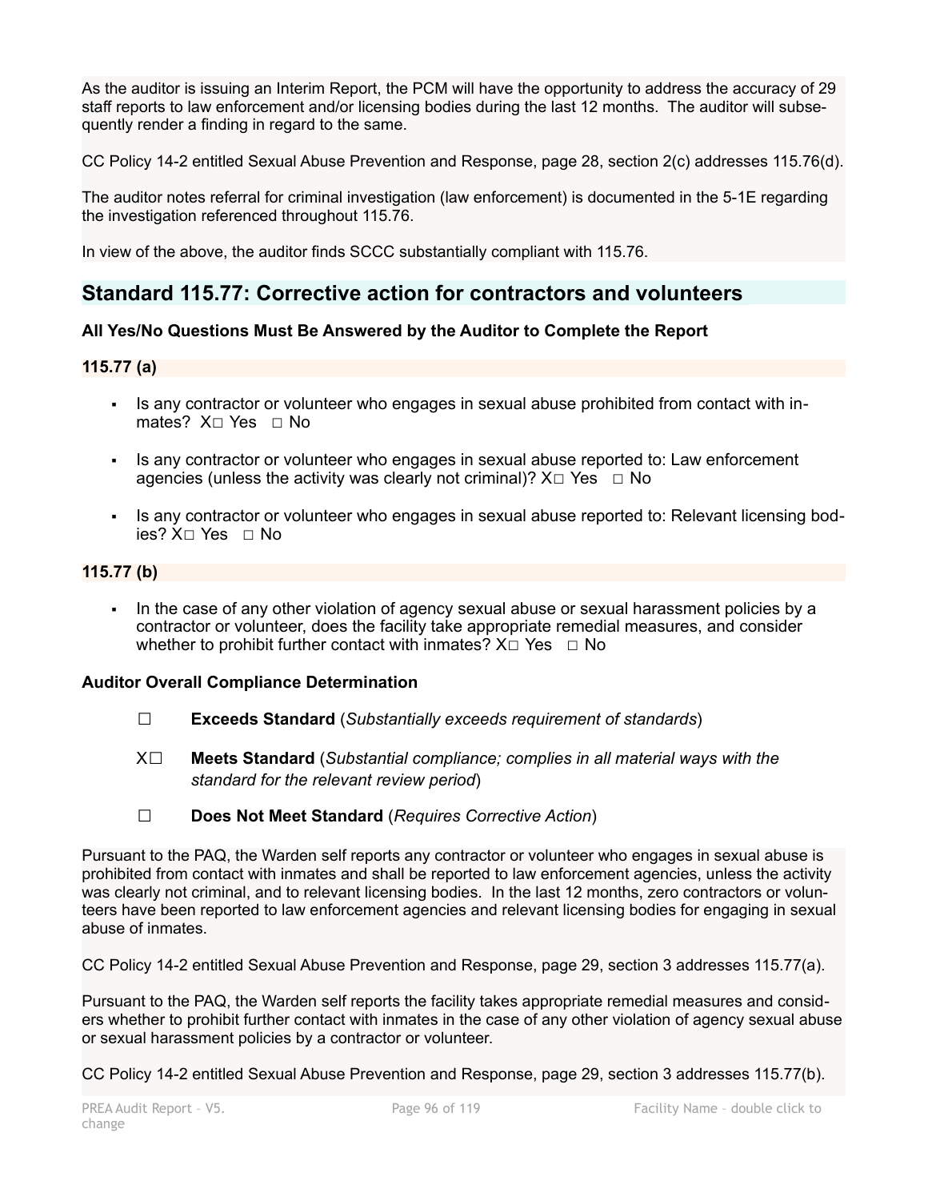As the auditor is issuing an Interim Report, the PCM will have the opportunity to address the accuracy of 29 staff reports to law enforcement and/or licensing bodies during the last 12 months. The auditor will subsequently render a finding in regard to the same.

CC Policy 14-2 entitled Sexual Abuse Prevention and Response, page 28, section 2(c) addresses 115.76(d).

The auditor notes referral for criminal investigation (law enforcement) is documented in the 5-1E regarding the investigation referenced throughout 115.76.

In view of the above, the auditor finds SCCC substantially compliant with 115.76.

## Standard 115.77: Corrective action for contractors and volunteers

**All Yes/No Questions Must Be Answered by the Auditor to Complete the Report**

**115.77 (a)**

- Is any contractor or volunteer who engages in sexual abuse prohibited from contact with inmates? X☐ Yes ☐ No
- Is any contractor or volunteer who engages in sexual abuse reported to: Law enforcement agencies (unless the activity was clearly not criminal)? X☐ Yes ☐ No
- Is any contractor or volunteer who engages in sexual abuse reported to: Relevant licensing bodies? X☐ Yes ☐ No

**115.77 (b)**

- In the case of any other violation of agency sexual abuse or sexual harassment policies by a contractor or volunteer, does the facility take appropriate remedial measures, and consider whether to prohibit further contact with inmates? X☐ Yes ☐ No

**Auditor Overall Compliance Determination**

☐ **Exceeds Standard** (*Substantially exceeds requirement of standards*)

X☐ **Meets Standard** (*Substantial compliance; complies in all material ways with the standard for the relevant review period*)

☐ **Does Not Meet Standard** (*Requires Corrective Action*)

Pursuant to the PAQ, the Warden self reports any contractor or volunteer who engages in sexual abuse is prohibited from contact with inmates and shall be reported to law enforcement agencies, unless the activity was clearly not criminal, and to relevant licensing bodies. In the last 12 months, zero contractors or volunteers have been reported to law enforcement agencies and relevant licensing bodies for engaging in sexual abuse of inmates.

CC Policy 14-2 entitled Sexual Abuse Prevention and Response, page 29, section 3 addresses 115.77(a).

Pursuant to the PAQ, the Warden self reports the facility takes appropriate remedial measures and considers whether to prohibit further contact with inmates in the case of any other violation of agency sexual abuse or sexual harassment policies by a contractor or volunteer.

CC Policy 14-2 entitled Sexual Abuse Prevention and Response, page 29, section 3 addresses 115.77(b).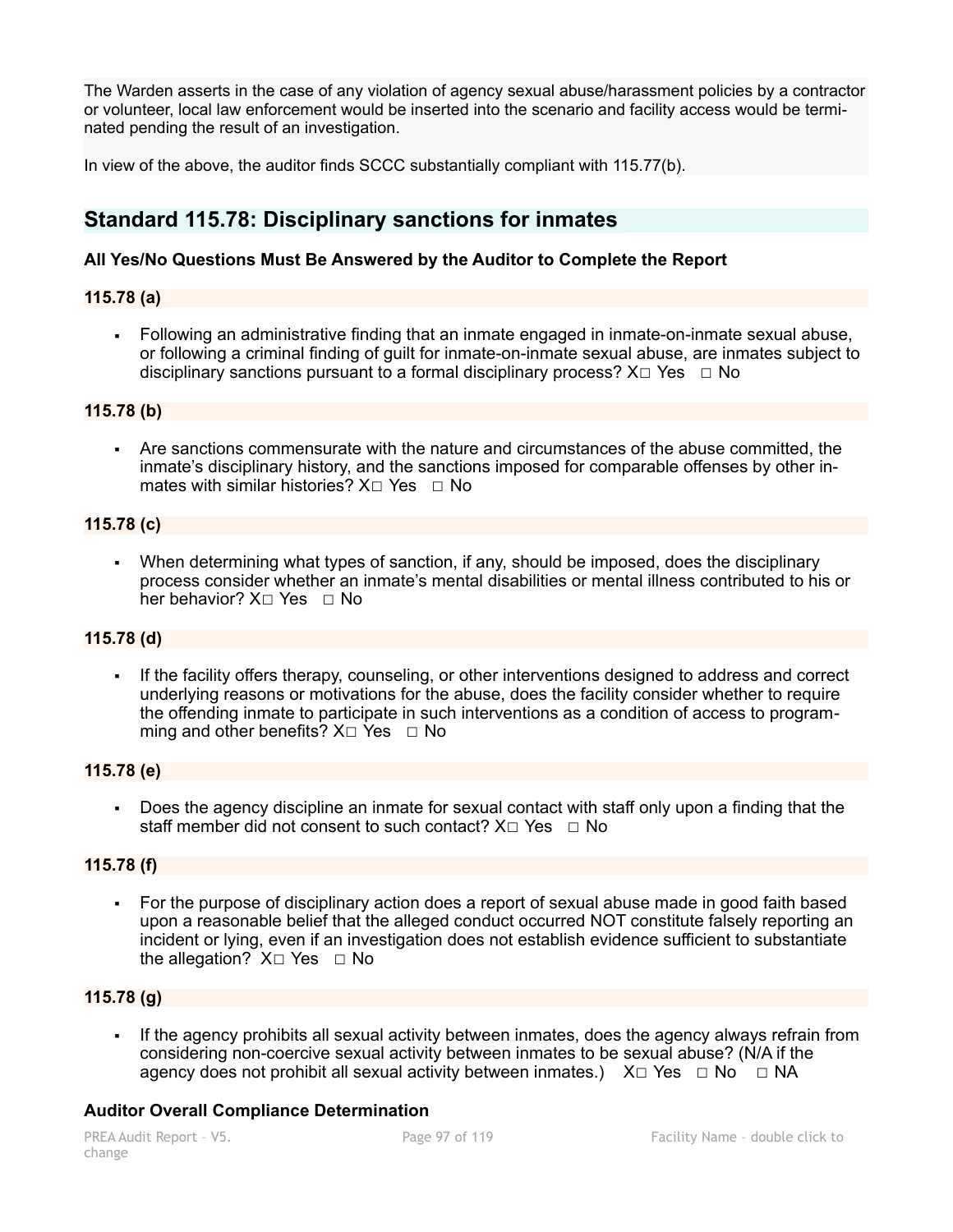The Warden asserts in the case of any violation of agency sexual abuse/harassment policies by a contractor or volunteer, local law enforcement would be inserted into the scenario and facility access would be terminated pending the result of an investigation.

In view of the above, the auditor finds SCCC substantially compliant with 115.77(b).

## Standard 115.78: Disciplinary sanctions for inmates

**All Yes/No Questions Must Be Answered by the Auditor to Complete the Report**

**115.78 (a)**

- Following an administrative finding that an inmate engaged in inmate-on-inmate sexual abuse, or following a criminal finding of guilt for inmate-on-inmate sexual abuse, are inmates subject to disciplinary sanctions pursuant to a formal disciplinary process? X☐ Yes ☐ No

**115.78 (b)**

- Are sanctions commensurate with the nature and circumstances of the abuse committed, the inmate's disciplinary history, and the sanctions imposed for comparable offenses by other inmates with similar histories? X☐ Yes ☐ No

**115.78 (c)**

- When determining what types of sanction, if any, should be imposed, does the disciplinary process consider whether an inmate's mental disabilities or mental illness contributed to his or her behavior? X☐ Yes ☐ No

**115.78 (d)**

- If the facility offers therapy, counseling, or other interventions designed to address and correct underlying reasons or motivations for the abuse, does the facility consider whether to require the offending inmate to participate in such interventions as a condition of access to programming and other benefits? X☐ Yes ☐ No

**115.78 (e)**

- Does the agency discipline an inmate for sexual contact with staff only upon a finding that the staff member did not consent to such contact? X☐ Yes ☐ No

**115.78 (f)**

- For the purpose of disciplinary action does a report of sexual abuse made in good faith based upon a reasonable belief that the alleged conduct occurred NOT constitute falsely reporting an incident or lying, even if an investigation does not establish evidence sufficient to substantiate the allegation? X☐ Yes ☐ No

**115.78 (g)**

- If the agency prohibits all sexual activity between inmates, does the agency always refrain from considering non-coercive sexual activity between inmates to be sexual abuse? (N/A if the agency does not prohibit all sexual activity between inmates.) X☐ Yes ☐ No ☐ NA

**Auditor Overall Compliance Determination**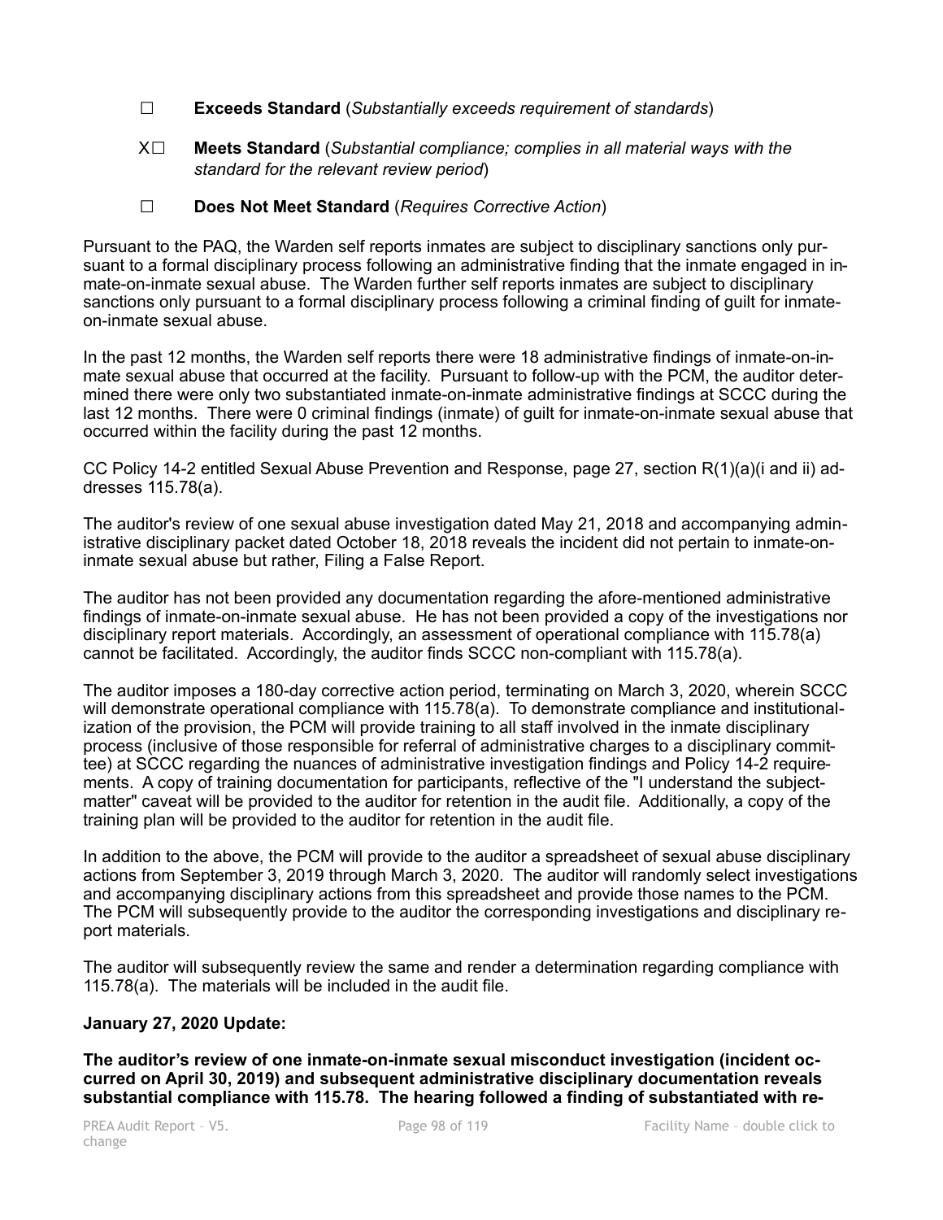☐ **Exceeds Standard** (*Substantially exceeds requirement of standards*)

X☐ **Meets Standard** (*Substantial compliance; complies in all material ways with the standard for the relevant review period*)

☐ **Does Not Meet Standard** (*Requires Corrective Action*)

Pursuant to the PAQ, the Warden self reports inmates are subject to disciplinary sanctions only pursuant to a formal disciplinary process following an administrative finding that the inmate engaged in inmate-on-inmate sexual abuse. The Warden further self reports inmates are subject to disciplinary sanctions only pursuant to a formal disciplinary process following a criminal finding of guilt for inmate-on-inmate sexual abuse.

In the past 12 months, the Warden self reports there were 18 administrative findings of inmate-on-inmate sexual abuse that occurred at the facility. Pursuant to follow-up with the PCM, the auditor determined there were only two substantiated inmate-on-inmate administrative findings at SCCC during the last 12 months. There were 0 criminal findings (inmate) of guilt for inmate-on-inmate sexual abuse that occurred within the facility during the past 12 months.

CC Policy 14-2 entitled Sexual Abuse Prevention and Response, page 27, section R(1)(a)(i and ii) addresses 115.78(a).

The auditor's review of one sexual abuse investigation dated May 21, 2018 and accompanying administrative disciplinary packet dated October 18, 2018 reveals the incident did not pertain to inmate-on-inmate sexual abuse but rather, Filing a False Report.

The auditor has not been provided any documentation regarding the afore-mentioned administrative findings of inmate-on-inmate sexual abuse. He has not been provided a copy of the investigations nor disciplinary report materials. Accordingly, an assessment of operational compliance with 115.78(a) cannot be facilitated. Accordingly, the auditor finds SCCC non-compliant with 115.78(a).

The auditor imposes a 180-day corrective action period, terminating on March 3, 2020, wherein SCCC will demonstrate operational compliance with 115.78(a). To demonstrate compliance and institutionalization of the provision, the PCM will provide training to all staff involved in the inmate disciplinary process (inclusive of those responsible for referral of administrative charges to a disciplinary committee) at SCCC regarding the nuances of administrative investigation findings and Policy 14-2 requirements. A copy of training documentation for participants, reflective of the "I understand the subject-matter" caveat will be provided to the auditor for retention in the audit file. Additionally, a copy of the training plan will be provided to the auditor for retention in the audit file.

In addition to the above, the PCM will provide to the auditor a spreadsheet of sexual abuse disciplinary actions from September 3, 2019 through March 3, 2020. The auditor will randomly select investigations and accompanying disciplinary actions from this spreadsheet and provide those names to the PCM. The PCM will subsequently provide to the auditor the corresponding investigations and disciplinary report materials.

The auditor will subsequently review the same and render a determination regarding compliance with 115.78(a). The materials will be included in the audit file.

**January 27, 2020 Update:**

**The auditor's review of one inmate-on-inmate sexual misconduct investigation (incident occurred on April 30, 2019) and subsequent administrative disciplinary documentation reveals substantial compliance with 115.78. The hearing followed a finding of substantiated with re-**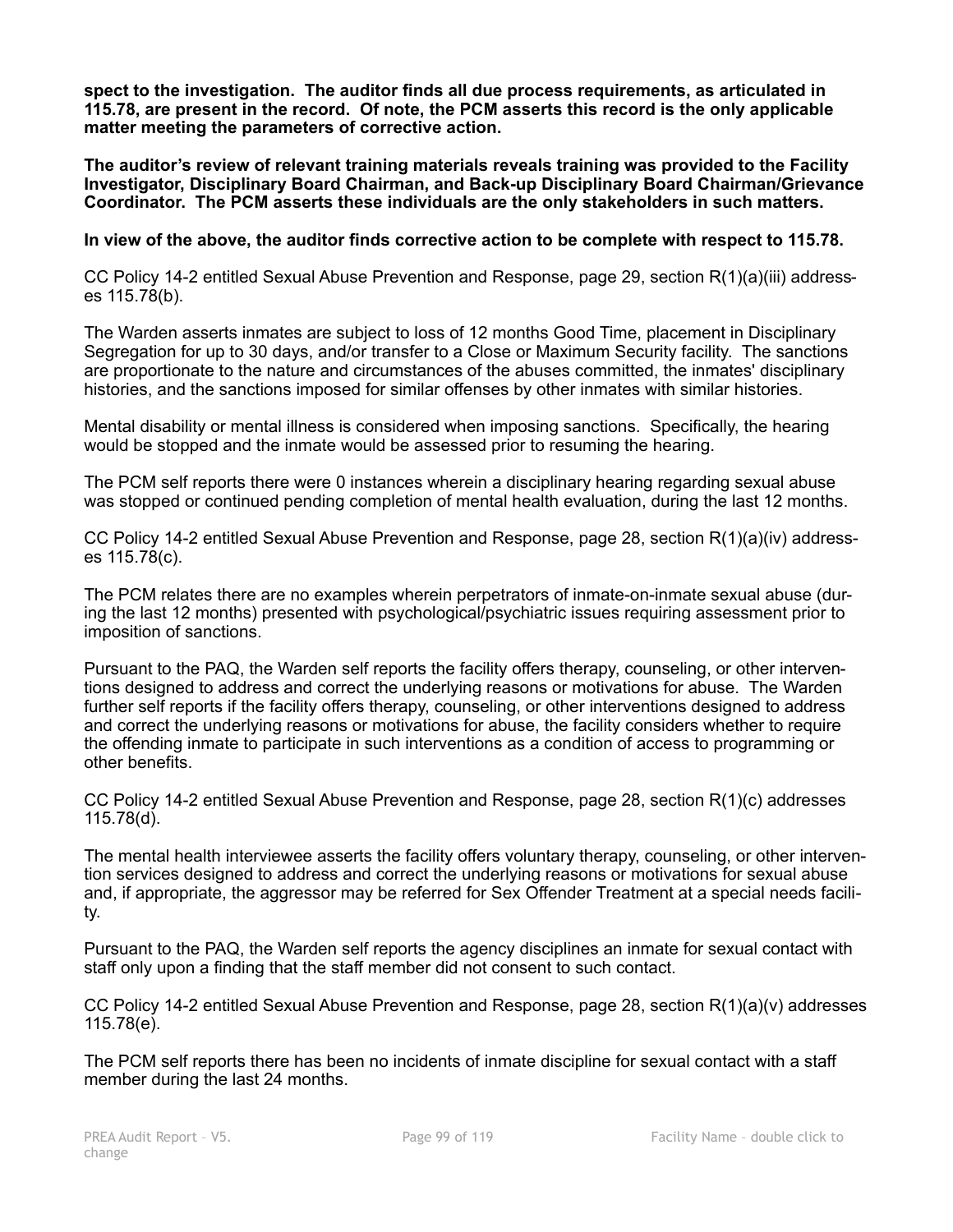**spect to the investigation. The auditor finds all due process requirements, as articulated in 115.78, are present in the record. Of note, the PCM asserts this record is the only applicable matter meeting the parameters of corrective action.**

**The auditor's review of relevant training materials reveals training was provided to the Facility Investigator, Disciplinary Board Chairman, and Back-up Disciplinary Board Chairman/Grievance Coordinator. The PCM asserts these individuals are the only stakeholders in such matters.**

**In view of the above, the auditor finds corrective action to be complete with respect to 115.78.**

CC Policy 14-2 entitled Sexual Abuse Prevention and Response, page 29, section R(1)(a)(iii) addresses 115.78(b).

The Warden asserts inmates are subject to loss of 12 months Good Time, placement in Disciplinary Segregation for up to 30 days, and/or transfer to a Close or Maximum Security facility. The sanctions are proportionate to the nature and circumstances of the abuses committed, the inmates' disciplinary histories, and the sanctions imposed for similar offenses by other inmates with similar histories.

Mental disability or mental illness is considered when imposing sanctions. Specifically, the hearing would be stopped and the inmate would be assessed prior to resuming the hearing.

The PCM self reports there were 0 instances wherein a disciplinary hearing regarding sexual abuse was stopped or continued pending completion of mental health evaluation, during the last 12 months.

CC Policy 14-2 entitled Sexual Abuse Prevention and Response, page 28, section R(1)(a)(iv) addresses 115.78(c).

The PCM relates there are no examples wherein perpetrators of inmate-on-inmate sexual abuse (during the last 12 months) presented with psychological/psychiatric issues requiring assessment prior to imposition of sanctions.

Pursuant to the PAQ, the Warden self reports the facility offers therapy, counseling, or other interventions designed to address and correct the underlying reasons or motivations for abuse. The Warden further self reports if the facility offers therapy, counseling, or other interventions designed to address and correct the underlying reasons or motivations for abuse, the facility considers whether to require the offending inmate to participate in such interventions as a condition of access to programming or other benefits.

CC Policy 14-2 entitled Sexual Abuse Prevention and Response, page 28, section R(1)(c) addresses 115.78(d).

The mental health interviewee asserts the facility offers voluntary therapy, counseling, or other intervention services designed to address and correct the underlying reasons or motivations for sexual abuse and, if appropriate, the aggressor may be referred for Sex Offender Treatment at a special needs facility.

Pursuant to the PAQ, the Warden self reports the agency disciplines an inmate for sexual contact with staff only upon a finding that the staff member did not consent to such contact.

CC Policy 14-2 entitled Sexual Abuse Prevention and Response, page 28, section R(1)(a)(v) addresses 115.78(e).

The PCM self reports there has been no incidents of inmate discipline for sexual contact with a staff member during the last 24 months.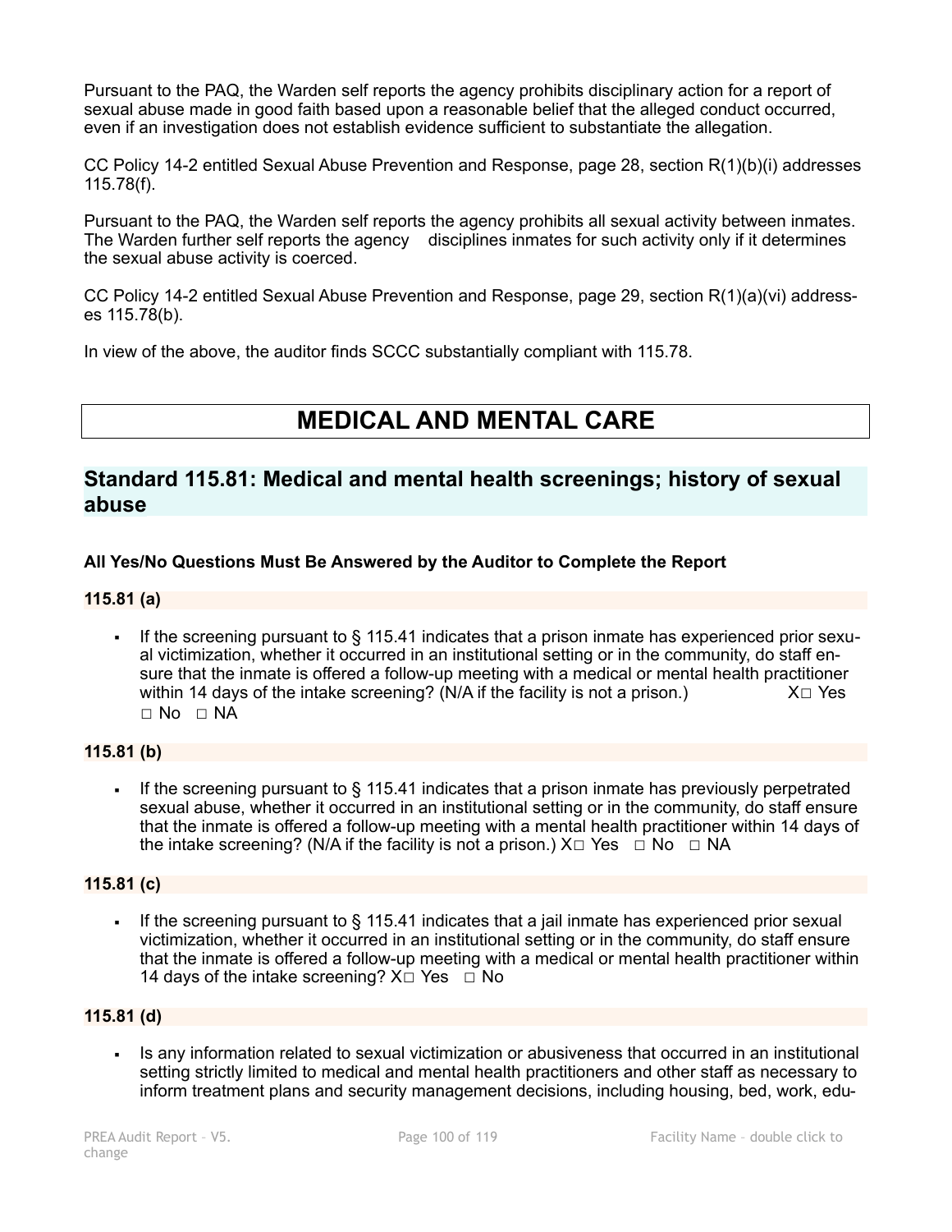Pursuant to the PAQ, the Warden self reports the agency prohibits disciplinary action for a report of sexual abuse made in good faith based upon a reasonable belief that the alleged conduct occurred, even if an investigation does not establish evidence sufficient to substantiate the allegation.

CC Policy 14-2 entitled Sexual Abuse Prevention and Response, page 28, section R(1)(b)(i) addresses 115.78(f).

Pursuant to the PAQ, the Warden self reports the agency prohibits all sexual activity between inmates. The Warden further self reports the agency disciplines inmates for such activity only if it determines the sexual abuse activity is coerced.

CC Policy 14-2 entitled Sexual Abuse Prevention and Response, page 29, section R(1)(a)(vi) addresses 115.78(b).

In view of the above, the auditor finds SCCC substantially compliant with 115.78.

# MEDICAL AND MENTAL CARE

## Standard 115.81: Medical and mental health screenings; history of sexual abuse

**All Yes/No Questions Must Be Answered by the Auditor to Complete the Report**

**115.81 (a)**

- If the screening pursuant to § 115.41 indicates that a prison inmate has experienced prior sexual victimization, whether it occurred in an institutional setting or in the community, do staff ensure that the inmate is offered a follow-up meeting with a medical or mental health practitioner within 14 days of the intake screening? (N/A if the facility is not a prison.) X☐ Yes ☐ No ☐ NA

**115.81 (b)**

- If the screening pursuant to § 115.41 indicates that a prison inmate has previously perpetrated sexual abuse, whether it occurred in an institutional setting or in the community, do staff ensure that the inmate is offered a follow-up meeting with a mental health practitioner within 14 days of the intake screening? (N/A if the facility is not a prison.) X☐ Yes ☐ No ☐ NA

**115.81 (c)**

- If the screening pursuant to § 115.41 indicates that a jail inmate has experienced prior sexual victimization, whether it occurred in an institutional setting or in the community, do staff ensure that the inmate is offered a follow-up meeting with a medical or mental health practitioner within 14 days of the intake screening? X☐ Yes ☐ No

**115.81 (d)**

- Is any information related to sexual victimization or abusiveness that occurred in an institutional setting strictly limited to medical and mental health practitioners and other staff as necessary to inform treatment plans and security management decisions, including housing, bed, work, edu-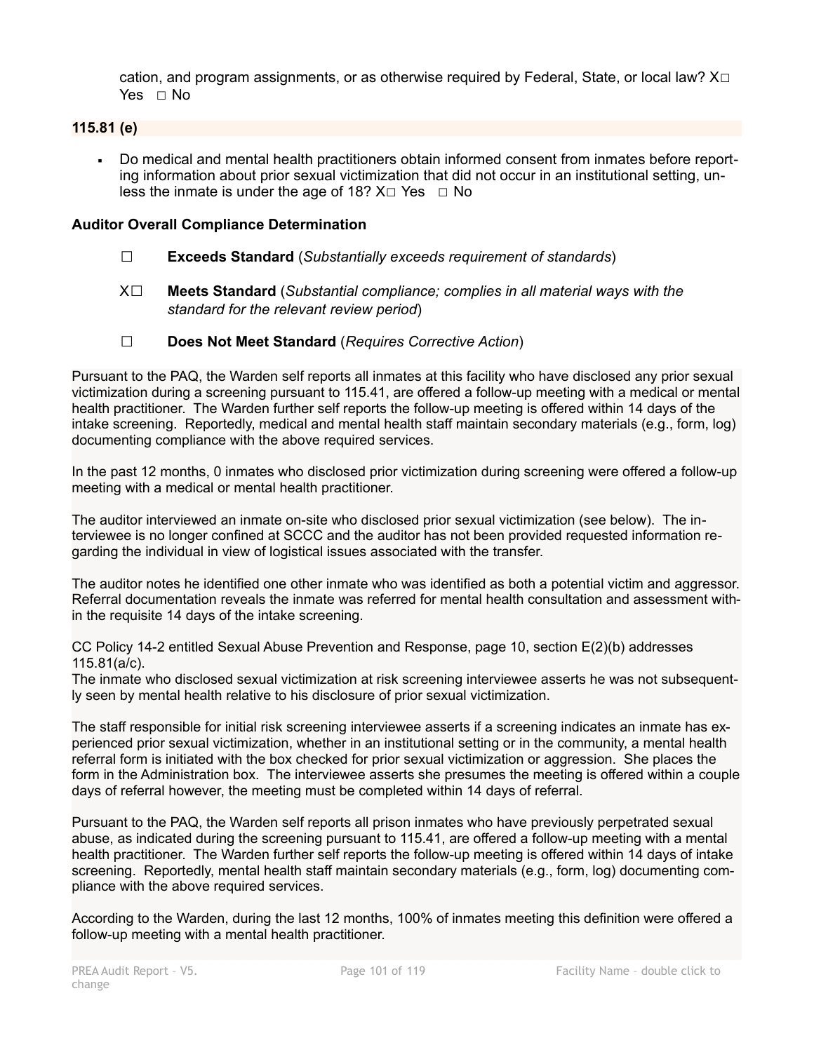cation, and program assignments, or as otherwise required by Federal, State, or local law? X☐ Yes ☐ No

**115.81 (e)**

- Do medical and mental health practitioners obtain informed consent from inmates before reporting information about prior sexual victimization that did not occur in an institutional setting, unless the inmate is under the age of 18? X☐ Yes ☐ No

**Auditor Overall Compliance Determination**

☐ **Exceeds Standard** (*Substantially exceeds requirement of standards*)

X☐ **Meets Standard** (*Substantial compliance; complies in all material ways with the standard for the relevant review period*)

☐ **Does Not Meet Standard** (*Requires Corrective Action*)

Pursuant to the PAQ, the Warden self reports all inmates at this facility who have disclosed any prior sexual victimization during a screening pursuant to 115.41, are offered a follow-up meeting with a medical or mental health practitioner. The Warden further self reports the follow-up meeting is offered within 14 days of the intake screening. Reportedly, medical and mental health staff maintain secondary materials (e.g., form, log) documenting compliance with the above required services.

In the past 12 months, 0 inmates who disclosed prior victimization during screening were offered a follow-up meeting with a medical or mental health practitioner.

The auditor interviewed an inmate on-site who disclosed prior sexual victimization (see below). The interviewee is no longer confined at SCCC and the auditor has not been provided requested information regarding the individual in view of logistical issues associated with the transfer.

The auditor notes he identified one other inmate who was identified as both a potential victim and aggressor. Referral documentation reveals the inmate was referred for mental health consultation and assessment within the requisite 14 days of the intake screening.

CC Policy 14-2 entitled Sexual Abuse Prevention and Response, page 10, section E(2)(b) addresses 115.81(a/c).
The inmate who disclosed sexual victimization at risk screening interviewee asserts he was not subsequently seen by mental health relative to his disclosure of prior sexual victimization.

The staff responsible for initial risk screening interviewee asserts if a screening indicates an inmate has experienced prior sexual victimization, whether in an institutional setting or in the community, a mental health referral form is initiated with the box checked for prior sexual victimization or aggression. She places the form in the Administration box. The interviewee asserts she presumes the meeting is offered within a couple days of referral however, the meeting must be completed within 14 days of referral.

Pursuant to the PAQ, the Warden self reports all prison inmates who have previously perpetrated sexual abuse, as indicated during the screening pursuant to 115.41, are offered a follow-up meeting with a mental health practitioner. The Warden further self reports the follow-up meeting is offered within 14 days of intake screening. Reportedly, mental health staff maintain secondary materials (e.g., form, log) documenting compliance with the above required services.

According to the Warden, during the last 12 months, 100% of inmates meeting this definition were offered a follow-up meeting with a mental health practitioner.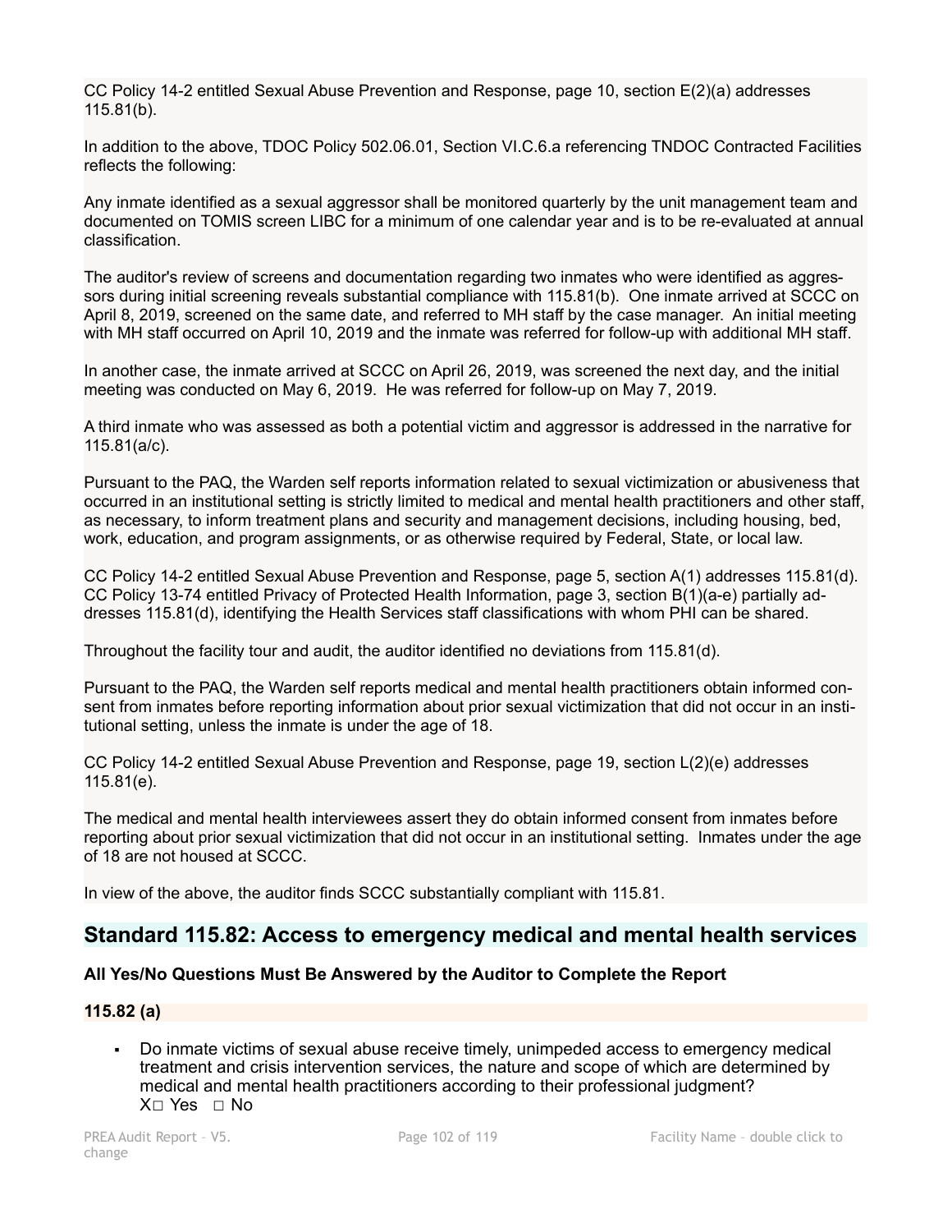CC Policy 14-2 entitled Sexual Abuse Prevention and Response, page 10, section E(2)(a) addresses 115.81(b).

In addition to the above, TDOC Policy 502.06.01, Section VI.C.6.a referencing TNDOC Contracted Facilities reflects the following:

Any inmate identified as a sexual aggressor shall be monitored quarterly by the unit management team and documented on TOMIS screen LIBC for a minimum of one calendar year and is to be re-evaluated at annual classification.

The auditor's review of screens and documentation regarding two inmates who were identified as aggressors during initial screening reveals substantial compliance with 115.81(b). One inmate arrived at SCCC on April 8, 2019, screened on the same date, and referred to MH staff by the case manager. An initial meeting with MH staff occurred on April 10, 2019 and the inmate was referred for follow-up with additional MH staff.

In another case, the inmate arrived at SCCC on April 26, 2019, was screened the next day, and the initial meeting was conducted on May 6, 2019. He was referred for follow-up on May 7, 2019.

A third inmate who was assessed as both a potential victim and aggressor is addressed in the narrative for 115.81(a/c).

Pursuant to the PAQ, the Warden self reports information related to sexual victimization or abusiveness that occurred in an institutional setting is strictly limited to medical and mental health practitioners and other staff, as necessary, to inform treatment plans and security and management decisions, including housing, bed, work, education, and program assignments, or as otherwise required by Federal, State, or local law.

CC Policy 14-2 entitled Sexual Abuse Prevention and Response, page 5, section A(1) addresses 115.81(d). CC Policy 13-74 entitled Privacy of Protected Health Information, page 3, section B(1)(a-e) partially addresses 115.81(d), identifying the Health Services staff classifications with whom PHI can be shared.

Throughout the facility tour and audit, the auditor identified no deviations from 115.81(d).

Pursuant to the PAQ, the Warden self reports medical and mental health practitioners obtain informed consent from inmates before reporting information about prior sexual victimization that did not occur in an institutional setting, unless the inmate is under the age of 18.

CC Policy 14-2 entitled Sexual Abuse Prevention and Response, page 19, section L(2)(e) addresses 115.81(e).

The medical and mental health interviewees assert they do obtain informed consent from inmates before reporting about prior sexual victimization that did not occur in an institutional setting. Inmates under the age of 18 are not housed at SCCC.

In view of the above, the auditor finds SCCC substantially compliant with 115.81.

## Standard 115.82: Access to emergency medical and mental health services

**All Yes/No Questions Must Be Answered by the Auditor to Complete the Report**

**115.82 (a)**

- Do inmate victims of sexual abuse receive timely, unimpeded access to emergency medical treatment and crisis intervention services, the nature and scope of which are determined by medical and mental health practitioners according to their professional judgment?
  X☐ Yes ☐ No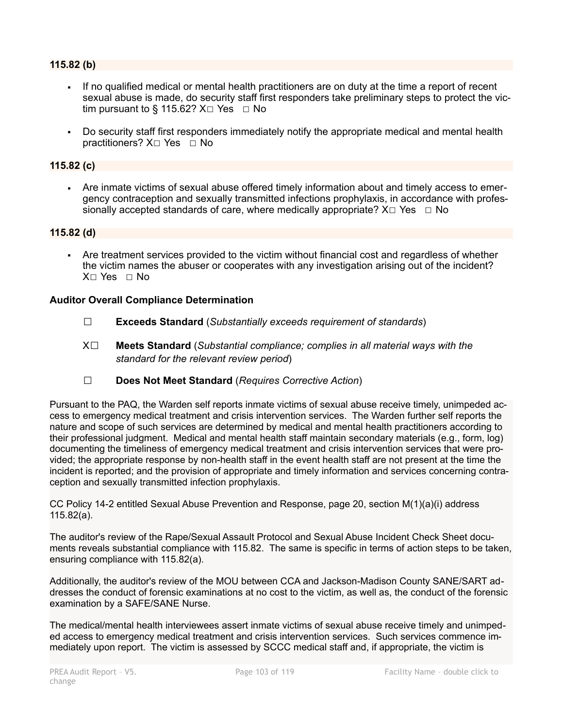**115.82 (b)**

- If no qualified medical or mental health practitioners are on duty at the time a report of recent sexual abuse is made, do security staff first responders take preliminary steps to protect the victim pursuant to § 115.62? X□ Yes □ No
- Do security staff first responders immediately notify the appropriate medical and mental health practitioners? X□ Yes □ No

**115.82 (c)**

- Are inmate victims of sexual abuse offered timely information about and timely access to emergency contraception and sexually transmitted infections prophylaxis, in accordance with professionally accepted standards of care, where medically appropriate? X□ Yes □ No

**115.82 (d)**

- Are treatment services provided to the victim without financial cost and regardless of whether the victim names the abuser or cooperates with any investigation arising out of the incident? X□ Yes □ No

**Auditor Overall Compliance Determination**

☐ **Exceeds Standard** (*Substantially exceeds requirement of standards*)

X☐ **Meets Standard** (*Substantial compliance; complies in all material ways with the standard for the relevant review period*)

☐ **Does Not Meet Standard** (*Requires Corrective Action*)

Pursuant to the PAQ, the Warden self reports inmate victims of sexual abuse receive timely, unimpeded access to emergency medical treatment and crisis intervention services. The Warden further self reports the nature and scope of such services are determined by medical and mental health practitioners according to their professional judgment. Medical and mental health staff maintain secondary materials (e.g., form, log) documenting the timeliness of emergency medical treatment and crisis intervention services that were provided; the appropriate response by non-health staff in the event health staff are not present at the time the incident is reported; and the provision of appropriate and timely information and services concerning contraception and sexually transmitted infection prophylaxis.

CC Policy 14-2 entitled Sexual Abuse Prevention and Response, page 20, section M(1)(a)(i) address 115.82(a).

The auditor's review of the Rape/Sexual Assault Protocol and Sexual Abuse Incident Check Sheet documents reveals substantial compliance with 115.82. The same is specific in terms of action steps to be taken, ensuring compliance with 115.82(a).

Additionally, the auditor's review of the MOU between CCA and Jackson-Madison County SANE/SART addresses the conduct of forensic examinations at no cost to the victim, as well as, the conduct of the forensic examination by a SAFE/SANE Nurse.

The medical/mental health interviewees assert inmate victims of sexual abuse receive timely and unimpeded access to emergency medical treatment and crisis intervention services. Such services commence immediately upon report. The victim is assessed by SCCC medical staff and, if appropriate, the victim is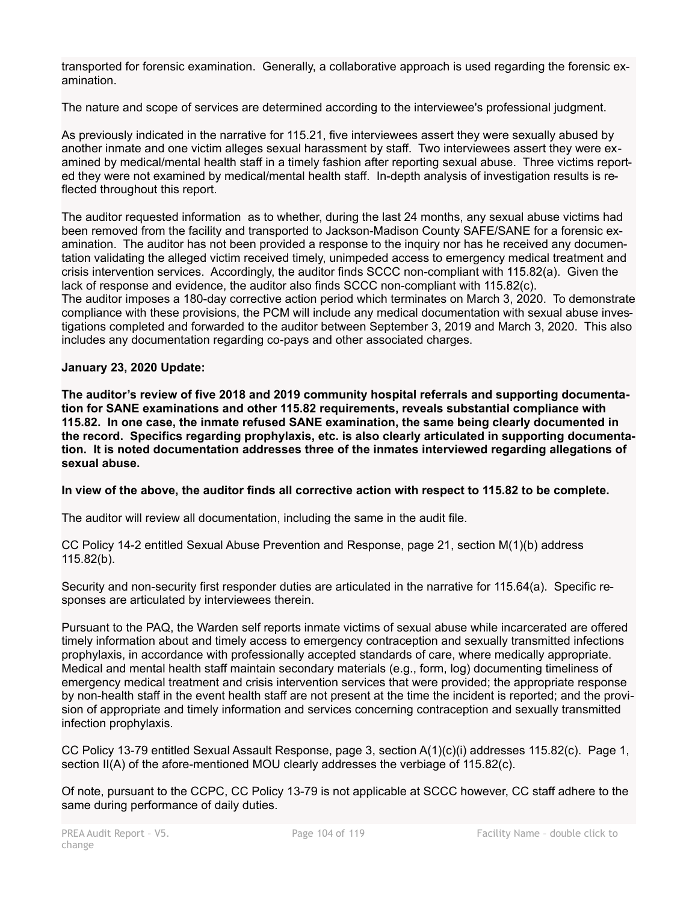transported for forensic examination. Generally, a collaborative approach is used regarding the forensic examination.

The nature and scope of services are determined according to the interviewee's professional judgment.

As previously indicated in the narrative for 115.21, five interviewees assert they were sexually abused by another inmate and one victim alleges sexual harassment by staff. Two interviewees assert they were examined by medical/mental health staff in a timely fashion after reporting sexual abuse. Three victims reported they were not examined by medical/mental health staff. In-depth analysis of investigation results is reflected throughout this report.

The auditor requested information as to whether, during the last 24 months, any sexual abuse victims had been removed from the facility and transported to Jackson-Madison County SAFE/SANE for a forensic examination. The auditor has not been provided a response to the inquiry nor has he received any documentation validating the alleged victim received timely, unimpeded access to emergency medical treatment and crisis intervention services. Accordingly, the auditor finds SCCC non-compliant with 115.82(a). Given the lack of response and evidence, the auditor also finds SCCC non-compliant with 115.82(c).
The auditor imposes a 180-day corrective action period which terminates on March 3, 2020. To demonstrate compliance with these provisions, the PCM will include any medical documentation with sexual abuse investigations completed and forwarded to the auditor between September 3, 2019 and March 3, 2020. This also includes any documentation regarding co-pays and other associated charges.

**January 23, 2020 Update:**

**The auditor's review of five 2018 and 2019 community hospital referrals and supporting documentation for SANE examinations and other 115.82 requirements, reveals substantial compliance with 115.82. In one case, the inmate refused SANE examination, the same being clearly documented in the record. Specifics regarding prophylaxis, etc. is also clearly articulated in supporting documentation. It is noted documentation addresses three of the inmates interviewed regarding allegations of sexual abuse.**

**In view of the above, the auditor finds all corrective action with respect to 115.82 to be complete.**

The auditor will review all documentation, including the same in the audit file.

CC Policy 14-2 entitled Sexual Abuse Prevention and Response, page 21, section M(1)(b) address 115.82(b).

Security and non-security first responder duties are articulated in the narrative for 115.64(a). Specific responses are articulated by interviewees therein.

Pursuant to the PAQ, the Warden self reports inmate victims of sexual abuse while incarcerated are offered timely information about and timely access to emergency contraception and sexually transmitted infections prophylaxis, in accordance with professionally accepted standards of care, where medically appropriate. Medical and mental health staff maintain secondary materials (e.g., form, log) documenting timeliness of emergency medical treatment and crisis intervention services that were provided; the appropriate response by non-health staff in the event health staff are not present at the time the incident is reported; and the provision of appropriate and timely information and services concerning contraception and sexually transmitted infection prophylaxis.

CC Policy 13-79 entitled Sexual Assault Response, page 3, section A(1)(c)(i) addresses 115.82(c). Page 1, section II(A) of the afore-mentioned MOU clearly addresses the verbiage of 115.82(c).

Of note, pursuant to the CCPC, CC Policy 13-79 is not applicable at SCCC however, CC staff adhere to the same during performance of daily duties.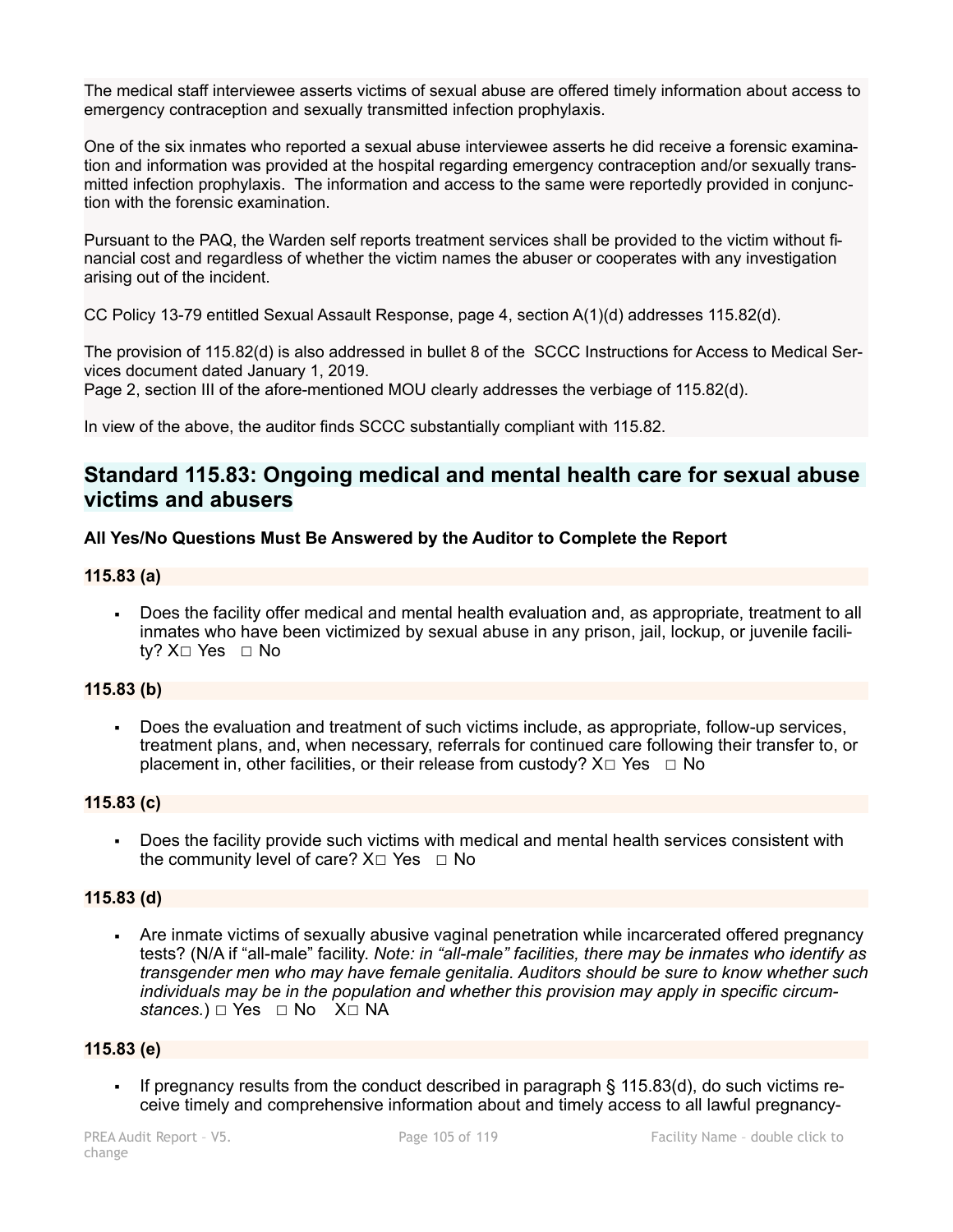The medical staff interviewee asserts victims of sexual abuse are offered timely information about access to emergency contraception and sexually transmitted infection prophylaxis.

One of the six inmates who reported a sexual abuse interviewee asserts he did receive a forensic examination and information was provided at the hospital regarding emergency contraception and/or sexually transmitted infection prophylaxis. The information and access to the same were reportedly provided in conjunction with the forensic examination.

Pursuant to the PAQ, the Warden self reports treatment services shall be provided to the victim without financial cost and regardless of whether the victim names the abuser or cooperates with any investigation arising out of the incident.

CC Policy 13-79 entitled Sexual Assault Response, page 4, section A(1)(d) addresses 115.82(d).

The provision of 115.82(d) is also addressed in bullet 8 of the SCCC Instructions for Access to Medical Services document dated January 1, 2019.
Page 2, section III of the afore-mentioned MOU clearly addresses the verbiage of 115.82(d).

In view of the above, the auditor finds SCCC substantially compliant with 115.82.

## Standard 115.83: Ongoing medical and mental health care for sexual abuse victims and abusers

**All Yes/No Questions Must Be Answered by the Auditor to Complete the Report**

**115.83 (a)**

- Does the facility offer medical and mental health evaluation and, as appropriate, treatment to all inmates who have been victimized by sexual abuse in any prison, jail, lockup, or juvenile facility? X☐ Yes ☐ No

**115.83 (b)**

- Does the evaluation and treatment of such victims include, as appropriate, follow-up services, treatment plans, and, when necessary, referrals for continued care following their transfer to, or placement in, other facilities, or their release from custody? X☐ Yes ☐ No

**115.83 (c)**

- Does the facility provide such victims with medical and mental health services consistent with the community level of care? X☐ Yes ☐ No

**115.83 (d)**

- Are inmate victims of sexually abusive vaginal penetration while incarcerated offered pregnancy tests? (N/A if "all-male" facility. *Note: in "all-male" facilities, there may be inmates who identify as transgender men who may have female genitalia. Auditors should be sure to know whether such individuals may be in the population and whether this provision may apply in specific circumstances.*) ☐ Yes ☐ No X☐ NA

**115.83 (e)**

- If pregnancy results from the conduct described in paragraph § 115.83(d), do such victims receive timely and comprehensive information about and timely access to all lawful pregnancy-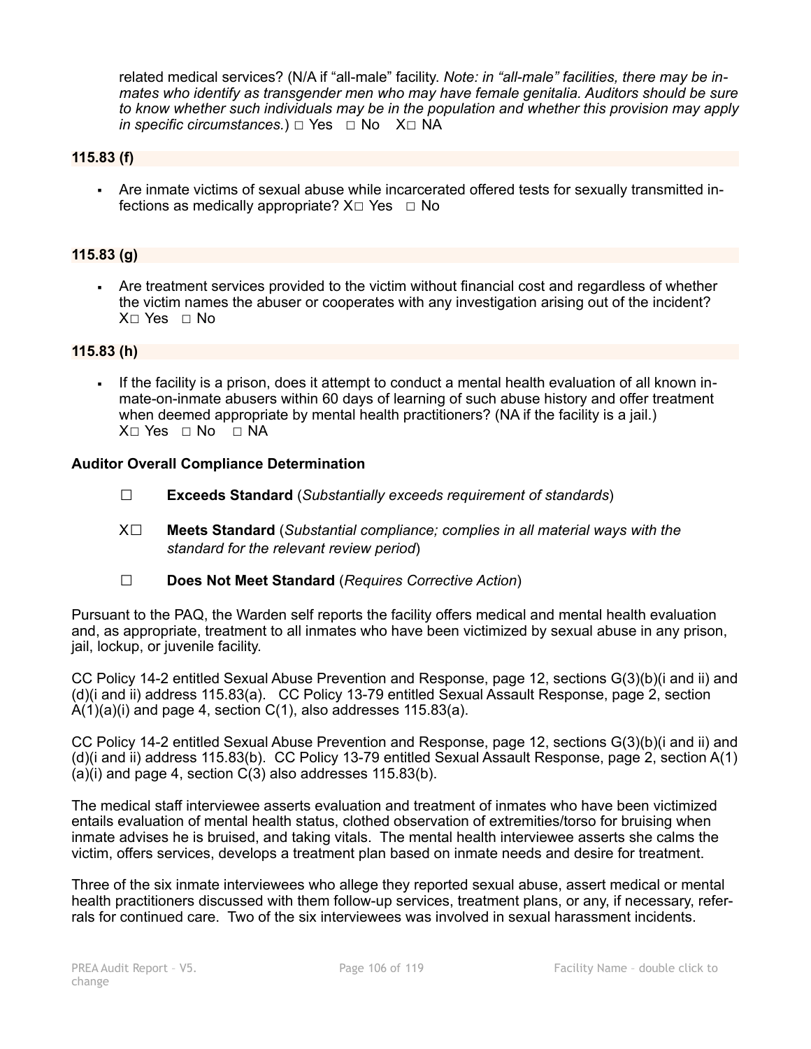related medical services? (N/A if "all-male" facility. *Note: in "all-male" facilities, there may be inmates who identify as transgender men who may have female genitalia. Auditors should be sure to know whether such individuals may be in the population and whether this provision may apply in specific circumstances.*) □ Yes □ No X□ NA

**115.83 (f)**

- Are inmate victims of sexual abuse while incarcerated offered tests for sexually transmitted infections as medically appropriate? X□ Yes □ No

**115.83 (g)**

- Are treatment services provided to the victim without financial cost and regardless of whether the victim names the abuser or cooperates with any investigation arising out of the incident? X□ Yes □ No

**115.83 (h)**

- If the facility is a prison, does it attempt to conduct a mental health evaluation of all known inmate-on-inmate abusers within 60 days of learning of such abuse history and offer treatment when deemed appropriate by mental health practitioners? (NA if the facility is a jail.) X□ Yes □ No □ NA

**Auditor Overall Compliance Determination**

☐ **Exceeds Standard** (*Substantially exceeds requirement of standards*)

X☐ **Meets Standard** (*Substantial compliance; complies in all material ways with the standard for the relevant review period*)

☐ **Does Not Meet Standard** (*Requires Corrective Action*)

Pursuant to the PAQ, the Warden self reports the facility offers medical and mental health evaluation and, as appropriate, treatment to all inmates who have been victimized by sexual abuse in any prison, jail, lockup, or juvenile facility.

CC Policy 14-2 entitled Sexual Abuse Prevention and Response, page 12, sections G(3)(b)(i and ii) and (d)(i and ii) address 115.83(a). CC Policy 13-79 entitled Sexual Assault Response, page 2, section A(1)(a)(i) and page 4, section C(1), also addresses 115.83(a).

CC Policy 14-2 entitled Sexual Abuse Prevention and Response, page 12, sections G(3)(b)(i and ii) and (d)(i and ii) address 115.83(b). CC Policy 13-79 entitled Sexual Assault Response, page 2, section A(1)(a)(i) and page 4, section C(3) also addresses 115.83(b).

The medical staff interviewee asserts evaluation and treatment of inmates who have been victimized entails evaluation of mental health status, clothed observation of extremities/torso for bruising when inmate advises he is bruised, and taking vitals. The mental health interviewee asserts she calms the victim, offers services, develops a treatment plan based on inmate needs and desire for treatment.

Three of the six inmate interviewees who allege they reported sexual abuse, assert medical or mental health practitioners discussed with them follow-up services, treatment plans, or any, if necessary, referrals for continued care. Two of the six interviewees was involved in sexual harassment incidents.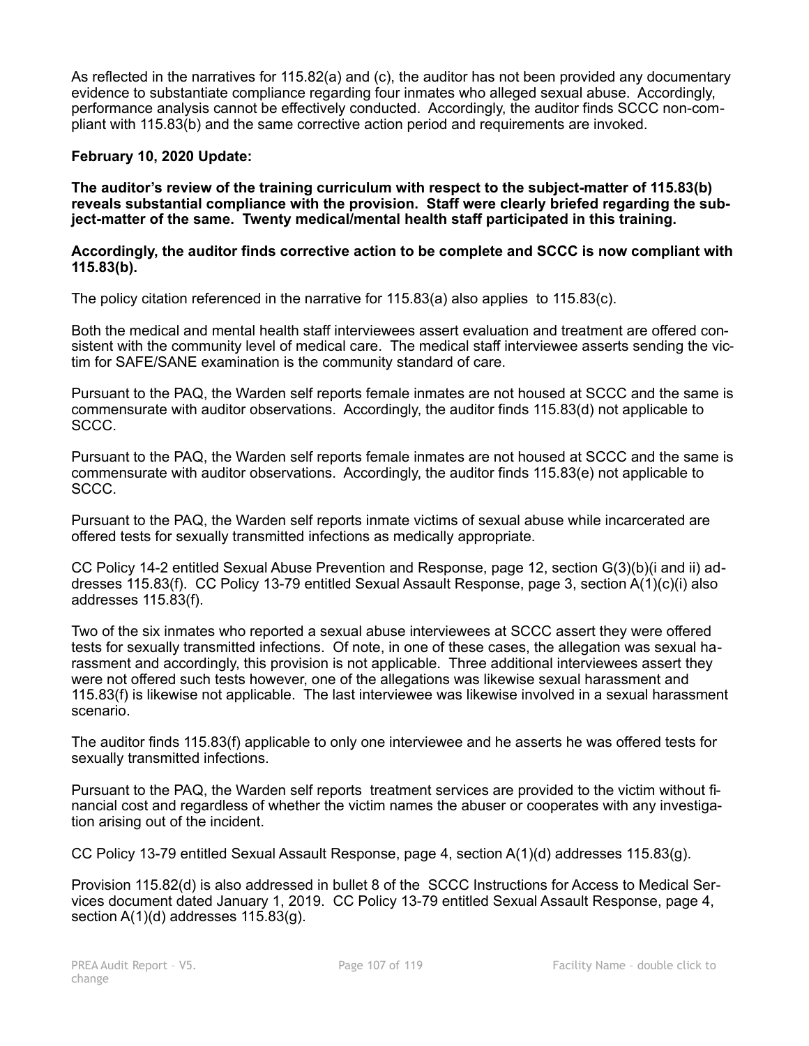As reflected in the narratives for 115.82(a) and (c), the auditor has not been provided any documentary evidence to substantiate compliance regarding four inmates who alleged sexual abuse. Accordingly, performance analysis cannot be effectively conducted. Accordingly, the auditor finds SCCC non-compliant with 115.83(b) and the same corrective action period and requirements are invoked.

**February 10, 2020 Update:**

**The auditor's review of the training curriculum with respect to the subject-matter of 115.83(b) reveals substantial compliance with the provision. Staff were clearly briefed regarding the subject-matter of the same. Twenty medical/mental health staff participated in this training.**

**Accordingly, the auditor finds corrective action to be complete and SCCC is now compliant with 115.83(b).**

The policy citation referenced in the narrative for 115.83(a) also applies to 115.83(c).

Both the medical and mental health staff interviewees assert evaluation and treatment are offered consistent with the community level of medical care. The medical staff interviewee asserts sending the victim for SAFE/SANE examination is the community standard of care.

Pursuant to the PAQ, the Warden self reports female inmates are not housed at SCCC and the same is commensurate with auditor observations. Accordingly, the auditor finds 115.83(d) not applicable to SCCC.

Pursuant to the PAQ, the Warden self reports female inmates are not housed at SCCC and the same is commensurate with auditor observations. Accordingly, the auditor finds 115.83(e) not applicable to SCCC.

Pursuant to the PAQ, the Warden self reports inmate victims of sexual abuse while incarcerated are offered tests for sexually transmitted infections as medically appropriate.

CC Policy 14-2 entitled Sexual Abuse Prevention and Response, page 12, section G(3)(b)(i and ii) addresses 115.83(f). CC Policy 13-79 entitled Sexual Assault Response, page 3, section A(1)(c)(i) also addresses 115.83(f).

Two of the six inmates who reported a sexual abuse interviewees at SCCC assert they were offered tests for sexually transmitted infections. Of note, in one of these cases, the allegation was sexual harassment and accordingly, this provision is not applicable. Three additional interviewees assert they were not offered such tests however, one of the allegations was likewise sexual harassment and 115.83(f) is likewise not applicable. The last interviewee was likewise involved in a sexual harassment scenario.

The auditor finds 115.83(f) applicable to only one interviewee and he asserts he was offered tests for sexually transmitted infections.

Pursuant to the PAQ, the Warden self reports treatment services are provided to the victim without financial cost and regardless of whether the victim names the abuser or cooperates with any investigation arising out of the incident.

CC Policy 13-79 entitled Sexual Assault Response, page 4, section A(1)(d) addresses 115.83(g).

Provision 115.82(d) is also addressed in bullet 8 of the SCCC Instructions for Access to Medical Services document dated January 1, 2019. CC Policy 13-79 entitled Sexual Assault Response, page 4, section A(1)(d) addresses 115.83(g).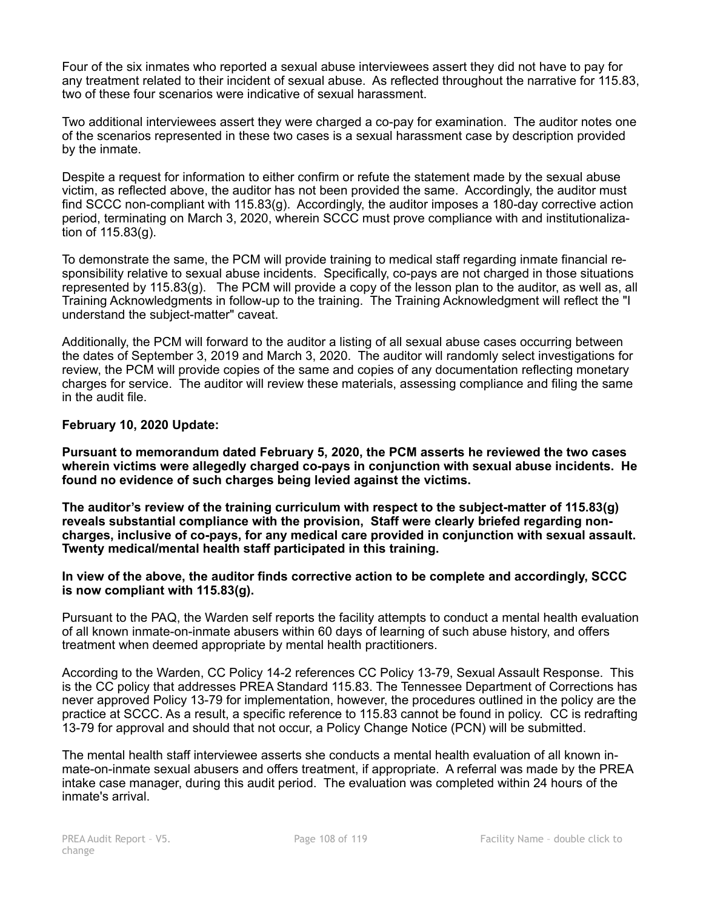Four of the six inmates who reported a sexual abuse interviewees assert they did not have to pay for any treatment related to their incident of sexual abuse. As reflected throughout the narrative for 115.83, two of these four scenarios were indicative of sexual harassment.

Two additional interviewees assert they were charged a co-pay for examination. The auditor notes one of the scenarios represented in these two cases is a sexual harassment case by description provided by the inmate.

Despite a request for information to either confirm or refute the statement made by the sexual abuse victim, as reflected above, the auditor has not been provided the same. Accordingly, the auditor must find SCCC non-compliant with 115.83(g). Accordingly, the auditor imposes a 180-day corrective action period, terminating on March 3, 2020, wherein SCCC must prove compliance with and institutionalization of 115.83(g).

To demonstrate the same, the PCM will provide training to medical staff regarding inmate financial responsibility relative to sexual abuse incidents. Specifically, co-pays are not charged in those situations represented by 115.83(g). The PCM will provide a copy of the lesson plan to the auditor, as well as, all Training Acknowledgments in follow-up to the training. The Training Acknowledgment will reflect the "I understand the subject-matter" caveat.

Additionally, the PCM will forward to the auditor a listing of all sexual abuse cases occurring between the dates of September 3, 2019 and March 3, 2020. The auditor will randomly select investigations for review, the PCM will provide copies of the same and copies of any documentation reflecting monetary charges for service. The auditor will review these materials, assessing compliance and filing the same in the audit file.

**February 10, 2020 Update:**

**Pursuant to memorandum dated February 5, 2020, the PCM asserts he reviewed the two cases wherein victims were allegedly charged co-pays in conjunction with sexual abuse incidents. He found no evidence of such charges being levied against the victims.**

**The auditor's review of the training curriculum with respect to the subject-matter of 115.83(g) reveals substantial compliance with the provision, Staff were clearly briefed regarding non-charges, inclusive of co-pays, for any medical care provided in conjunction with sexual assault. Twenty medical/mental health staff participated in this training.**

**In view of the above, the auditor finds corrective action to be complete and accordingly, SCCC is now compliant with 115.83(g).**

Pursuant to the PAQ, the Warden self reports the facility attempts to conduct a mental health evaluation of all known inmate-on-inmate abusers within 60 days of learning of such abuse history, and offers treatment when deemed appropriate by mental health practitioners.

According to the Warden, CC Policy 14-2 references CC Policy 13-79, Sexual Assault Response. This is the CC policy that addresses PREA Standard 115.83. The Tennessee Department of Corrections has never approved Policy 13-79 for implementation, however, the procedures outlined in the policy are the practice at SCCC. As a result, a specific reference to 115.83 cannot be found in policy. CC is redrafting 13-79 for approval and should that not occur, a Policy Change Notice (PCN) will be submitted.

The mental health staff interviewee asserts she conducts a mental health evaluation of all known inmate-on-inmate sexual abusers and offers treatment, if appropriate. A referral was made by the PREA intake case manager, during this audit period. The evaluation was completed within 24 hours of the inmate's arrival.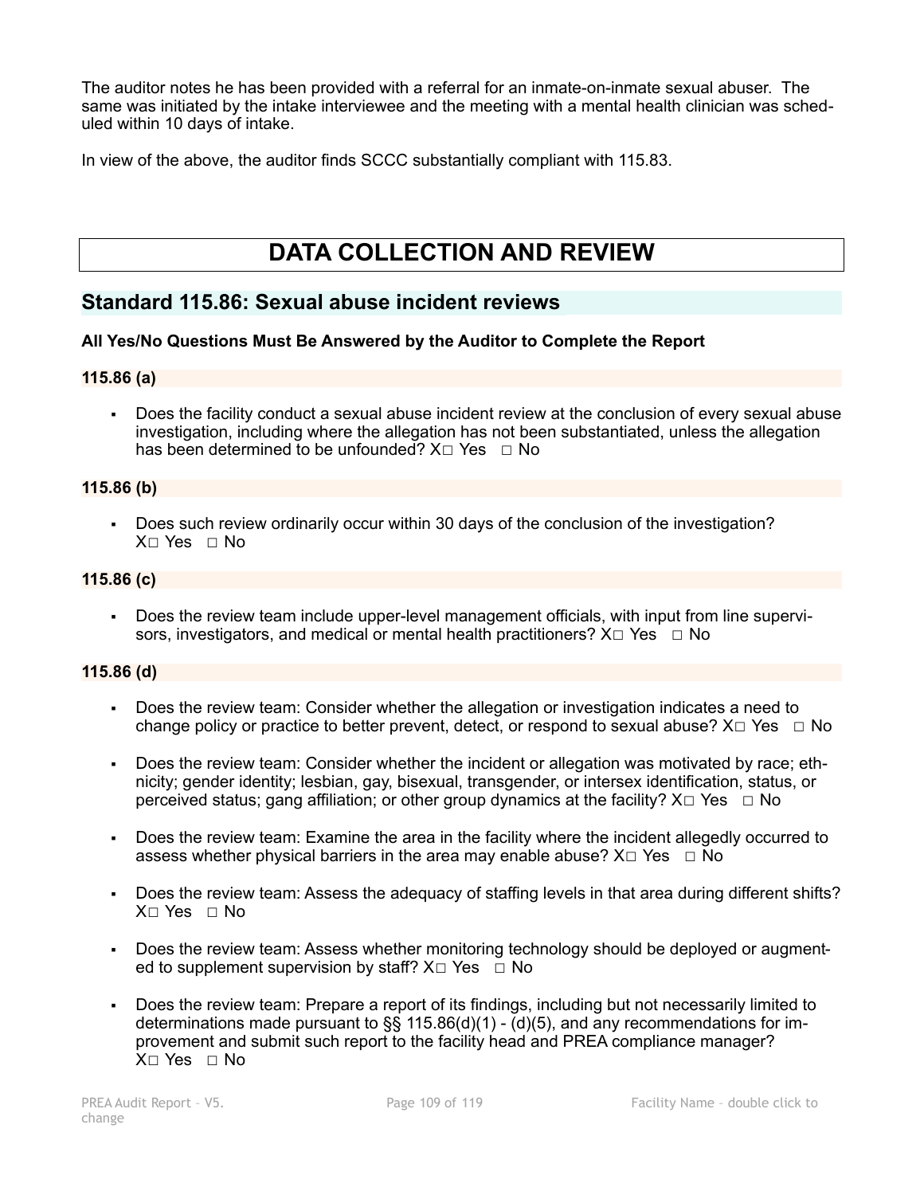The auditor notes he has been provided with a referral for an inmate-on-inmate sexual abuser. The same was initiated by the intake interviewee and the meeting with a mental health clinician was scheduled within 10 days of intake.

In view of the above, the auditor finds SCCC substantially compliant with 115.83.

# DATA COLLECTION AND REVIEW

## Standard 115.86: Sexual abuse incident reviews

**All Yes/No Questions Must Be Answered by the Auditor to Complete the Report**

**115.86 (a)**

- Does the facility conduct a sexual abuse incident review at the conclusion of every sexual abuse investigation, including where the allegation has not been substantiated, unless the allegation has been determined to be unfounded? X☐ Yes ☐ No

**115.86 (b)**

- Does such review ordinarily occur within 30 days of the conclusion of the investigation? X☐ Yes ☐ No

**115.86 (c)**

- Does the review team include upper-level management officials, with input from line supervisors, investigators, and medical or mental health practitioners? X☐ Yes ☐ No

**115.86 (d)**

- Does the review team: Consider whether the allegation or investigation indicates a need to change policy or practice to better prevent, detect, or respond to sexual abuse? X☐ Yes ☐ No
- Does the review team: Consider whether the incident or allegation was motivated by race; ethnicity; gender identity; lesbian, gay, bisexual, transgender, or intersex identification, status, or perceived status; gang affiliation; or other group dynamics at the facility? X☐ Yes ☐ No
- Does the review team: Examine the area in the facility where the incident allegedly occurred to assess whether physical barriers in the area may enable abuse? X☐ Yes ☐ No
- Does the review team: Assess the adequacy of staffing levels in that area during different shifts? X☐ Yes ☐ No
- Does the review team: Assess whether monitoring technology should be deployed or augmented to supplement supervision by staff? X☐ Yes ☐ No
- Does the review team: Prepare a report of its findings, including but not necessarily limited to determinations made pursuant to §§ 115.86(d)(1) - (d)(5), and any recommendations for improvement and submit such report to the facility head and PREA compliance manager? X☐ Yes ☐ No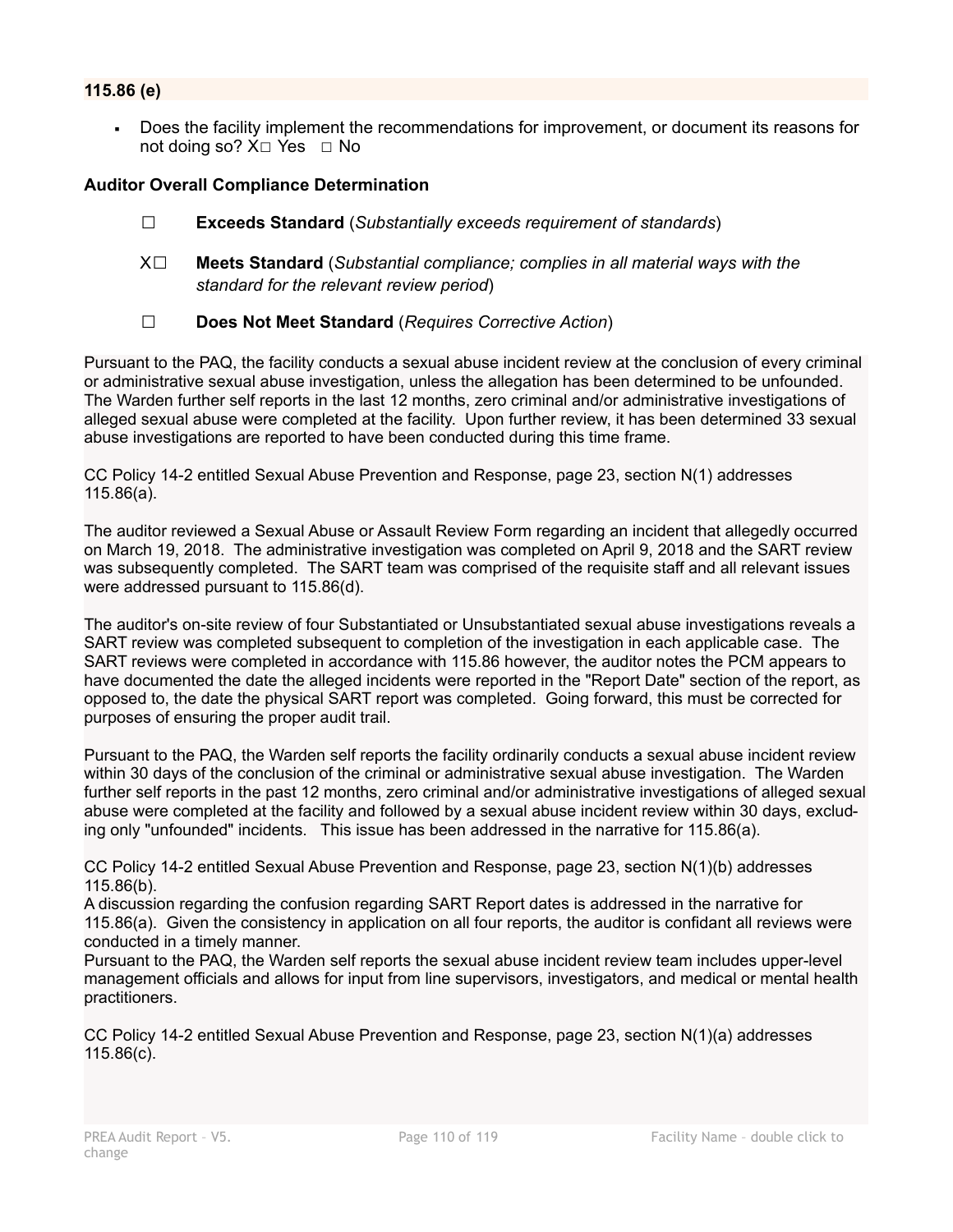**115.86 (e)**

- Does the facility implement the recommendations for improvement, or document its reasons for not doing so? X☐ Yes ☐ No

**Auditor Overall Compliance Determination**

☐ **Exceeds Standard** (*Substantially exceeds requirement of standards*)

X☐ **Meets Standard** (*Substantial compliance; complies in all material ways with the standard for the relevant review period*)

☐ **Does Not Meet Standard** (*Requires Corrective Action*)

Pursuant to the PAQ, the facility conducts a sexual abuse incident review at the conclusion of every criminal or administrative sexual abuse investigation, unless the allegation has been determined to be unfounded. The Warden further self reports in the last 12 months, zero criminal and/or administrative investigations of alleged sexual abuse were completed at the facility. Upon further review, it has been determined 33 sexual abuse investigations are reported to have been conducted during this time frame.

CC Policy 14-2 entitled Sexual Abuse Prevention and Response, page 23, section N(1) addresses 115.86(a).

The auditor reviewed a Sexual Abuse or Assault Review Form regarding an incident that allegedly occurred on March 19, 2018. The administrative investigation was completed on April 9, 2018 and the SART review was subsequently completed. The SART team was comprised of the requisite staff and all relevant issues were addressed pursuant to 115.86(d).

The auditor's on-site review of four Substantiated or Unsubstantiated sexual abuse investigations reveals a SART review was completed subsequent to completion of the investigation in each applicable case. The SART reviews were completed in accordance with 115.86 however, the auditor notes the PCM appears to have documented the date the alleged incidents were reported in the "Report Date" section of the report, as opposed to, the date the physical SART report was completed. Going forward, this must be corrected for purposes of ensuring the proper audit trail.

Pursuant to the PAQ, the Warden self reports the facility ordinarily conducts a sexual abuse incident review within 30 days of the conclusion of the criminal or administrative sexual abuse investigation. The Warden further self reports in the past 12 months, zero criminal and/or administrative investigations of alleged sexual abuse were completed at the facility and followed by a sexual abuse incident review within 30 days, excluding only "unfounded" incidents. This issue has been addressed in the narrative for 115.86(a).

CC Policy 14-2 entitled Sexual Abuse Prevention and Response, page 23, section N(1)(b) addresses 115.86(b).
A discussion regarding the confusion regarding SART Report dates is addressed in the narrative for 115.86(a). Given the consistency in application on all four reports, the auditor is confidant all reviews were conducted in a timely manner.
Pursuant to the PAQ, the Warden self reports the sexual abuse incident review team includes upper-level management officials and allows for input from line supervisors, investigators, and medical or mental health practitioners.

CC Policy 14-2 entitled Sexual Abuse Prevention and Response, page 23, section N(1)(a) addresses 115.86(c).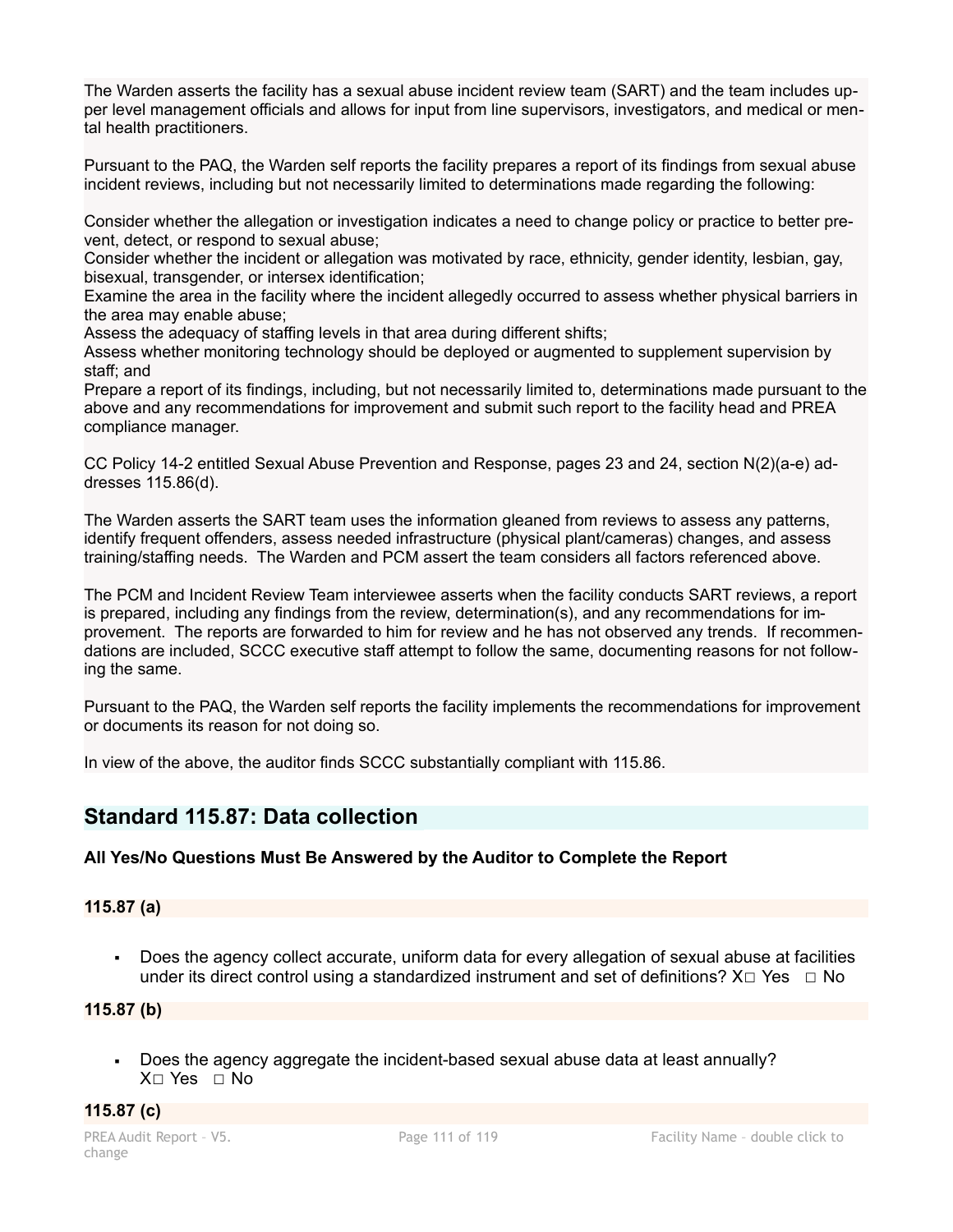The Warden asserts the facility has a sexual abuse incident review team (SART) and the team includes upper level management officials and allows for input from line supervisors, investigators, and medical or mental health practitioners.

Pursuant to the PAQ, the Warden self reports the facility prepares a report of its findings from sexual abuse incident reviews, including but not necessarily limited to determinations made regarding the following:

Consider whether the allegation or investigation indicates a need to change policy or practice to better prevent, detect, or respond to sexual abuse;
Consider whether the incident or allegation was motivated by race, ethnicity, gender identity, lesbian, gay, bisexual, transgender, or intersex identification;
Examine the area in the facility where the incident allegedly occurred to assess whether physical barriers in the area may enable abuse;
Assess the adequacy of staffing levels in that area during different shifts;
Assess whether monitoring technology should be deployed or augmented to supplement supervision by staff; and
Prepare a report of its findings, including, but not necessarily limited to, determinations made pursuant to the above and any recommendations for improvement and submit such report to the facility head and PREA compliance manager.

CC Policy 14-2 entitled Sexual Abuse Prevention and Response, pages 23 and 24, section N(2)(a-e) addresses 115.86(d).

The Warden asserts the SART team uses the information gleaned from reviews to assess any patterns, identify frequent offenders, assess needed infrastructure (physical plant/cameras) changes, and assess training/staffing needs. The Warden and PCM assert the team considers all factors referenced above.

The PCM and Incident Review Team interviewee asserts when the facility conducts SART reviews, a report is prepared, including any findings from the review, determination(s), and any recommendations for improvement. The reports are forwarded to him for review and he has not observed any trends. If recommendations are included, SCCC executive staff attempt to follow the same, documenting reasons for not following the same.

Pursuant to the PAQ, the Warden self reports the facility implements the recommendations for improvement or documents its reason for not doing so.

In view of the above, the auditor finds SCCC substantially compliant with 115.86.

## Standard 115.87: Data collection

**All Yes/No Questions Must Be Answered by the Auditor to Complete the Report**

**115.87 (a)**

- Does the agency collect accurate, uniform data for every allegation of sexual abuse at facilities under its direct control using a standardized instrument and set of definitions? X☐ Yes ☐ No

**115.87 (b)**

- Does the agency aggregate the incident-based sexual abuse data at least annually? X☐ Yes ☐ No

**115.87 (c)**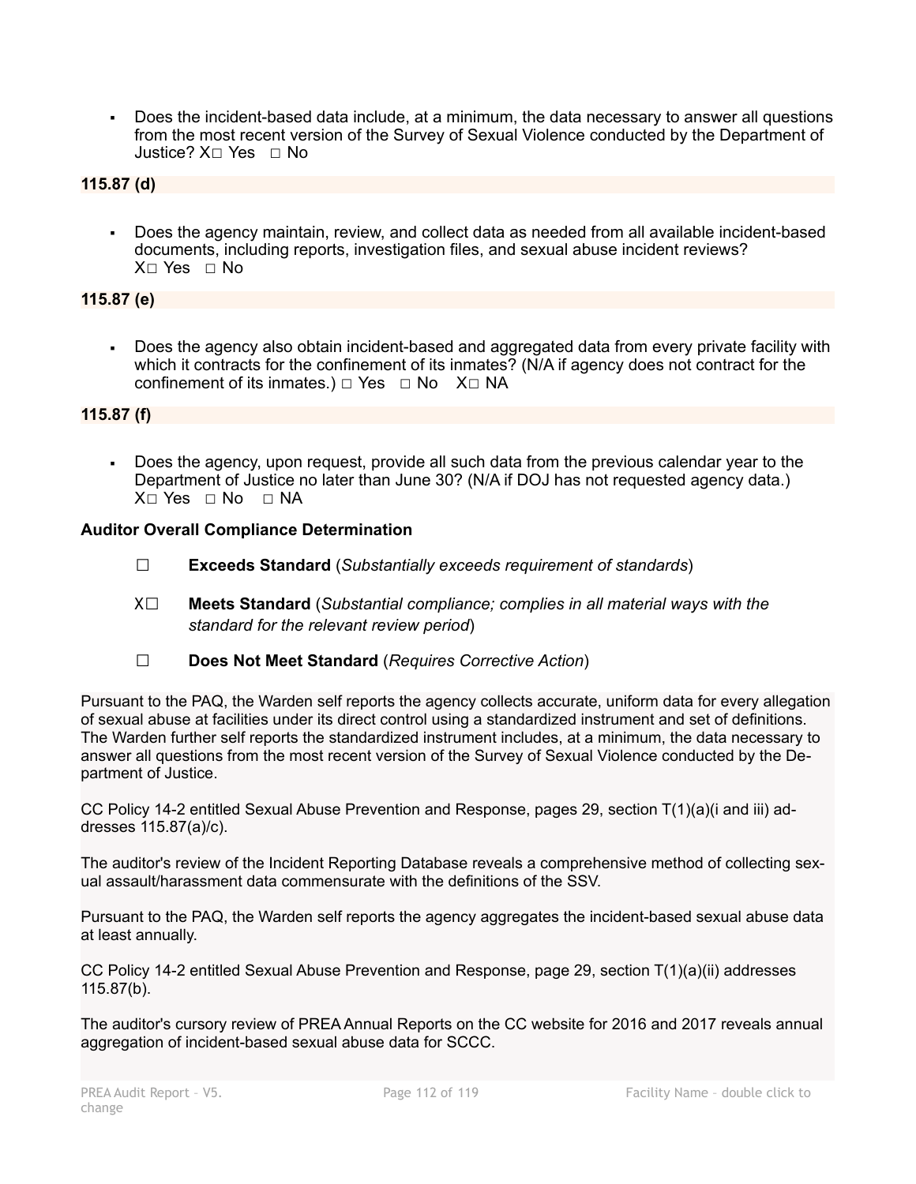- Does the incident-based data include, at a minimum, the data necessary to answer all questions from the most recent version of the Survey of Sexual Violence conducted by the Department of Justice? X☐ Yes ☐ No

**115.87 (d)**

- Does the agency maintain, review, and collect data as needed from all available incident-based documents, including reports, investigation files, and sexual abuse incident reviews? X☐ Yes ☐ No

**115.87 (e)**

- Does the agency also obtain incident-based and aggregated data from every private facility with which it contracts for the confinement of its inmates? (N/A if agency does not contract for the confinement of its inmates.) ☐ Yes ☐ No X☐ NA

**115.87 (f)**

- Does the agency, upon request, provide all such data from the previous calendar year to the Department of Justice no later than June 30? (N/A if DOJ has not requested agency data.) X☐ Yes ☐ No ☐ NA

**Auditor Overall Compliance Determination**

☐ **Exceeds Standard** (*Substantially exceeds requirement of standards*)

X☐ **Meets Standard** (*Substantial compliance; complies in all material ways with the standard for the relevant review period*)

☐ **Does Not Meet Standard** (*Requires Corrective Action*)

Pursuant to the PAQ, the Warden self reports the agency collects accurate, uniform data for every allegation of sexual abuse at facilities under its direct control using a standardized instrument and set of definitions. The Warden further self reports the standardized instrument includes, at a minimum, the data necessary to answer all questions from the most recent version of the Survey of Sexual Violence conducted by the Department of Justice.

CC Policy 14-2 entitled Sexual Abuse Prevention and Response, pages 29, section T(1)(a)(i and iii) addresses 115.87(a)/c).

The auditor's review of the Incident Reporting Database reveals a comprehensive method of collecting sexual assault/harassment data commensurate with the definitions of the SSV.

Pursuant to the PAQ, the Warden self reports the agency aggregates the incident-based sexual abuse data at least annually.

CC Policy 14-2 entitled Sexual Abuse Prevention and Response, page 29, section T(1)(a)(ii) addresses 115.87(b).

The auditor's cursory review of PREA Annual Reports on the CC website for 2016 and 2017 reveals annual aggregation of incident-based sexual abuse data for SCCC.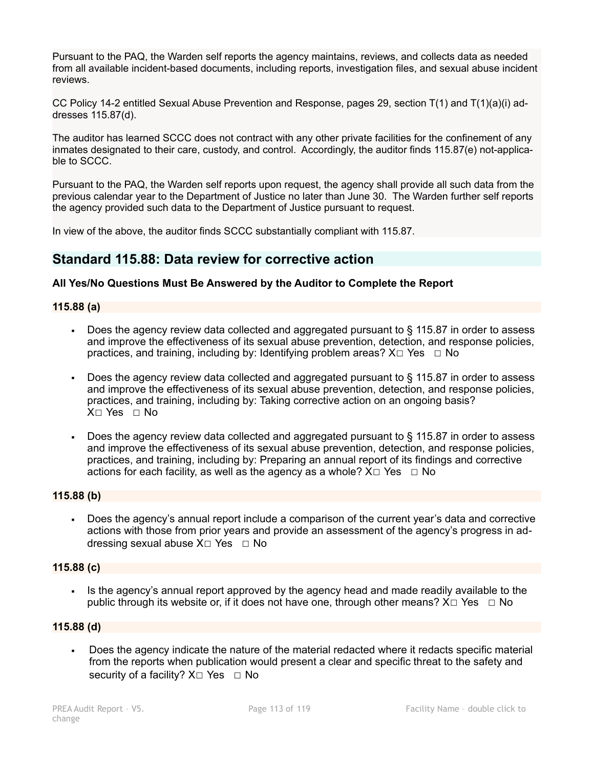Pursuant to the PAQ, the Warden self reports the agency maintains, reviews, and collects data as needed from all available incident-based documents, including reports, investigation files, and sexual abuse incident reviews.

CC Policy 14-2 entitled Sexual Abuse Prevention and Response, pages 29, section T(1) and T(1)(a)(i) addresses 115.87(d).

The auditor has learned SCCC does not contract with any other private facilities for the confinement of any inmates designated to their care, custody, and control. Accordingly, the auditor finds 115.87(e) not-applicable to SCCC.

Pursuant to the PAQ, the Warden self reports upon request, the agency shall provide all such data from the previous calendar year to the Department of Justice no later than June 30. The Warden further self reports the agency provided such data to the Department of Justice pursuant to request.

In view of the above, the auditor finds SCCC substantially compliant with 115.87.

## Standard 115.88: Data review for corrective action

**All Yes/No Questions Must Be Answered by the Auditor to Complete the Report**

**115.88 (a)**

- Does the agency review data collected and aggregated pursuant to § 115.87 in order to assess and improve the effectiveness of its sexual abuse prevention, detection, and response policies, practices, and training, including by: Identifying problem areas? X☐ Yes ☐ No
- Does the agency review data collected and aggregated pursuant to § 115.87 in order to assess and improve the effectiveness of its sexual abuse prevention, detection, and response policies, practices, and training, including by: Taking corrective action on an ongoing basis? X☐ Yes ☐ No
- Does the agency review data collected and aggregated pursuant to § 115.87 in order to assess and improve the effectiveness of its sexual abuse prevention, detection, and response policies, practices, and training, including by: Preparing an annual report of its findings and corrective actions for each facility, as well as the agency as a whole? X☐ Yes ☐ No

**115.88 (b)**

- Does the agency's annual report include a comparison of the current year's data and corrective actions with those from prior years and provide an assessment of the agency's progress in addressing sexual abuse X☐ Yes ☐ No

**115.88 (c)**

- Is the agency's annual report approved by the agency head and made readily available to the public through its website or, if it does not have one, through other means? X☐ Yes ☐ No

**115.88 (d)**

- Does the agency indicate the nature of the material redacted where it redacts specific material from the reports when publication would present a clear and specific threat to the safety and security of a facility? X☐ Yes ☐ No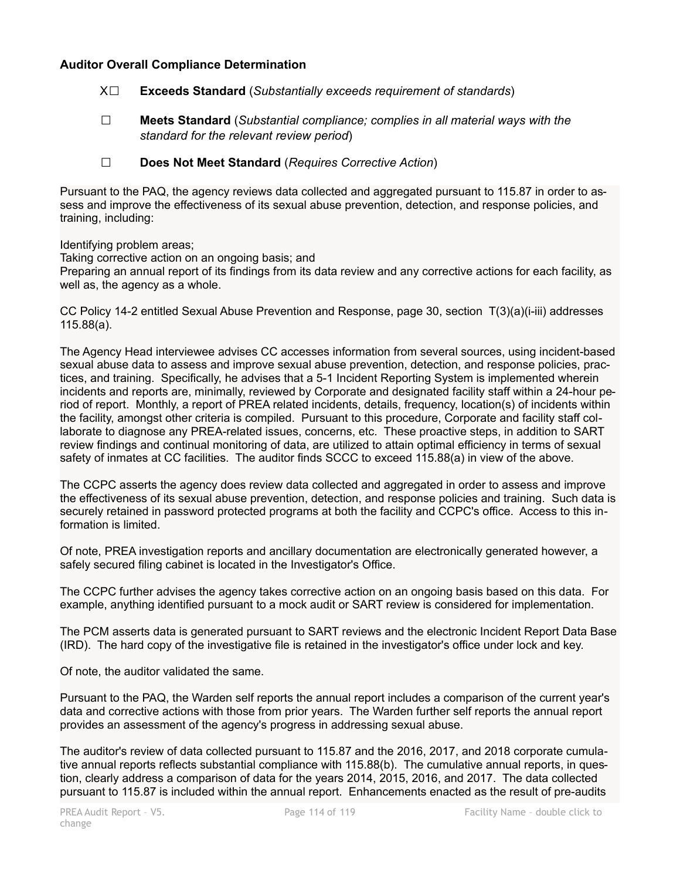**Auditor Overall Compliance Determination**

X☐ **Exceeds Standard** (*Substantially exceeds requirement of standards*)

☐ **Meets Standard** (*Substantial compliance; complies in all material ways with the standard for the relevant review period*)

☐ **Does Not Meet Standard** (*Requires Corrective Action*)

Pursuant to the PAQ, the agency reviews data collected and aggregated pursuant to 115.87 in order to assess and improve the effectiveness of its sexual abuse prevention, detection, and response policies, and training, including:

Identifying problem areas;
Taking corrective action on an ongoing basis; and
Preparing an annual report of its findings from its data review and any corrective actions for each facility, as well as, the agency as a whole.

CC Policy 14-2 entitled Sexual Abuse Prevention and Response, page 30, section T(3)(a)(i-iii) addresses 115.88(a).

The Agency Head interviewee advises CC accesses information from several sources, using incident-based sexual abuse data to assess and improve sexual abuse prevention, detection, and response policies, practices, and training. Specifically, he advises that a 5-1 Incident Reporting System is implemented wherein incidents and reports are, minimally, reviewed by Corporate and designated facility staff within a 24-hour period of report. Monthly, a report of PREA related incidents, details, frequency, location(s) of incidents within the facility, amongst other criteria is compiled. Pursuant to this procedure, Corporate and facility staff collaborate to diagnose any PREA-related issues, concerns, etc. These proactive steps, in addition to SART review findings and continual monitoring of data, are utilized to attain optimal efficiency in terms of sexual safety of inmates at CC facilities. The auditor finds SCCC to exceed 115.88(a) in view of the above.

The CCPC asserts the agency does review data collected and aggregated in order to assess and improve the effectiveness of its sexual abuse prevention, detection, and response policies and training. Such data is securely retained in password protected programs at both the facility and CCPC's office. Access to this information is limited.

Of note, PREA investigation reports and ancillary documentation are electronically generated however, a safely secured filing cabinet is located in the Investigator's Office.

The CCPC further advises the agency takes corrective action on an ongoing basis based on this data. For example, anything identified pursuant to a mock audit or SART review is considered for implementation.

The PCM asserts data is generated pursuant to SART reviews and the electronic Incident Report Data Base (IRD). The hard copy of the investigative file is retained in the investigator's office under lock and key.

Of note, the auditor validated the same.

Pursuant to the PAQ, the Warden self reports the annual report includes a comparison of the current year's data and corrective actions with those from prior years. The Warden further self reports the annual report provides an assessment of the agency's progress in addressing sexual abuse.

The auditor's review of data collected pursuant to 115.87 and the 2016, 2017, and 2018 corporate cumulative annual reports reflects substantial compliance with 115.88(b). The cumulative annual reports, in question, clearly address a comparison of data for the years 2014, 2015, 2016, and 2017. The data collected pursuant to 115.87 is included within the annual report. Enhancements enacted as the result of pre-audits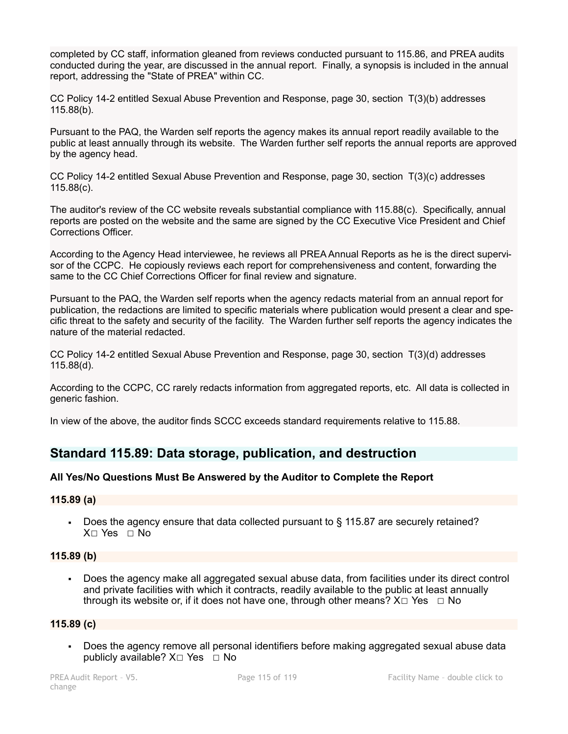completed by CC staff, information gleaned from reviews conducted pursuant to 115.86, and PREA audits conducted during the year, are discussed in the annual report. Finally, a synopsis is included in the annual report, addressing the "State of PREA" within CC.

CC Policy 14-2 entitled Sexual Abuse Prevention and Response, page 30, section T(3)(b) addresses 115.88(b).

Pursuant to the PAQ, the Warden self reports the agency makes its annual report readily available to the public at least annually through its website. The Warden further self reports the annual reports are approved by the agency head.

CC Policy 14-2 entitled Sexual Abuse Prevention and Response, page 30, section T(3)(c) addresses 115.88(c).

The auditor's review of the CC website reveals substantial compliance with 115.88(c). Specifically, annual reports are posted on the website and the same are signed by the CC Executive Vice President and Chief Corrections Officer.

According to the Agency Head interviewee, he reviews all PREA Annual Reports as he is the direct supervisor of the CCPC. He copiously reviews each report for comprehensiveness and content, forwarding the same to the CC Chief Corrections Officer for final review and signature.

Pursuant to the PAQ, the Warden self reports when the agency redacts material from an annual report for publication, the redactions are limited to specific materials where publication would present a clear and specific threat to the safety and security of the facility. The Warden further self reports the agency indicates the nature of the material redacted.

CC Policy 14-2 entitled Sexual Abuse Prevention and Response, page 30, section T(3)(d) addresses 115.88(d).

According to the CCPC, CC rarely redacts information from aggregated reports, etc. All data is collected in generic fashion.

In view of the above, the auditor finds SCCC exceeds standard requirements relative to 115.88.

## Standard 115.89: Data storage, publication, and destruction

**All Yes/No Questions Must Be Answered by the Auditor to Complete the Report**

**115.89 (a)**

- Does the agency ensure that data collected pursuant to § 115.87 are securely retained? X□ Yes □ No

**115.89 (b)**

- Does the agency make all aggregated sexual abuse data, from facilities under its direct control and private facilities with which it contracts, readily available to the public at least annually through its website or, if it does not have one, through other means? X□ Yes □ No

**115.89 (c)**

- Does the agency remove all personal identifiers before making aggregated sexual abuse data publicly available? X□ Yes □ No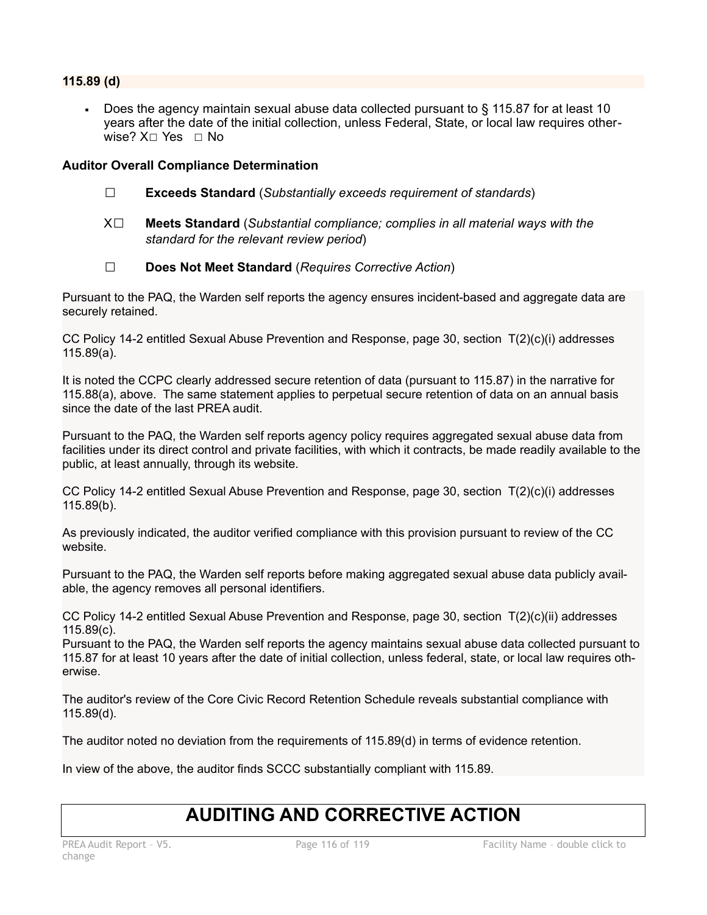**115.89 (d)**

- Does the agency maintain sexual abuse data collected pursuant to § 115.87 for at least 10 years after the date of the initial collection, unless Federal, State, or local law requires otherwise? X☐ Yes ☐ No

**Auditor Overall Compliance Determination**

☐ **Exceeds Standard** (*Substantially exceeds requirement of standards*)

X☐ **Meets Standard** (*Substantial compliance; complies in all material ways with the standard for the relevant review period*)

☐ **Does Not Meet Standard** (*Requires Corrective Action*)

Pursuant to the PAQ, the Warden self reports the agency ensures incident-based and aggregate data are securely retained.

CC Policy 14-2 entitled Sexual Abuse Prevention and Response, page 30, section T(2)(c)(i) addresses 115.89(a).

It is noted the CCPC clearly addressed secure retention of data (pursuant to 115.87) in the narrative for 115.88(a), above. The same statement applies to perpetual secure retention of data on an annual basis since the date of the last PREA audit.

Pursuant to the PAQ, the Warden self reports agency policy requires aggregated sexual abuse data from facilities under its direct control and private facilities, with which it contracts, be made readily available to the public, at least annually, through its website.

CC Policy 14-2 entitled Sexual Abuse Prevention and Response, page 30, section T(2)(c)(i) addresses 115.89(b).

As previously indicated, the auditor verified compliance with this provision pursuant to review of the CC website.

Pursuant to the PAQ, the Warden self reports before making aggregated sexual abuse data publicly available, the agency removes all personal identifiers.

CC Policy 14-2 entitled Sexual Abuse Prevention and Response, page 30, section T(2)(c)(ii) addresses 115.89(c).

Pursuant to the PAQ, the Warden self reports the agency maintains sexual abuse data collected pursuant to 115.87 for at least 10 years after the date of initial collection, unless federal, state, or local law requires otherwise.

The auditor's review of the Core Civic Record Retention Schedule reveals substantial compliance with 115.89(d).

The auditor noted no deviation from the requirements of 115.89(d) in terms of evidence retention.

In view of the above, the auditor finds SCCC substantially compliant with 115.89.

# AUDITING AND CORRECTIVE ACTION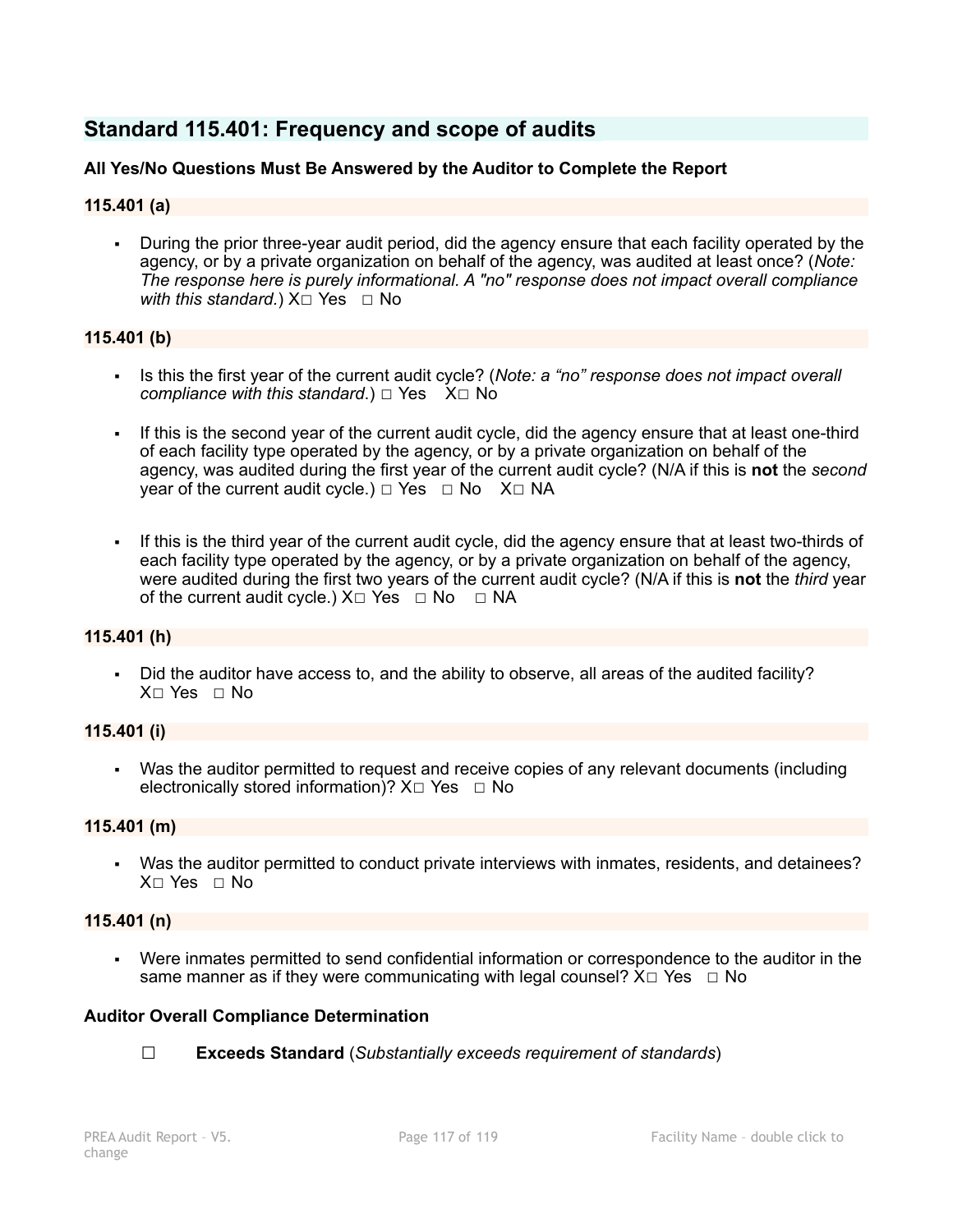## Standard 115.401: Frequency and scope of audits

**All Yes/No Questions Must Be Answered by the Auditor to Complete the Report**

### 115.401 (a)

- During the prior three-year audit period, did the agency ensure that each facility operated by the agency, or by a private organization on behalf of the agency, was audited at least once? (*Note: The response here is purely informational. A "no" response does not impact overall compliance with this standard.*) X☐ Yes ☐ No

### 115.401 (b)

- Is this the first year of the current audit cycle? (*Note: a "no" response does not impact overall compliance with this standard.*) ☐ Yes X☐ No

- If this is the second year of the current audit cycle, did the agency ensure that at least one-third of each facility type operated by the agency, or by a private organization on behalf of the agency, was audited during the first year of the current audit cycle? (N/A if this is **not** the *second* year of the current audit cycle.) ☐ Yes ☐ No X☐ NA

- If this is the third year of the current audit cycle, did the agency ensure that at least two-thirds of each facility type operated by the agency, or by a private organization on behalf of the agency, were audited during the first two years of the current audit cycle? (N/A if this is **not** the *third* year of the current audit cycle.) X☐ Yes ☐ No ☐ NA

### 115.401 (h)

- Did the auditor have access to, and the ability to observe, all areas of the audited facility? X☐ Yes ☐ No

### 115.401 (i)

- Was the auditor permitted to request and receive copies of any relevant documents (including electronically stored information)? X☐ Yes ☐ No

### 115.401 (m)

- Was the auditor permitted to conduct private interviews with inmates, residents, and detainees? X☐ Yes ☐ No

### 115.401 (n)

- Were inmates permitted to send confidential information or correspondence to the auditor in the same manner as if they were communicating with legal counsel? X☐ Yes ☐ No

**Auditor Overall Compliance Determination**

☐ **Exceeds Standard** (*Substantially exceeds requirement of standards*)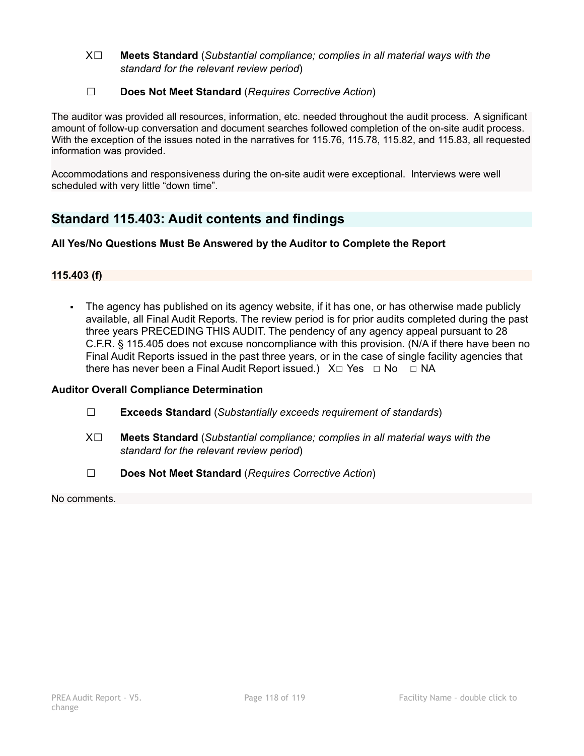X☐ **Meets Standard** (*Substantial compliance; complies in all material ways with the standard for the relevant review period*)

☐ **Does Not Meet Standard** (*Requires Corrective Action*)

The auditor was provided all resources, information, etc. needed throughout the audit process. A significant amount of follow-up conversation and document searches followed completion of the on-site audit process. With the exception of the issues noted in the narratives for 115.76, 115.78, 115.82, and 115.83, all requested information was provided.

Accommodations and responsiveness during the on-site audit were exceptional. Interviews were well scheduled with very little "down time".

## Standard 115.403: Audit contents and findings

**All Yes/No Questions Must Be Answered by the Auditor to Complete the Report**

**115.403 (f)**

- The agency has published on its agency website, if it has one, or has otherwise made publicly available, all Final Audit Reports. The review period is for prior audits completed during the past three years PRECEDING THIS AUDIT. The pendency of any agency appeal pursuant to 28 C.F.R. § 115.405 does not excuse noncompliance with this provision. (N/A if there have been no Final Audit Reports issued in the past three years, or in the case of single facility agencies that there has never been a Final Audit Report issued.) X☐ Yes ☐ No ☐ NA

**Auditor Overall Compliance Determination**

☐ **Exceeds Standard** (*Substantially exceeds requirement of standards*)

X☐ **Meets Standard** (*Substantial compliance; complies in all material ways with the standard for the relevant review period*)

☐ **Does Not Meet Standard** (*Requires Corrective Action*)

No comments.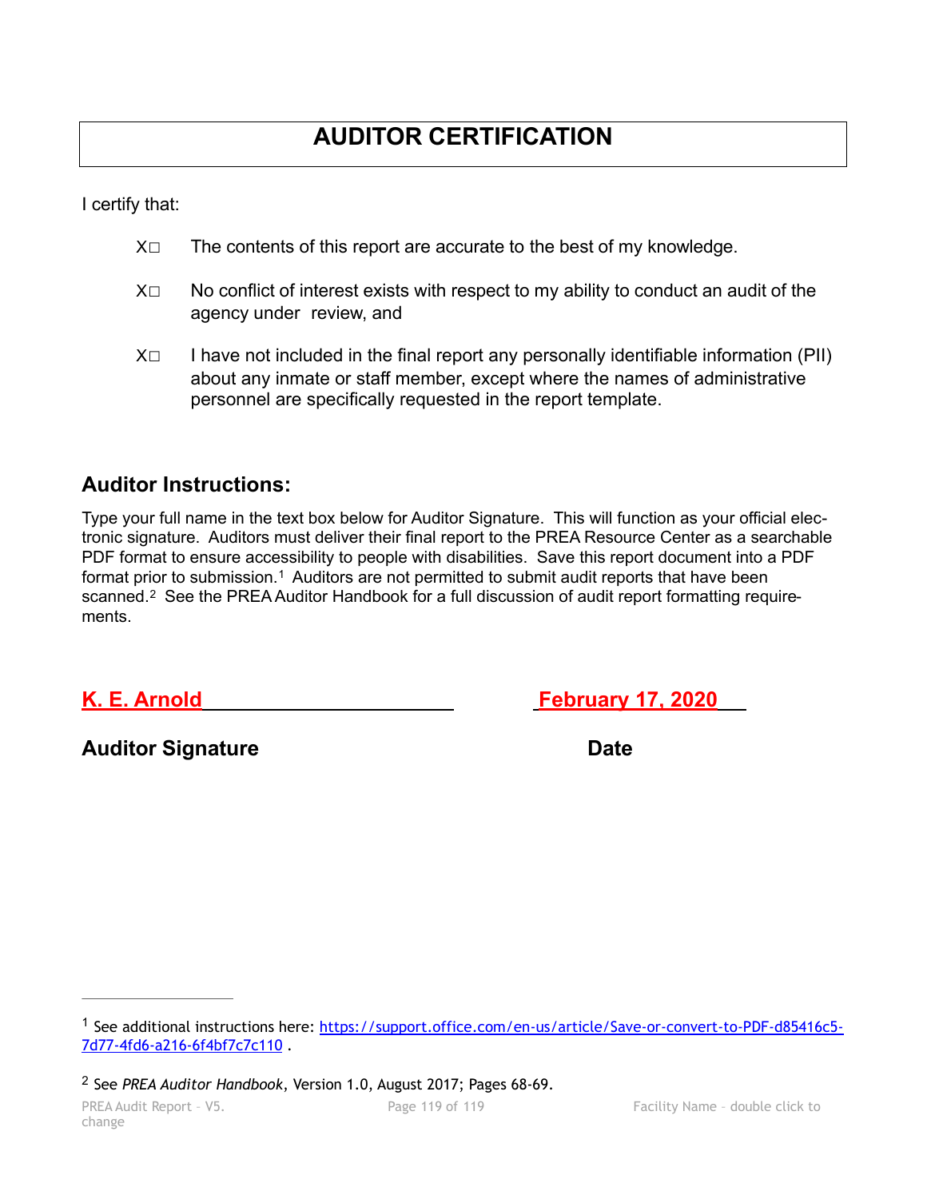# AUDITOR CERTIFICATION

I certify that:

X☐ The contents of this report are accurate to the best of my knowledge.

X☐ No conflict of interest exists with respect to my ability to conduct an audit of the agency under review, and

X☐ I have not included in the final report any personally identifiable information (PII) about any inmate or staff member, except where the names of administrative personnel are specifically requested in the report template.

## Auditor Instructions:

Type your full name in the text box below for Auditor Signature. This will function as your official electronic signature. Auditors must deliver their final report to the PREA Resource Center as a searchable PDF format to ensure accessibility to people with disabilities. Save this report document into a PDF format prior to submission.[1] Auditors are not permitted to submit audit reports that have been scanned.[2] See the PREA Auditor Handbook for a full discussion of audit report formatting requirements.

K. E. Arnold ______________________ February 17, 2020

**Auditor Signature** **Date**

---

[1] See additional instructions here: https://support.office.com/en-us/article/Save-or-convert-to-PDF-d85416c5-7d77-4fd6-a216-6f4bf7c7c110 .

[2] See *PREA Auditor Handbook*, Version 1.0, August 2017; Pages 68-69.